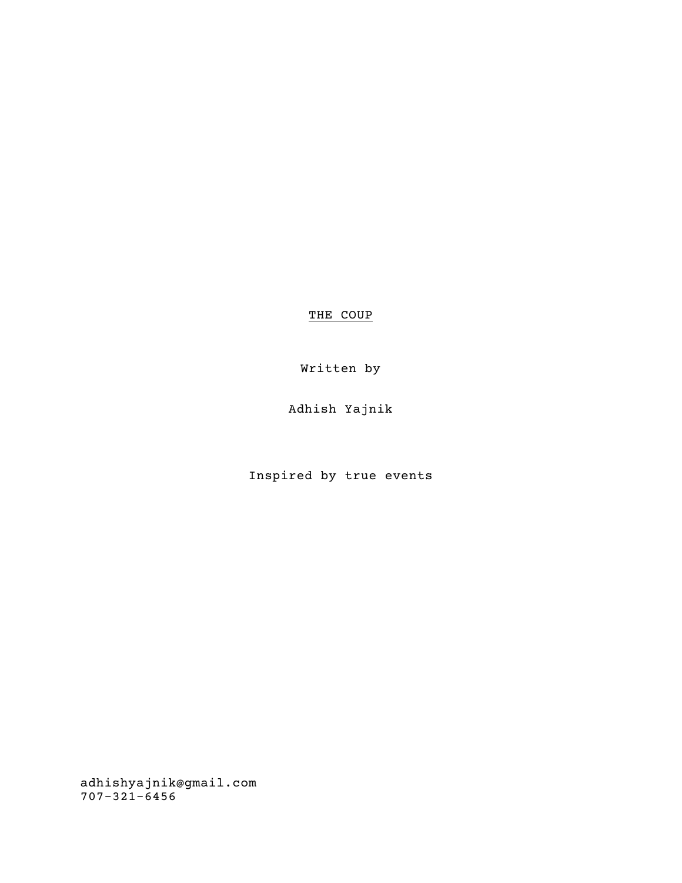# THE COUP

Written by

Adhish Yajnik

Inspired by true events

adhishyajnik@gmail.com
707-321-6456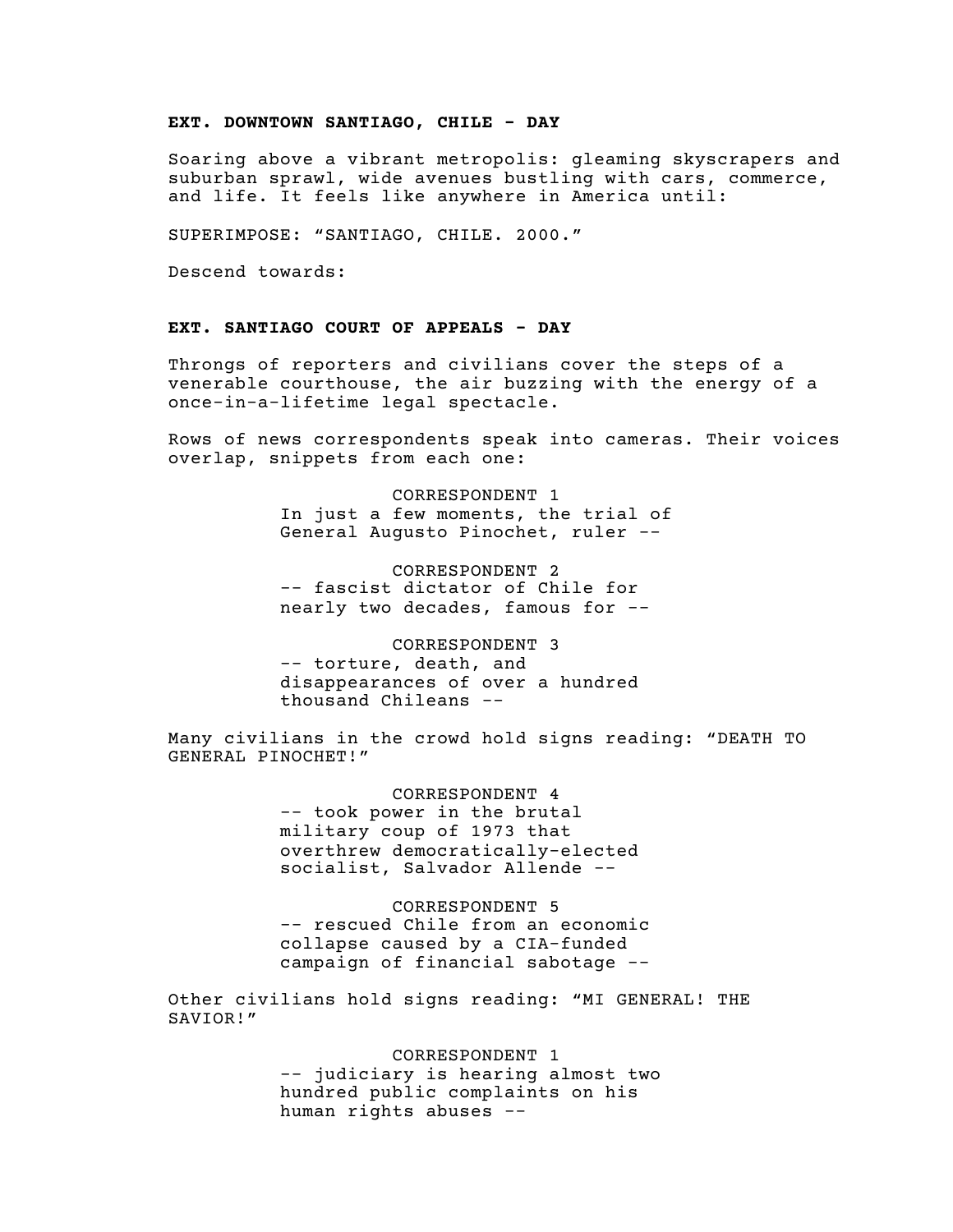**EXT. DOWNTOWN SANTIAGO, CHILE - DAY**

Soaring above a vibrant metropolis: gleaming skyscrapers and suburban sprawl, wide avenues bustling with cars, commerce, and life. It feels like anywhere in America until:

SUPERIMPOSE: "SANTIAGO, CHILE. 2000."

Descend towards:

**EXT. SANTIAGO COURT OF APPEALS - DAY**

Throngs of reporters and civilians cover the steps of a venerable courthouse, the air buzzing with the energy of a once-in-a-lifetime legal spectacle.

Rows of news correspondents speak into cameras. Their voices overlap, snippets from each one:

CORRESPONDENT 1
In just a few moments, the trial of General Augusto Pinochet, ruler --

CORRESPONDENT 2
-- fascist dictator of Chile for nearly two decades, famous for --

CORRESPONDENT 3
-- torture, death, and disappearances of over a hundred thousand Chileans --

Many civilians in the crowd hold signs reading: "DEATH TO GENERAL PINOCHET!"

CORRESPONDENT 4
-- took power in the brutal military coup of 1973 that overthrew democratically-elected socialist, Salvador Allende --

CORRESPONDENT 5
-- rescued Chile from an economic collapse caused by a CIA-funded campaign of financial sabotage --

Other civilians hold signs reading: "MI GENERAL! THE SAVIOR!"

CORRESPONDENT 1
-- judiciary is hearing almost two hundred public complaints on his human rights abuses --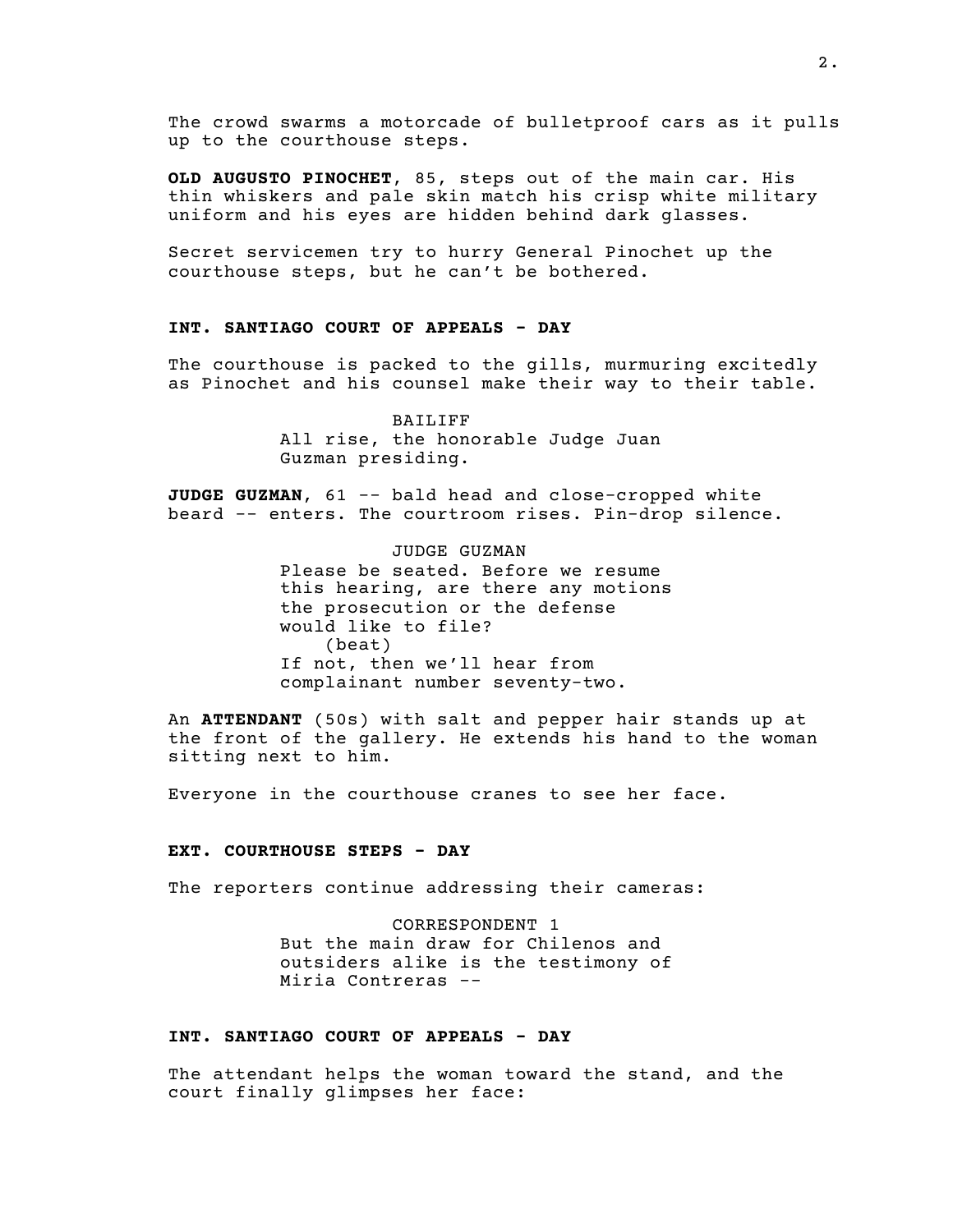The crowd swarms a motorcade of bulletproof cars as it pulls up to the courthouse steps.

**OLD AUGUSTO PINOCHET**, 85, steps out of the main car. His thin whiskers and pale skin match his crisp white military uniform and his eyes are hidden behind dark glasses.

Secret servicemen try to hurry General Pinochet up the courthouse steps, but he can't be bothered.

**INT. SANTIAGO COURT OF APPEALS - DAY**

The courthouse is packed to the gills, murmuring excitedly as Pinochet and his counsel make their way to their table.

BAILIFF
All rise, the honorable Judge Juan Guzman presiding.

**JUDGE GUZMAN**, 61 -- bald head and close-cropped white beard -- enters. The courtroom rises. Pin-drop silence.

JUDGE GUZMAN
Please be seated. Before we resume this hearing, are there any motions the prosecution or the defense would like to file?
(beat)
If not, then we'll hear from complainant number seventy-two.

An **ATTENDANT** (50s) with salt and pepper hair stands up at the front of the gallery. He extends his hand to the woman sitting next to him.

Everyone in the courthouse cranes to see her face.

**EXT. COURTHOUSE STEPS - DAY**

The reporters continue addressing their cameras:

CORRESPONDENT 1
But the main draw for Chilenos and outsiders alike is the testimony of Miria Contreras --

**INT. SANTIAGO COURT OF APPEALS - DAY**

The attendant helps the woman toward the stand, and the court finally glimpses her face: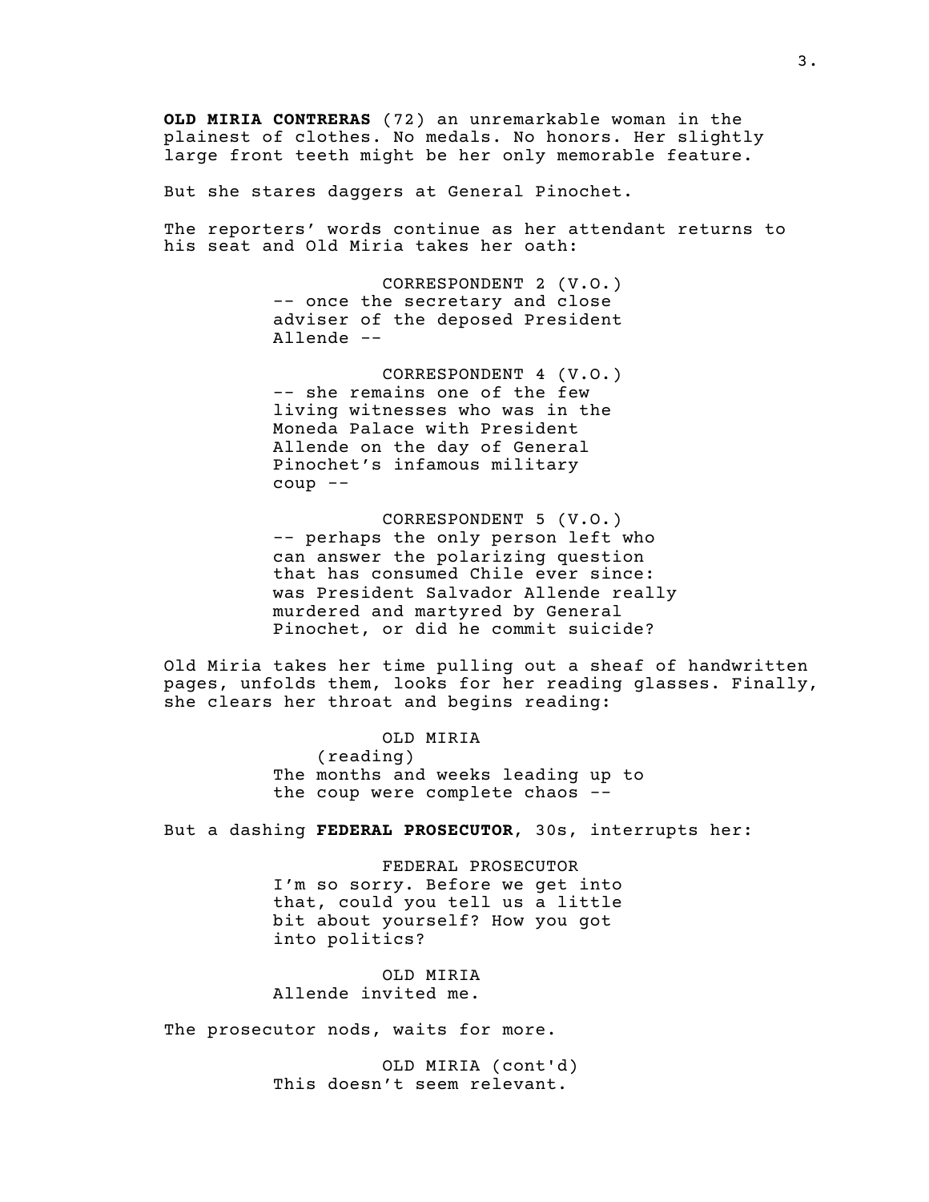**OLD MIRIA CONTRERAS** (72) an unremarkable woman in the plainest of clothes. No medals. No honors. Her slightly large front teeth might be her only memorable feature.

But she stares daggers at General Pinochet.

The reporters' words continue as her attendant returns to his seat and Old Miria takes her oath:

CORRESPONDENT 2 (V.O.)
-- once the secretary and close adviser of the deposed President Allende --

CORRESPONDENT 4 (V.O.)
-- she remains one of the few living witnesses who was in the Moneda Palace with President Allende on the day of General Pinochet's infamous military coup --

CORRESPONDENT 5 (V.O.)
-- perhaps the only person left who can answer the polarizing question that has consumed Chile ever since: was President Salvador Allende really murdered and martyred by General Pinochet, or did he commit suicide?

Old Miria takes her time pulling out a sheaf of handwritten pages, unfolds them, looks for her reading glasses. Finally, she clears her throat and begins reading:

OLD MIRIA
(reading)
The months and weeks leading up to the coup were complete chaos --

But a dashing **FEDERAL PROSECUTOR**, 30s, interrupts her:

FEDERAL PROSECUTOR
I'm so sorry. Before we get into that, could you tell us a little bit about yourself? How you got into politics?

OLD MIRIA
Allende invited me.

The prosecutor nods, waits for more.

OLD MIRIA (cont'd)
This doesn't seem relevant.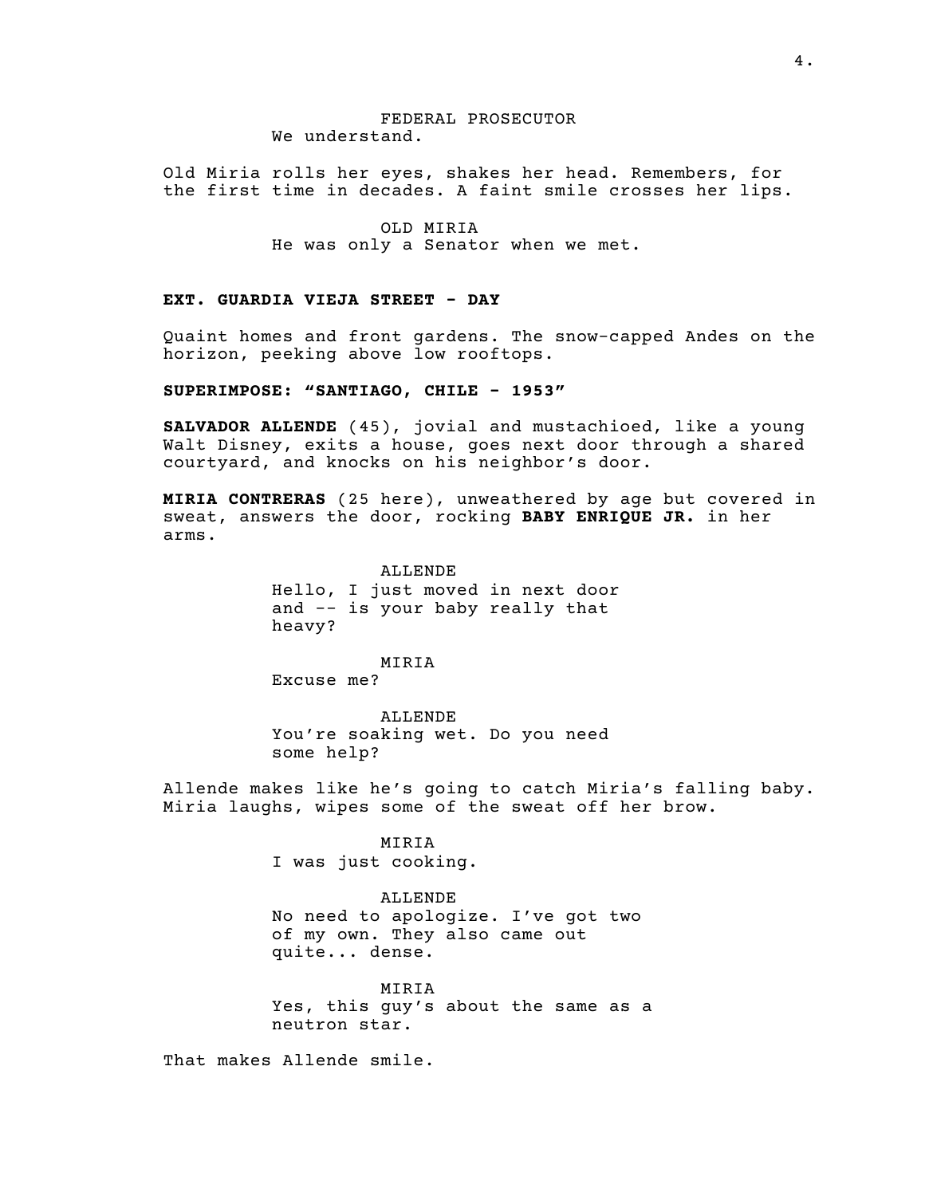FEDERAL PROSECUTOR
We understand.

Old Miria rolls her eyes, shakes her head. Remembers, for the first time in decades. A faint smile crosses her lips.

OLD MIRIA
He was only a Senator when we met.

**EXT. GUARDIA VIEJA STREET - DAY**

Quaint homes and front gardens. The snow-capped Andes on the horizon, peeking above low rooftops.

**SUPERIMPOSE: "SANTIAGO, CHILE - 1953"**

**SALVADOR ALLENDE** (45), jovial and mustachioed, like a young Walt Disney, exits a house, goes next door through a shared courtyard, and knocks on his neighbor's door.

**MIRIA CONTRERAS** (25 here), unweathered by age but covered in sweat, answers the door, rocking **BABY ENRIQUE JR.** in her arms.

ALLENDE
Hello, I just moved in next door and -- is your baby really that heavy?

MIRIA
Excuse me?

ALLENDE
You're soaking wet. Do you need some help?

Allende makes like he's going to catch Miria's falling baby. Miria laughs, wipes some of the sweat off her brow.

MIRIA
I was just cooking.

ALLENDE
No need to apologize. I've got two of my own. They also came out quite... dense.

MIRIA
Yes, this guy's about the same as a neutron star.

That makes Allende smile.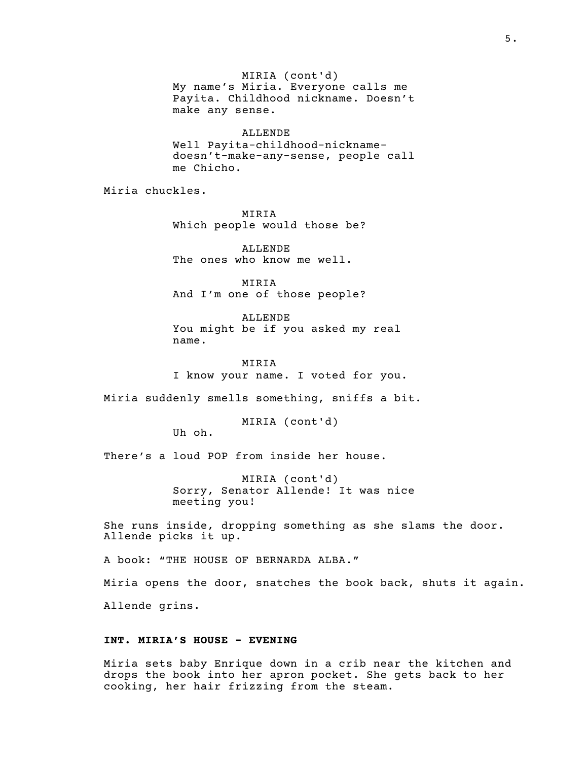MIRIA (cont'd)
My name's Miria. Everyone calls me Payita. Childhood nickname. Doesn't make any sense.

ALLENDE
Well Payita-childhood-nickname-doesn't-make-any-sense, people call me Chicho.

Miria chuckles.

MIRIA
Which people would those be?

ALLENDE
The ones who know me well.

MIRIA
And I'm one of those people?

ALLENDE
You might be if you asked my real name.

MIRIA
I know your name. I voted for you.

Miria suddenly smells something, sniffs a bit.

MIRIA (cont'd)
Uh oh.

There's a loud POP from inside her house.

MIRIA (cont'd)
Sorry, Senator Allende! It was nice meeting you!

She runs inside, dropping something as she slams the door. Allende picks it up.

A book: "THE HOUSE OF BERNARDA ALBA."

Miria opens the door, snatches the book back, shuts it again.

Allende grins.

**INT. MIRIA'S HOUSE - EVENING**

Miria sets baby Enrique down in a crib near the kitchen and drops the book into her apron pocket. She gets back to her cooking, her hair frizzing from the steam.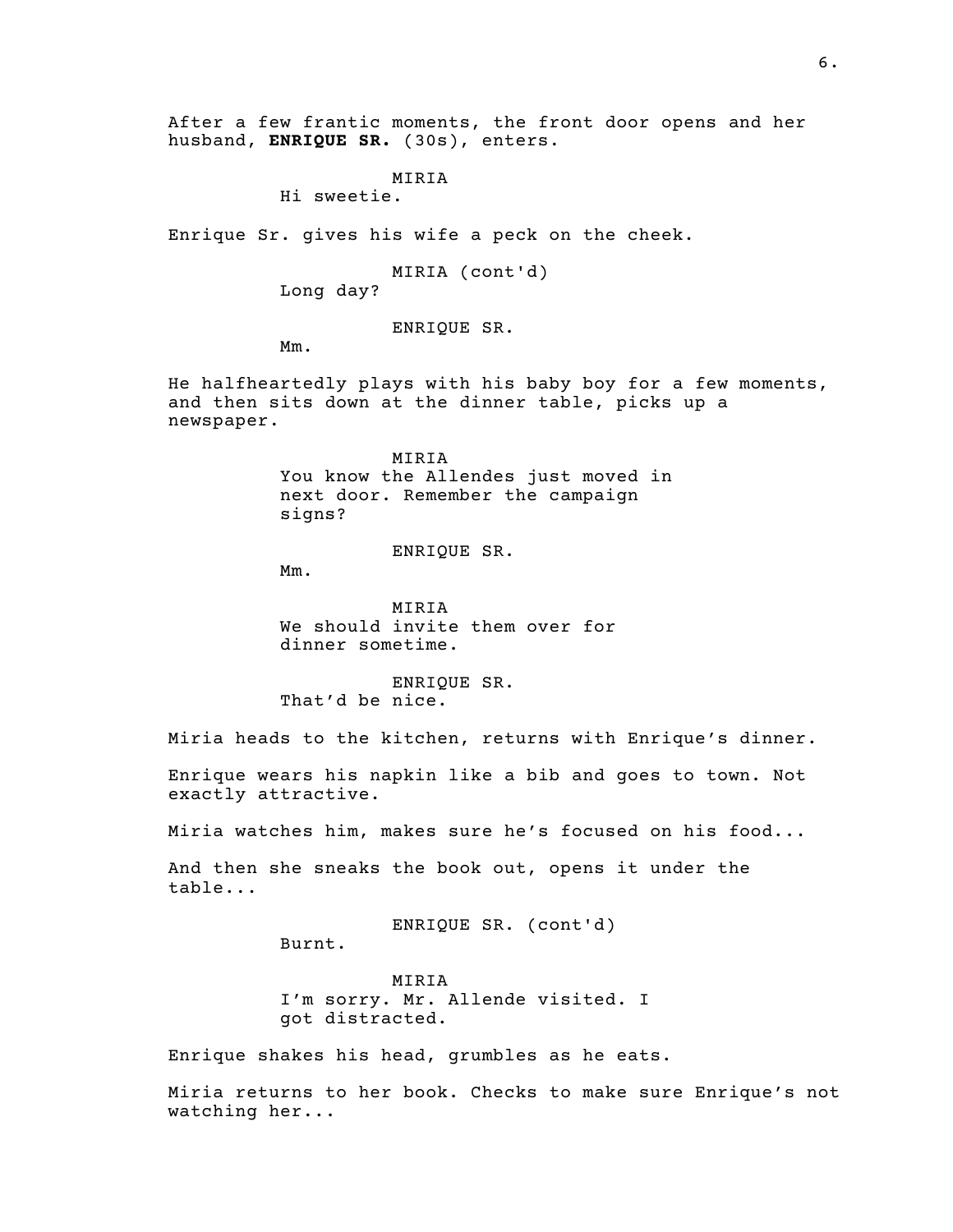After a few frantic moments, the front door opens and her husband, **ENRIQUE SR.** (30s), enters.

MIRIA
Hi sweetie.

Enrique Sr. gives his wife a peck on the cheek.

MIRIA (cont'd)
Long day?

ENRIQUE SR.
Mm.

He halfheartedly plays with his baby boy for a few moments, and then sits down at the dinner table, picks up a newspaper.

MIRIA
You know the Allendes just moved in next door. Remember the campaign signs?

ENRIQUE SR.
Mm.

MIRIA
We should invite them over for dinner sometime.

ENRIQUE SR.
That'd be nice.

Miria heads to the kitchen, returns with Enrique's dinner.

Enrique wears his napkin like a bib and goes to town. Not exactly attractive.

Miria watches him, makes sure he's focused on his food...

And then she sneaks the book out, opens it under the table...

ENRIQUE SR. (cont'd)
Burnt.

MIRIA
I'm sorry. Mr. Allende visited. I got distracted.

Enrique shakes his head, grumbles as he eats.

Miria returns to her book. Checks to make sure Enrique's not watching her...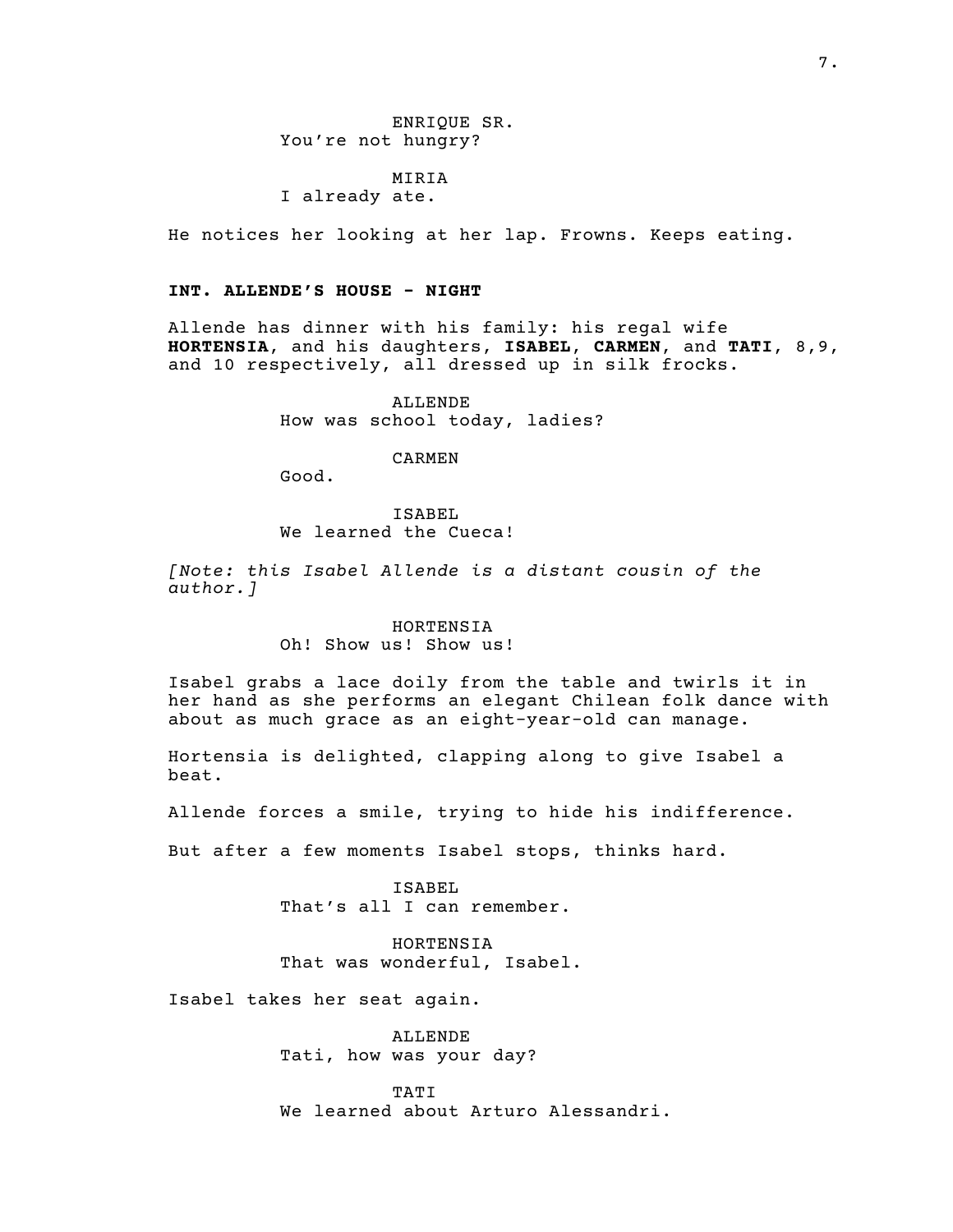ENRIQUE SR.
You're not hungry?

MIRIA
I already ate.

He notices her looking at her lap. Frowns. Keeps eating.

**INT. ALLENDE'S HOUSE - NIGHT**

Allende has dinner with his family: his regal wife **HORTENSIA**, and his daughters, **ISABEL**, **CARMEN**, and **TATI**, 8,9, and 10 respectively, all dressed up in silk frocks.

ALLENDE
How was school today, ladies?

CARMEN
Good.

ISABEL
We learned the Cueca!

*[Note: this Isabel Allende is a distant cousin of the author.]*

HORTENSIA
Oh! Show us! Show us!

Isabel grabs a lace doily from the table and twirls it in her hand as she performs an elegant Chilean folk dance with about as much grace as an eight-year-old can manage.

Hortensia is delighted, clapping along to give Isabel a beat.

Allende forces a smile, trying to hide his indifference.

But after a few moments Isabel stops, thinks hard.

ISABEL
That's all I can remember.

HORTENSIA
That was wonderful, Isabel.

Isabel takes her seat again.

ALLENDE
Tati, how was your day?

TATI
We learned about Arturo Alessandri.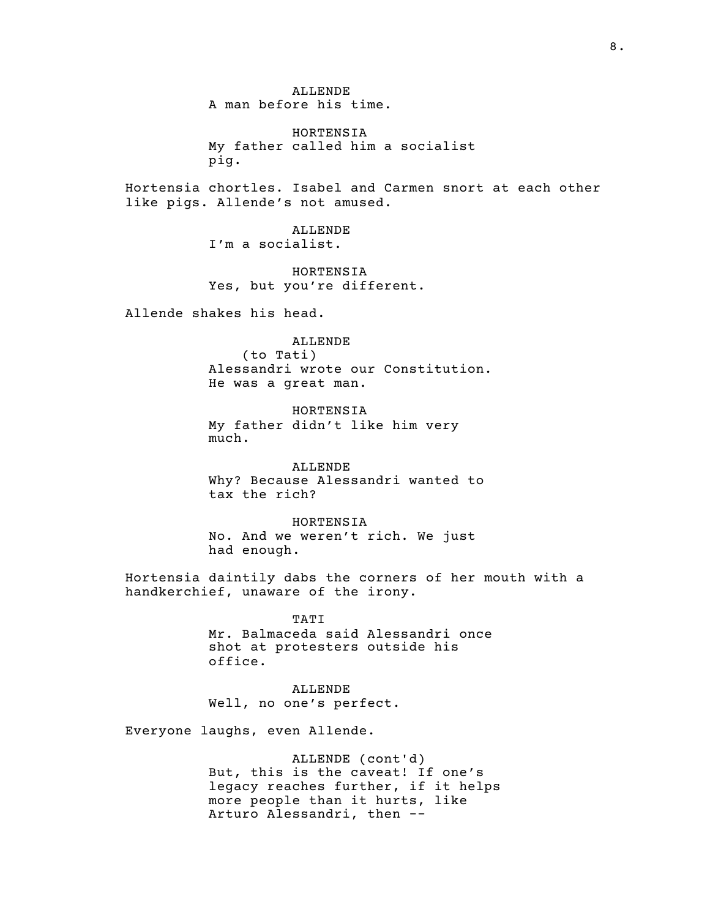ALLENDE
A man before his time.

HORTENSIA
My father called him a socialist pig.

Hortensia chortles. Isabel and Carmen snort at each other like pigs. Allende's not amused.

ALLENDE
I'm a socialist.

HORTENSIA
Yes, but you're different.

Allende shakes his head.

ALLENDE
(to Tati)
Alessandri wrote our Constitution. He was a great man.

HORTENSIA
My father didn't like him very much.

ALLENDE
Why? Because Alessandri wanted to tax the rich?

HORTENSIA
No. And we weren't rich. We just had enough.

Hortensia daintily dabs the corners of her mouth with a handkerchief, unaware of the irony.

TATI
Mr. Balmaceda said Alessandri once shot at protesters outside his office.

ALLENDE
Well, no one's perfect.

Everyone laughs, even Allende.

ALLENDE (cont'd)
But, this is the caveat! If one's legacy reaches further, if it helps more people than it hurts, like Arturo Alessandri, then --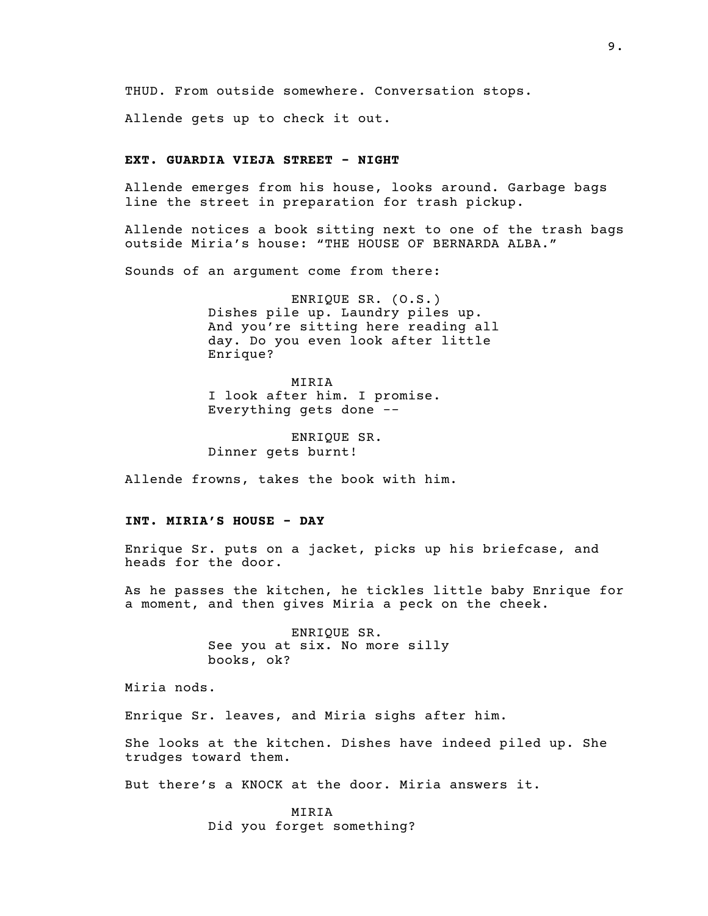THUD. From outside somewhere. Conversation stops.

Allende gets up to check it out.

**EXT. GUARDIA VIEJA STREET - NIGHT**

Allende emerges from his house, looks around. Garbage bags line the street in preparation for trash pickup.

Allende notices a book sitting next to one of the trash bags outside Miria's house: "THE HOUSE OF BERNARDA ALBA."

Sounds of an argument come from there:

ENRIQUE SR. (O.S.)
Dishes pile up. Laundry piles up. And you're sitting here reading all day. Do you even look after little Enrique?

MIRIA
I look after him. I promise. Everything gets done --

ENRIQUE SR.
Dinner gets burnt!

Allende frowns, takes the book with him.

**INT. MIRIA'S HOUSE - DAY**

Enrique Sr. puts on a jacket, picks up his briefcase, and heads for the door.

As he passes the kitchen, he tickles little baby Enrique for a moment, and then gives Miria a peck on the cheek.

ENRIQUE SR.
See you at six. No more silly books, ok?

Miria nods.

Enrique Sr. leaves, and Miria sighs after him.

She looks at the kitchen. Dishes have indeed piled up. She trudges toward them.

But there's a KNOCK at the door. Miria answers it.

MIRIA
Did you forget something?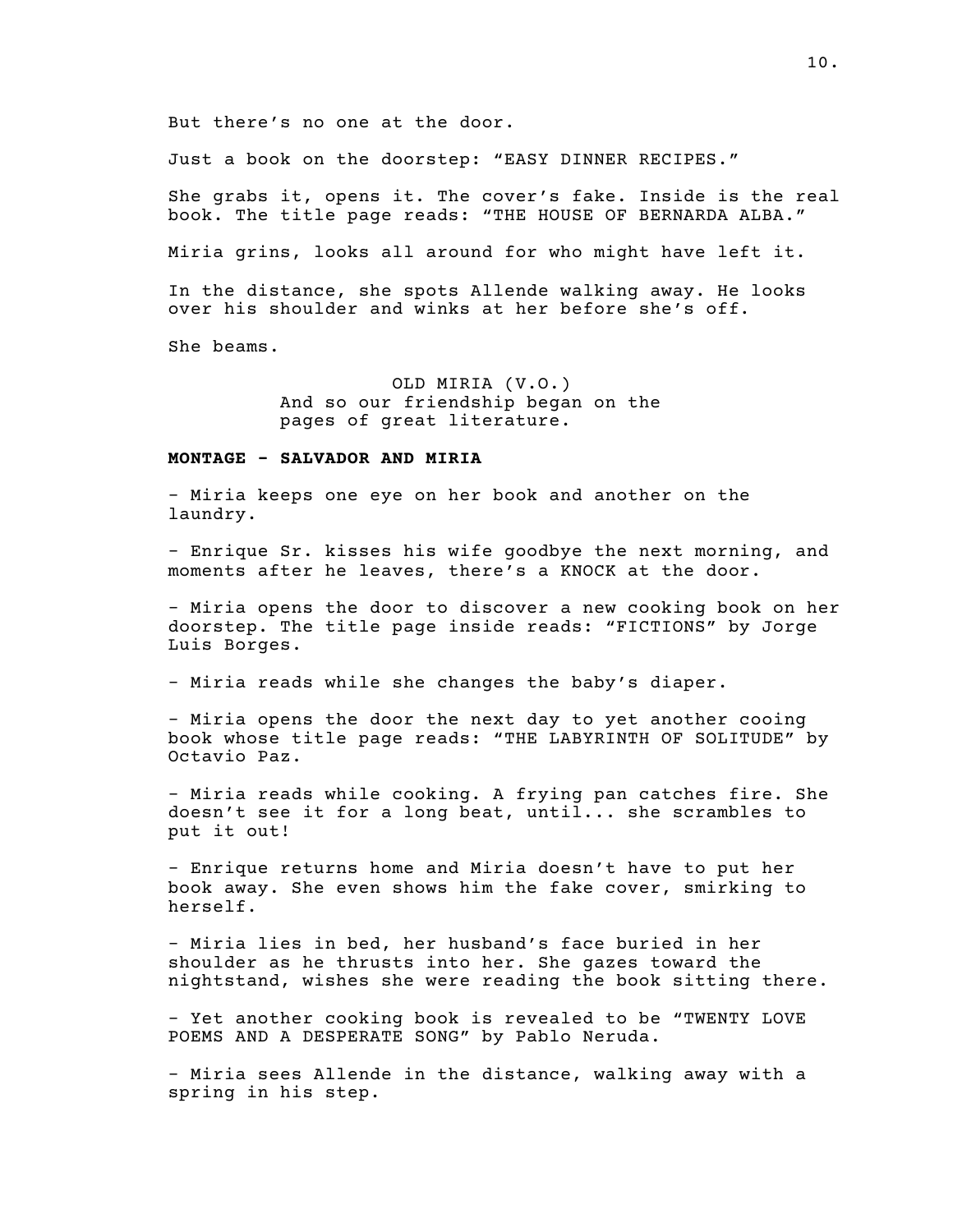But there's no one at the door.

Just a book on the doorstep: "EASY DINNER RECIPES."

She grabs it, opens it. The cover's fake. Inside is the real book. The title page reads: "THE HOUSE OF BERNARDA ALBA."

Miria grins, looks all around for who might have left it.

In the distance, she spots Allende walking away. He looks over his shoulder and winks at her before she's off.

She beams.

OLD MIRIA (V.O.)
And so our friendship began on the pages of great literature.

**MONTAGE - SALVADOR AND MIRIA**

- Miria keeps one eye on her book and another on the laundry.

- Enrique Sr. kisses his wife goodbye the next morning, and moments after he leaves, there's a KNOCK at the door.

- Miria opens the door to discover a new cooking book on her doorstep. The title page inside reads: "FICTIONS" by Jorge Luis Borges.

- Miria reads while she changes the baby's diaper.

- Miria opens the door the next day to yet another cooing book whose title page reads: "THE LABYRINTH OF SOLITUDE" by Octavio Paz.

- Miria reads while cooking. A frying pan catches fire. She doesn't see it for a long beat, until... she scrambles to put it out!

- Enrique returns home and Miria doesn't have to put her book away. She even shows him the fake cover, smirking to herself.

- Miria lies in bed, her husband's face buried in her shoulder as he thrusts into her. She gazes toward the nightstand, wishes she were reading the book sitting there.

- Yet another cooking book is revealed to be "TWENTY LOVE POEMS AND A DESPERATE SONG" by Pablo Neruda.

- Miria sees Allende in the distance, walking away with a spring in his step.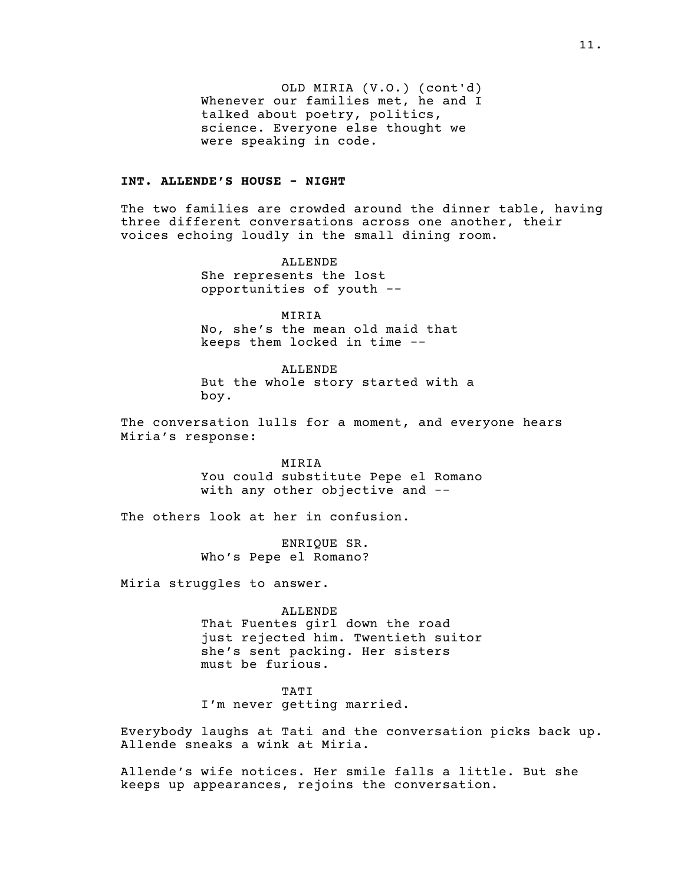OLD MIRIA (V.O.) (cont'd)
Whenever our families met, he and I talked about poetry, politics, science. Everyone else thought we were speaking in code.

**INT. ALLENDE'S HOUSE - NIGHT**

The two families are crowded around the dinner table, having three different conversations across one another, their voices echoing loudly in the small dining room.

ALLENDE
She represents the lost opportunities of youth --

MIRIA
No, she's the mean old maid that keeps them locked in time --

ALLENDE
But the whole story started with a boy.

The conversation lulls for a moment, and everyone hears Miria's response:

MIRIA
You could substitute Pepe el Romano with any other objective and --

The others look at her in confusion.

ENRIQUE SR.
Who's Pepe el Romano?

Miria struggles to answer.

ALLENDE
That Fuentes girl down the road just rejected him. Twentieth suitor she's sent packing. Her sisters must be furious.

TATI
I'm never getting married.

Everybody laughs at Tati and the conversation picks back up. Allende sneaks a wink at Miria.

Allende's wife notices. Her smile falls a little. But she keeps up appearances, rejoins the conversation.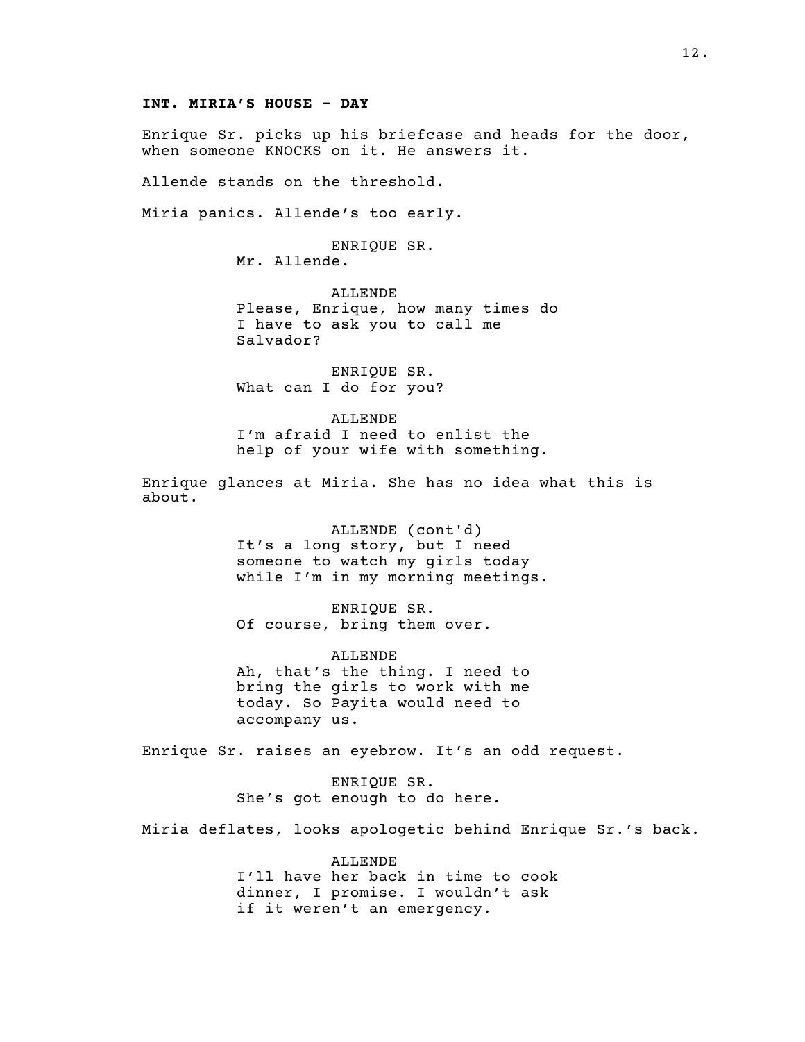**INT. MIRIA'S HOUSE - DAY**

Enrique Sr. picks up his briefcase and heads for the door, when someone KNOCKS on it. He answers it.

Allende stands on the threshold.

Miria panics. Allende's too early.

ENRIQUE SR.
Mr. Allende.

ALLENDE
Please, Enrique, how many times do I have to ask you to call me Salvador?

ENRIQUE SR.
What can I do for you?

ALLENDE
I'm afraid I need to enlist the help of your wife with something.

Enrique glances at Miria. She has no idea what this is about.

ALLENDE (cont'd)
It's a long story, but I need someone to watch my girls today while I'm in my morning meetings.

ENRIQUE SR.
Of course, bring them over.

ALLENDE
Ah, that's the thing. I need to bring the girls to work with me today. So Payita would need to accompany us.

Enrique Sr. raises an eyebrow. It's an odd request.

ENRIQUE SR.
She's got enough to do here.

Miria deflates, looks apologetic behind Enrique Sr.'s back.

ALLENDE
I'll have her back in time to cook dinner, I promise. I wouldn't ask if it weren't an emergency.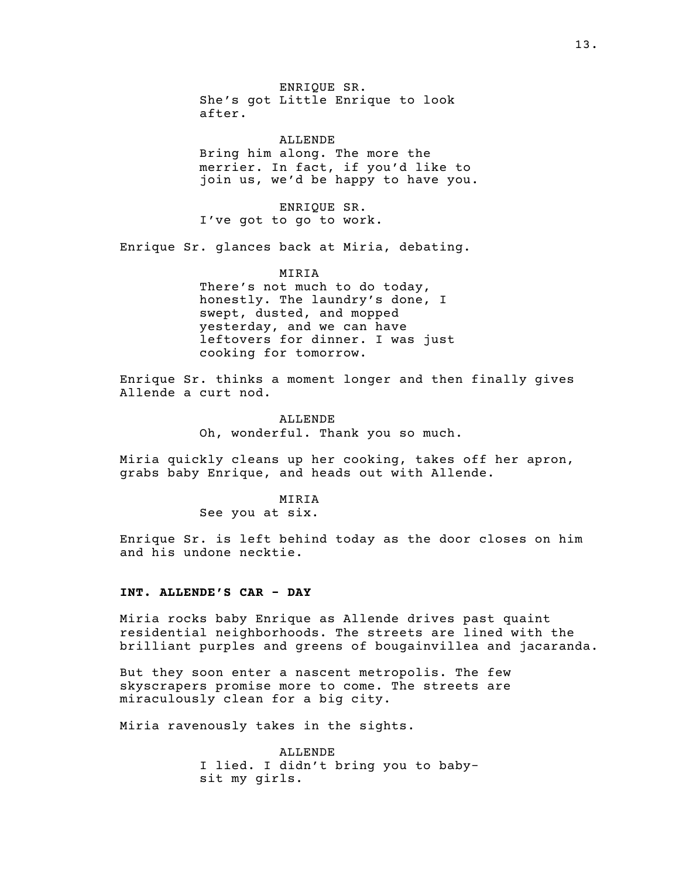ENRIQUE SR.
She's got Little Enrique to look after.

ALLENDE
Bring him along. The more the merrier. In fact, if you'd like to join us, we'd be happy to have you.

ENRIQUE SR.
I've got to go to work.

Enrique Sr. glances back at Miria, debating.

MIRIA
There's not much to do today, honestly. The laundry's done, I swept, dusted, and mopped yesterday, and we can have leftovers for dinner. I was just cooking for tomorrow.

Enrique Sr. thinks a moment longer and then finally gives Allende a curt nod.

ALLENDE
Oh, wonderful. Thank you so much.

Miria quickly cleans up her cooking, takes off her apron, grabs baby Enrique, and heads out with Allende.

MIRIA
See you at six.

Enrique Sr. is left behind today as the door closes on him and his undone necktie.

**INT. ALLENDE'S CAR - DAY**

Miria rocks baby Enrique as Allende drives past quaint residential neighborhoods. The streets are lined with the brilliant purples and greens of bougainvillea and jacaranda.

But they soon enter a nascent metropolis. The few skyscrapers promise more to come. The streets are miraculously clean for a big city.

Miria ravenously takes in the sights.

ALLENDE
I lied. I didn't bring you to baby-sit my girls.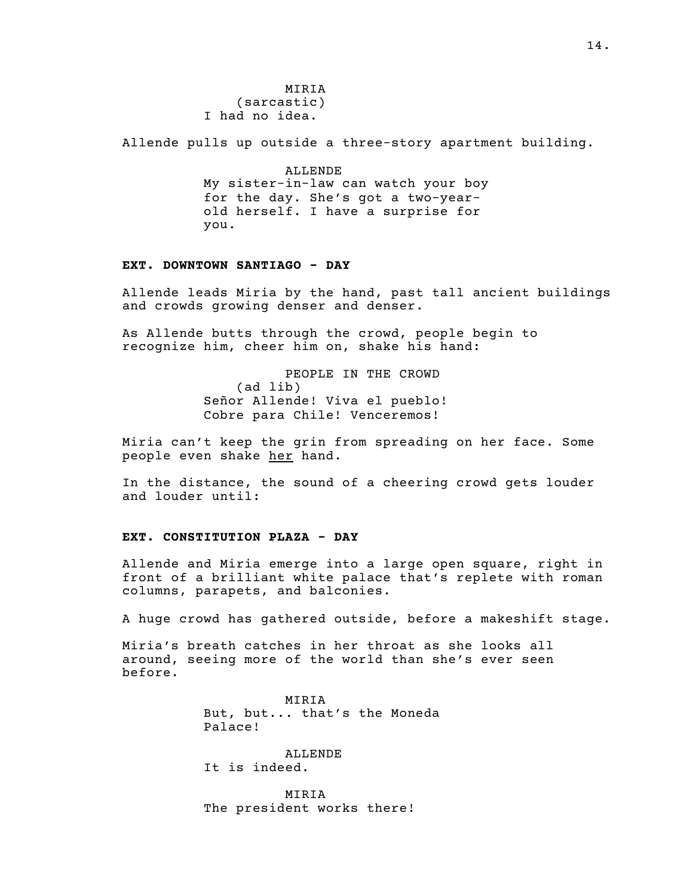MIRIA
(sarcastic)
I had no idea.

Allende pulls up outside a three-story apartment building.

ALLENDE
My sister-in-law can watch your boy for the day. She's got a two-year-old herself. I have a surprise for you.

**EXT. DOWNTOWN SANTIAGO - DAY**

Allende leads Miria by the hand, past tall ancient buildings and crowds growing denser and denser.

As Allende butts through the crowd, people begin to recognize him, cheer him on, shake his hand:

PEOPLE IN THE CROWD
(ad lib)
Señor Allende! Viva el pueblo! Cobre para Chile! Venceremos!

Miria can't keep the grin from spreading on her face. Some people even shake <u>her</u> hand.

In the distance, the sound of a cheering crowd gets louder and louder until:

**EXT. CONSTITUTION PLAZA - DAY**

Allende and Miria emerge into a large open square, right in front of a brilliant white palace that's replete with roman columns, parapets, and balconies.

A huge crowd has gathered outside, before a makeshift stage.

Miria's breath catches in her throat as she looks all around, seeing more of the world than she's ever seen before.

MIRIA
But, but... that's the Moneda Palace!

ALLENDE
It is indeed.

MIRIA
The president works there!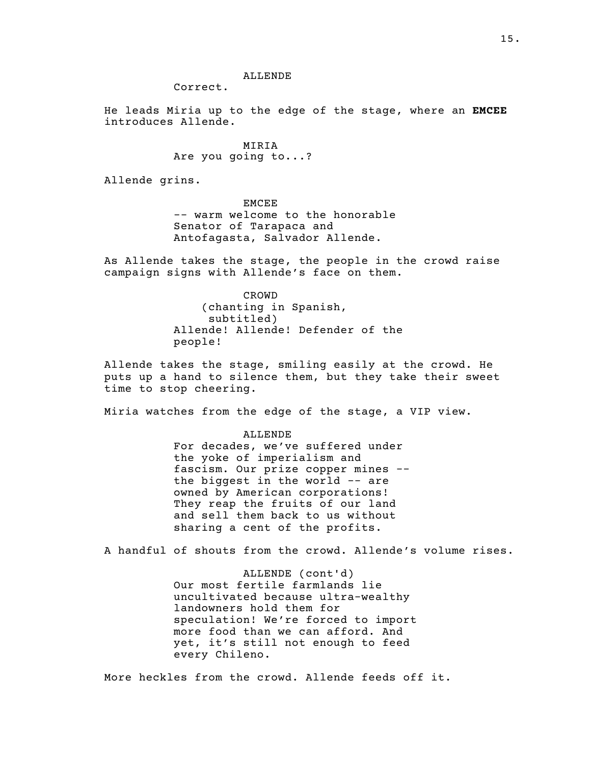ALLENDE
Correct.

He leads Miria up to the edge of the stage, where an **EMCEE** introduces Allende.

MIRIA
Are you going to...?

Allende grins.

EMCEE
-- warm welcome to the honorable Senator of Tarapaca and Antofagasta, Salvador Allende.

As Allende takes the stage, the people in the crowd raise campaign signs with Allende's face on them.

CROWD
(chanting in Spanish, subtitled)
Allende! Allende! Defender of the people!

Allende takes the stage, smiling easily at the crowd. He puts up a hand to silence them, but they take their sweet time to stop cheering.

Miria watches from the edge of the stage, a VIP view.

ALLENDE
For decades, we've suffered under the yoke of imperialism and fascism. Our prize copper mines -- the biggest in the world -- are owned by American corporations! They reap the fruits of our land and sell them back to us without sharing a cent of the profits.

A handful of shouts from the crowd. Allende's volume rises.

ALLENDE (cont'd)
Our most fertile farmlands lie uncultivated because ultra-wealthy landowners hold them for speculation! We're forced to import more food than we can afford. And yet, it's still not enough to feed every Chileno.

More heckles from the crowd. Allende feeds off it.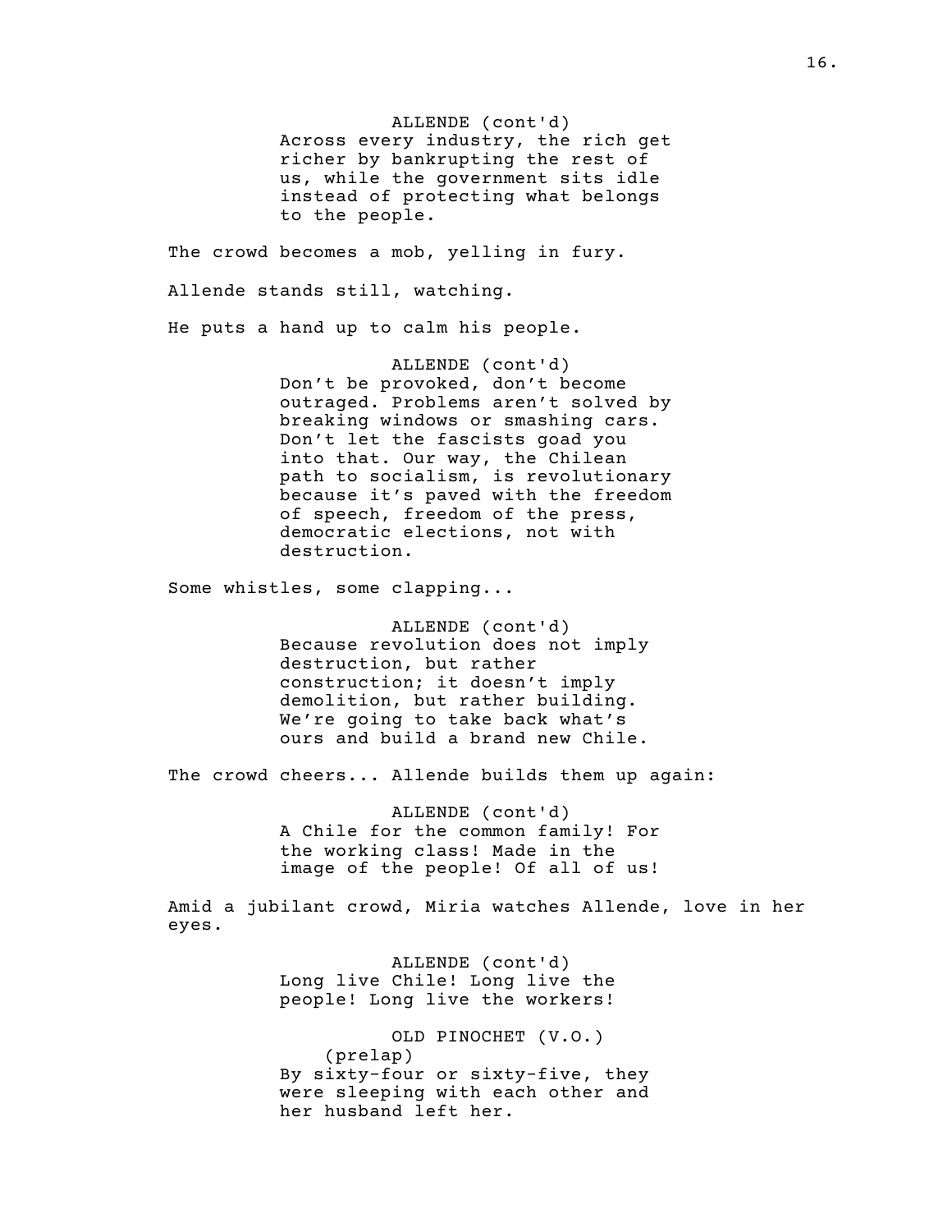ALLENDE (cont'd)
Across every industry, the rich get richer by bankrupting the rest of us, while the government sits idle instead of protecting what belongs to the people.

The crowd becomes a mob, yelling in fury.

Allende stands still, watching.

He puts a hand up to calm his people.

ALLENDE (cont'd)
Don’t be provoked, don’t become outraged. Problems aren’t solved by breaking windows or smashing cars. Don’t let the fascists goad you into that. Our way, the Chilean path to socialism, is revolutionary because it’s paved with the freedom of speech, freedom of the press, democratic elections, not with destruction.

Some whistles, some clapping...

ALLENDE (cont'd)
Because revolution does not imply destruction, but rather construction; it doesn’t imply demolition, but rather building. We’re going to take back what’s ours and build a brand new Chile.

The crowd cheers... Allende builds them up again:

ALLENDE (cont'd)
A Chile for the common family! For the working class! Made in the image of the people! Of all of us!

Amid a jubilant crowd, Miria watches Allende, love in her eyes.

ALLENDE (cont'd)
Long live Chile! Long live the people! Long live the workers!

OLD PINOCHET (V.O.)
(prelap)
By sixty-four or sixty-five, they were sleeping with each other and her husband left her.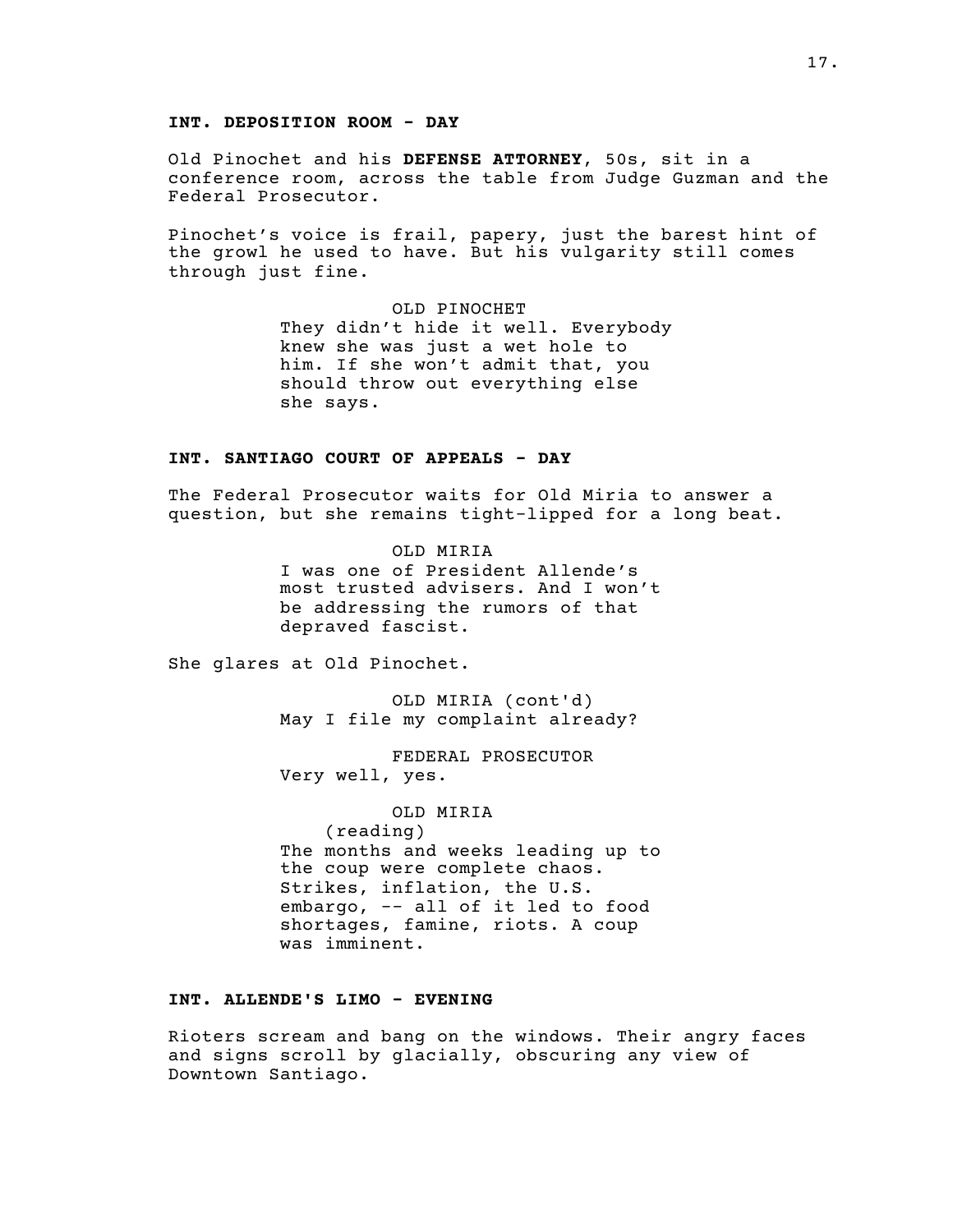**INT. DEPOSITION ROOM - DAY**

Old Pinochet and his **DEFENSE ATTORNEY**, 50s, sit in a conference room, across the table from Judge Guzman and the Federal Prosecutor.

Pinochet's voice is frail, papery, just the barest hint of the growl he used to have. But his vulgarity still comes through just fine.

OLD PINOCHET
They didn't hide it well. Everybody knew she was just a wet hole to him. If she won't admit that, you should throw out everything else she says.

**INT. SANTIAGO COURT OF APPEALS - DAY**

The Federal Prosecutor waits for Old Miria to answer a question, but she remains tight-lipped for a long beat.

OLD MIRIA
I was one of President Allende's most trusted advisers. And I won't be addressing the rumors of that depraved fascist.

She glares at Old Pinochet.

OLD MIRIA (cont'd)
May I file my complaint already?

FEDERAL PROSECUTOR
Very well, yes.

OLD MIRIA
(reading)
The months and weeks leading up to the coup were complete chaos. Strikes, inflation, the U.S. embargo, -- all of it led to food shortages, famine, riots. A coup was imminent.

**INT. ALLENDE'S LIMO - EVENING**

Rioters scream and bang on the windows. Their angry faces and signs scroll by glacially, obscuring any view of Downtown Santiago.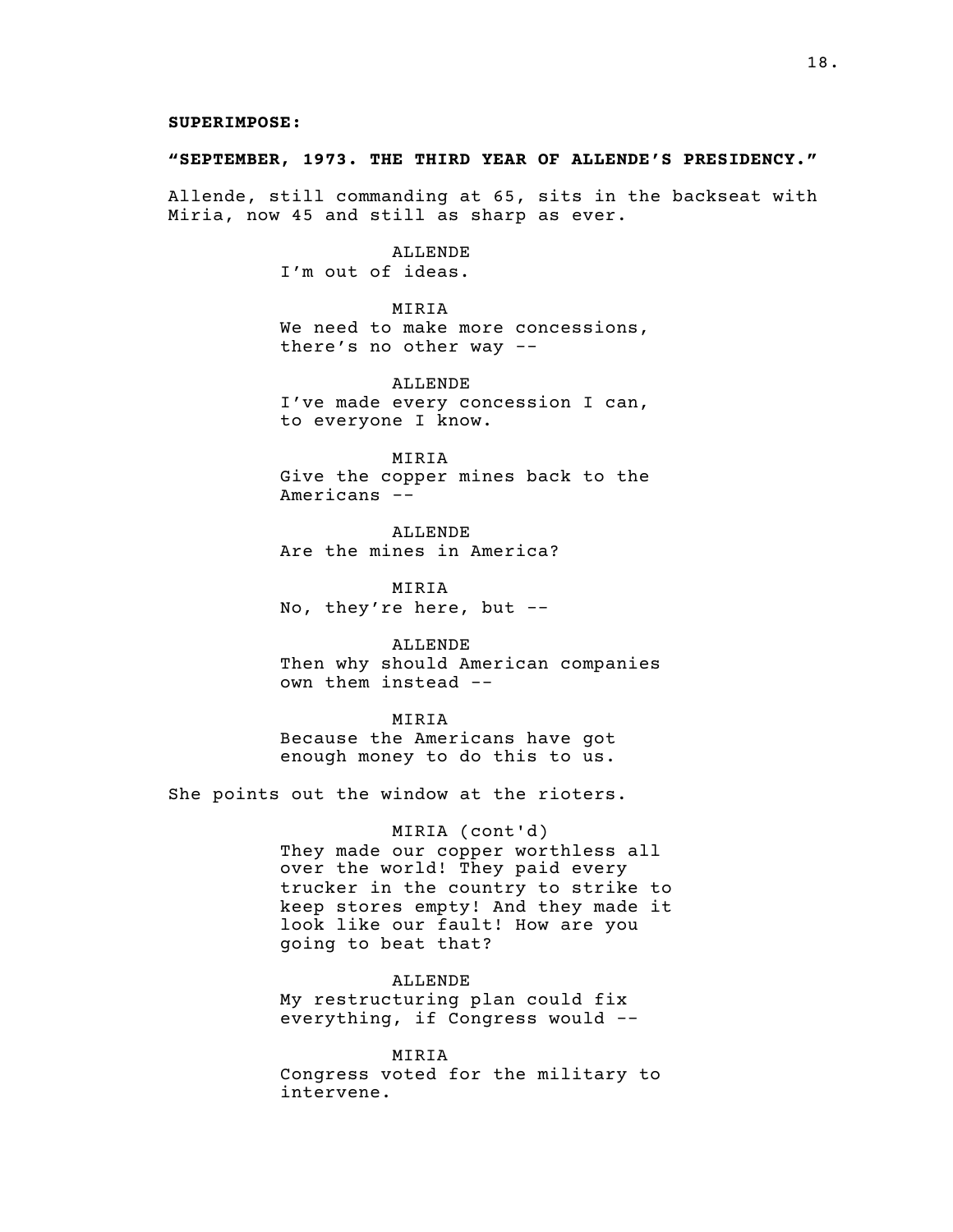**SUPERIMPOSE:**

**"SEPTEMBER, 1973. THE THIRD YEAR OF ALLENDE'S PRESIDENCY."**

Allende, still commanding at 65, sits in the backseat with Miria, now 45 and still as sharp as ever.

ALLENDE
I'm out of ideas.

MIRIA
We need to make more concessions, there's no other way --

ALLENDE
I've made every concession I can, to everyone I know.

MIRIA
Give the copper mines back to the Americans --

ALLENDE
Are the mines in America?

MIRIA
No, they're here, but --

ALLENDE
Then why should American companies own them instead --

MIRIA
Because the Americans have got enough money to do this to us.

She points out the window at the rioters.

MIRIA (cont'd)
They made our copper worthless all over the world! They paid every trucker in the country to strike to keep stores empty! And they made it look like our fault! How are you going to beat that?

ALLENDE
My restructuring plan could fix everything, if Congress would --

MIRIA
Congress voted for the military to intervene.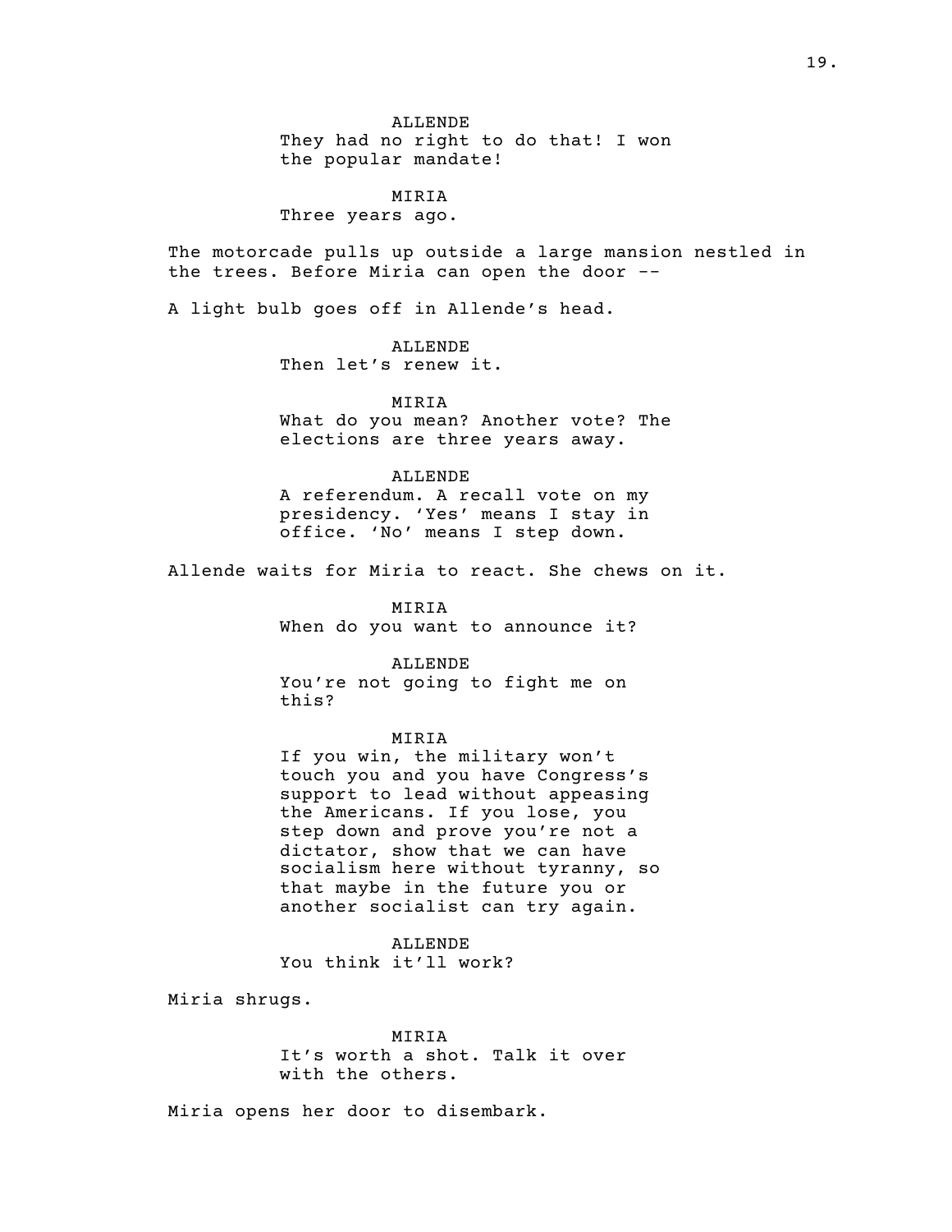ALLENDE
They had no right to do that! I won the popular mandate!

MIRIA
Three years ago.

The motorcade pulls up outside a large mansion nestled in the trees. Before Miria can open the door --

A light bulb goes off in Allende's head.

ALLENDE
Then let's renew it.

MIRIA
What do you mean? Another vote? The elections are three years away.

ALLENDE
A referendum. A recall vote on my presidency. 'Yes' means I stay in office. 'No' means I step down.

Allende waits for Miria to react. She chews on it.

MIRIA
When do you want to announce it?

ALLENDE
You're not going to fight me on this?

MIRIA
If you win, the military won't touch you and you have Congress's support to lead without appeasing the Americans. If you lose, you step down and prove you're not a dictator, show that we can have socialism here without tyranny, so that maybe in the future you or another socialist can try again.

ALLENDE
You think it'll work?

Miria shrugs.

MIRIA
It's worth a shot. Talk it over with the others.

Miria opens her door to disembark.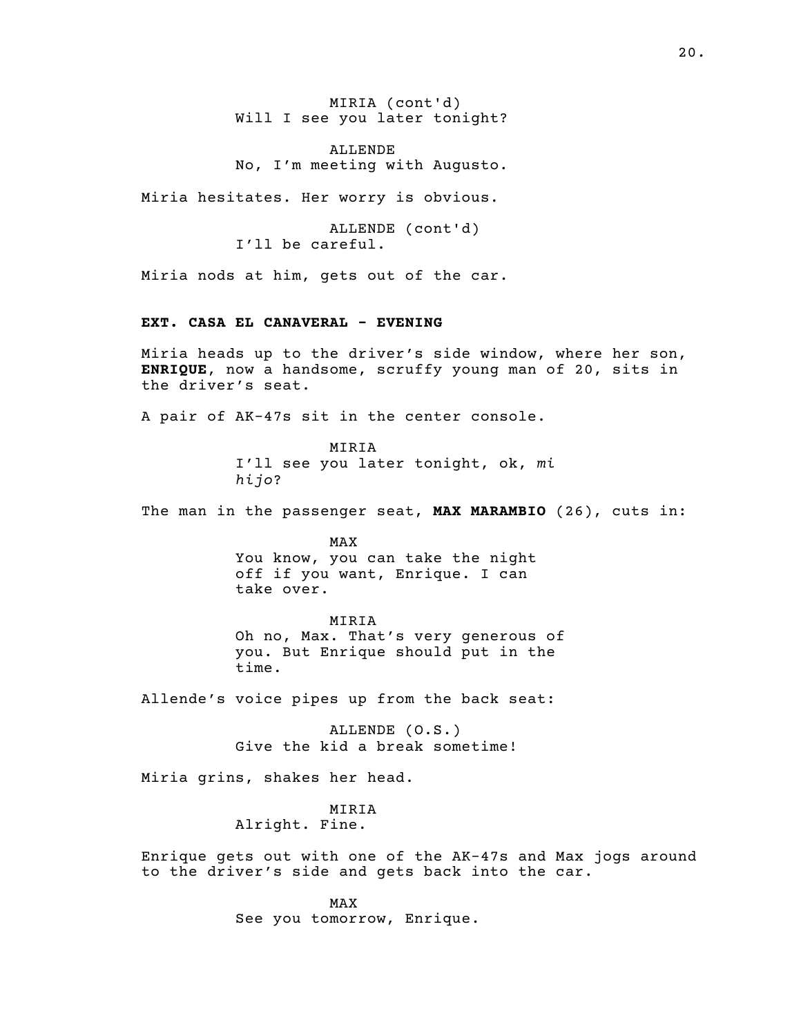MIRIA (cont'd)
Will I see you later tonight?

ALLENDE
No, I'm meeting with Augusto.

Miria hesitates. Her worry is obvious.

ALLENDE (cont'd)
I'll be careful.

Miria nods at him, gets out of the car.

**EXT. CASA EL CANAVERAL - EVENING**

Miria heads up to the driver's side window, where her son, **ENRIQUE**, now a handsome, scruffy young man of 20, sits in the driver's seat.

A pair of AK-47s sit in the center console.

MIRIA
I'll see you later tonight, ok, *mi hijo*?

The man in the passenger seat, **MAX MARAMBIO** (26), cuts in:

MAX
You know, you can take the night off if you want, Enrique. I can take over.

MIRIA
Oh no, Max. That's very generous of you. But Enrique should put in the time.

Allende's voice pipes up from the back seat:

ALLENDE (O.S.)
Give the kid a break sometime!

Miria grins, shakes her head.

MIRIA
Alright. Fine.

Enrique gets out with one of the AK-47s and Max jogs around to the driver's side and gets back into the car.

MAX
See you tomorrow, Enrique.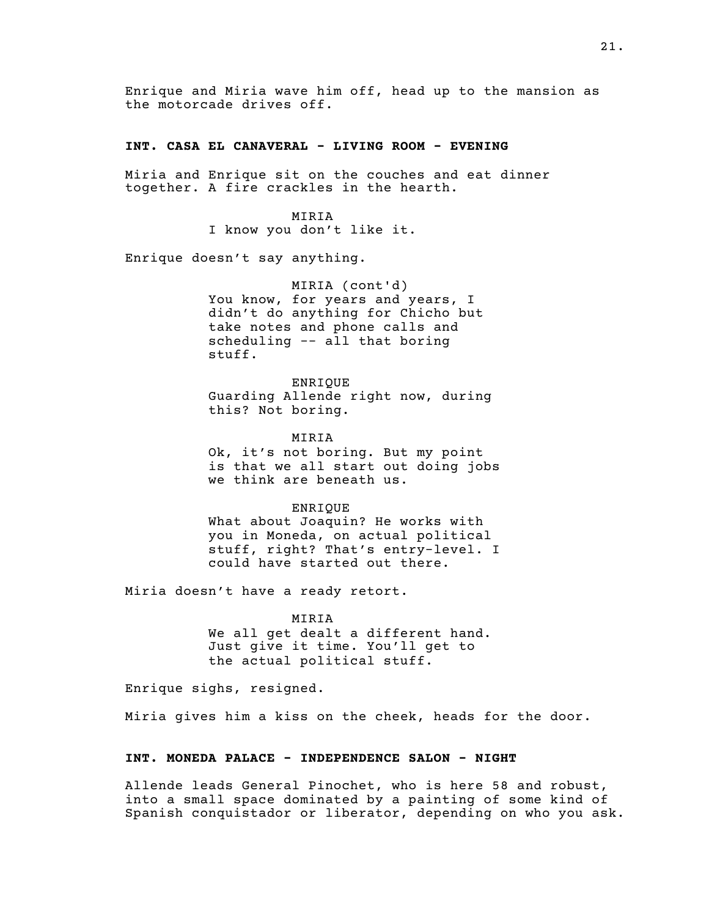Enrique and Miria wave him off, head up to the mansion as the motorcade drives off.

**INT. CASA EL CANAVERAL - LIVING ROOM - EVENING**

Miria and Enrique sit on the couches and eat dinner together. A fire crackles in the hearth.

MIRIA
I know you don't like it.

Enrique doesn't say anything.

MIRIA (cont'd)
You know, for years and years, I didn't do anything for Chicho but take notes and phone calls and scheduling -- all that boring stuff.

ENRIQUE
Guarding Allende right now, during this? Not boring.

MIRIA
Ok, it's not boring. But my point is that we all start out doing jobs we think are beneath us.

ENRIQUE
What about Joaquin? He works with you in Moneda, on actual political stuff, right? That's entry-level. I could have started out there.

Miria doesn't have a ready retort.

MIRIA
We all get dealt a different hand. Just give it time. You'll get to the actual political stuff.

Enrique sighs, resigned.

Miria gives him a kiss on the cheek, heads for the door.

**INT. MONEDA PALACE - INDEPENDENCE SALON - NIGHT**

Allende leads General Pinochet, who is here 58 and robust, into a small space dominated by a painting of some kind of Spanish conquistador or liberator, depending on who you ask.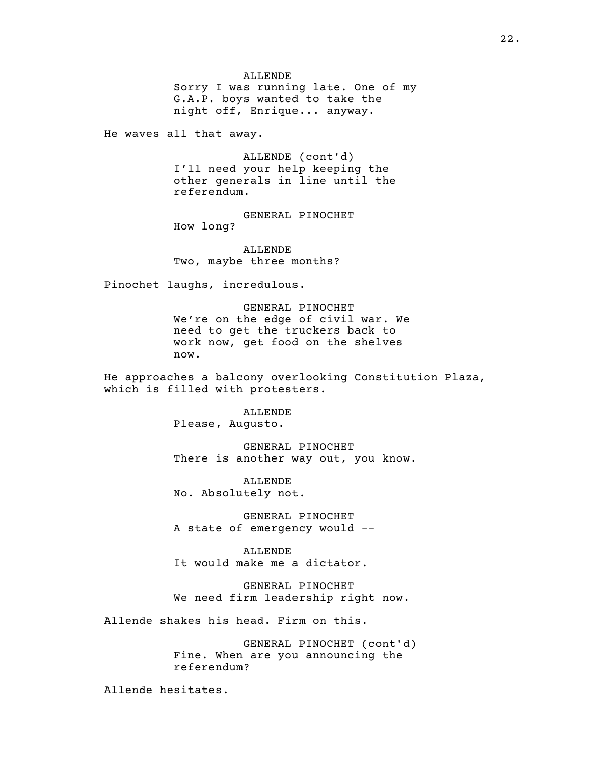ALLENDE
Sorry I was running late. One of my G.A.P. boys wanted to take the night off, Enrique... anyway.

He waves all that away.

ALLENDE (cont'd)
I'll need your help keeping the other generals in line until the referendum.

GENERAL PINOCHET
How long?

ALLENDE
Two, maybe three months?

Pinochet laughs, incredulous.

GENERAL PINOCHET
We're on the edge of civil war. We need to get the truckers back to work now, get food on the shelves now.

He approaches a balcony overlooking Constitution Plaza, which is filled with protesters.

ALLENDE
Please, Augusto.

GENERAL PINOCHET
There is another way out, you know.

ALLENDE
No. Absolutely not.

GENERAL PINOCHET
A state of emergency would --

ALLENDE
It would make me a dictator.

GENERAL PINOCHET
We need firm leadership right now.

Allende shakes his head. Firm on this.

GENERAL PINOCHET (cont'd)
Fine. When are you announcing the referendum?

Allende hesitates.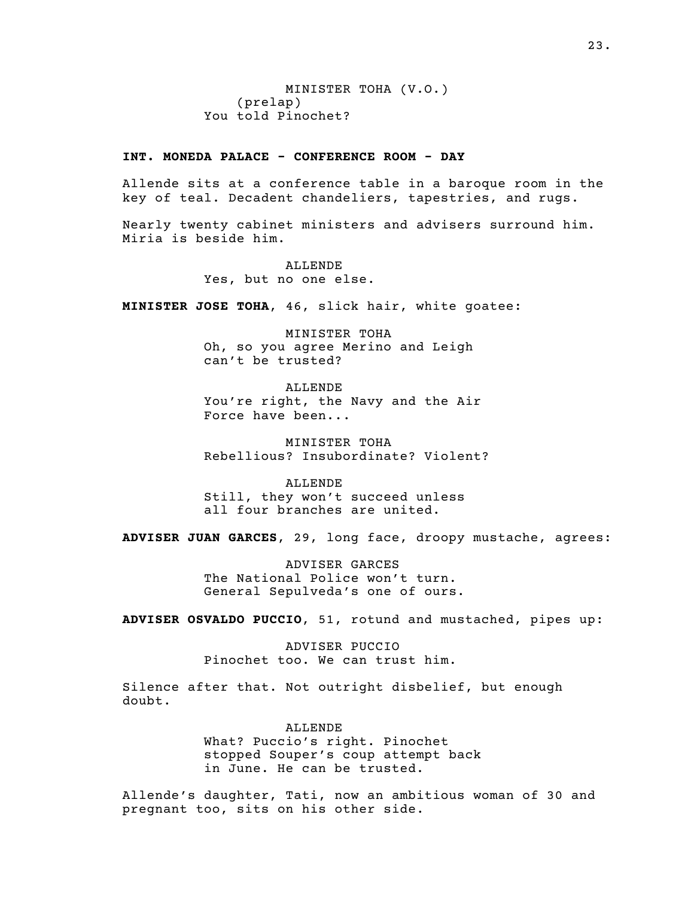MINISTER TOHA (V.O.)
(prelap)
You told Pinochet?

**INT. MONEDA PALACE - CONFERENCE ROOM - DAY**

Allende sits at a conference table in a baroque room in the key of teal. Decadent chandeliers, tapestries, and rugs.

Nearly twenty cabinet ministers and advisers surround him. Miria is beside him.

ALLENDE
Yes, but no one else.

**MINISTER JOSE TOHA**, 46, slick hair, white goatee:

MINISTER TOHA
Oh, so you agree Merino and Leigh can't be trusted?

ALLENDE
You're right, the Navy and the Air Force have been...

MINISTER TOHA
Rebellious? Insubordinate? Violent?

ALLENDE
Still, they won't succeed unless all four branches are united.

**ADVISER JUAN GARCES**, 29, long face, droopy mustache, agrees:

ADVISER GARCES
The National Police won't turn. General Sepulveda's one of ours.

**ADVISER OSVALDO PUCCIO**, 51, rotund and mustached, pipes up:

ADVISER PUCCIO
Pinochet too. We can trust him.

Silence after that. Not outright disbelief, but enough doubt.

ALLENDE
What? Puccio's right. Pinochet stopped Souper's coup attempt back in June. He can be trusted.

Allende's daughter, Tati, now an ambitious woman of 30 and pregnant too, sits on his other side.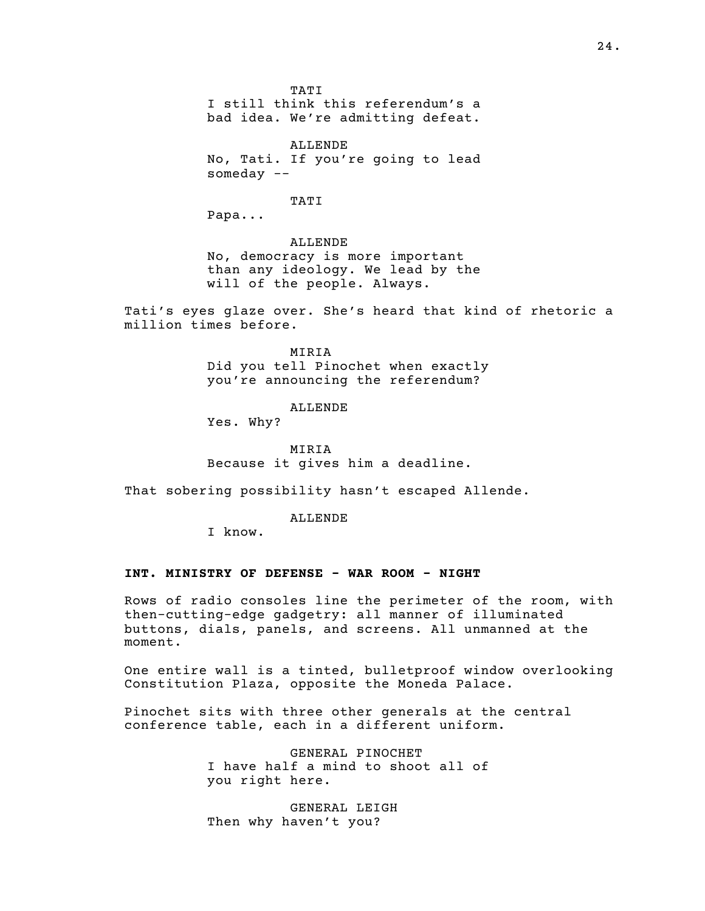TATI
I still think this referendum's a bad idea. We're admitting defeat.

ALLENDE
No, Tati. If you're going to lead someday --

TATI
Papa...

ALLENDE
No, democracy is more important than any ideology. We lead by the will of the people. Always.

Tati's eyes glaze over. She's heard that kind of rhetoric a million times before.

MIRIA
Did you tell Pinochet when exactly you're announcing the referendum?

ALLENDE
Yes. Why?

MIRIA
Because it gives him a deadline.

That sobering possibility hasn't escaped Allende.

ALLENDE
I know.

**INT. MINISTRY OF DEFENSE - WAR ROOM - NIGHT**

Rows of radio consoles line the perimeter of the room, with then-cutting-edge gadgetry: all manner of illuminated buttons, dials, panels, and screens. All unmanned at the moment.

One entire wall is a tinted, bulletproof window overlooking Constitution Plaza, opposite the Moneda Palace.

Pinochet sits with three other generals at the central conference table, each in a different uniform.

GENERAL PINOCHET
I have half a mind to shoot all of you right here.

GENERAL LEIGH
Then why haven't you?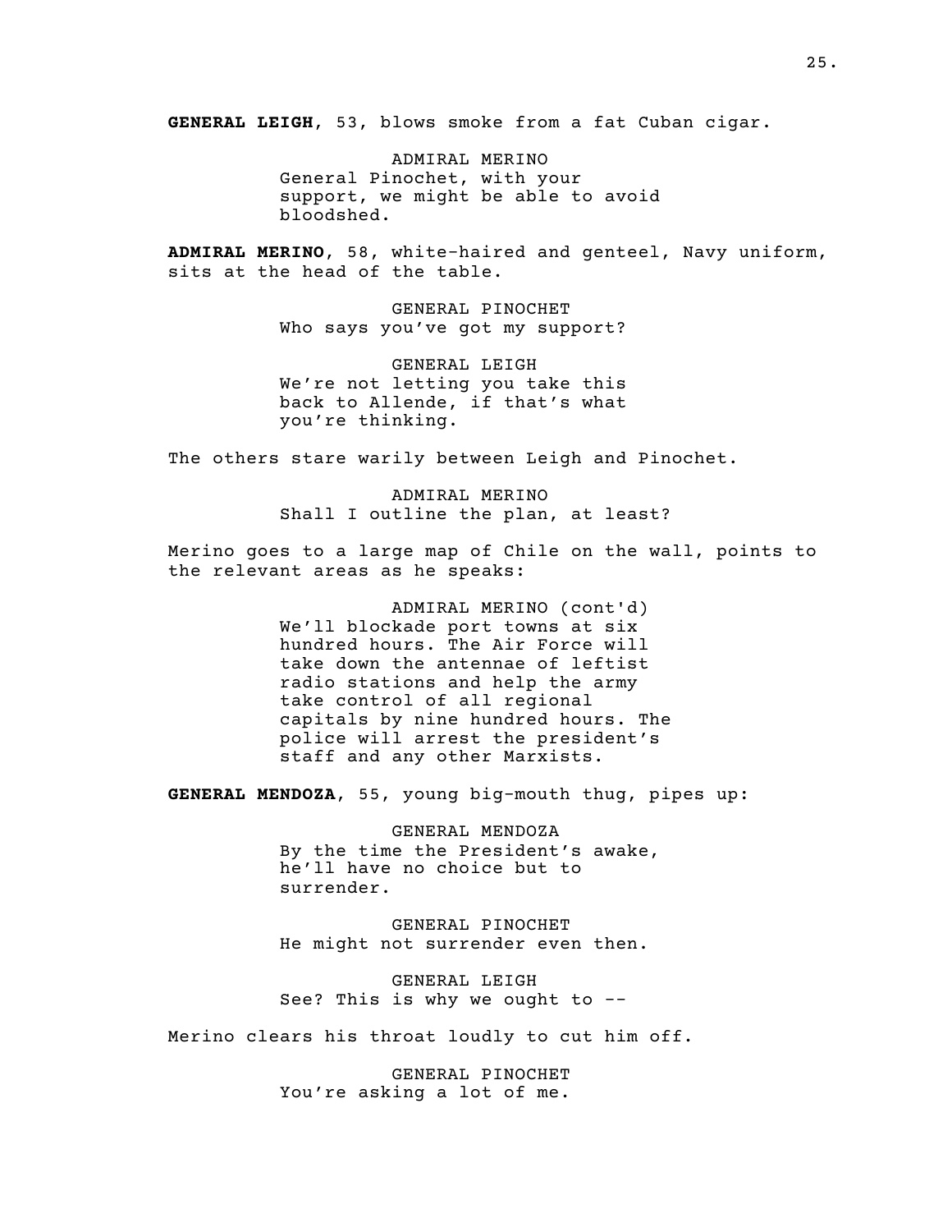**GENERAL LEIGH**, 53, blows smoke from a fat Cuban cigar.

ADMIRAL MERINO
General Pinochet, with your support, we might be able to avoid bloodshed.

**ADMIRAL MERINO**, 58, white-haired and genteel, Navy uniform, sits at the head of the table.

GENERAL PINOCHET
Who says you've got my support?

GENERAL LEIGH
We're not letting you take this back to Allende, if that's what you're thinking.

The others stare warily between Leigh and Pinochet.

ADMIRAL MERINO
Shall I outline the plan, at least?

Merino goes to a large map of Chile on the wall, points to the relevant areas as he speaks:

ADMIRAL MERINO (cont'd)
We'll blockade port towns at six hundred hours. The Air Force will take down the antennae of leftist radio stations and help the army take control of all regional capitals by nine hundred hours. The police will arrest the president's staff and any other Marxists.

**GENERAL MENDOZA**, 55, young big-mouth thug, pipes up:

GENERAL MENDOZA
By the time the President's awake, he'll have no choice but to surrender.

GENERAL PINOCHET
He might not surrender even then.

GENERAL LEIGH
See? This is why we ought to --

Merino clears his throat loudly to cut him off.

GENERAL PINOCHET
You're asking a lot of me.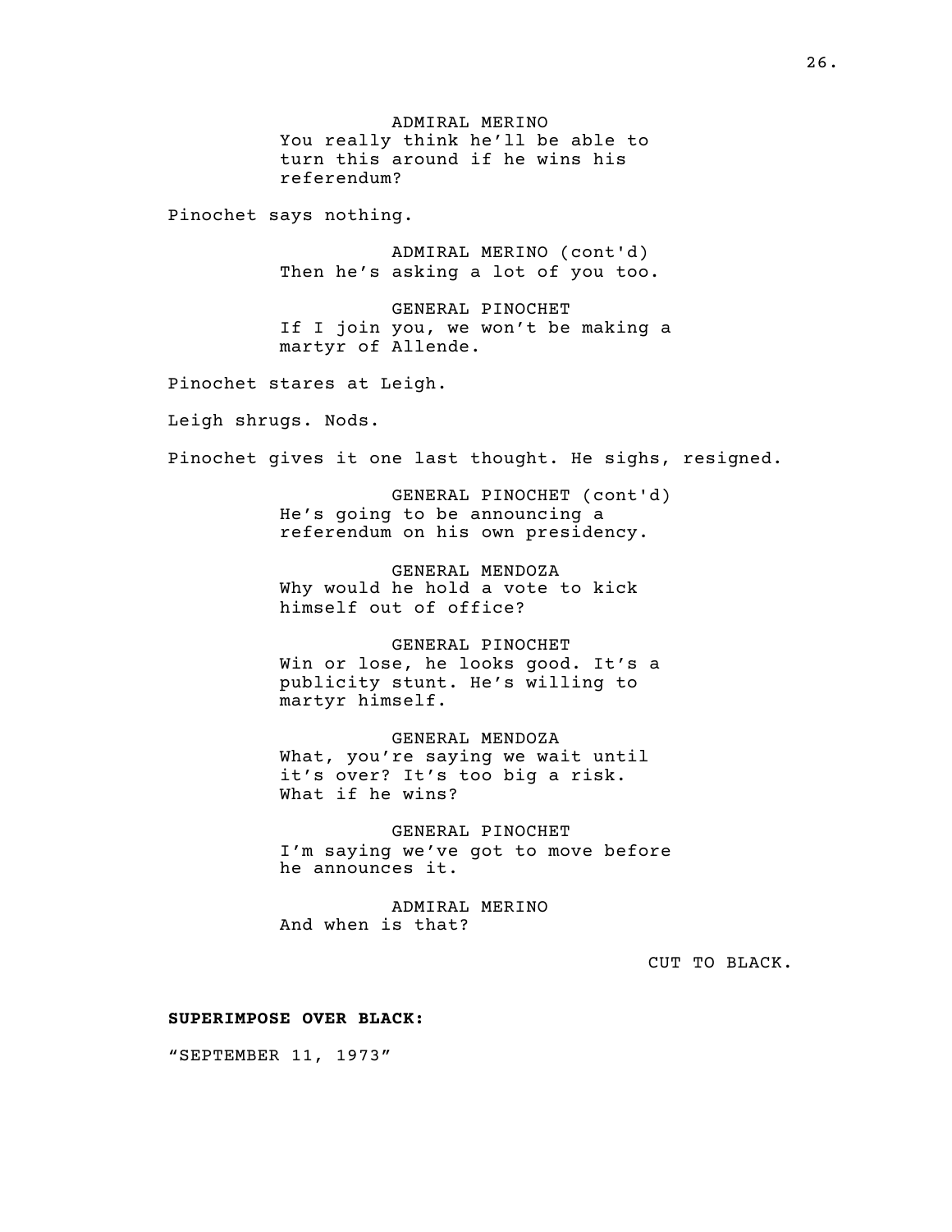ADMIRAL MERINO
You really think he'll be able to turn this around if he wins his referendum?

Pinochet says nothing.

ADMIRAL MERINO (cont'd)
Then he's asking a lot of you too.

GENERAL PINOCHET
If I join you, we won't be making a martyr of Allende.

Pinochet stares at Leigh.

Leigh shrugs. Nods.

Pinochet gives it one last thought. He sighs, resigned.

GENERAL PINOCHET (cont'd)
He's going to be announcing a referendum on his own presidency.

GENERAL MENDOZA
Why would he hold a vote to kick himself out of office?

GENERAL PINOCHET
Win or lose, he looks good. It's a publicity stunt. He's willing to martyr himself.

GENERAL MENDOZA
What, you're saying we wait until it's over? It's too big a risk. What if he wins?

GENERAL PINOCHET
I'm saying we've got to move before he announces it.

ADMIRAL MERINO
And when is that?

CUT TO BLACK.

**SUPERIMPOSE OVER BLACK:**

"SEPTEMBER 11, 1973"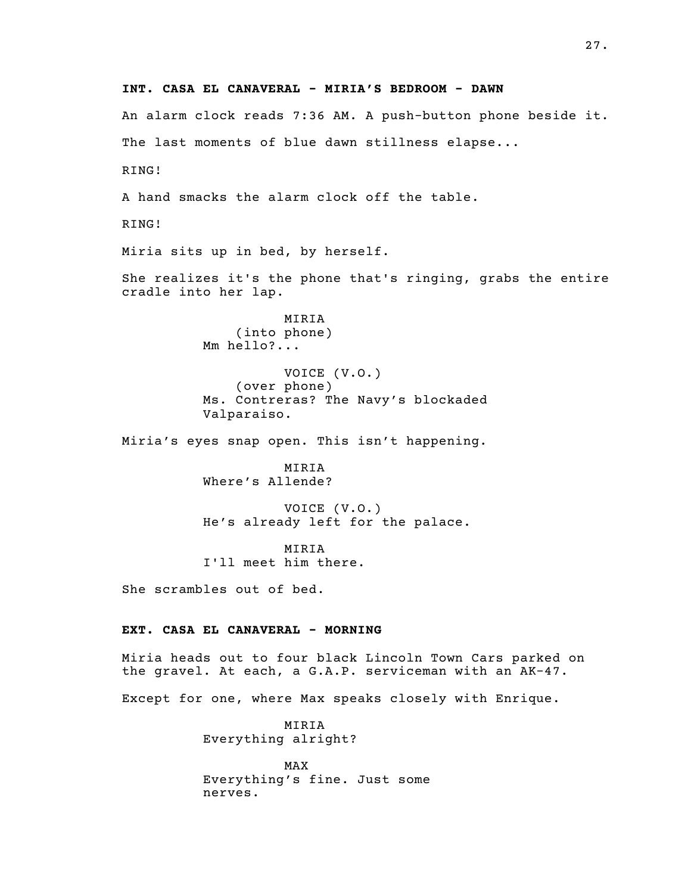**INT. CASA EL CANAVERAL - MIRIA'S BEDROOM - DAWN**

An alarm clock reads 7:36 AM. A push-button phone beside it.

The last moments of blue dawn stillness elapse...

RING!

A hand smacks the alarm clock off the table.

RING!

Miria sits up in bed, by herself.

She realizes it's the phone that's ringing, grabs the entire cradle into her lap.

MIRIA
(into phone)
Mm hello?...

VOICE (V.O.)
(over phone)
Ms. Contreras? The Navy's blockaded Valparaiso.

Miria's eyes snap open. This isn't happening.

MIRIA
Where's Allende?

VOICE (V.O.)
He's already left for the palace.

MIRIA
I'll meet him there.

She scrambles out of bed.

**EXT. CASA EL CANAVERAL - MORNING**

Miria heads out to four black Lincoln Town Cars parked on the gravel. At each, a G.A.P. serviceman with an AK-47.

Except for one, where Max speaks closely with Enrique.

MIRIA
Everything alright?

MAX
Everything's fine. Just some nerves.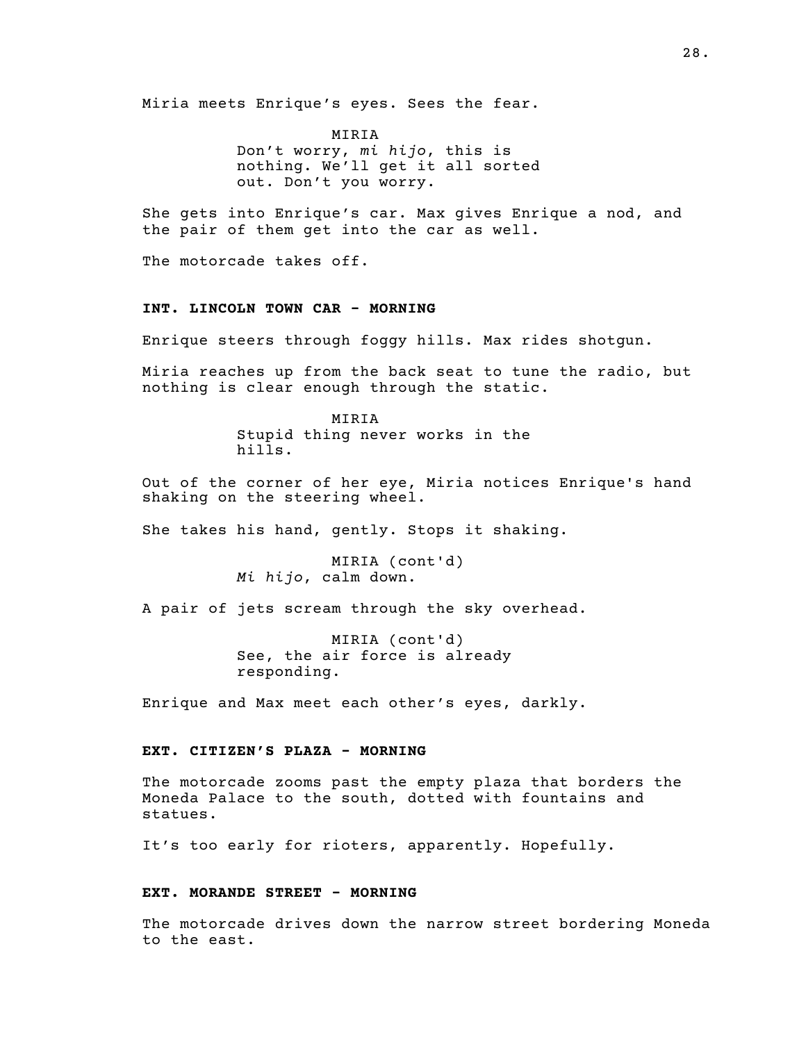Miria meets Enrique's eyes. Sees the fear.

MIRIA
Don't worry, *mi hijo*, this is nothing. We'll get it all sorted out. Don't you worry.

She gets into Enrique's car. Max gives Enrique a nod, and the pair of them get into the car as well.

The motorcade takes off.

**INT. LINCOLN TOWN CAR - MORNING**

Enrique steers through foggy hills. Max rides shotgun.

Miria reaches up from the back seat to tune the radio, but nothing is clear enough through the static.

MIRIA
Stupid thing never works in the hills.

Out of the corner of her eye, Miria notices Enrique's hand shaking on the steering wheel.

She takes his hand, gently. Stops it shaking.

MIRIA (cont'd)
*Mi hijo*, calm down.

A pair of jets scream through the sky overhead.

MIRIA (cont'd)
See, the air force is already responding.

Enrique and Max meet each other's eyes, darkly.

**EXT. CITIZEN'S PLAZA - MORNING**

The motorcade zooms past the empty plaza that borders the Moneda Palace to the south, dotted with fountains and statues.

It's too early for rioters, apparently. Hopefully.

**EXT. MORANDE STREET - MORNING**

The motorcade drives down the narrow street bordering Moneda to the east.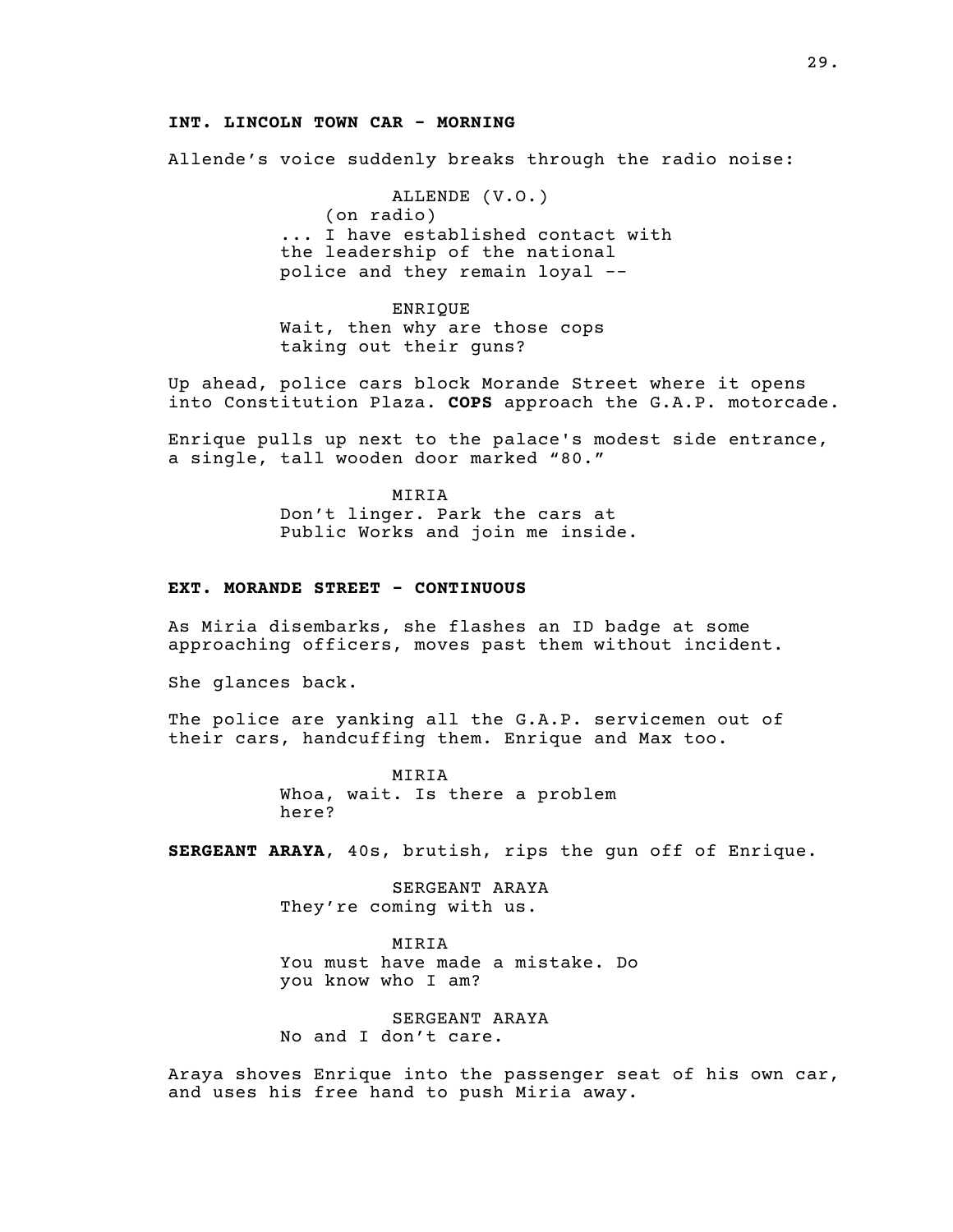**INT. LINCOLN TOWN CAR - MORNING**

Allende's voice suddenly breaks through the radio noise:

ALLENDE (V.O.)
(on radio)
... I have established contact with the leadership of the national police and they remain loyal --

ENRIQUE
Wait, then why are those cops taking out their guns?

Up ahead, police cars block Morande Street where it opens into Constitution Plaza. **COPS** approach the G.A.P. motorcade.

Enrique pulls up next to the palace's modest side entrance, a single, tall wooden door marked "80."

MIRIA
Don't linger. Park the cars at Public Works and join me inside.

**EXT. MORANDE STREET - CONTINUOUS**

As Miria disembarks, she flashes an ID badge at some approaching officers, moves past them without incident.

She glances back.

The police are yanking all the G.A.P. servicemen out of their cars, handcuffing them. Enrique and Max too.

MIRIA
Whoa, wait. Is there a problem here?

**SERGEANT ARAYA**, 40s, brutish, rips the gun off of Enrique.

SERGEANT ARAYA
They're coming with us.

MIRIA
You must have made a mistake. Do you know who I am?

SERGEANT ARAYA
No and I don't care.

Araya shoves Enrique into the passenger seat of his own car, and uses his free hand to push Miria away.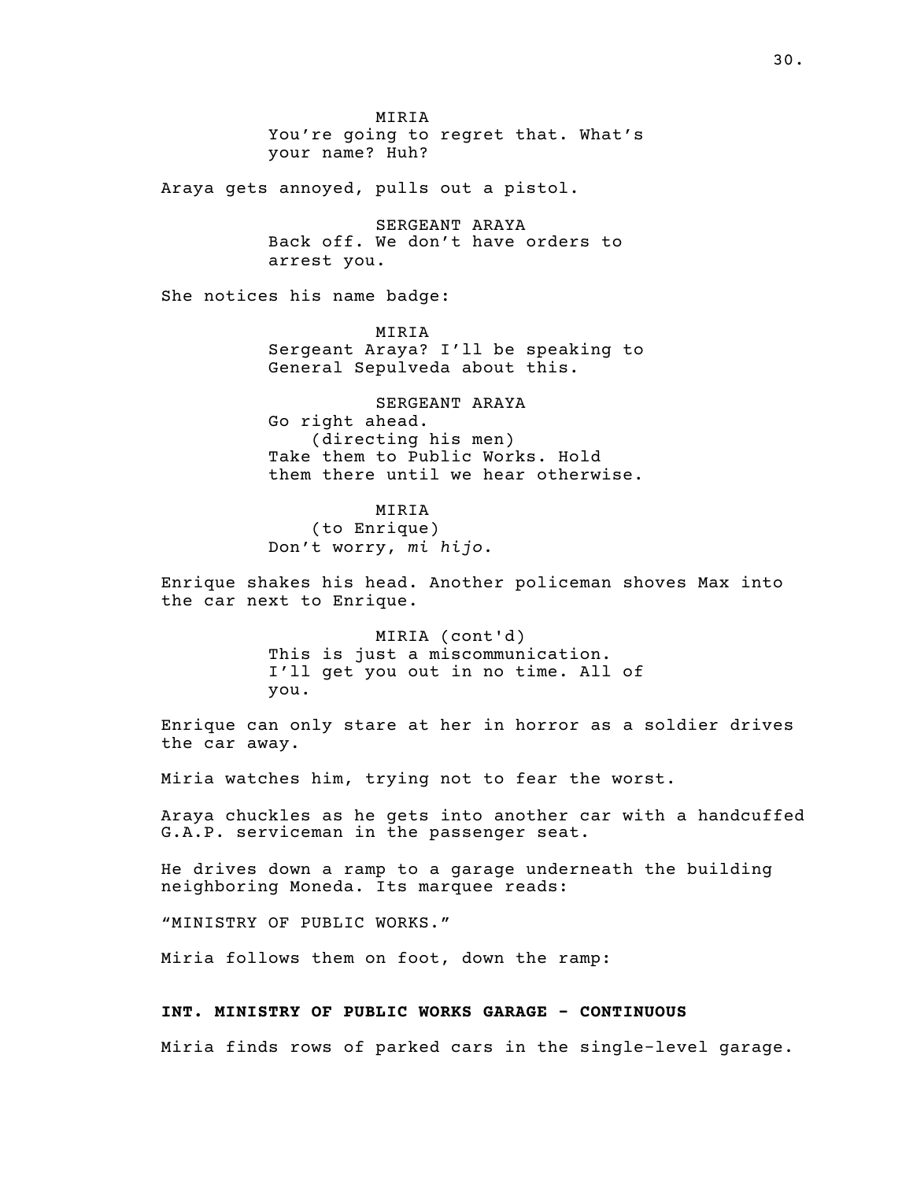MIRIA

You're going to regret that. What's your name? Huh?

Araya gets annoyed, pulls out a pistol.

SERGEANT ARAYA

Back off. We don't have orders to arrest you.

She notices his name badge:

MIRIA

Sergeant Araya? I'll be speaking to General Sepulveda about this.

SERGEANT ARAYA

Go right ahead.

(directing his men)

Take them to Public Works. Hold them there until we hear otherwise.

MIRIA

(to Enrique)

Don't worry, *mi hijo*.

Enrique shakes his head. Another policeman shoves Max into the car next to Enrique.

MIRIA (cont'd)

This is just a miscommunication. I'll get you out in no time. All of you.

Enrique can only stare at her in horror as a soldier drives the car away.

Miria watches him, trying not to fear the worst.

Araya chuckles as he gets into another car with a handcuffed G.A.P. serviceman in the passenger seat.

He drives down a ramp to a garage underneath the building neighboring Moneda. Its marquee reads:

"MINISTRY OF PUBLIC WORKS."

Miria follows them on foot, down the ramp:

**INT. MINISTRY OF PUBLIC WORKS GARAGE - CONTINUOUS**

Miria finds rows of parked cars in the single-level garage.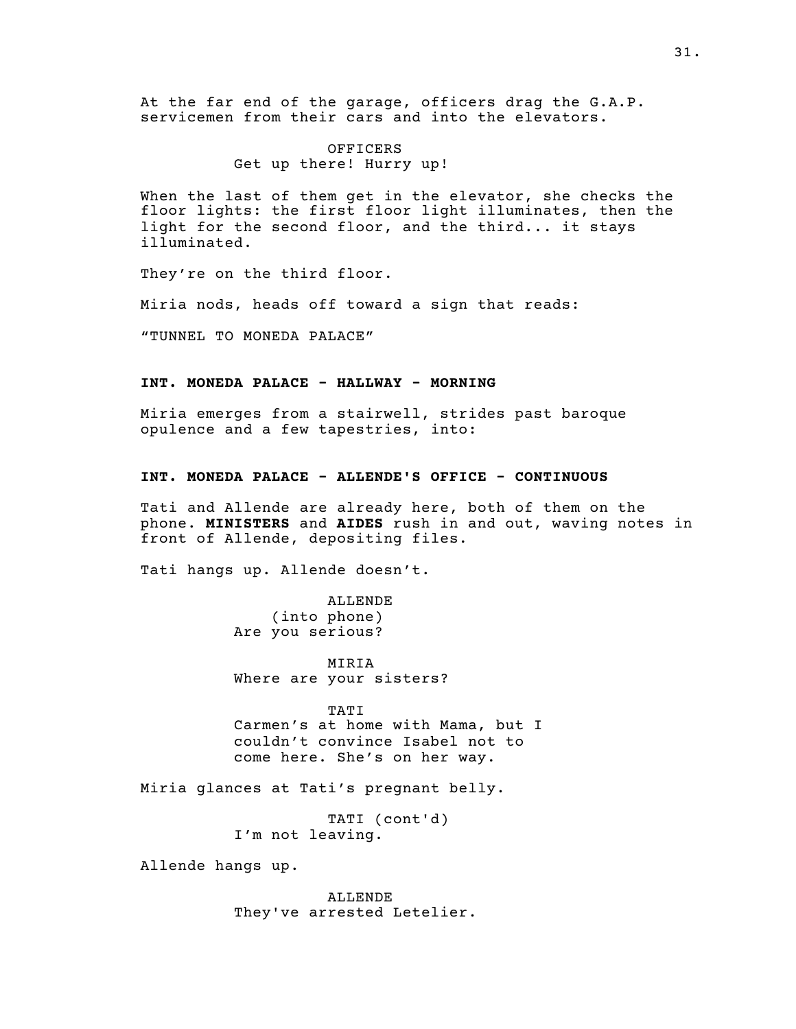At the far end of the garage, officers drag the G.A.P. servicemen from their cars and into the elevators.

OFFICERS
Get up there! Hurry up!

When the last of them get in the elevator, she checks the floor lights: the first floor light illuminates, then the light for the second floor, and the third... it stays illuminated.

They're on the third floor.

Miria nods, heads off toward a sign that reads:

"TUNNEL TO MONEDA PALACE"

**INT. MONEDA PALACE - HALLWAY - MORNING**

Miria emerges from a stairwell, strides past baroque opulence and a few tapestries, into:

**INT. MONEDA PALACE - ALLENDE'S OFFICE - CONTINUOUS**

Tati and Allende are already here, both of them on the phone. **MINISTERS** and **AIDES** rush in and out, waving notes in front of Allende, depositing files.

Tati hangs up. Allende doesn't.

ALLENDE
(into phone)
Are you serious?

MIRIA
Where are your sisters?

TATI
Carmen's at home with Mama, but I couldn't convince Isabel not to come here. She's on her way.

Miria glances at Tati's pregnant belly.

TATI (cont'd)
I'm not leaving.

Allende hangs up.

ALLENDE
They've arrested Letelier.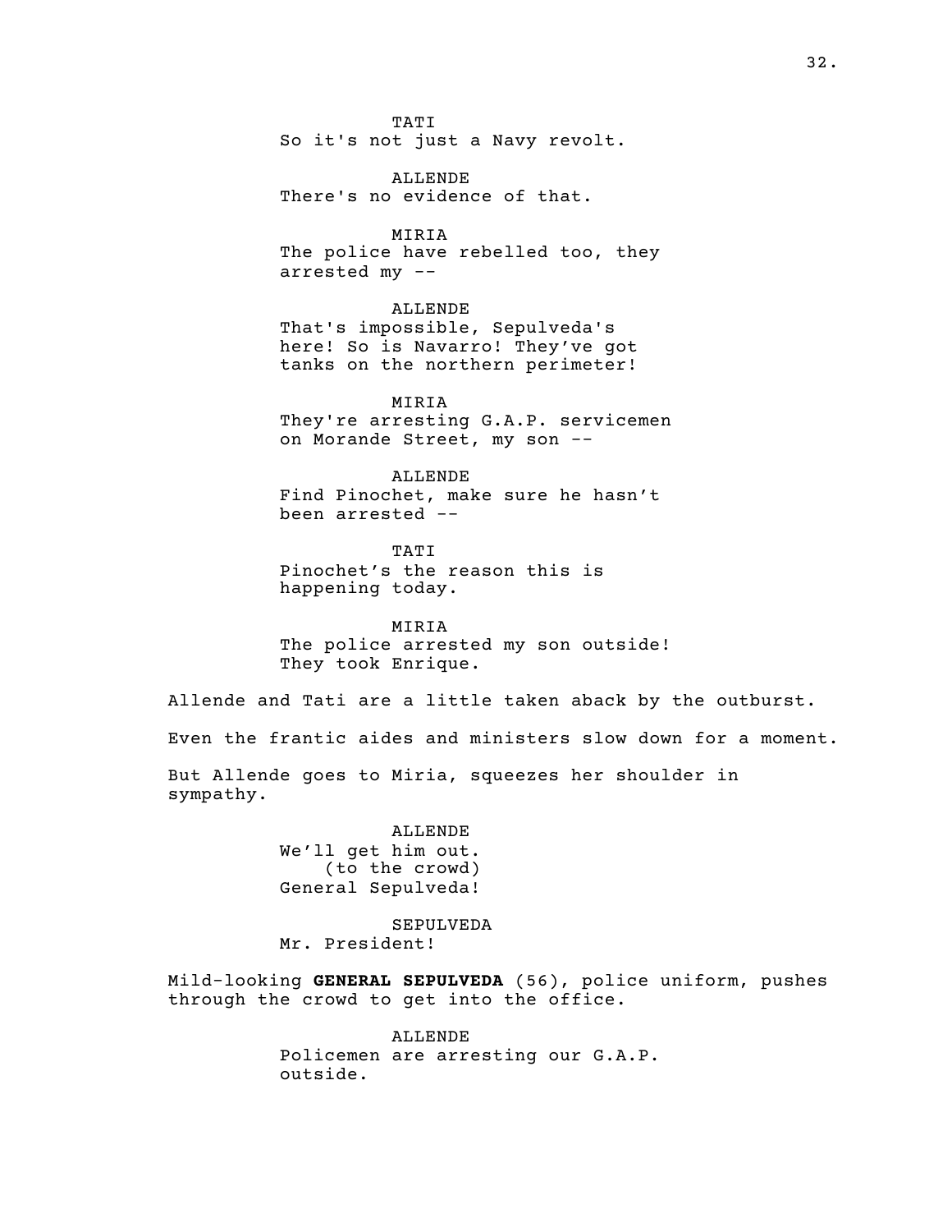TATI
So it's not just a Navy revolt.

ALLENDE
There's no evidence of that.

MIRIA
The police have rebelled too, they arrested my --

ALLENDE
That's impossible, Sepulveda's here! So is Navarro! They've got tanks on the northern perimeter!

MIRIA
They're arresting G.A.P. servicemen on Morande Street, my son --

ALLENDE
Find Pinochet, make sure he hasn't been arrested --

TATI
Pinochet's the reason this is happening today.

MIRIA
The police arrested my son outside! They took Enrique.

Allende and Tati are a little taken aback by the outburst.

Even the frantic aides and ministers slow down for a moment.

But Allende goes to Miria, squeezes her shoulder in sympathy.

ALLENDE
We'll get him out.
(to the crowd)
General Sepulveda!

SEPULVEDA
Mr. President!

Mild-looking **GENERAL SEPULVEDA** (56), police uniform, pushes through the crowd to get into the office.

ALLENDE
Policemen are arresting our G.A.P. outside.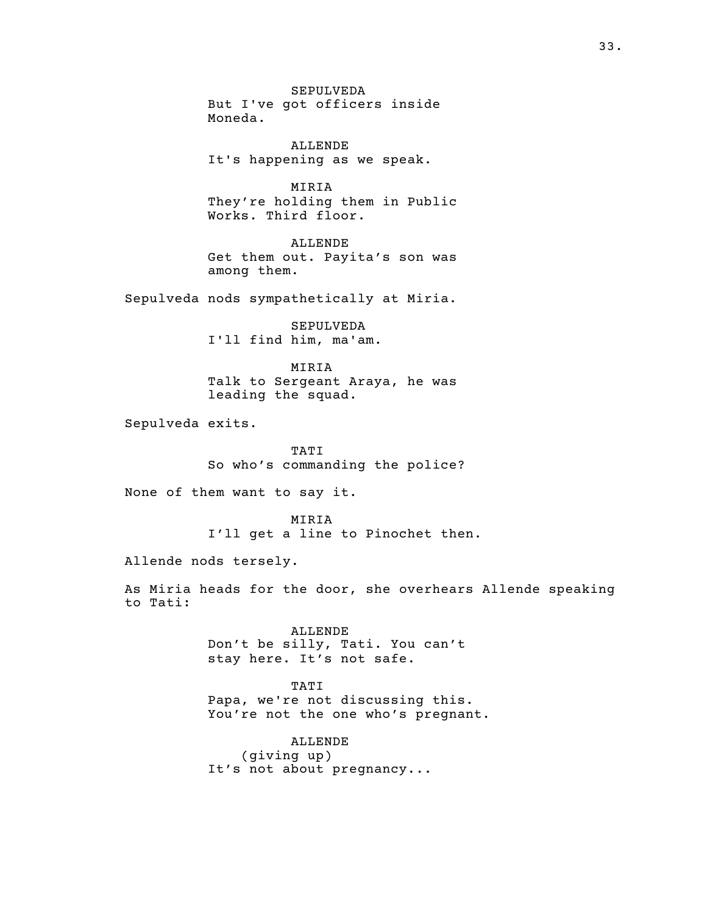SEPULVEDA
But I've got officers inside Moneda.

ALLENDE
It's happening as we speak.

MIRIA
They're holding them in Public Works. Third floor.

ALLENDE
Get them out. Payita's son was among them.

Sepulveda nods sympathetically at Miria.

SEPULVEDA
I'll find him, ma'am.

MIRIA
Talk to Sergeant Araya, he was leading the squad.

Sepulveda exits.

TATI
So who's commanding the police?

None of them want to say it.

MIRIA
I'll get a line to Pinochet then.

Allende nods tersely.

As Miria heads for the door, she overhears Allende speaking to Tati:

ALLENDE
Don't be silly, Tati. You can't stay here. It's not safe.

TATI
Papa, we're not discussing this. You're not the one who's pregnant.

ALLENDE
(giving up)
It's not about pregnancy...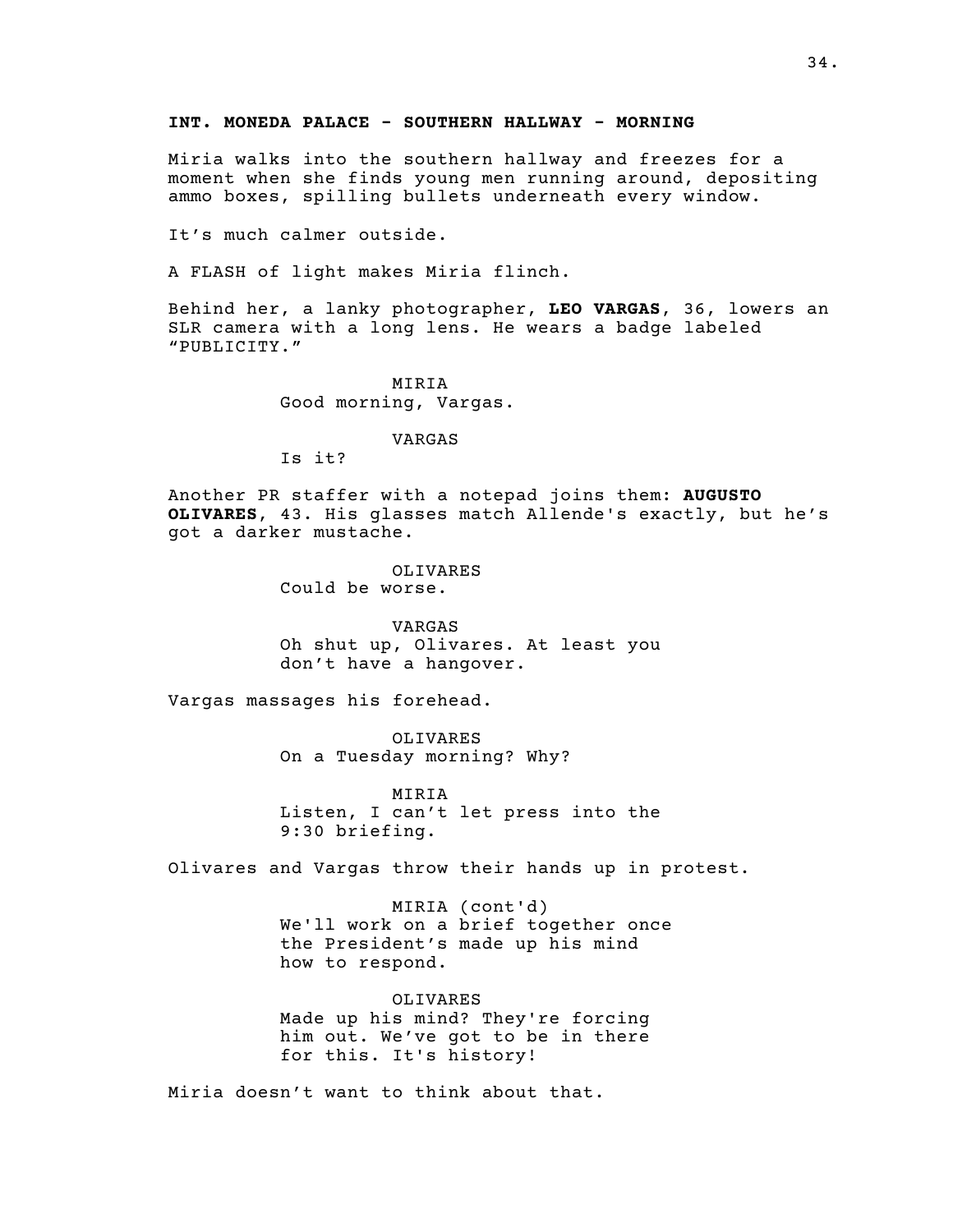**INT. MONEDA PALACE - SOUTHERN HALLWAY - MORNING**

Miria walks into the southern hallway and freezes for a moment when she finds young men running around, depositing ammo boxes, spilling bullets underneath every window.

It's much calmer outside.

A FLASH of light makes Miria flinch.

Behind her, a lanky photographer, **LEO VARGAS**, 36, lowers an SLR camera with a long lens. He wears a badge labeled "PUBLICITY."

MIRIA
Good morning, Vargas.

VARGAS
Is it?

Another PR staffer with a notepad joins them: **AUGUSTO OLIVARES**, 43. His glasses match Allende's exactly, but he's got a darker mustache.

OLIVARES
Could be worse.

VARGAS
Oh shut up, Olivares. At least you don't have a hangover.

Vargas massages his forehead.

OLIVARES
On a Tuesday morning? Why?

MIRIA
Listen, I can't let press into the 9:30 briefing.

Olivares and Vargas throw their hands up in protest.

MIRIA (cont'd)
We'll work on a brief together once the President's made up his mind how to respond.

OLIVARES
Made up his mind? They're forcing him out. We've got to be in there for this. It's history!

Miria doesn't want to think about that.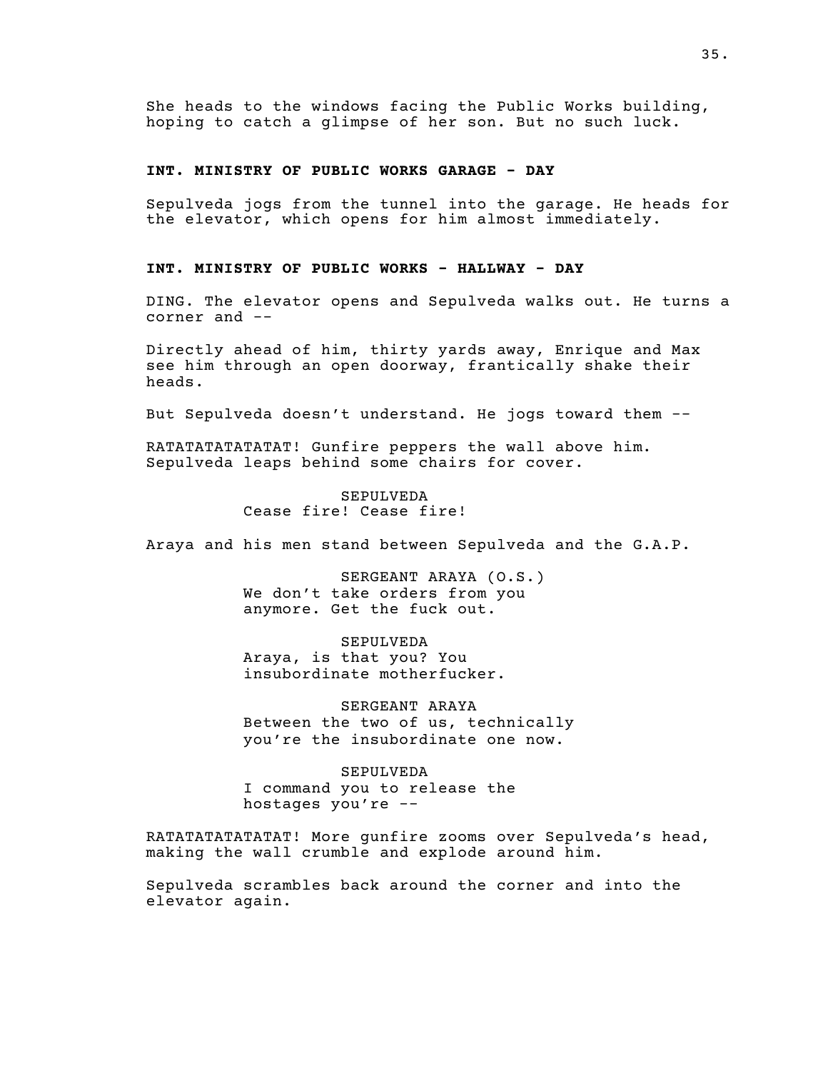She heads to the windows facing the Public Works building, hoping to catch a glimpse of her son. But no such luck.

**INT. MINISTRY OF PUBLIC WORKS GARAGE - DAY**

Sepulveda jogs from the tunnel into the garage. He heads for the elevator, which opens for him almost immediately.

**INT. MINISTRY OF PUBLIC WORKS - HALLWAY - DAY**

DING. The elevator opens and Sepulveda walks out. He turns a corner and --

Directly ahead of him, thirty yards away, Enrique and Max see him through an open doorway, frantically shake their heads.

But Sepulveda doesn't understand. He jogs toward them --

RATATATATATATAT! Gunfire peppers the wall above him. Sepulveda leaps behind some chairs for cover.

SEPULVEDA
Cease fire! Cease fire!

Araya and his men stand between Sepulveda and the G.A.P.

SERGEANT ARAYA (O.S.)
We don't take orders from you anymore. Get the fuck out.

SEPULVEDA
Araya, is that you? You insubordinate motherfucker.

SERGEANT ARAYA
Between the two of us, technically you're the insubordinate one now.

SEPULVEDA
I command you to release the hostages you're --

RATATATATATATAT! More gunfire zooms over Sepulveda's head, making the wall crumble and explode around him.

Sepulveda scrambles back around the corner and into the elevator again.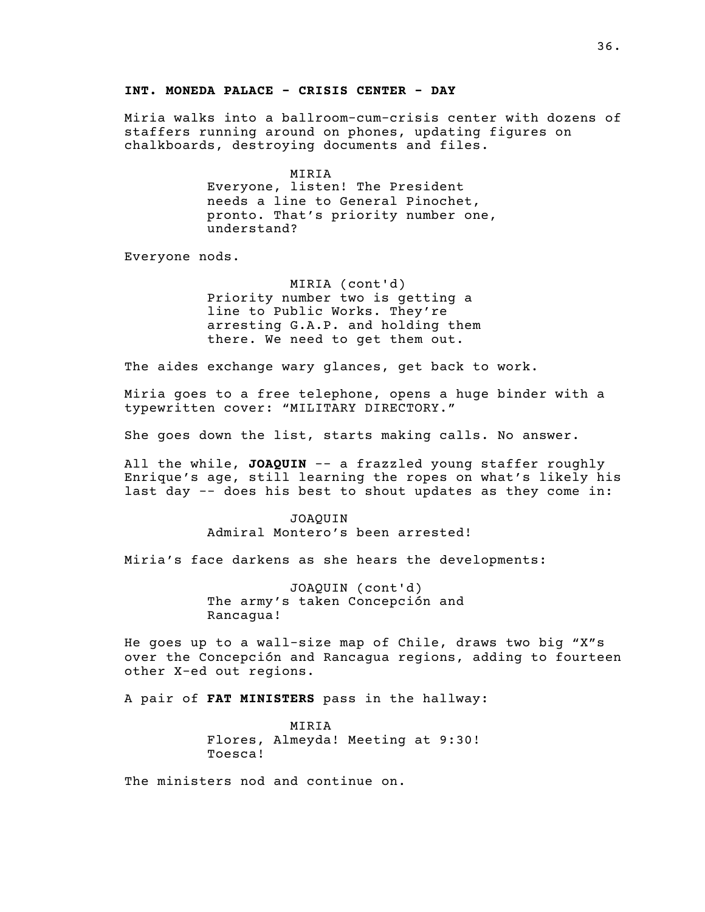**INT. MONEDA PALACE - CRISIS CENTER - DAY**

Miria walks into a ballroom-cum-crisis center with dozens of staffers running around on phones, updating figures on chalkboards, destroying documents and files.

MIRIA
Everyone, listen! The President needs a line to General Pinochet, pronto. That's priority number one, understand?

Everyone nods.

MIRIA (cont'd)
Priority number two is getting a line to Public Works. They're arresting G.A.P. and holding them there. We need to get them out.

The aides exchange wary glances, get back to work.

Miria goes to a free telephone, opens a huge binder with a typewritten cover: "MILITARY DIRECTORY."

She goes down the list, starts making calls. No answer.

All the while, **JOAQUIN** -- a frazzled young staffer roughly Enrique's age, still learning the ropes on what's likely his last day -- does his best to shout updates as they come in:

JOAQUIN
Admiral Montero's been arrested!

Miria's face darkens as she hears the developments:

JOAQUIN (cont'd)
The army's taken Concepción and Rancagua!

He goes up to a wall-size map of Chile, draws two big "X"s over the Concepción and Rancagua regions, adding to fourteen other X-ed out regions.

A pair of **FAT MINISTERS** pass in the hallway:

MIRIA
Flores, Almeyda! Meeting at 9:30! Toesca!

The ministers nod and continue on.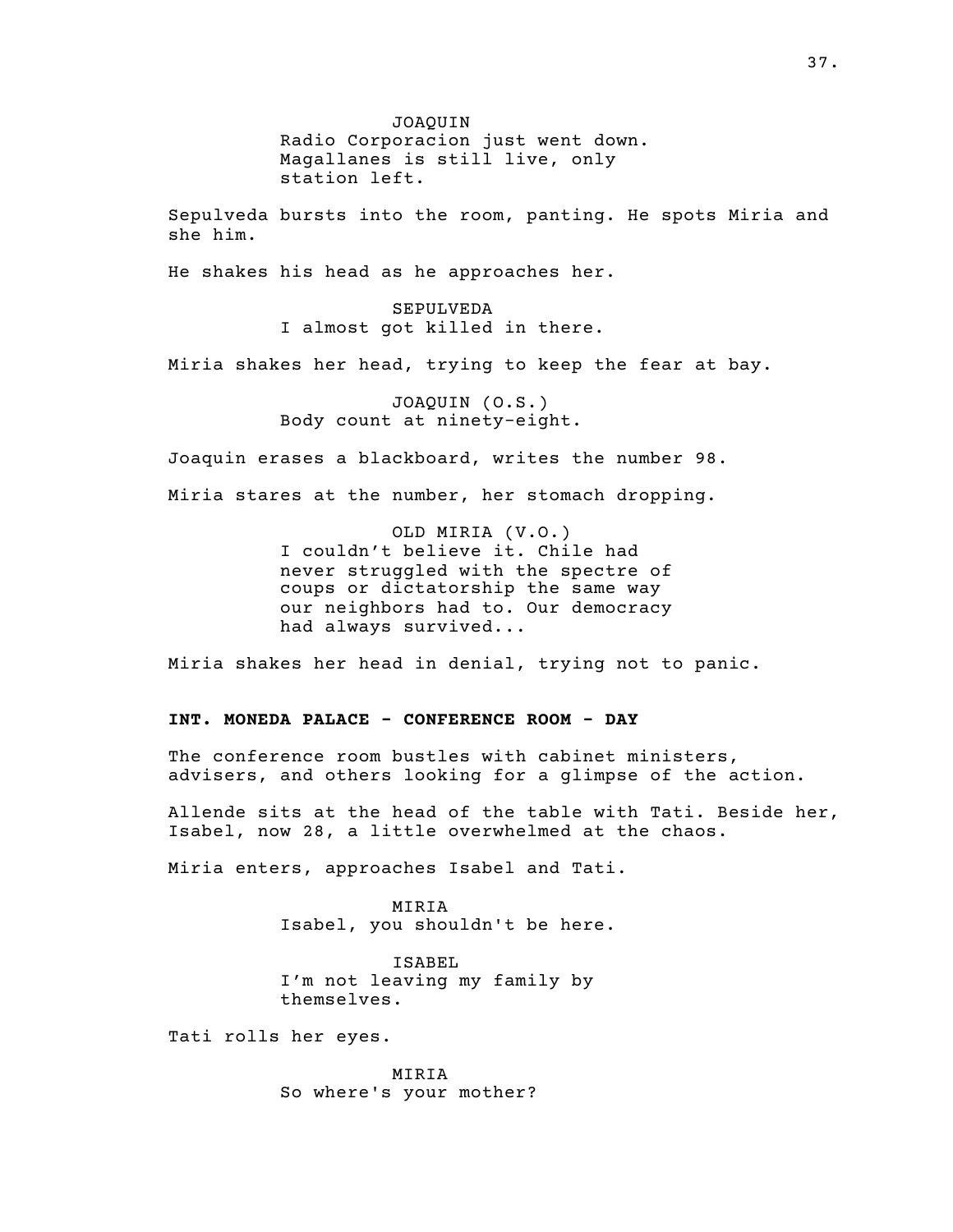JOAQUIN
Radio Corporacion just went down. Magallanes is still live, only station left.

Sepulveda bursts into the room, panting. He spots Miria and she him.

He shakes his head as he approaches her.

SEPULVEDA
I almost got killed in there.

Miria shakes her head, trying to keep the fear at bay.

JOAQUIN (O.S.)
Body count at ninety-eight.

Joaquin erases a blackboard, writes the number 98.

Miria stares at the number, her stomach dropping.

OLD MIRIA (V.O.)
I couldn’t believe it. Chile had never struggled with the spectre of coups or dictatorship the same way our neighbors had to. Our democracy had always survived...

Miria shakes her head in denial, trying not to panic.

**INT. MONEDA PALACE - CONFERENCE ROOM - DAY**

The conference room bustles with cabinet ministers, advisers, and others looking for a glimpse of the action.

Allende sits at the head of the table with Tati. Beside her, Isabel, now 28, a little overwhelmed at the chaos.

Miria enters, approaches Isabel and Tati.

MIRIA
Isabel, you shouldn't be here.

ISABEL
I’m not leaving my family by themselves.

Tati rolls her eyes.

MIRIA
So where's your mother?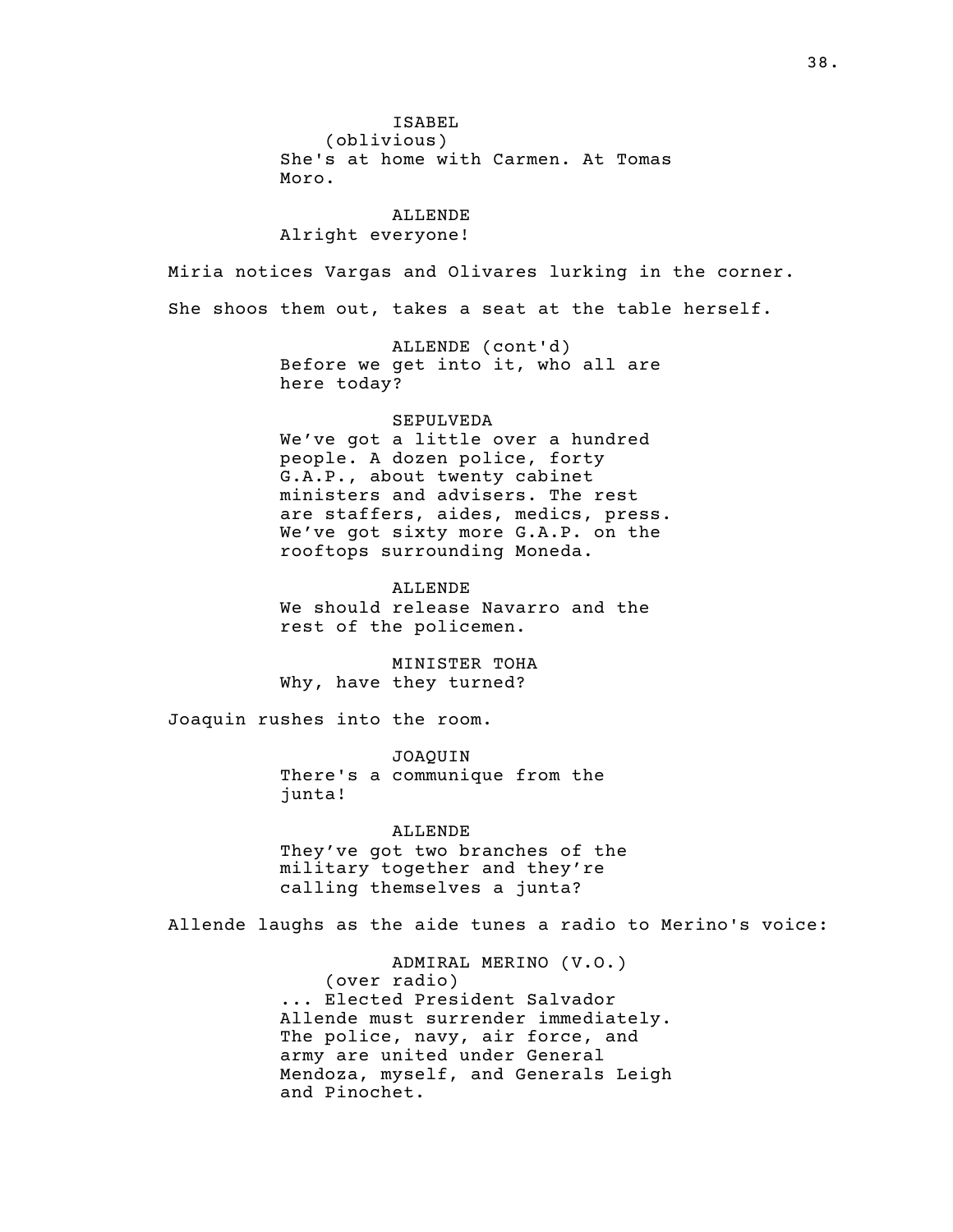ISABEL
(oblivious)
She's at home with Carmen. At Tomas Moro.

ALLENDE
Alright everyone!

Miria notices Vargas and Olivares lurking in the corner.

She shoos them out, takes a seat at the table herself.

ALLENDE (cont'd)
Before we get into it, who all are here today?

SEPULVEDA
We've got a little over a hundred people. A dozen police, forty G.A.P., about twenty cabinet ministers and advisers. The rest are staffers, aides, medics, press. We've got sixty more G.A.P. on the rooftops surrounding Moneda.

ALLENDE
We should release Navarro and the rest of the policemen.

MINISTER TOHA
Why, have they turned?

Joaquin rushes into the room.

JOAQUIN
There's a communique from the junta!

ALLENDE
They've got two branches of the military together and they're calling themselves a junta?

Allende laughs as the aide tunes a radio to Merino's voice:

ADMIRAL MERINO (V.O.)
(over radio)
... Elected President Salvador Allende must surrender immediately. The police, navy, air force, and army are united under General Mendoza, myself, and Generals Leigh and Pinochet.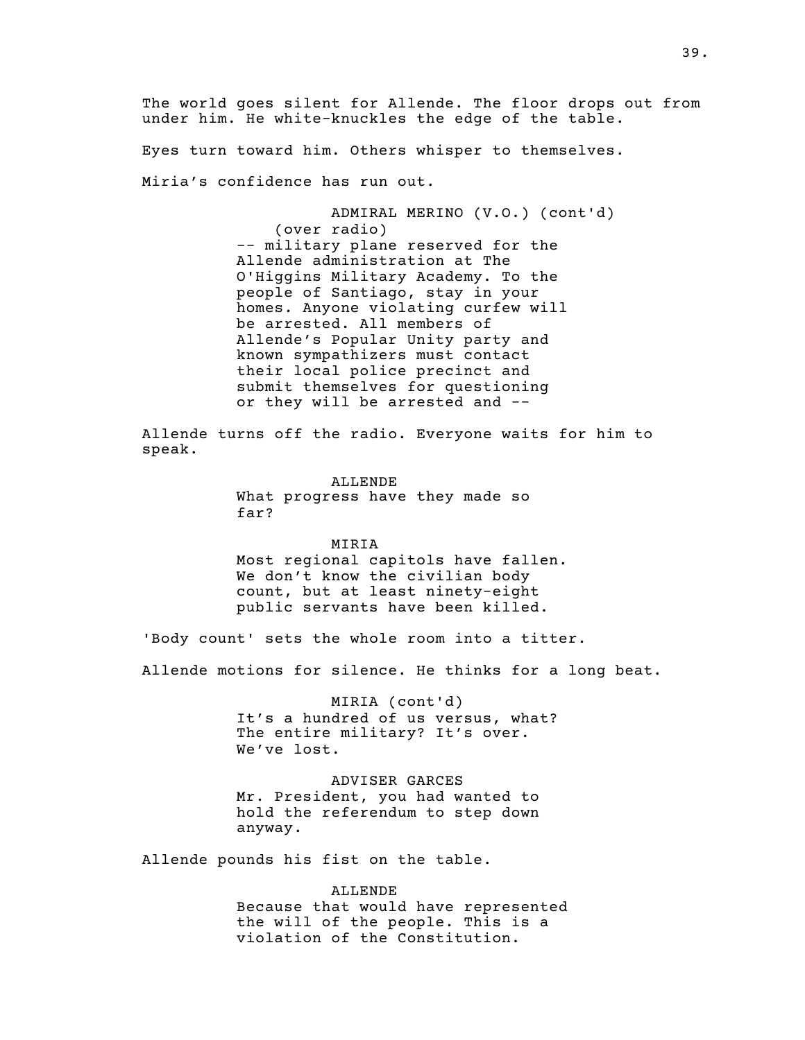The world goes silent for Allende. The floor drops out from under him. He white-knuckles the edge of the table.

Eyes turn toward him. Others whisper to themselves.

Miria's confidence has run out.

ADMIRAL MERINO (V.O.) (cont'd)
(over radio)
-- military plane reserved for the Allende administration at The O'Higgins Military Academy. To the people of Santiago, stay in your homes. Anyone violating curfew will be arrested. All members of Allende's Popular Unity party and known sympathizers must contact their local police precinct and submit themselves for questioning or they will be arrested and --

Allende turns off the radio. Everyone waits for him to speak.

ALLENDE
What progress have they made so far?

MIRIA
Most regional capitols have fallen. We don't know the civilian body count, but at least ninety-eight public servants have been killed.

'Body count' sets the whole room into a titter.

Allende motions for silence. He thinks for a long beat.

MIRIA (cont'd)
It's a hundred of us versus, what? The entire military? It's over. We've lost.

ADVISER GARCES
Mr. President, you had wanted to hold the referendum to step down anyway.

Allende pounds his fist on the table.

ALLENDE
Because that would have represented the will of the people. This is a violation of the Constitution.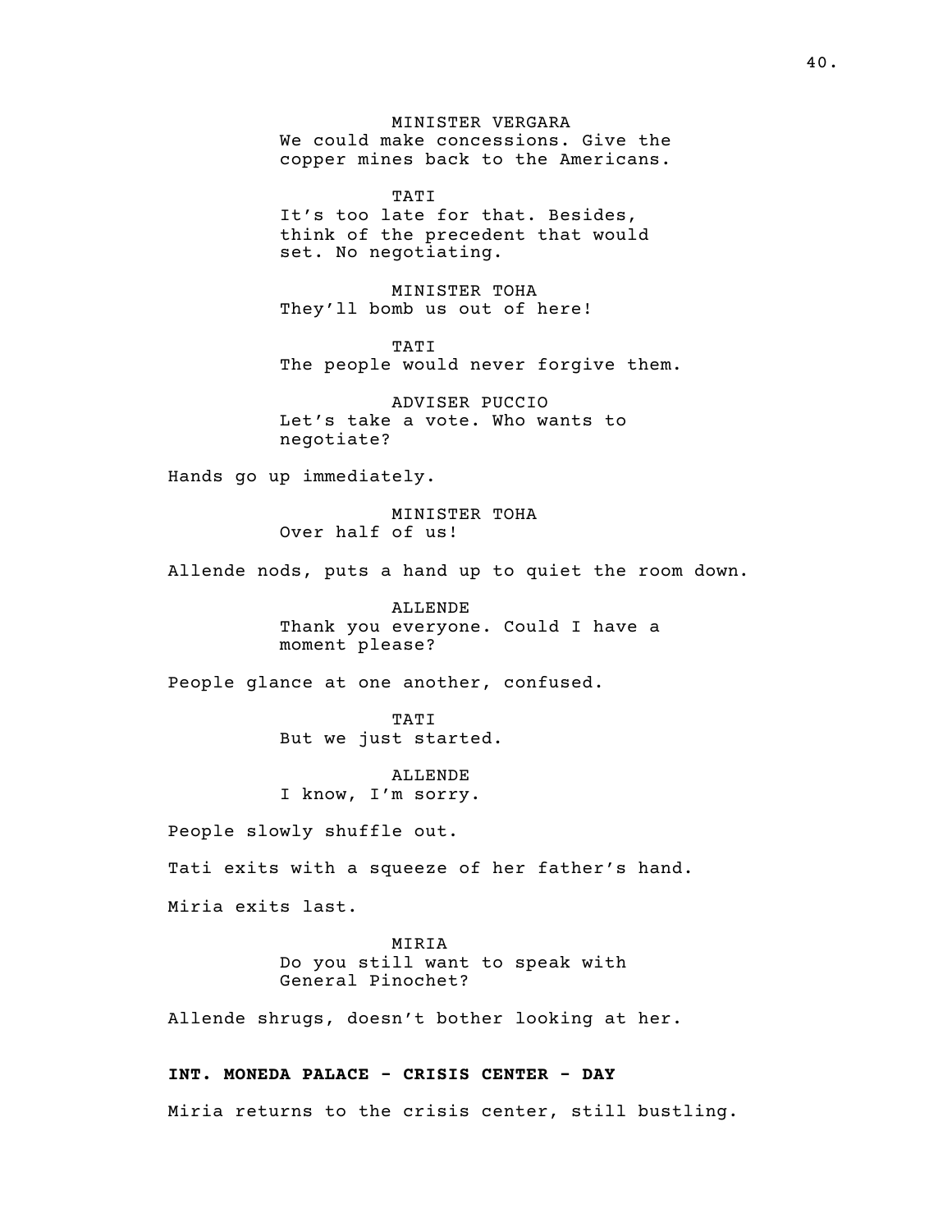MINISTER VERGARA
We could make concessions. Give the copper mines back to the Americans.

TATI
It's too late for that. Besides, think of the precedent that would set. No negotiating.

MINISTER TOHA
They'll bomb us out of here!

TATI
The people would never forgive them.

ADVISER PUCCIO
Let's take a vote. Who wants to negotiate?

Hands go up immediately.

MINISTER TOHA
Over half of us!

Allende nods, puts a hand up to quiet the room down.

ALLENDE
Thank you everyone. Could I have a moment please?

People glance at one another, confused.

TATI
But we just started.

ALLENDE
I know, I'm sorry.

People slowly shuffle out.

Tati exits with a squeeze of her father's hand.

Miria exits last.

MIRIA
Do you still want to speak with General Pinochet?

Allende shrugs, doesn't bother looking at her.

**INT. MONEDA PALACE - CRISIS CENTER - DAY**

Miria returns to the crisis center, still bustling.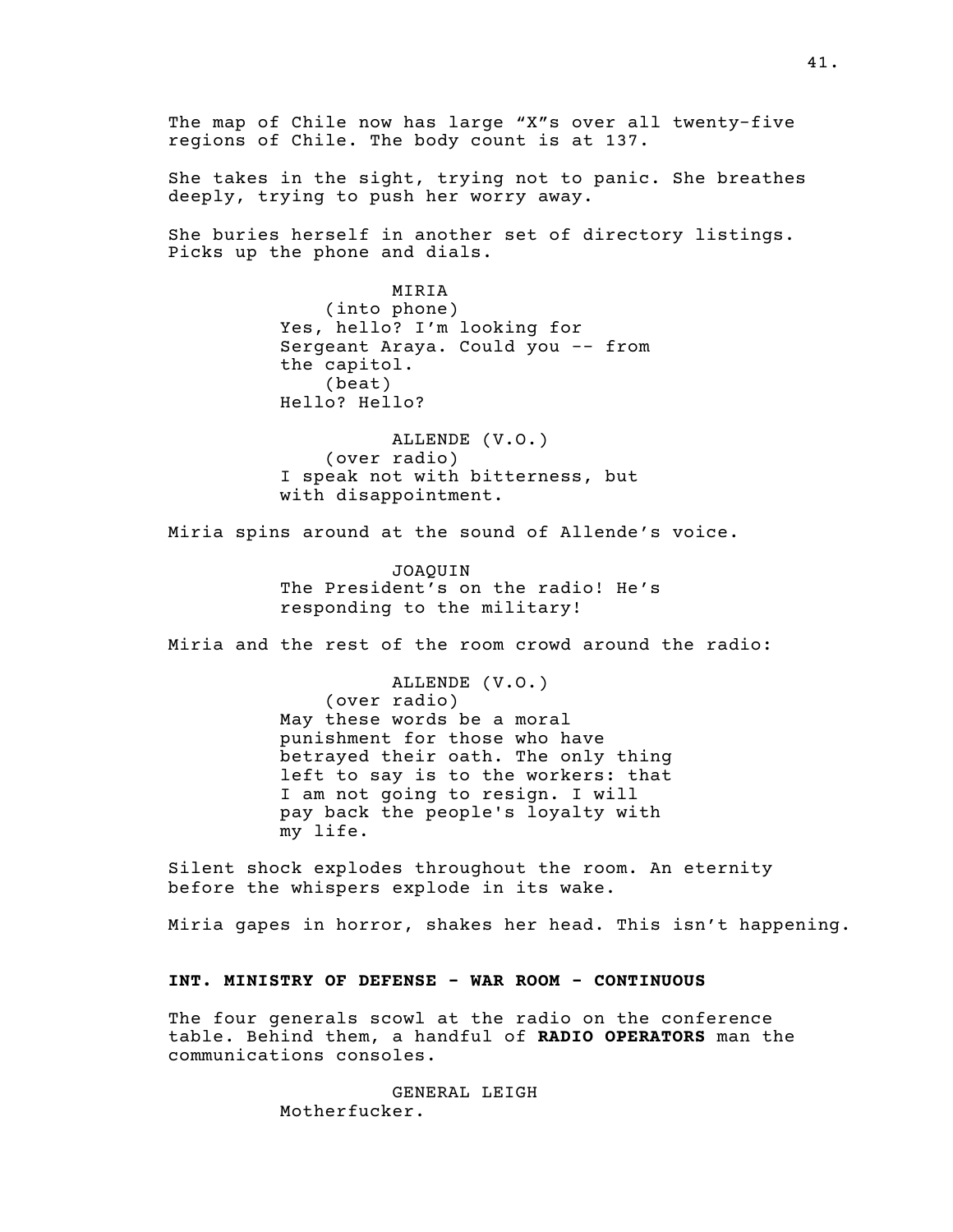The map of Chile now has large “X”s over all twenty-five regions of Chile. The body count is at 137.

She takes in the sight, trying not to panic. She breathes deeply, trying to push her worry away.

She buries herself in another set of directory listings. Picks up the phone and dials.

MIRIA
(into phone)
Yes, hello? I’m looking for Sergeant Araya. Could you -- from the capitol.
(beat)
Hello? Hello?

ALLENDE (V.O.)
(over radio)
I speak not with bitterness, but with disappointment.

Miria spins around at the sound of Allende’s voice.

JOAQUIN
The President’s on the radio! He’s responding to the military!

Miria and the rest of the room crowd around the radio:

ALLENDE (V.O.)
(over radio)
May these words be a moral punishment for those who have betrayed their oath. The only thing left to say is to the workers: that I am not going to resign. I will pay back the people's loyalty with my life.

Silent shock explodes throughout the room. An eternity before the whispers explode in its wake.

Miria gapes in horror, shakes her head. This isn’t happening.

**INT. MINISTRY OF DEFENSE - WAR ROOM - CONTINUOUS**

The four generals scowl at the radio on the conference table. Behind them, a handful of **RADIO OPERATORS** man the communications consoles.

GENERAL LEIGH
Motherfucker.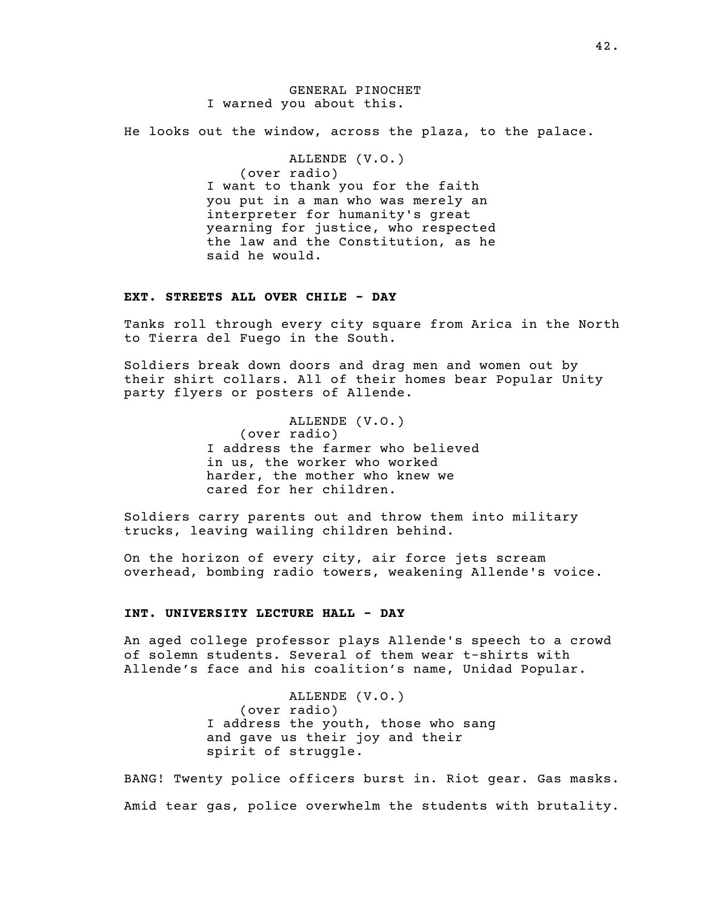GENERAL PINOCHET
I warned you about this.

He looks out the window, across the plaza, to the palace.

ALLENDE (V.O.)
(over radio)
I want to thank you for the faith you put in a man who was merely an interpreter for humanity's great yearning for justice, who respected the law and the Constitution, as he said he would.

**EXT. STREETS ALL OVER CHILE - DAY**

Tanks roll through every city square from Arica in the North to Tierra del Fuego in the South.

Soldiers break down doors and drag men and women out by their shirt collars. All of their homes bear Popular Unity party flyers or posters of Allende.

ALLENDE (V.O.)
(over radio)
I address the farmer who believed in us, the worker who worked harder, the mother who knew we cared for her children.

Soldiers carry parents out and throw them into military trucks, leaving wailing children behind.

On the horizon of every city, air force jets scream overhead, bombing radio towers, weakening Allende's voice.

**INT. UNIVERSITY LECTURE HALL - DAY**

An aged college professor plays Allende's speech to a crowd of solemn students. Several of them wear t-shirts with Allende's face and his coalition's name, Unidad Popular.

ALLENDE (V.O.)
(over radio)
I address the youth, those who sang and gave us their joy and their spirit of struggle.

BANG! Twenty police officers burst in. Riot gear. Gas masks.

Amid tear gas, police overwhelm the students with brutality.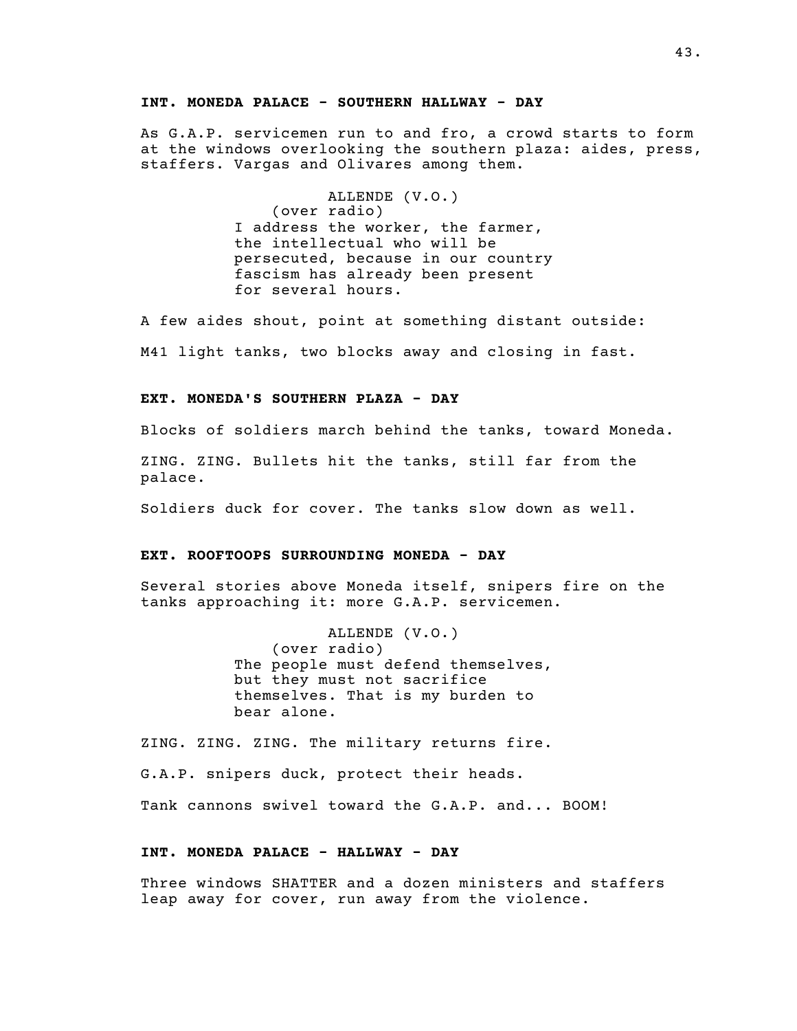**INT. MONEDA PALACE - SOUTHERN HALLWAY - DAY**

As G.A.P. servicemen run to and fro, a crowd starts to form at the windows overlooking the southern plaza: aides, press, staffers. Vargas and Olivares among them.

ALLENDE (V.O.)
(over radio)
I address the worker, the farmer, the intellectual who will be persecuted, because in our country fascism has already been present for several hours.

A few aides shout, point at something distant outside:

M41 light tanks, two blocks away and closing in fast.

**EXT. MONEDA'S SOUTHERN PLAZA - DAY**

Blocks of soldiers march behind the tanks, toward Moneda.

ZING. ZING. Bullets hit the tanks, still far from the palace.

Soldiers duck for cover. The tanks slow down as well.

**EXT. ROOFTOOPS SURROUNDING MONEDA - DAY**

Several stories above Moneda itself, snipers fire on the tanks approaching it: more G.A.P. servicemen.

ALLENDE (V.O.)
(over radio)
The people must defend themselves, but they must not sacrifice themselves. That is my burden to bear alone.

ZING. ZING. ZING. The military returns fire.

G.A.P. snipers duck, protect their heads.

Tank cannons swivel toward the G.A.P. and... BOOM!

**INT. MONEDA PALACE - HALLWAY - DAY**

Three windows SHATTER and a dozen ministers and staffers leap away for cover, run away from the violence.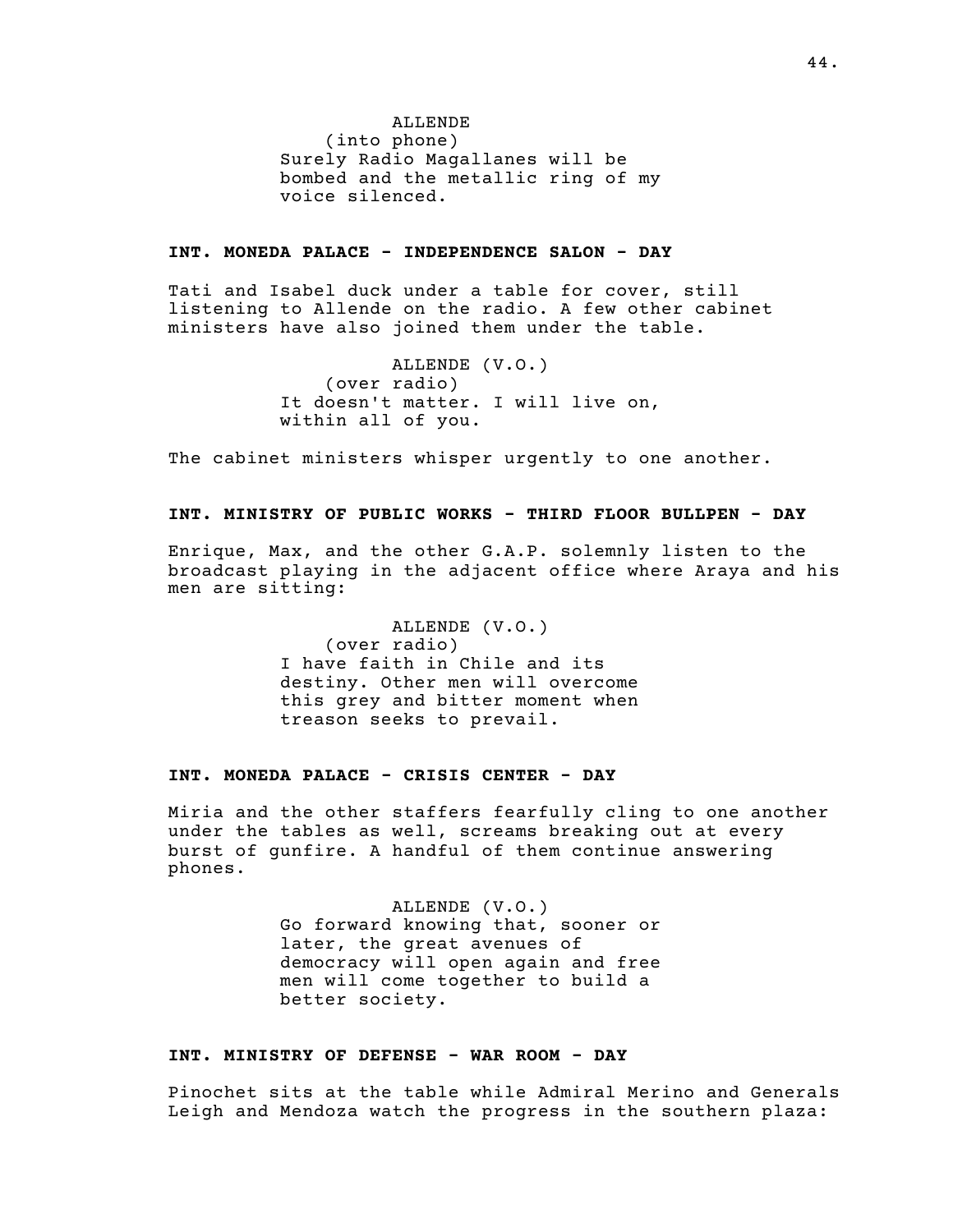ALLENDE
(into phone)
Surely Radio Magallanes will be bombed and the metallic ring of my voice silenced.

**INT. MONEDA PALACE - INDEPENDENCE SALON - DAY**

Tati and Isabel duck under a table for cover, still listening to Allende on the radio. A few other cabinet ministers have also joined them under the table.

ALLENDE (V.O.)
(over radio)
It doesn't matter. I will live on, within all of you.

The cabinet ministers whisper urgently to one another.

**INT. MINISTRY OF PUBLIC WORKS - THIRD FLOOR BULLPEN - DAY**

Enrique, Max, and the other G.A.P. solemnly listen to the broadcast playing in the adjacent office where Araya and his men are sitting:

ALLENDE (V.O.)
(over radio)
I have faith in Chile and its destiny. Other men will overcome this grey and bitter moment when treason seeks to prevail.

**INT. MONEDA PALACE - CRISIS CENTER - DAY**

Miria and the other staffers fearfully cling to one another under the tables as well, screams breaking out at every burst of gunfire. A handful of them continue answering phones.

ALLENDE (V.O.)
Go forward knowing that, sooner or later, the great avenues of democracy will open again and free men will come together to build a better society.

**INT. MINISTRY OF DEFENSE - WAR ROOM - DAY**

Pinochet sits at the table while Admiral Merino and Generals Leigh and Mendoza watch the progress in the southern plaza: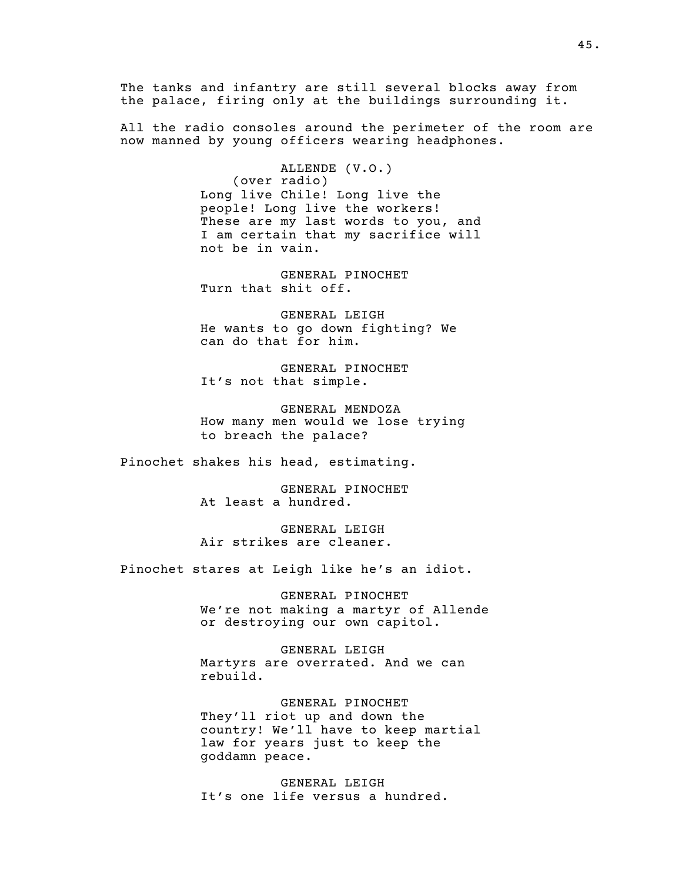The tanks and infantry are still several blocks away from the palace, firing only at the buildings surrounding it.

All the radio consoles around the perimeter of the room are now manned by young officers wearing headphones.

ALLENDE (V.O.)
(over radio)
Long live Chile! Long live the people! Long live the workers! These are my last words to you, and I am certain that my sacrifice will not be in vain.

GENERAL PINOCHET
Turn that shit off.

GENERAL LEIGH
He wants to go down fighting? We can do that for him.

GENERAL PINOCHET
It's not that simple.

GENERAL MENDOZA
How many men would we lose trying to breach the palace?

Pinochet shakes his head, estimating.

GENERAL PINOCHET
At least a hundred.

GENERAL LEIGH
Air strikes are cleaner.

Pinochet stares at Leigh like he's an idiot.

GENERAL PINOCHET
We're not making a martyr of Allende or destroying our own capitol.

GENERAL LEIGH
Martyrs are overrated. And we can rebuild.

GENERAL PINOCHET
They'll riot up and down the country! We'll have to keep martial law for years just to keep the goddamn peace.

GENERAL LEIGH
It's one life versus a hundred.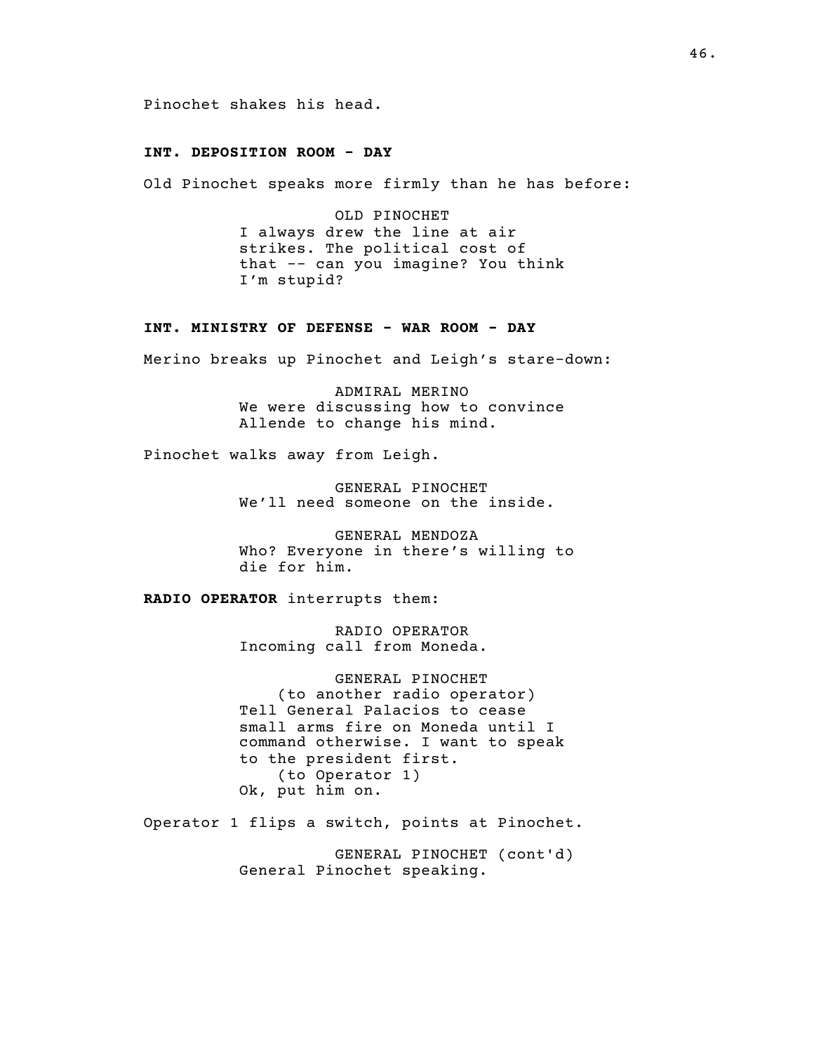Pinochet shakes his head.

**INT. DEPOSITION ROOM - DAY**

Old Pinochet speaks more firmly than he has before:

OLD PINOCHET
I always drew the line at air strikes. The political cost of that -- can you imagine? You think I'm stupid?

**INT. MINISTRY OF DEFENSE - WAR ROOM - DAY**

Merino breaks up Pinochet and Leigh's stare-down:

ADMIRAL MERINO
We were discussing how to convince Allende to change his mind.

Pinochet walks away from Leigh.

GENERAL PINOCHET
We'll need someone on the inside.

GENERAL MENDOZA
Who? Everyone in there's willing to die for him.

**RADIO OPERATOR** interrupts them:

RADIO OPERATOR
Incoming call from Moneda.

GENERAL PINOCHET
(to another radio operator)
Tell General Palacios to cease small arms fire on Moneda until I command otherwise. I want to speak to the president first.
(to Operator 1)
Ok, put him on.

Operator 1 flips a switch, points at Pinochet.

GENERAL PINOCHET (cont'd)
General Pinochet speaking.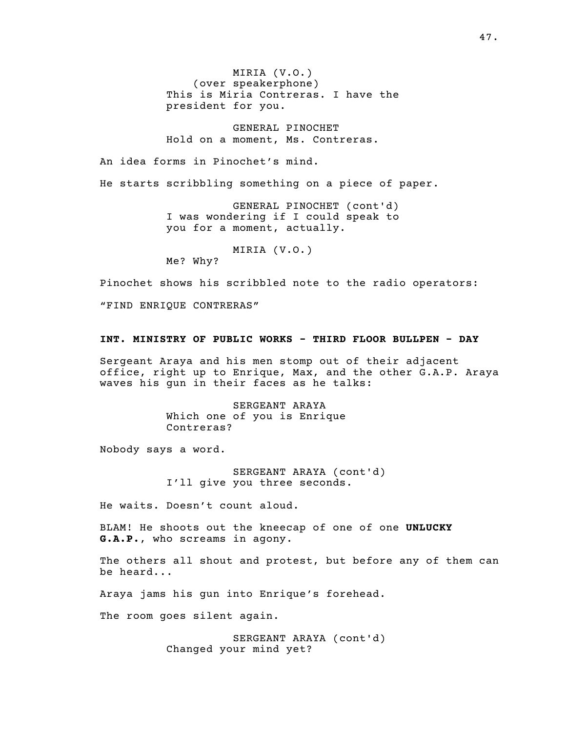MIRIA (V.O.)
(over speakerphone)
This is Miria Contreras. I have the president for you.

GENERAL PINOCHET
Hold on a moment, Ms. Contreras.

An idea forms in Pinochet's mind.

He starts scribbling something on a piece of paper.

GENERAL PINOCHET (cont'd)
I was wondering if I could speak to you for a moment, actually.

MIRIA (V.O.)
Me? Why?

Pinochet shows his scribbled note to the radio operators:

"FIND ENRIQUE CONTRERAS"

**INT. MINISTRY OF PUBLIC WORKS - THIRD FLOOR BULLPEN - DAY**

Sergeant Araya and his men stomp out of their adjacent office, right up to Enrique, Max, and the other G.A.P. Araya waves his gun in their faces as he talks:

SERGEANT ARAYA
Which one of you is Enrique Contreras?

Nobody says a word.

SERGEANT ARAYA (cont'd)
I'll give you three seconds.

He waits. Doesn't count aloud.

BLAM! He shoots out the kneecap of one of one **UNLUCKY G.A.P.**, who screams in agony.

The others all shout and protest, but before any of them can be heard...

Araya jams his gun into Enrique's forehead.

The room goes silent again.

SERGEANT ARAYA (cont'd)
Changed your mind yet?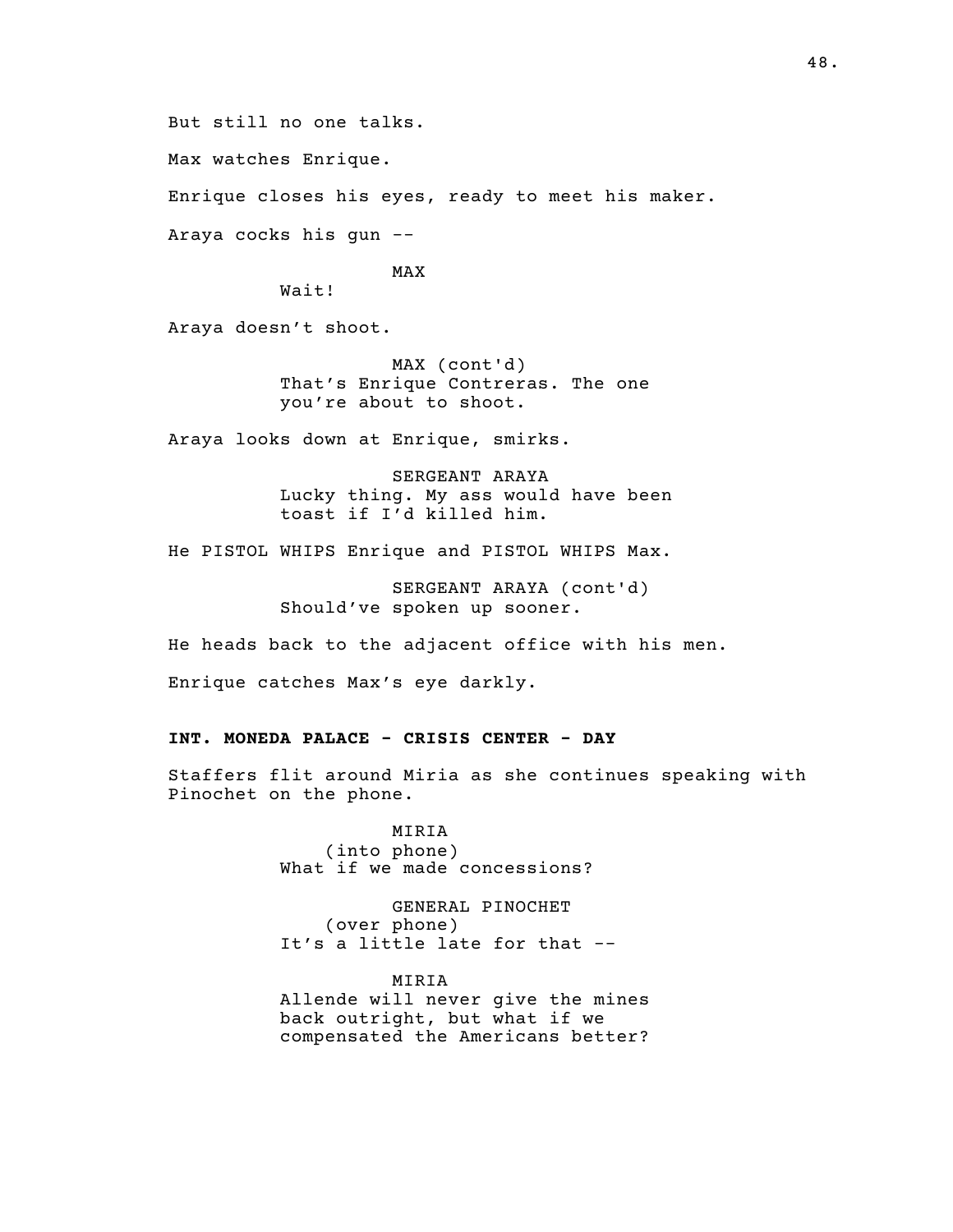But still no one talks.

Max watches Enrique.

Enrique closes his eyes, ready to meet his maker.

Araya cocks his gun --

MAX
Wait!

Araya doesn't shoot.

MAX (cont'd)
That's Enrique Contreras. The one you're about to shoot.

Araya looks down at Enrique, smirks.

SERGEANT ARAYA
Lucky thing. My ass would have been toast if I'd killed him.

He PISTOL WHIPS Enrique and PISTOL WHIPS Max.

SERGEANT ARAYA (cont'd)
Should've spoken up sooner.

He heads back to the adjacent office with his men.

Enrique catches Max's eye darkly.

**INT. MONEDA PALACE - CRISIS CENTER - DAY**

Staffers flit around Miria as she continues speaking with Pinochet on the phone.

MIRIA
(into phone)
What if we made concessions?

GENERAL PINOCHET
(over phone)
It's a little late for that --

MIRIA
Allende will never give the mines back outright, but what if we compensated the Americans better?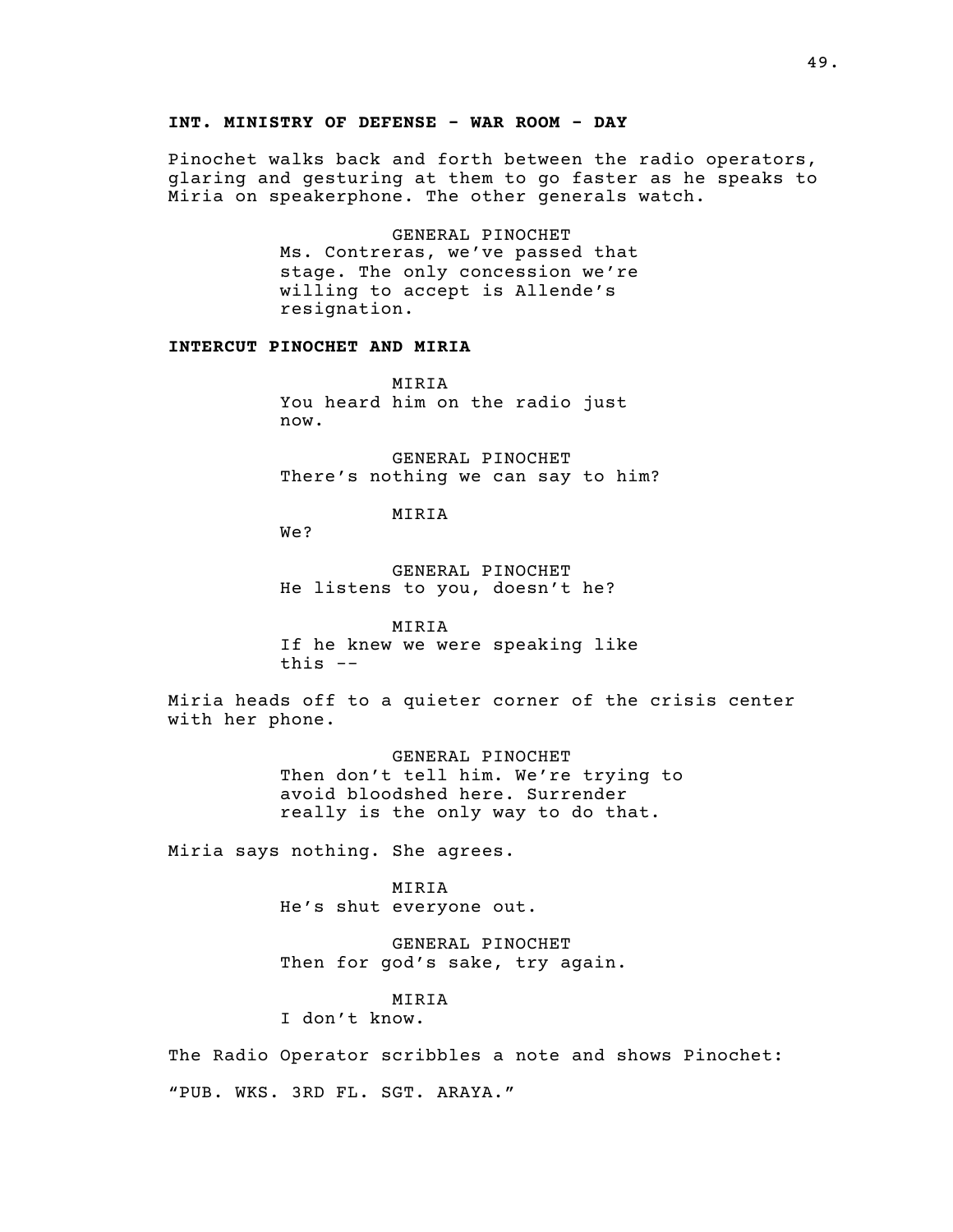**INT. MINISTRY OF DEFENSE - WAR ROOM - DAY**

Pinochet walks back and forth between the radio operators, glaring and gesturing at them to go faster as he speaks to Miria on speakerphone. The other generals watch.

GENERAL PINOCHET
Ms. Contreras, we've passed that stage. The only concession we're willing to accept is Allende's resignation.

**INTERCUT PINOCHET AND MIRIA**

MIRIA
You heard him on the radio just now.

GENERAL PINOCHET
There's nothing we can say to him?

MIRIA
We?

GENERAL PINOCHET
He listens to you, doesn't he?

MIRIA
If he knew we were speaking like this --

Miria heads off to a quieter corner of the crisis center with her phone.

GENERAL PINOCHET
Then don't tell him. We're trying to avoid bloodshed here. Surrender really is the only way to do that.

Miria says nothing. She agrees.

MIRIA
He's shut everyone out.

GENERAL PINOCHET
Then for god's sake, try again.

MIRIA
I don't know.

The Radio Operator scribbles a note and shows Pinochet:

"PUB. WKS. 3RD FL. SGT. ARAYA."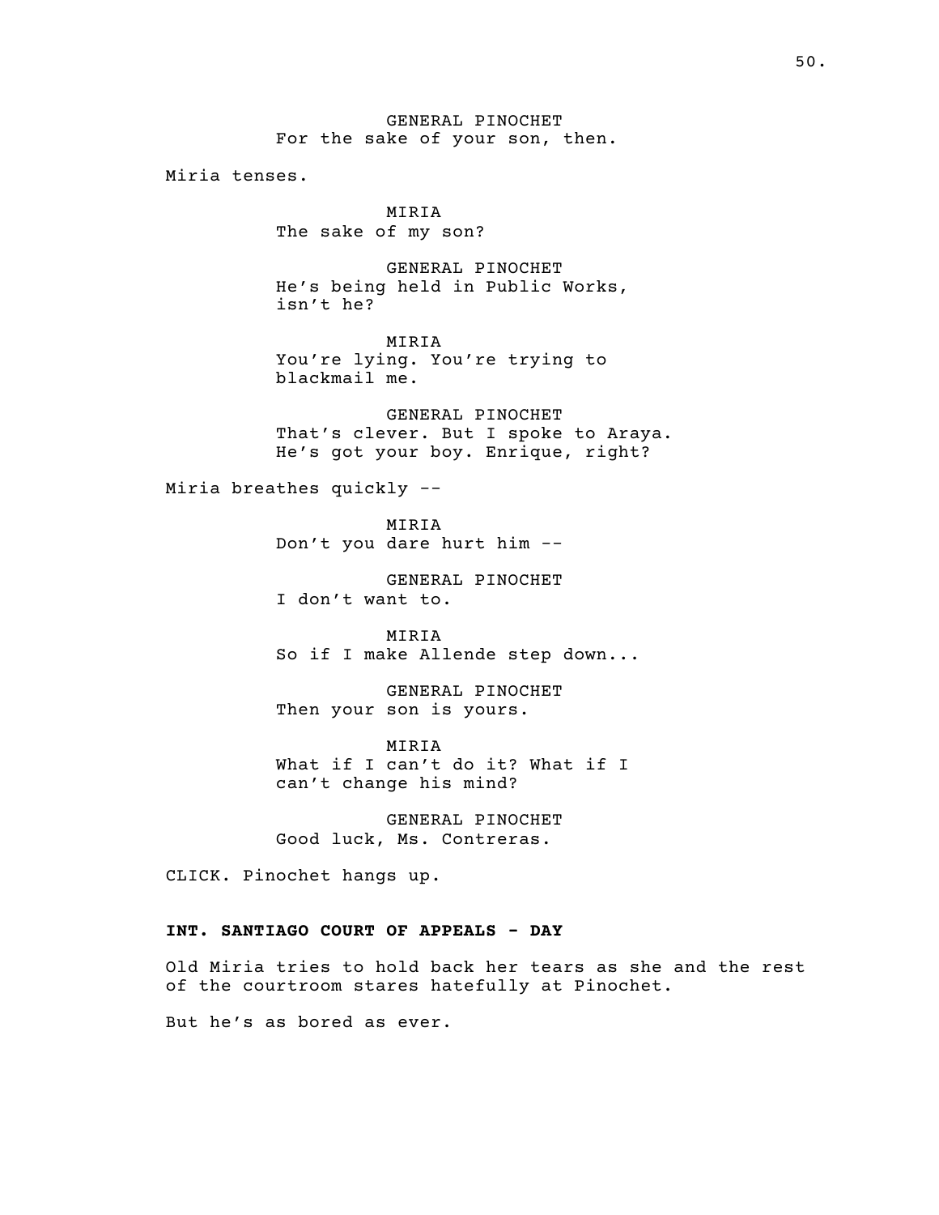GENERAL PINOCHET
For the sake of your son, then.

Miria tenses.

MIRIA
The sake of my son?

GENERAL PINOCHET
He's being held in Public Works, isn't he?

MIRIA
You're lying. You're trying to blackmail me.

GENERAL PINOCHET
That's clever. But I spoke to Araya. He's got your boy. Enrique, right?

Miria breathes quickly --

MIRIA
Don't you dare hurt him --

GENERAL PINOCHET
I don't want to.

MIRIA
So if I make Allende step down...

GENERAL PINOCHET
Then your son is yours.

MIRIA
What if I can't do it? What if I can't change his mind?

GENERAL PINOCHET
Good luck, Ms. Contreras.

CLICK. Pinochet hangs up.

**INT. SANTIAGO COURT OF APPEALS - DAY**

Old Miria tries to hold back her tears as she and the rest of the courtroom stares hatefully at Pinochet.

But he's as bored as ever.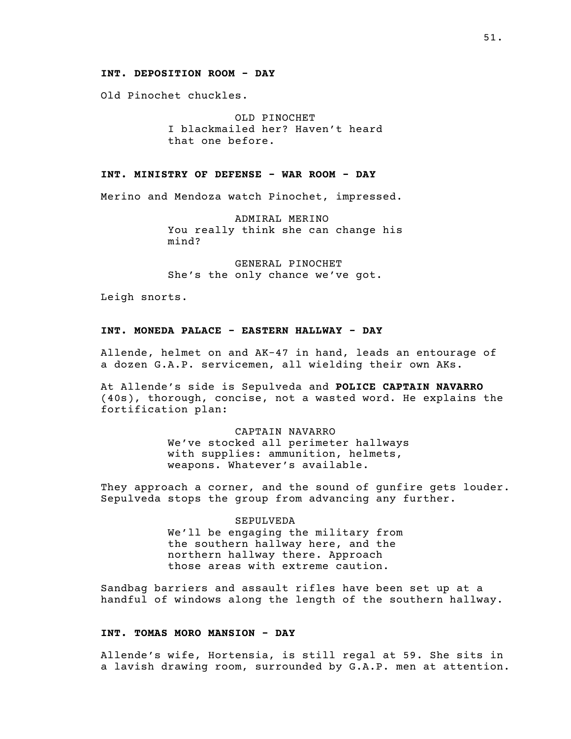**INT. DEPOSITION ROOM - DAY**

Old Pinochet chuckles.

OLD PINOCHET
I blackmailed her? Haven't heard that one before.

**INT. MINISTRY OF DEFENSE - WAR ROOM - DAY**

Merino and Mendoza watch Pinochet, impressed.

ADMIRAL MERINO
You really think she can change his mind?

GENERAL PINOCHET
She's the only chance we've got.

Leigh snorts.

**INT. MONEDA PALACE - EASTERN HALLWAY - DAY**

Allende, helmet on and AK-47 in hand, leads an entourage of a dozen G.A.P. servicemen, all wielding their own AKs.

At Allende's side is Sepulveda and **POLICE CAPTAIN NAVARRO** (40s), thorough, concise, not a wasted word. He explains the fortification plan:

CAPTAIN NAVARRO
We've stocked all perimeter hallways with supplies: ammunition, helmets, weapons. Whatever's available.

They approach a corner, and the sound of gunfire gets louder. Sepulveda stops the group from advancing any further.

SEPULVEDA
We'll be engaging the military from the southern hallway here, and the northern hallway there. Approach those areas with extreme caution.

Sandbag barriers and assault rifles have been set up at a handful of windows along the length of the southern hallway.

**INT. TOMAS MORO MANSION - DAY**

Allende's wife, Hortensia, is still regal at 59. She sits in a lavish drawing room, surrounded by G.A.P. men at attention.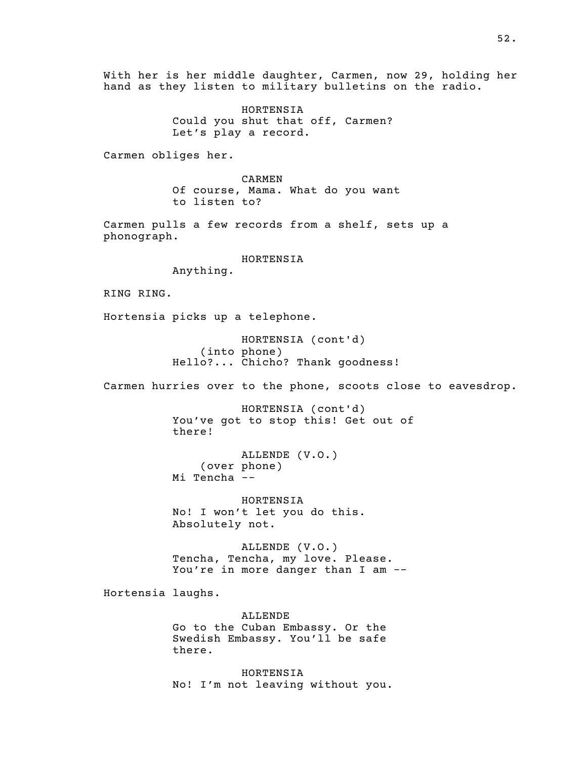With her is her middle daughter, Carmen, now 29, holding her hand as they listen to military bulletins on the radio.

HORTENSIA
Could you shut that off, Carmen? Let's play a record.

Carmen obliges her.

CARMEN
Of course, Mama. What do you want to listen to?

Carmen pulls a few records from a shelf, sets up a phonograph.

HORTENSIA
Anything.

RING RING.

Hortensia picks up a telephone.

HORTENSIA (cont'd)
(into phone)
Hello?... Chicho? Thank goodness!

Carmen hurries over to the phone, scoots close to eavesdrop.

HORTENSIA (cont'd)
You've got to stop this! Get out of there!

ALLENDE (V.O.)
(over phone)
Mi Tencha --

HORTENSIA
No! I won't let you do this. Absolutely not.

ALLENDE (V.O.)
Tencha, Tencha, my love. Please. You're in more danger than I am --

Hortensia laughs.

ALLENDE
Go to the Cuban Embassy. Or the Swedish Embassy. You'll be safe there.

HORTENSIA
No! I'm not leaving without you.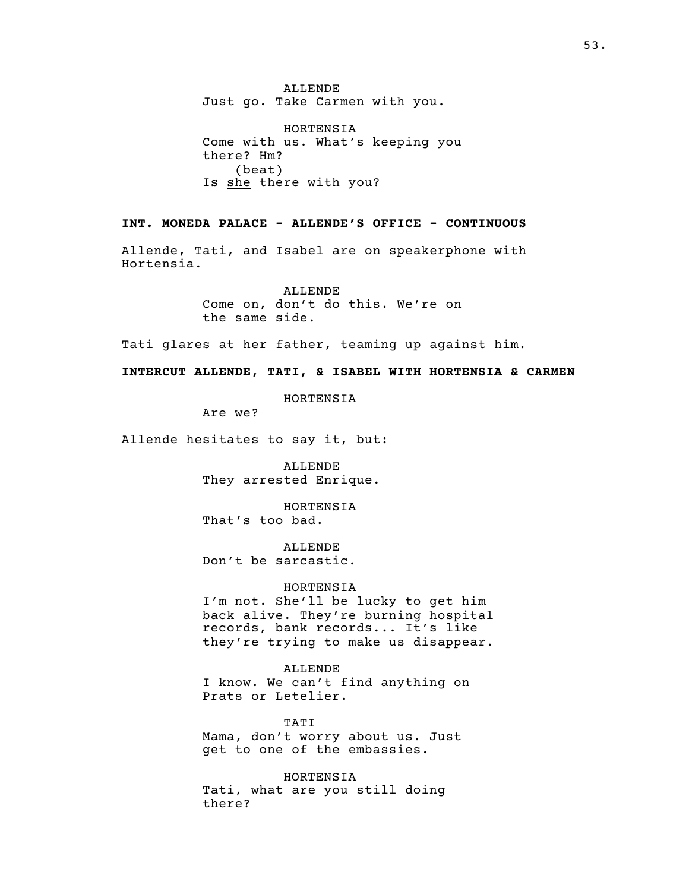ALLENDE
Just go. Take Carmen with you.

HORTENSIA
Come with us. What's keeping you there? Hm?
(beat)
Is she there with you?

**INT. MONEDA PALACE - ALLENDE'S OFFICE - CONTINUOUS**

Allende, Tati, and Isabel are on speakerphone with Hortensia.

ALLENDE
Come on, don't do this. We're on the same side.

Tati glares at her father, teaming up against him.

**INTERCUT ALLENDE, TATI, & ISABEL WITH HORTENSIA & CARMEN**

HORTENSIA
Are we?

Allende hesitates to say it, but:

ALLENDE
They arrested Enrique.

HORTENSIA
That's too bad.

ALLENDE
Don't be sarcastic.

HORTENSIA
I'm not. She'll be lucky to get him back alive. They're burning hospital records, bank records... It's like they're trying to make us disappear.

ALLENDE
I know. We can't find anything on Prats or Letelier.

TATI
Mama, don't worry about us. Just get to one of the embassies.

HORTENSIA
Tati, what are you still doing there?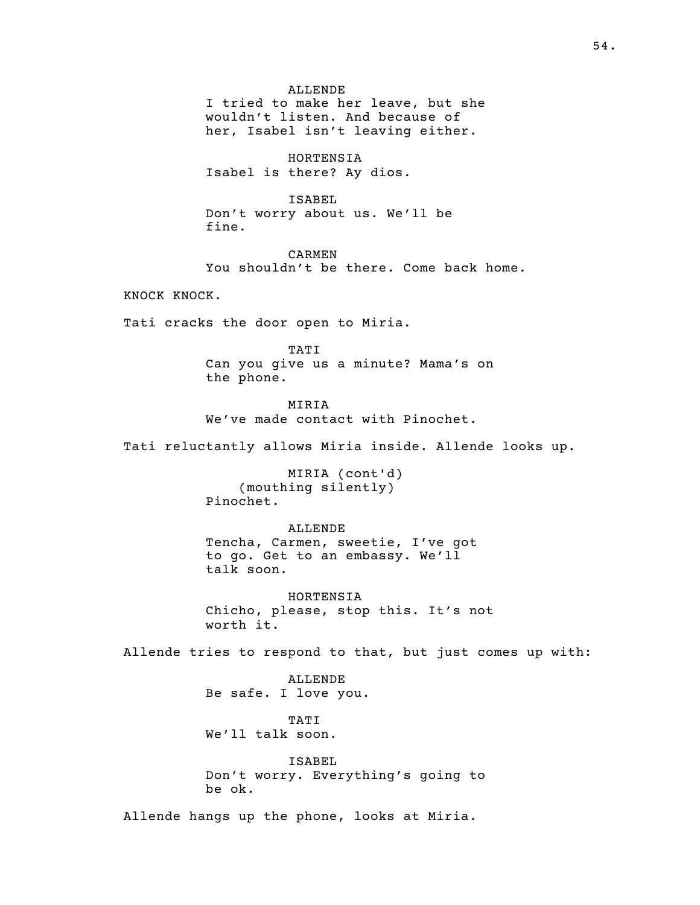ALLENDE
I tried to make her leave, but she wouldn't listen. And because of her, Isabel isn't leaving either.

HORTENSIA
Isabel is there? Ay dios.

ISABEL
Don't worry about us. We'll be fine.

CARMEN
You shouldn't be there. Come back home.

KNOCK KNOCK.

Tati cracks the door open to Miria.

TATI
Can you give us a minute? Mama's on the phone.

MIRIA
We've made contact with Pinochet.

Tati reluctantly allows Miria inside. Allende looks up.

MIRIA (cont'd)
(mouthing silently)
Pinochet.

ALLENDE
Tencha, Carmen, sweetie, I've got to go. Get to an embassy. We'll talk soon.

HORTENSIA
Chicho, please, stop this. It's not worth it.

Allende tries to respond to that, but just comes up with:

ALLENDE
Be safe. I love you.

TATI
We'll talk soon.

ISABEL
Don't worry. Everything's going to be ok.

Allende hangs up the phone, looks at Miria.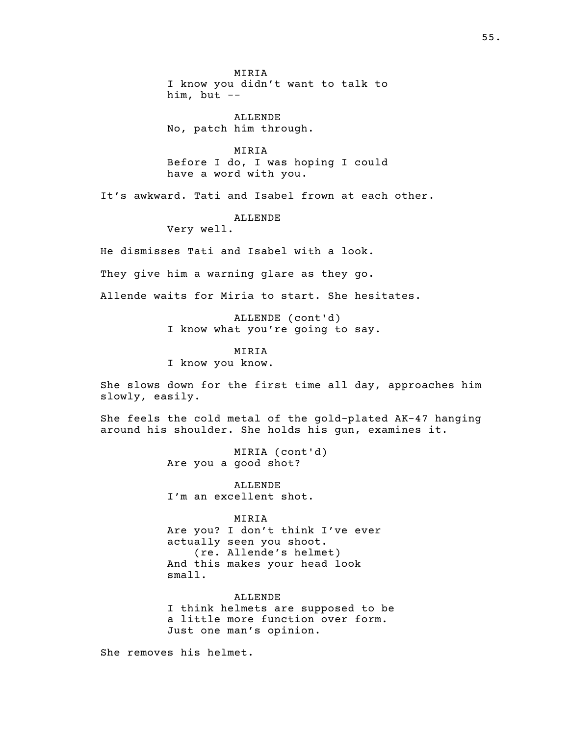MIRIA
I know you didn't want to talk to him, but --

ALLENDE
No, patch him through.

MIRIA
Before I do, I was hoping I could have a word with you.

It's awkward. Tati and Isabel frown at each other.

ALLENDE
Very well.

He dismisses Tati and Isabel with a look.

They give him a warning glare as they go.

Allende waits for Miria to start. She hesitates.

ALLENDE (cont'd)
I know what you're going to say.

MIRIA
I know you know.

She slows down for the first time all day, approaches him slowly, easily.

She feels the cold metal of the gold-plated AK-47 hanging around his shoulder. She holds his gun, examines it.

MIRIA (cont'd)
Are you a good shot?

ALLENDE
I'm an excellent shot.

MIRIA
Are you? I don't think I've ever actually seen you shoot.
(re. Allende's helmet)
And this makes your head look small.

ALLENDE
I think helmets are supposed to be a little more function over form. Just one man's opinion.

She removes his helmet.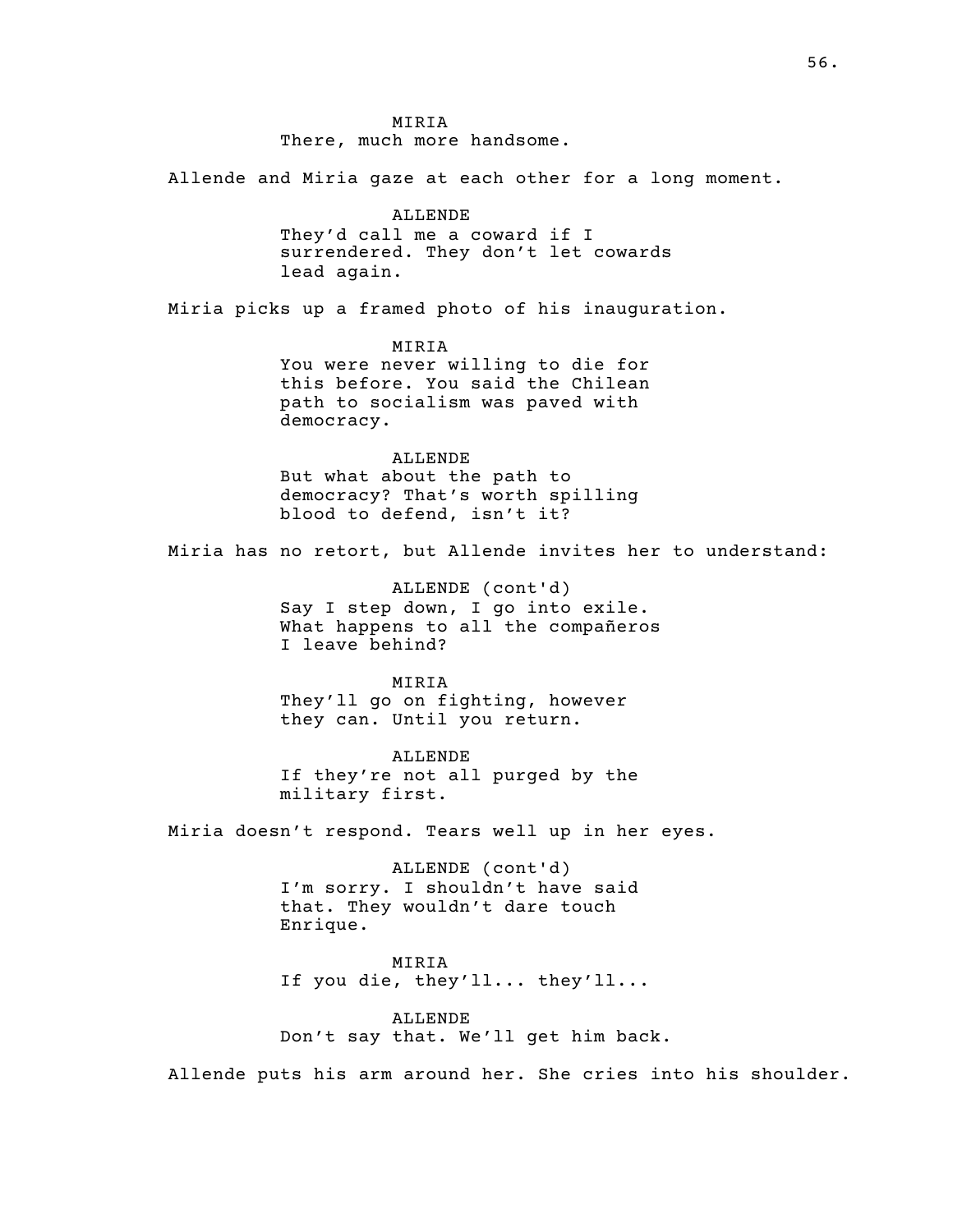MIRIA
There, much more handsome.

Allende and Miria gaze at each other for a long moment.

ALLENDE
They'd call me a coward if I surrendered. They don't let cowards lead again.

Miria picks up a framed photo of his inauguration.

MIRIA
You were never willing to die for this before. You said the Chilean path to socialism was paved with democracy.

ALLENDE
But what about the path to democracy? That's worth spilling blood to defend, isn't it?

Miria has no retort, but Allende invites her to understand:

ALLENDE (cont'd)
Say I step down, I go into exile. What happens to all the compañeros I leave behind?

MIRIA
They'll go on fighting, however they can. Until you return.

ALLENDE
If they're not all purged by the military first.

Miria doesn't respond. Tears well up in her eyes.

ALLENDE (cont'd)
I'm sorry. I shouldn't have said that. They wouldn't dare touch Enrique.

MIRIA
If you die, they'll... they'll...

ALLENDE
Don't say that. We'll get him back.

Allende puts his arm around her. She cries into his shoulder.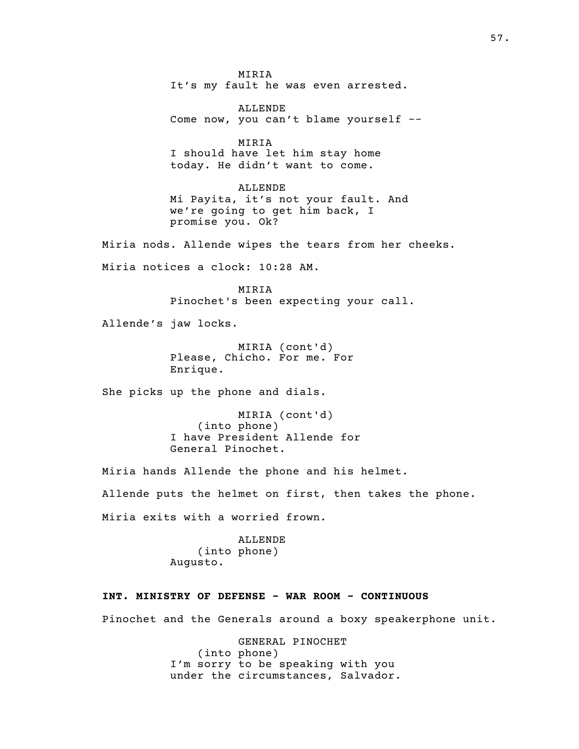MIRIA
It's my fault he was even arrested.

ALLENDE
Come now, you can't blame yourself --

MIRIA
I should have let him stay home today. He didn't want to come.

ALLENDE
Mi Payita, it's not your fault. And we're going to get him back, I promise you. Ok?

Miria nods. Allende wipes the tears from her cheeks.

Miria notices a clock: 10:28 AM.

MIRIA
Pinochet's been expecting your call.

Allende's jaw locks.

MIRIA (cont'd)
Please, Chicho. For me. For Enrique.

She picks up the phone and dials.

MIRIA (cont'd)
(into phone)
I have President Allende for General Pinochet.

Miria hands Allende the phone and his helmet.

Allende puts the helmet on first, then takes the phone.

Miria exits with a worried frown.

ALLENDE
(into phone)
Augusto.

**INT. MINISTRY OF DEFENSE - WAR ROOM - CONTINUOUS**

Pinochet and the Generals around a boxy speakerphone unit.

GENERAL PINOCHET
(into phone)
I'm sorry to be speaking with you under the circumstances, Salvador.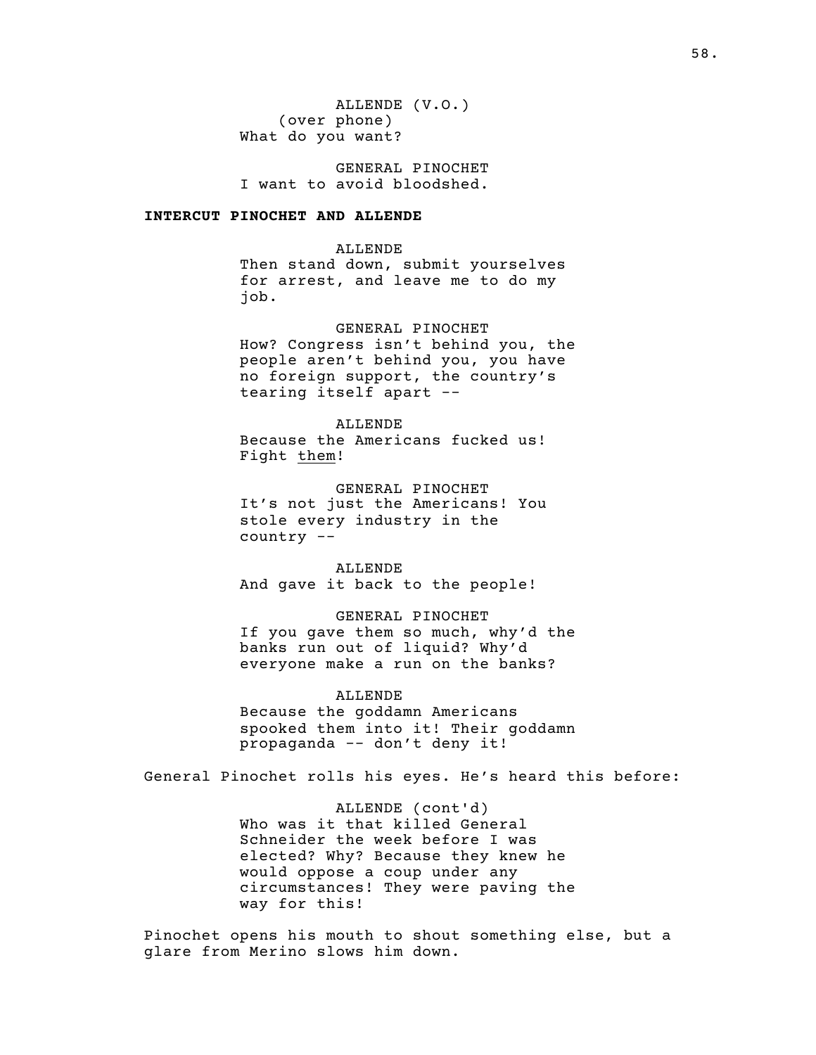ALLENDE (V.O.)
(over phone)
What do you want?

GENERAL PINOCHET
I want to avoid bloodshed.

**INTERCUT PINOCHET AND ALLENDE**

ALLENDE
Then stand down, submit yourselves for arrest, and leave me to do my job.

GENERAL PINOCHET
How? Congress isn't behind you, the people aren't behind you, you have no foreign support, the country's tearing itself apart --

ALLENDE
Because the Americans fucked us! Fight <u>them</u>!

GENERAL PINOCHET
It's not just the Americans! You stole every industry in the country --

ALLENDE
And gave it back to the people!

GENERAL PINOCHET
If you gave them so much, why'd the banks run out of liquid? Why'd everyone make a run on the banks?

ALLENDE
Because the goddamn Americans spooked them into it! Their goddamn propaganda -- don't deny it!

General Pinochet rolls his eyes. He's heard this before:

ALLENDE (cont'd)
Who was it that killed General Schneider the week before I was elected? Why? Because they knew he would oppose a coup under any circumstances! They were paving the way for this!

Pinochet opens his mouth to shout something else, but a glare from Merino slows him down.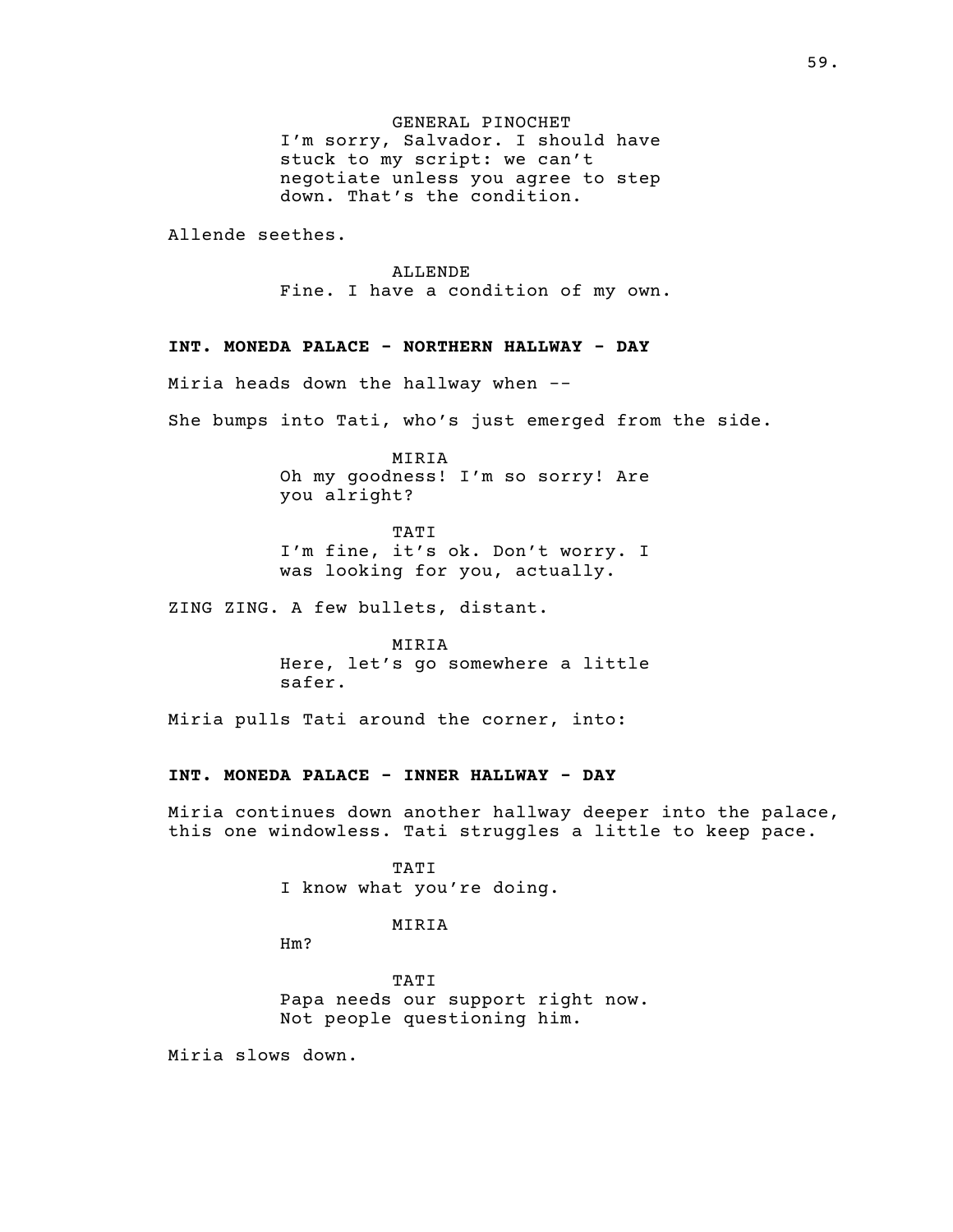GENERAL PINOCHET

I'm sorry, Salvador. I should have stuck to my script: we can't negotiate unless you agree to step down. That's the condition.

Allende seethes.

ALLENDE

Fine. I have a condition of my own.

**INT. MONEDA PALACE - NORTHERN HALLWAY - DAY**

Miria heads down the hallway when --

She bumps into Tati, who's just emerged from the side.

MIRIA

Oh my goodness! I'm so sorry! Are you alright?

TATI

I'm fine, it's ok. Don't worry. I was looking for you, actually.

ZING ZING. A few bullets, distant.

MIRIA

Here, let's go somewhere a little safer.

Miria pulls Tati around the corner, into:

**INT. MONEDA PALACE - INNER HALLWAY - DAY**

Miria continues down another hallway deeper into the palace, this one windowless. Tati struggles a little to keep pace.

TATI

I know what you're doing.

MIRIA

Hm?

TATI

Papa needs our support right now. Not people questioning him.

Miria slows down.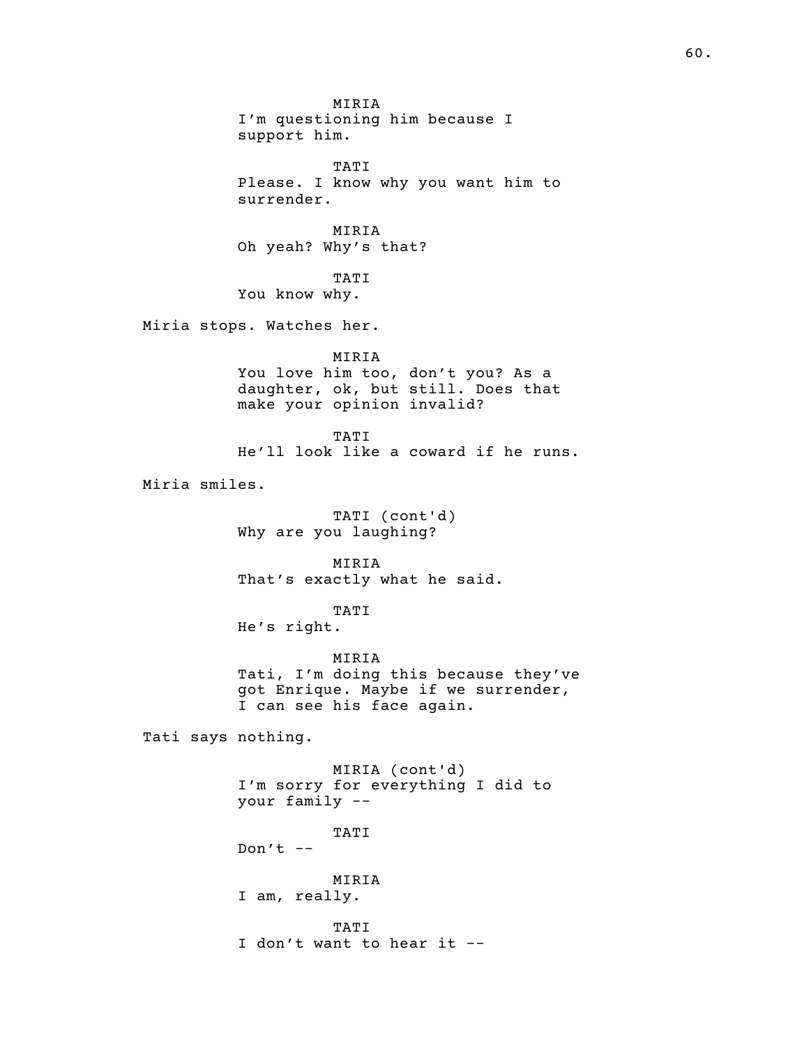MIRIA
I'm questioning him because I support him.

TATI
Please. I know why you want him to surrender.

MIRIA
Oh yeah? Why's that?

TATI
You know why.

Miria stops. Watches her.

MIRIA
You love him too, don't you? As a daughter, ok, but still. Does that make your opinion invalid?

TATI
He'll look like a coward if he runs.

Miria smiles.

TATI (cont'd)
Why are you laughing?

MIRIA
That's exactly what he said.

TATI
He's right.

MIRIA
Tati, I'm doing this because they've got Enrique. Maybe if we surrender, I can see his face again.

Tati says nothing.

MIRIA (cont'd)
I'm sorry for everything I did to your family --

TATI
Don't --

MIRIA
I am, really.

TATI
I don't want to hear it --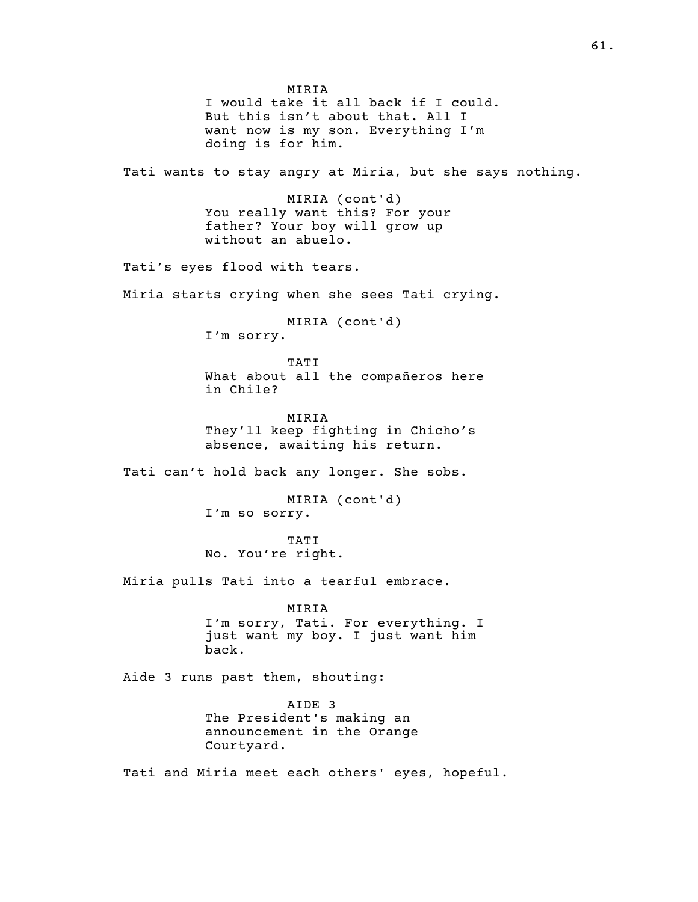MIRIA
I would take it all back if I could. But this isn't about that. All I want now is my son. Everything I'm doing is for him.

Tati wants to stay angry at Miria, but she says nothing.

MIRIA (cont'd)
You really want this? For your father? Your boy will grow up without an abuelo.

Tati's eyes flood with tears.

Miria starts crying when she sees Tati crying.

MIRIA (cont'd)
I'm sorry.

TATI
What about all the compañeros here in Chile?

MIRIA
They'll keep fighting in Chicho's absence, awaiting his return.

Tati can't hold back any longer. She sobs.

MIRIA (cont'd)
I'm so sorry.

TATI
No. You're right.

Miria pulls Tati into a tearful embrace.

MIRIA
I'm sorry, Tati. For everything. I just want my boy. I just want him back.

Aide 3 runs past them, shouting:

AIDE 3
The President's making an announcement in the Orange Courtyard.

Tati and Miria meet each others' eyes, hopeful.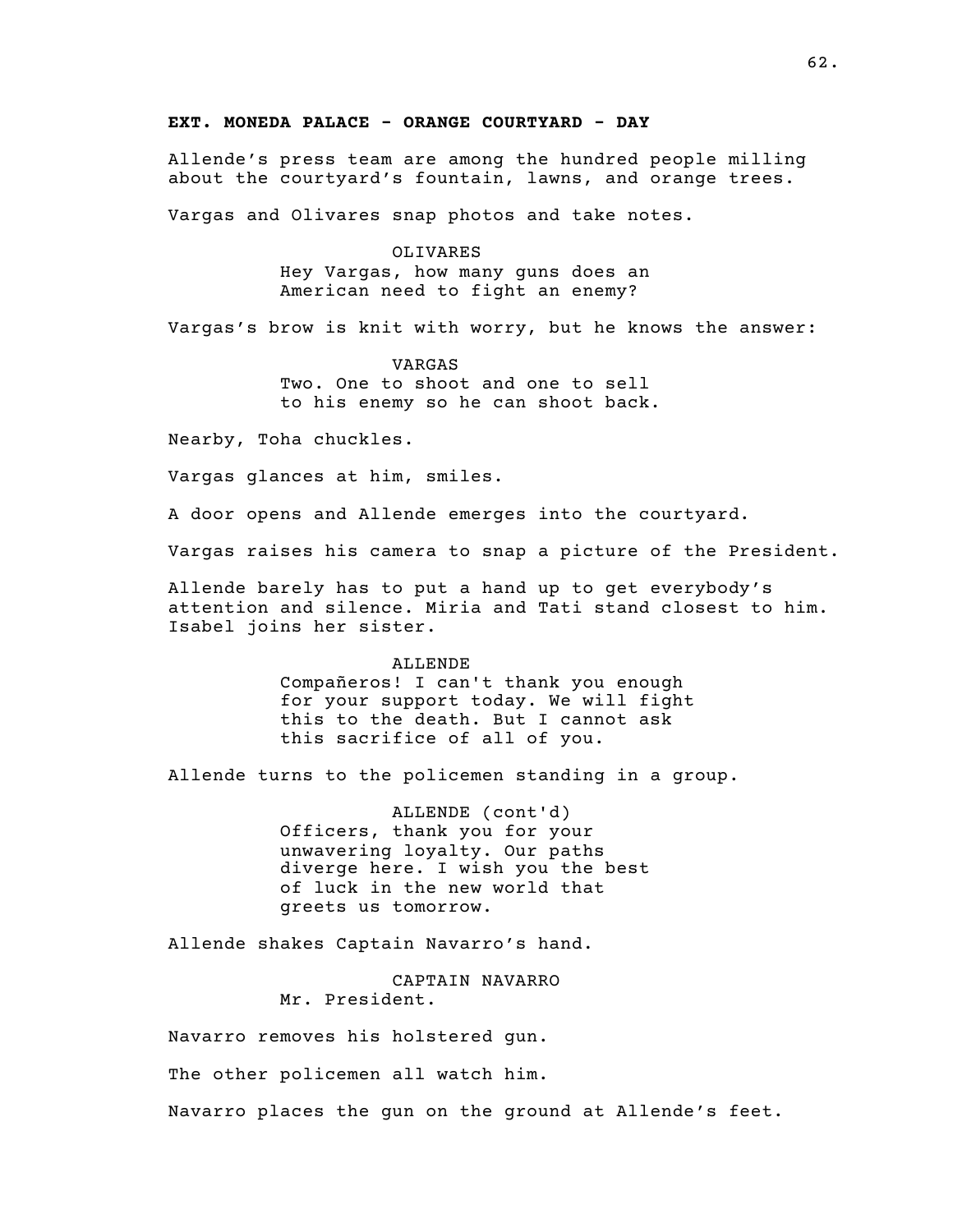**EXT. MONEDA PALACE - ORANGE COURTYARD - DAY**

Allende's press team are among the hundred people milling about the courtyard's fountain, lawns, and orange trees.

Vargas and Olivares snap photos and take notes.

OLIVARES
Hey Vargas, how many guns does an American need to fight an enemy?

Vargas's brow is knit with worry, but he knows the answer:

VARGAS
Two. One to shoot and one to sell to his enemy so he can shoot back.

Nearby, Toha chuckles.

Vargas glances at him, smiles.

A door opens and Allende emerges into the courtyard.

Vargas raises his camera to snap a picture of the President.

Allende barely has to put a hand up to get everybody's attention and silence. Miria and Tati stand closest to him. Isabel joins her sister.

ALLENDE
Compañeros! I can't thank you enough for your support today. We will fight this to the death. But I cannot ask this sacrifice of all of you.

Allende turns to the policemen standing in a group.

ALLENDE (cont'd)
Officers, thank you for your unwavering loyalty. Our paths diverge here. I wish you the best of luck in the new world that greets us tomorrow.

Allende shakes Captain Navarro's hand.

CAPTAIN NAVARRO
Mr. President.

Navarro removes his holstered gun.

The other policemen all watch him.

Navarro places the gun on the ground at Allende's feet.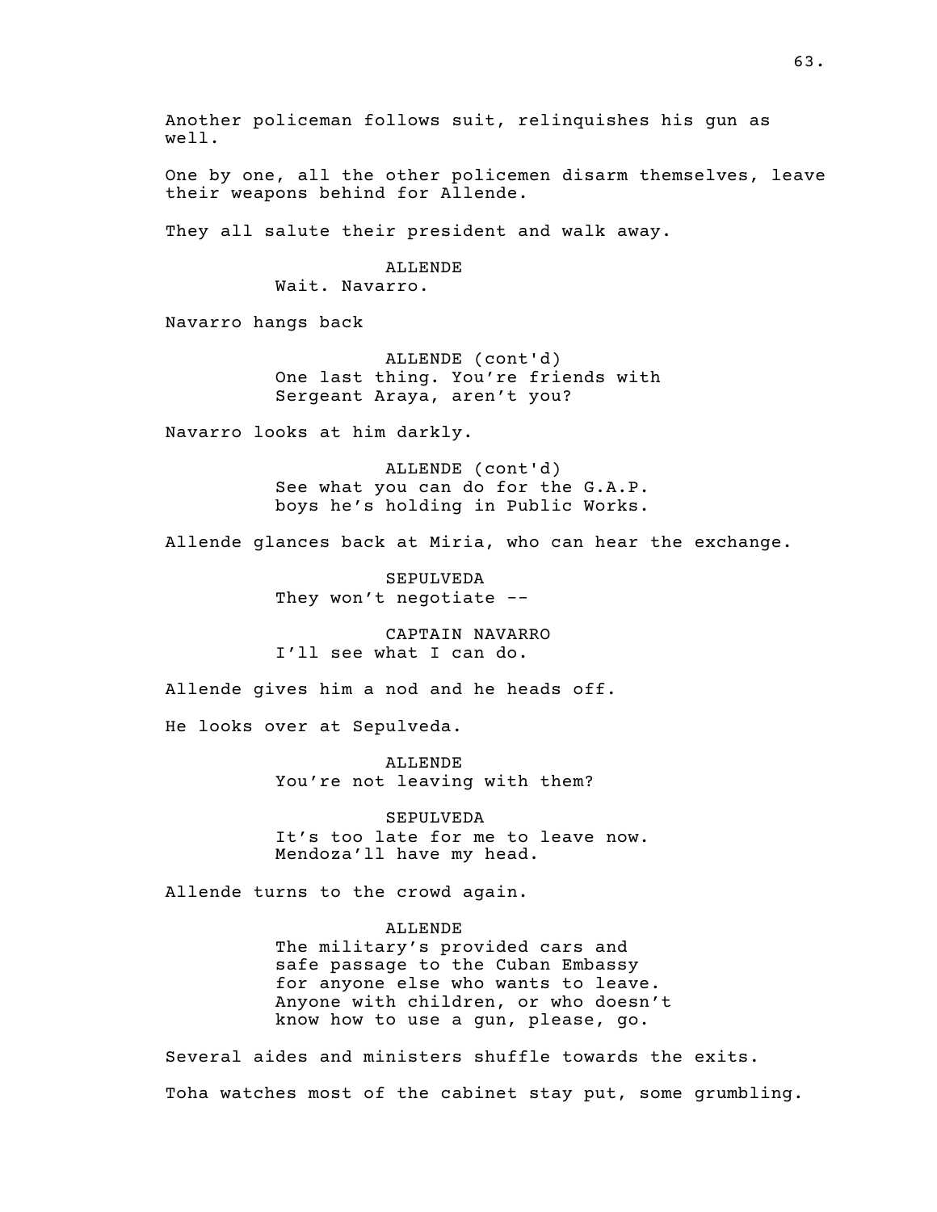Another policeman follows suit, relinquishes his gun as well.

One by one, all the other policemen disarm themselves, leave their weapons behind for Allende.

They all salute their president and walk away.

ALLENDE
Wait. Navarro.

Navarro hangs back

ALLENDE (cont'd)
One last thing. You're friends with Sergeant Araya, aren't you?

Navarro looks at him darkly.

ALLENDE (cont'd)
See what you can do for the G.A.P. boys he's holding in Public Works.

Allende glances back at Miria, who can hear the exchange.

SEPULVEDA
They won't negotiate --

CAPTAIN NAVARRO
I'll see what I can do.

Allende gives him a nod and he heads off.

He looks over at Sepulveda.

ALLENDE
You're not leaving with them?

SEPULVEDA
It's too late for me to leave now. Mendoza'll have my head.

Allende turns to the crowd again.

ALLENDE
The military's provided cars and safe passage to the Cuban Embassy for anyone else who wants to leave. Anyone with children, or who doesn't know how to use a gun, please, go.

Several aides and ministers shuffle towards the exits.

Toha watches most of the cabinet stay put, some grumbling.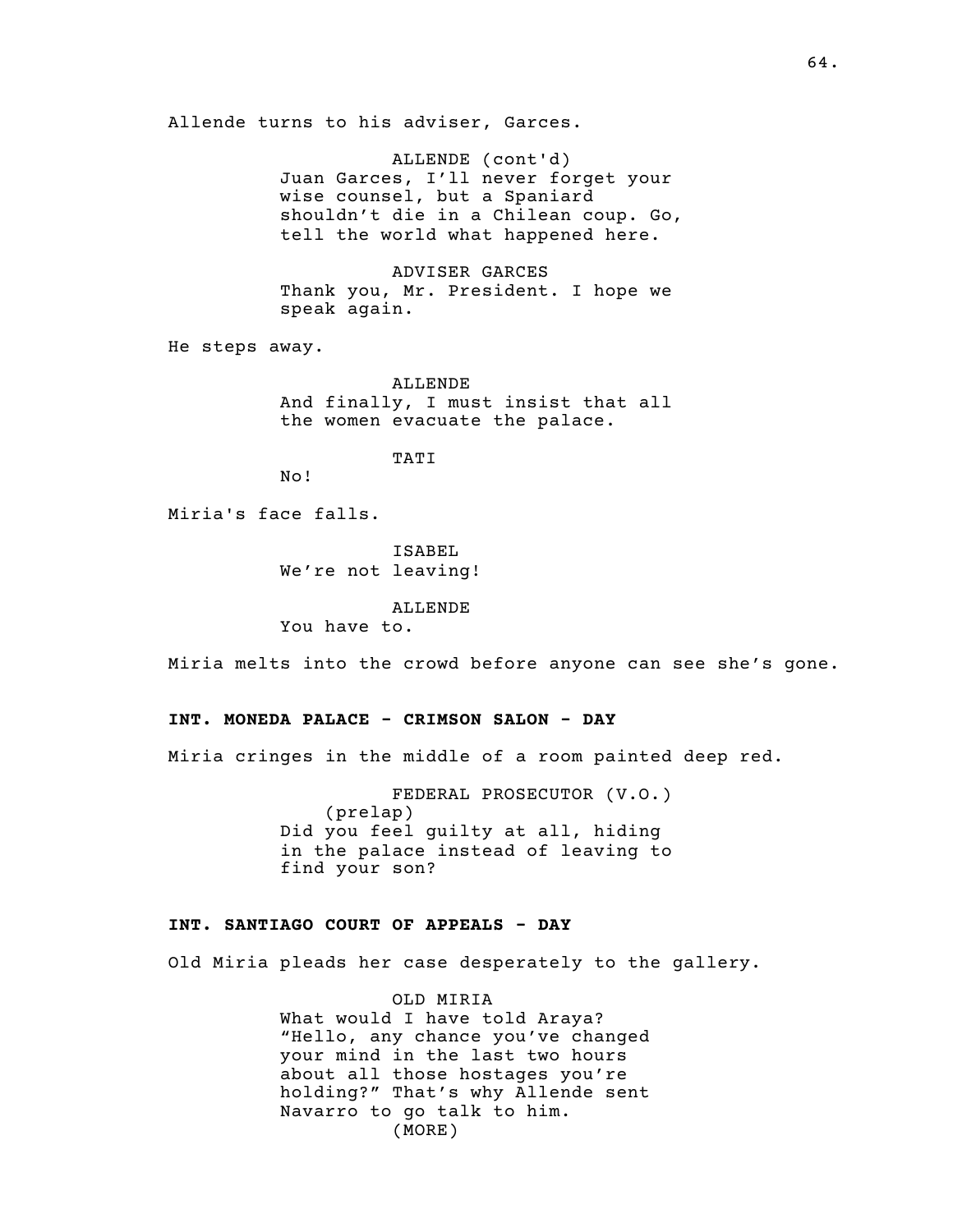Allende turns to his adviser, Garces.

ALLENDE (cont'd)
Juan Garces, I’ll never forget your wise counsel, but a Spaniard shouldn’t die in a Chilean coup. Go, tell the world what happened here.

ADVISER GARCES
Thank you, Mr. President. I hope we speak again.

He steps away.

ALLENDE
And finally, I must insist that all the women evacuate the palace.

TATI
No!

Miria's face falls.

ISABEL
We’re not leaving!

ALLENDE
You have to.

Miria melts into the crowd before anyone can see she’s gone.

**INT. MONEDA PALACE - CRIMSON SALON - DAY**

Miria cringes in the middle of a room painted deep red.

FEDERAL PROSECUTOR (V.O.)
(prelap)
Did you feel guilty at all, hiding in the palace instead of leaving to find your son?

**INT. SANTIAGO COURT OF APPEALS - DAY**

Old Miria pleads her case desperately to the gallery.

OLD MIRIA
What would I have told Araya? “Hello, any chance you’ve changed your mind in the last two hours about all those hostages you’re holding?” That’s why Allende sent Navarro to go talk to him.
(MORE)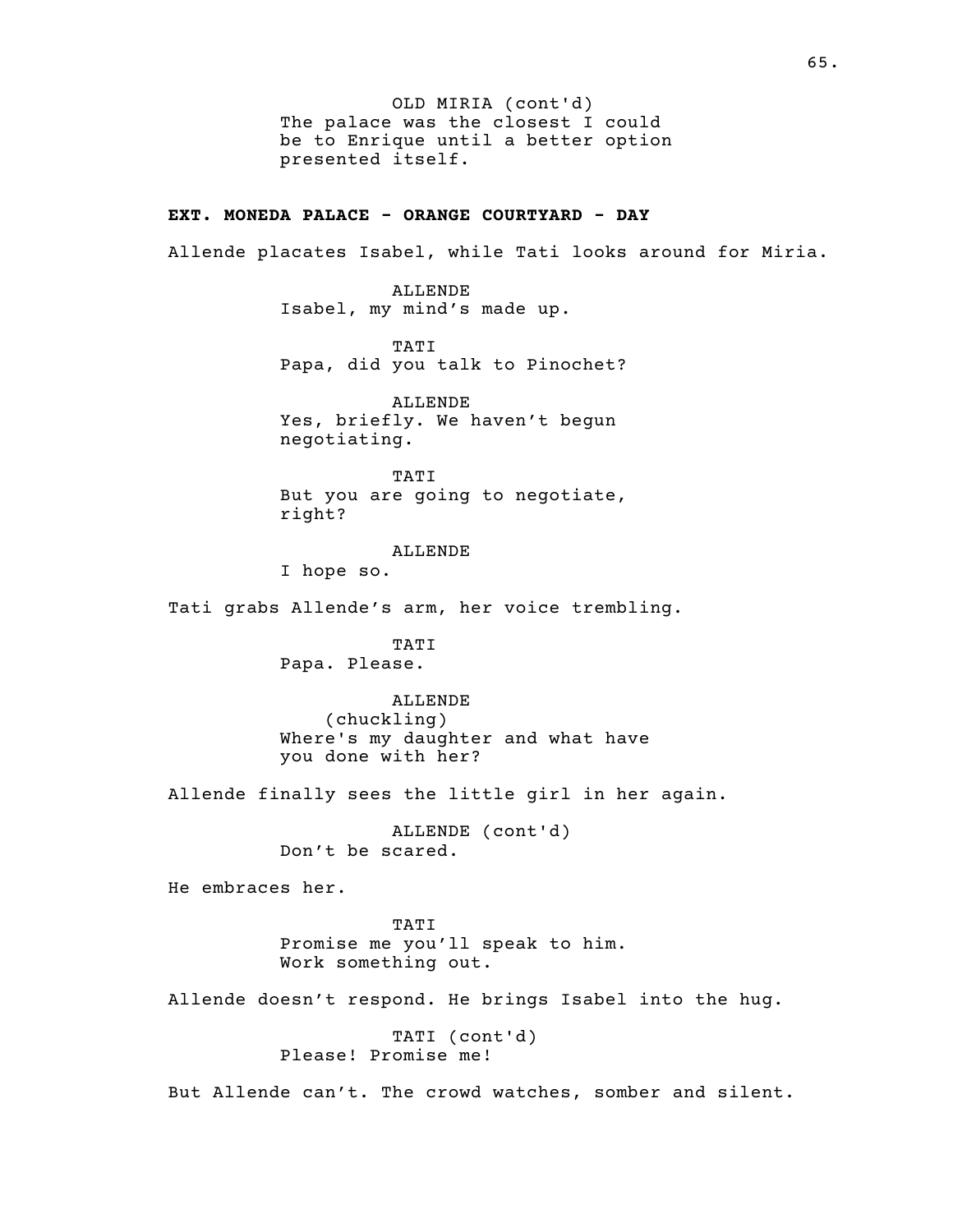OLD MIRIA (cont'd)
The palace was the closest I could be to Enrique until a better option presented itself.

**EXT. MONEDA PALACE - ORANGE COURTYARD - DAY**

Allende placates Isabel, while Tati looks around for Miria.

ALLENDE
Isabel, my mind's made up.

TATI
Papa, did you talk to Pinochet?

ALLENDE
Yes, briefly. We haven't begun negotiating.

TATI
But you are going to negotiate, right?

ALLENDE
I hope so.

Tati grabs Allende's arm, her voice trembling.

TATI
Papa. Please.

ALLENDE
(chuckling)
Where's my daughter and what have you done with her?

Allende finally sees the little girl in her again.

ALLENDE (cont'd)
Don't be scared.

He embraces her.

TATI
Promise me you'll speak to him. Work something out.

Allende doesn't respond. He brings Isabel into the hug.

TATI (cont'd)
Please! Promise me!

But Allende can't. The crowd watches, somber and silent.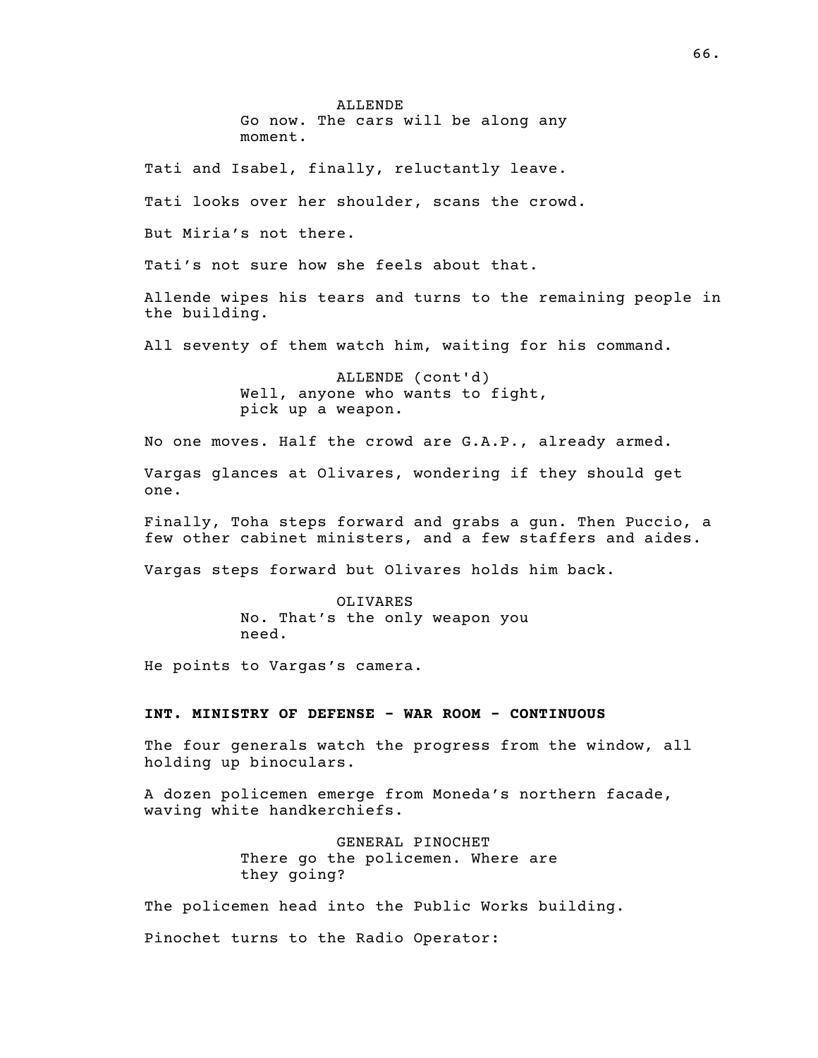ALLENDE
Go now. The cars will be along any moment.

Tati and Isabel, finally, reluctantly leave.

Tati looks over her shoulder, scans the crowd.

But Miria's not there.

Tati's not sure how she feels about that.

Allende wipes his tears and turns to the remaining people in the building.

All seventy of them watch him, waiting for his command.

ALLENDE (cont'd)
Well, anyone who wants to fight, pick up a weapon.

No one moves. Half the crowd are G.A.P., already armed.

Vargas glances at Olivares, wondering if they should get one.

Finally, Toha steps forward and grabs a gun. Then Puccio, a few other cabinet ministers, and a few staffers and aides.

Vargas steps forward but Olivares holds him back.

OLIVARES
No. That's the only weapon you need.

He points to Vargas's camera.

**INT. MINISTRY OF DEFENSE - WAR ROOM - CONTINUOUS**

The four generals watch the progress from the window, all holding up binoculars.

A dozen policemen emerge from Moneda's northern facade, waving white handkerchiefs.

GENERAL PINOCHET
There go the policemen. Where are they going?

The policemen head into the Public Works building.

Pinochet turns to the Radio Operator: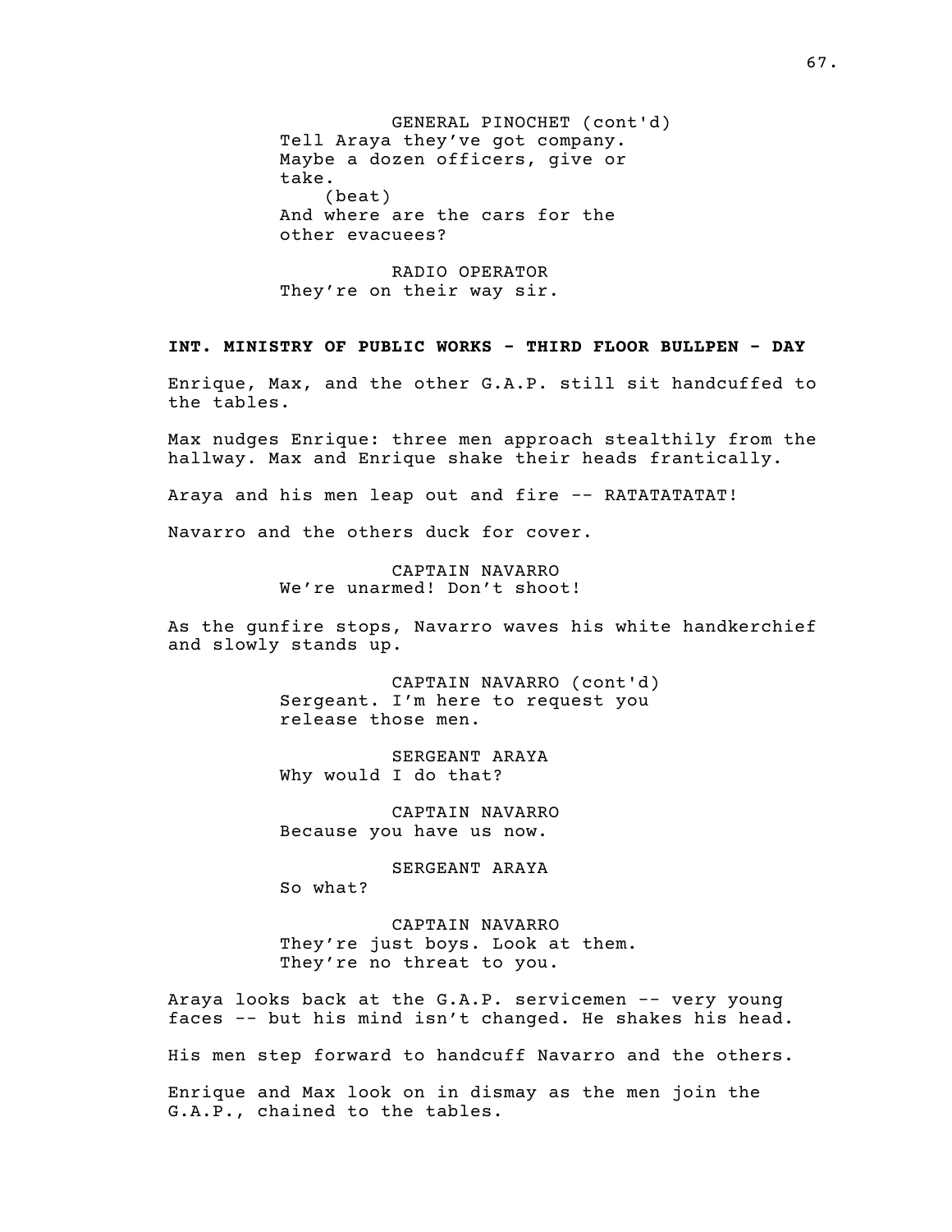GENERAL PINOCHET (cont'd)
Tell Araya they've got company. Maybe a dozen officers, give or take.
(beat)
And where are the cars for the other evacuees?

RADIO OPERATOR
They're on their way sir.

**INT. MINISTRY OF PUBLIC WORKS - THIRD FLOOR BULLPEN - DAY**

Enrique, Max, and the other G.A.P. still sit handcuffed to the tables.

Max nudges Enrique: three men approach stealthily from the hallway. Max and Enrique shake their heads frantically.

Araya and his men leap out and fire -- RATATATATAT!

Navarro and the others duck for cover.

CAPTAIN NAVARRO
We're unarmed! Don't shoot!

As the gunfire stops, Navarro waves his white handkerchief and slowly stands up.

CAPTAIN NAVARRO (cont'd)
Sergeant. I'm here to request you release those men.

SERGEANT ARAYA
Why would I do that?

CAPTAIN NAVARRO
Because you have us now.

SERGEANT ARAYA
So what?

CAPTAIN NAVARRO
They're just boys. Look at them. They're no threat to you.

Araya looks back at the G.A.P. servicemen -- very young faces -- but his mind isn't changed. He shakes his head.

His men step forward to handcuff Navarro and the others.

Enrique and Max look on in dismay as the men join the G.A.P., chained to the tables.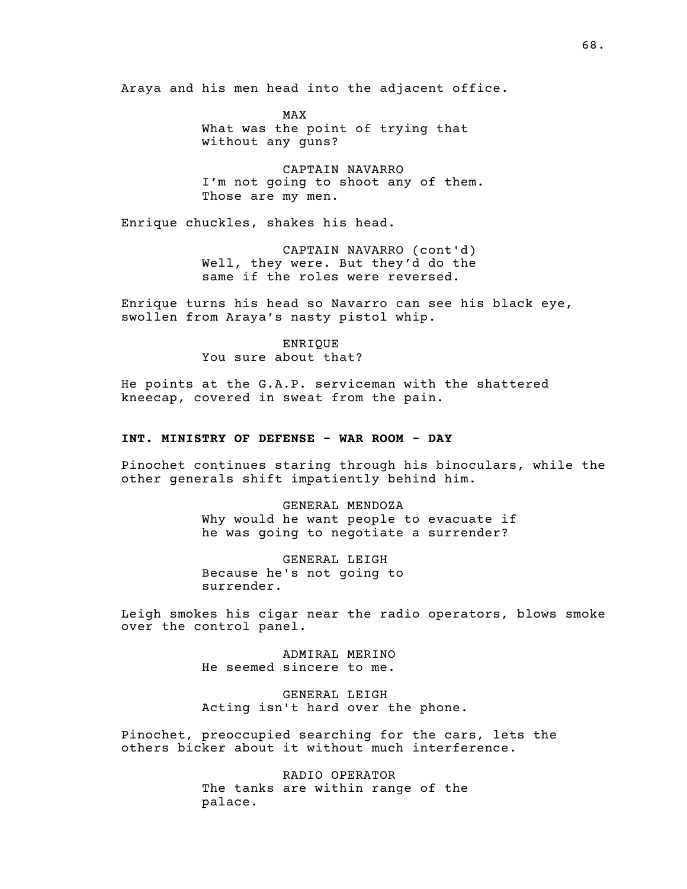Araya and his men head into the adjacent office.

MAX
What was the point of trying that without any guns?

CAPTAIN NAVARRO
I'm not going to shoot any of them. Those are my men.

Enrique chuckles, shakes his head.

CAPTAIN NAVARRO (cont'd)
Well, they were. But they'd do the same if the roles were reversed.

Enrique turns his head so Navarro can see his black eye, swollen from Araya's nasty pistol whip.

ENRIQUE
You sure about that?

He points at the G.A.P. serviceman with the shattered kneecap, covered in sweat from the pain.

**INT. MINISTRY OF DEFENSE - WAR ROOM - DAY**

Pinochet continues staring through his binoculars, while the other generals shift impatiently behind him.

GENERAL MENDOZA
Why would he want people to evacuate if he was going to negotiate a surrender?

GENERAL LEIGH
Because he's not going to surrender.

Leigh smokes his cigar near the radio operators, blows smoke over the control panel.

ADMIRAL MERINO
He seemed sincere to me.

GENERAL LEIGH
Acting isn't hard over the phone.

Pinochet, preoccupied searching for the cars, lets the others bicker about it without much interference.

RADIO OPERATOR
The tanks are within range of the palace.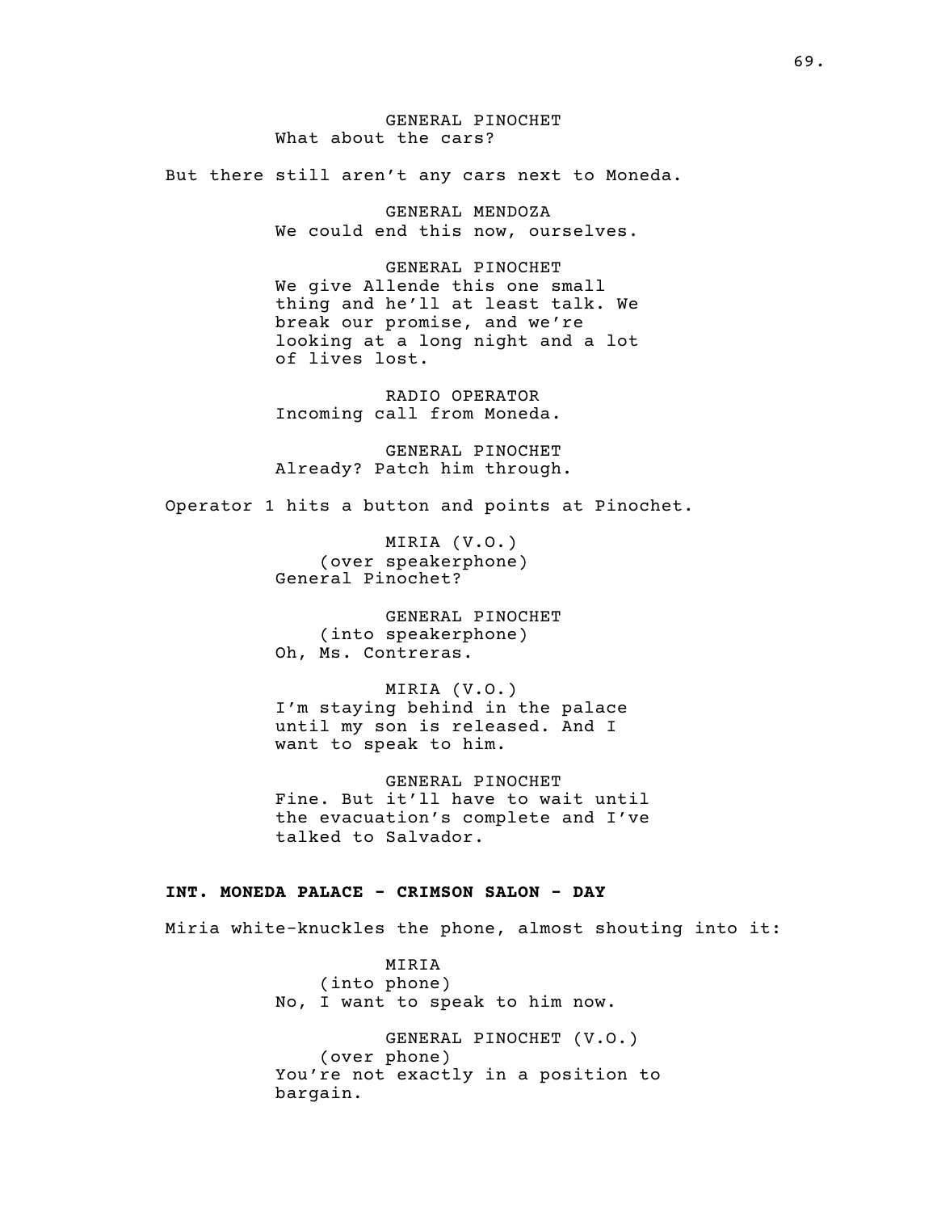GENERAL PINOCHET
What about the cars?

But there still aren't any cars next to Moneda.

GENERAL MENDOZA
We could end this now, ourselves.

GENERAL PINOCHET
We give Allende this one small thing and he'll at least talk. We break our promise, and we're looking at a long night and a lot of lives lost.

RADIO OPERATOR
Incoming call from Moneda.

GENERAL PINOCHET
Already? Patch him through.

Operator 1 hits a button and points at Pinochet.

MIRIA (V.O.)
(over speakerphone)
General Pinochet?

GENERAL PINOCHET
(into speakerphone)
Oh, Ms. Contreras.

MIRIA (V.O.)
I'm staying behind in the palace until my son is released. And I want to speak to him.

GENERAL PINOCHET
Fine. But it'll have to wait until the evacuation's complete and I've talked to Salvador.

**INT. MONEDA PALACE - CRIMSON SALON - DAY**

Miria white-knuckles the phone, almost shouting into it:

MIRIA
(into phone)
No, I want to speak to him now.

GENERAL PINOCHET (V.O.)
(over phone)
You're not exactly in a position to bargain.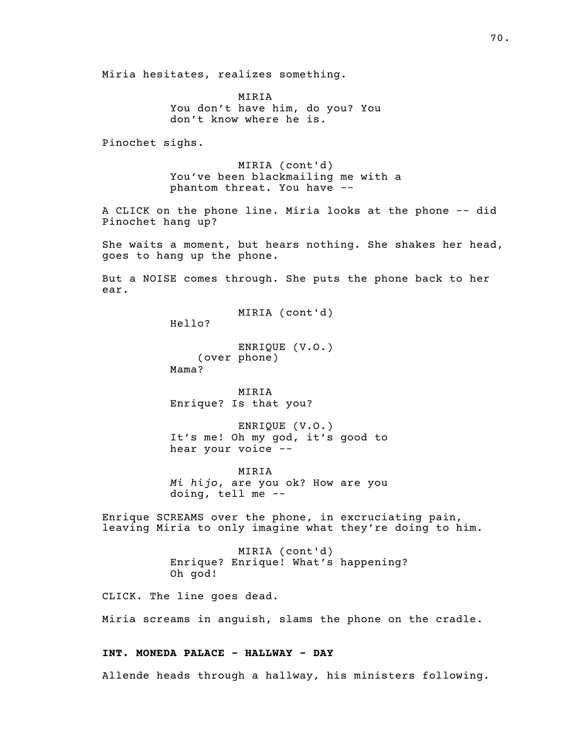Miria hesitates, realizes something.

MIRIA
You don't have him, do you? You don't know where he is.

Pinochet sighs.

MIRIA (cont'd)
You've been blackmailing me with a phantom threat. You have --

A CLICK on the phone line. Miria looks at the phone -- did Pinochet hang up?

She waits a moment, but hears nothing. She shakes her head, goes to hang up the phone.

But a NOISE comes through. She puts the phone back to her ear.

MIRIA (cont'd)
Hello?

ENRIQUE (V.O.)
(over phone)
Mama?

MIRIA
Enrique? Is that you?

ENRIQUE (V.O.)
It's me! Oh my god, it's good to hear your voice --

MIRIA
*Mi hijo*, are you ok? How are you doing, tell me --

Enrique SCREAMS over the phone, in excruciating pain, leaving Miria to only imagine what they're doing to him.

MIRIA (cont'd)
Enrique? Enrique! What's happening? Oh god!

CLICK. The line goes dead.

Miria screams in anguish, slams the phone on the cradle.

**INT. MONEDA PALACE - HALLWAY - DAY**

Allende heads through a hallway, his ministers following.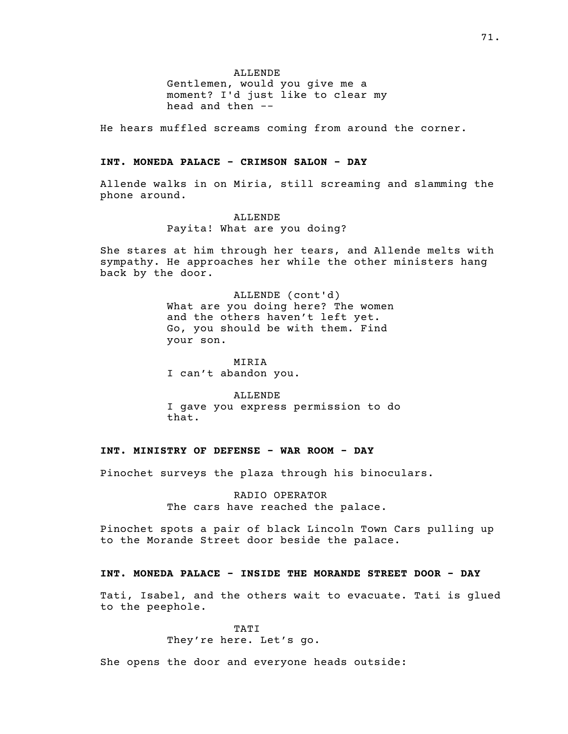ALLENDE
Gentlemen, would you give me a moment? I'd just like to clear my head and then --

He hears muffled screams coming from around the corner.

**INT. MONEDA PALACE - CRIMSON SALON - DAY**

Allende walks in on Miria, still screaming and slamming the phone around.

ALLENDE
Payita! What are you doing?

She stares at him through her tears, and Allende melts with sympathy. He approaches her while the other ministers hang back by the door.

ALLENDE (cont'd)
What are you doing here? The women and the others haven't left yet. Go, you should be with them. Find your son.

MIRIA
I can't abandon you.

ALLENDE
I gave you express permission to do that.

**INT. MINISTRY OF DEFENSE - WAR ROOM - DAY**

Pinochet surveys the plaza through his binoculars.

RADIO OPERATOR
The cars have reached the palace.

Pinochet spots a pair of black Lincoln Town Cars pulling up to the Morande Street door beside the palace.

**INT. MONEDA PALACE - INSIDE THE MORANDE STREET DOOR - DAY**

Tati, Isabel, and the others wait to evacuate. Tati is glued to the peephole.

TATI
They're here. Let's go.

She opens the door and everyone heads outside: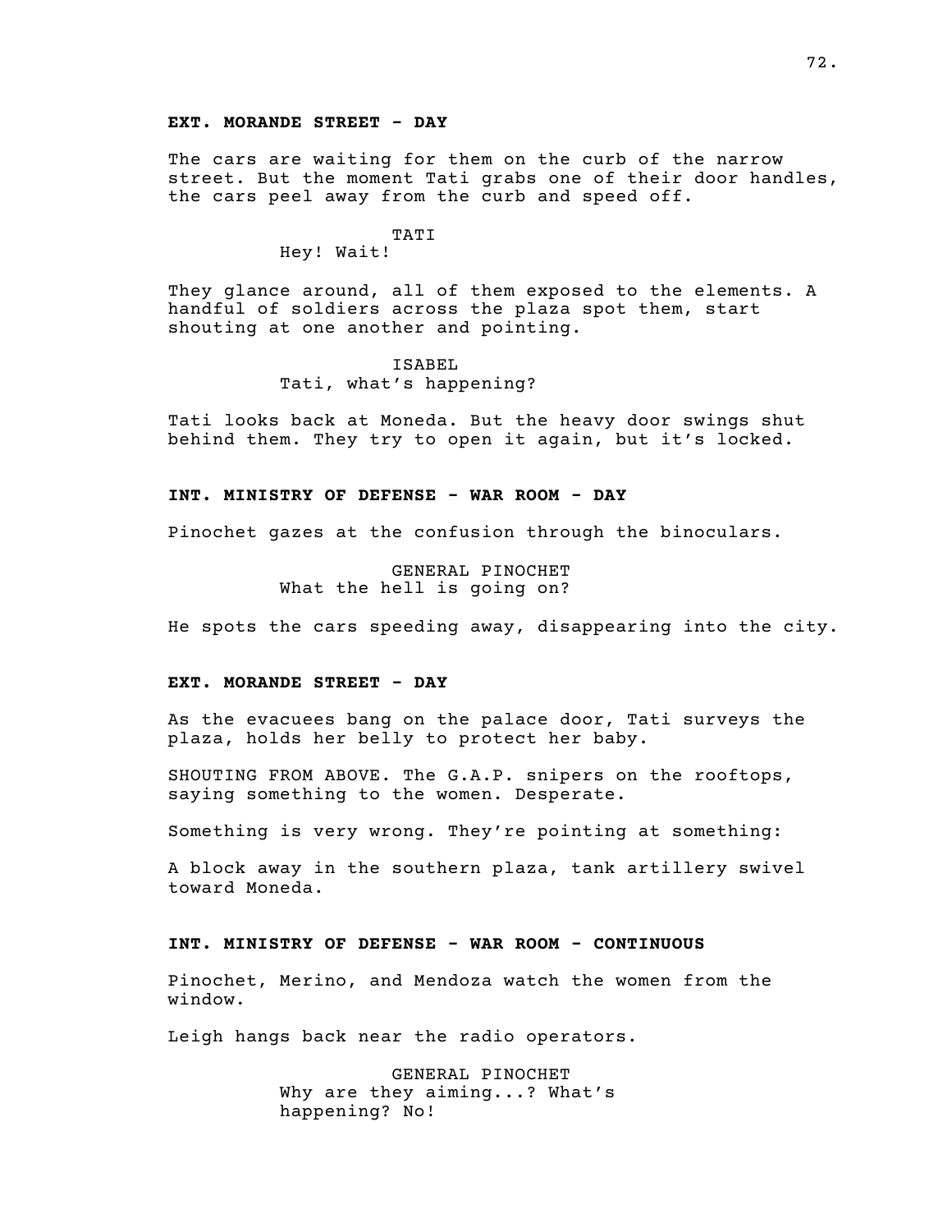**EXT. MORANDE STREET - DAY**

The cars are waiting for them on the curb of the narrow street. But the moment Tati grabs one of their door handles, the cars peel away from the curb and speed off.

TATI
Hey! Wait!

They glance around, all of them exposed to the elements. A handful of soldiers across the plaza spot them, start shouting at one another and pointing.

ISABEL
Tati, what's happening?

Tati looks back at Moneda. But the heavy door swings shut behind them. They try to open it again, but it's locked.

**INT. MINISTRY OF DEFENSE - WAR ROOM - DAY**

Pinochet gazes at the confusion through the binoculars.

GENERAL PINOCHET
What the hell is going on?

He spots the cars speeding away, disappearing into the city.

**EXT. MORANDE STREET - DAY**

As the evacuees bang on the palace door, Tati surveys the plaza, holds her belly to protect her baby.

SHOUTING FROM ABOVE. The G.A.P. snipers on the rooftops, saying something to the women. Desperate.

Something is very wrong. They're pointing at something:

A block away in the southern plaza, tank artillery swivel toward Moneda.

**INT. MINISTRY OF DEFENSE - WAR ROOM - CONTINUOUS**

Pinochet, Merino, and Mendoza watch the women from the window.

Leigh hangs back near the radio operators.

GENERAL PINOCHET
Why are they aiming...? What's happening? No!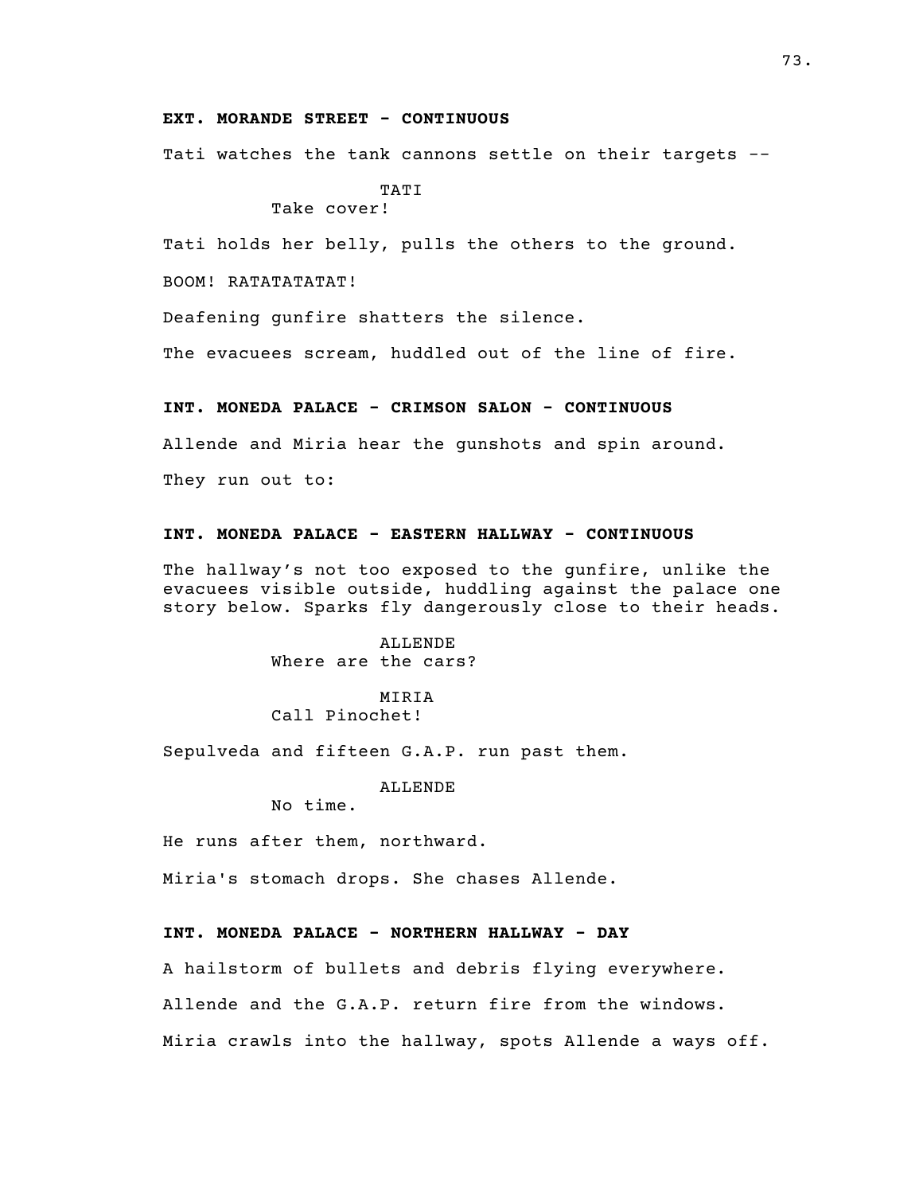**EXT. MORANDE STREET - CONTINUOUS**

Tati watches the tank cannons settle on their targets --

TATI
Take cover!

Tati holds her belly, pulls the others to the ground.

BOOM! RATATATATAT!

Deafening gunfire shatters the silence.

The evacuees scream, huddled out of the line of fire.

**INT. MONEDA PALACE - CRIMSON SALON - CONTINUOUS**

Allende and Miria hear the gunshots and spin around.

They run out to:

**INT. MONEDA PALACE - EASTERN HALLWAY - CONTINUOUS**

The hallway's not too exposed to the gunfire, unlike the evacuees visible outside, huddling against the palace one story below. Sparks fly dangerously close to their heads.

ALLENDE
Where are the cars?

MIRIA
Call Pinochet!

Sepulveda and fifteen G.A.P. run past them.

ALLENDE
No time.

He runs after them, northward.

Miria's stomach drops. She chases Allende.

**INT. MONEDA PALACE - NORTHERN HALLWAY - DAY**

A hailstorm of bullets and debris flying everywhere.

Allende and the G.A.P. return fire from the windows.

Miria crawls into the hallway, spots Allende a ways off.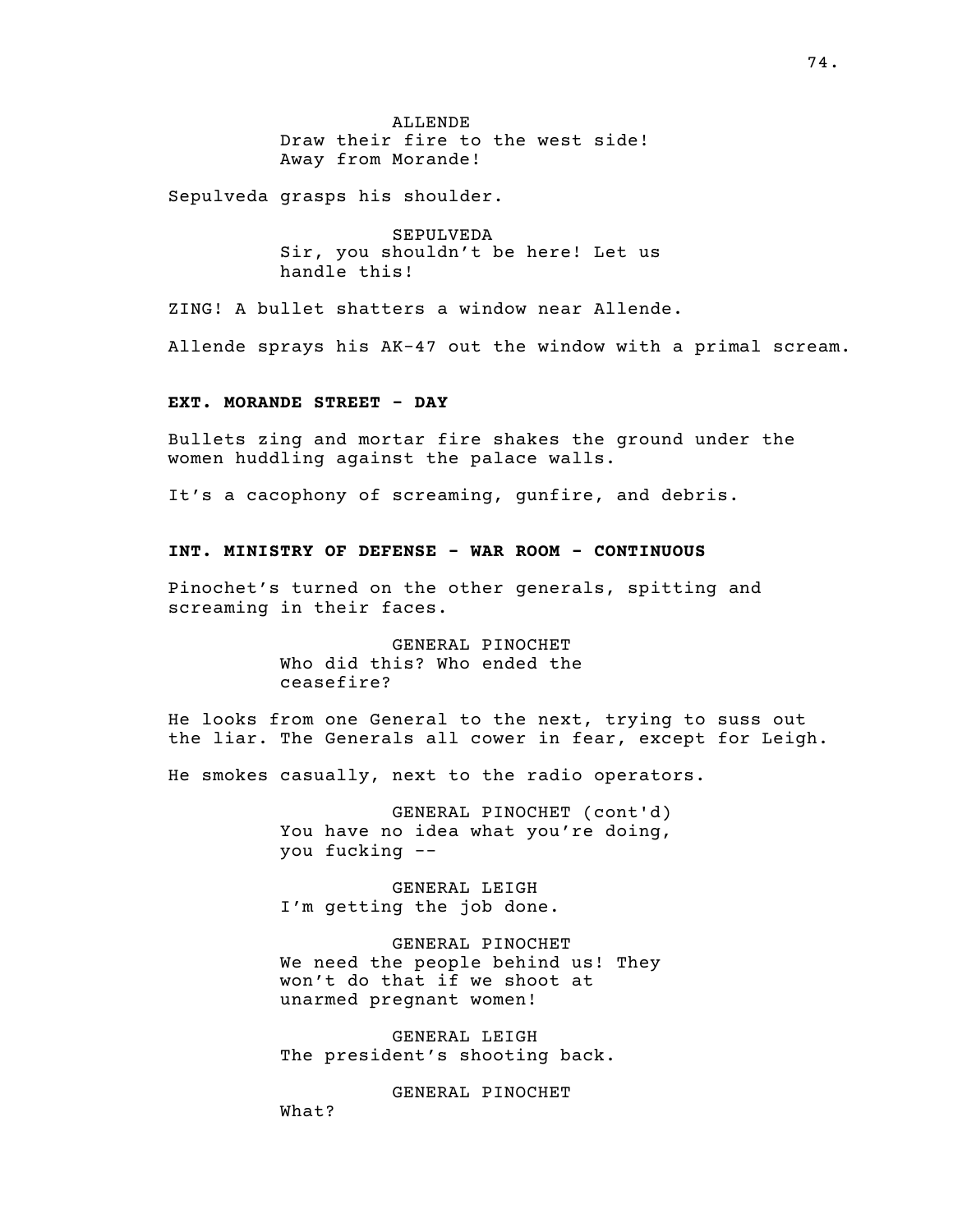ALLENDE
Draw their fire to the west side! Away from Morande!

Sepulveda grasps his shoulder.

SEPULVEDA
Sir, you shouldn't be here! Let us handle this!

ZING! A bullet shatters a window near Allende.

Allende sprays his AK-47 out the window with a primal scream.

**EXT. MORANDE STREET - DAY**

Bullets zing and mortar fire shakes the ground under the women huddling against the palace walls.

It's a cacophony of screaming, gunfire, and debris.

**INT. MINISTRY OF DEFENSE - WAR ROOM - CONTINUOUS**

Pinochet's turned on the other generals, spitting and screaming in their faces.

GENERAL PINOCHET
Who did this? Who ended the ceasefire?

He looks from one General to the next, trying to suss out the liar. The Generals all cower in fear, except for Leigh.

He smokes casually, next to the radio operators.

GENERAL PINOCHET (cont'd)
You have no idea what you're doing, you fucking --

GENERAL LEIGH
I'm getting the job done.

GENERAL PINOCHET
We need the people behind us! They won't do that if we shoot at unarmed pregnant women!

GENERAL LEIGH
The president's shooting back.

GENERAL PINOCHET
What?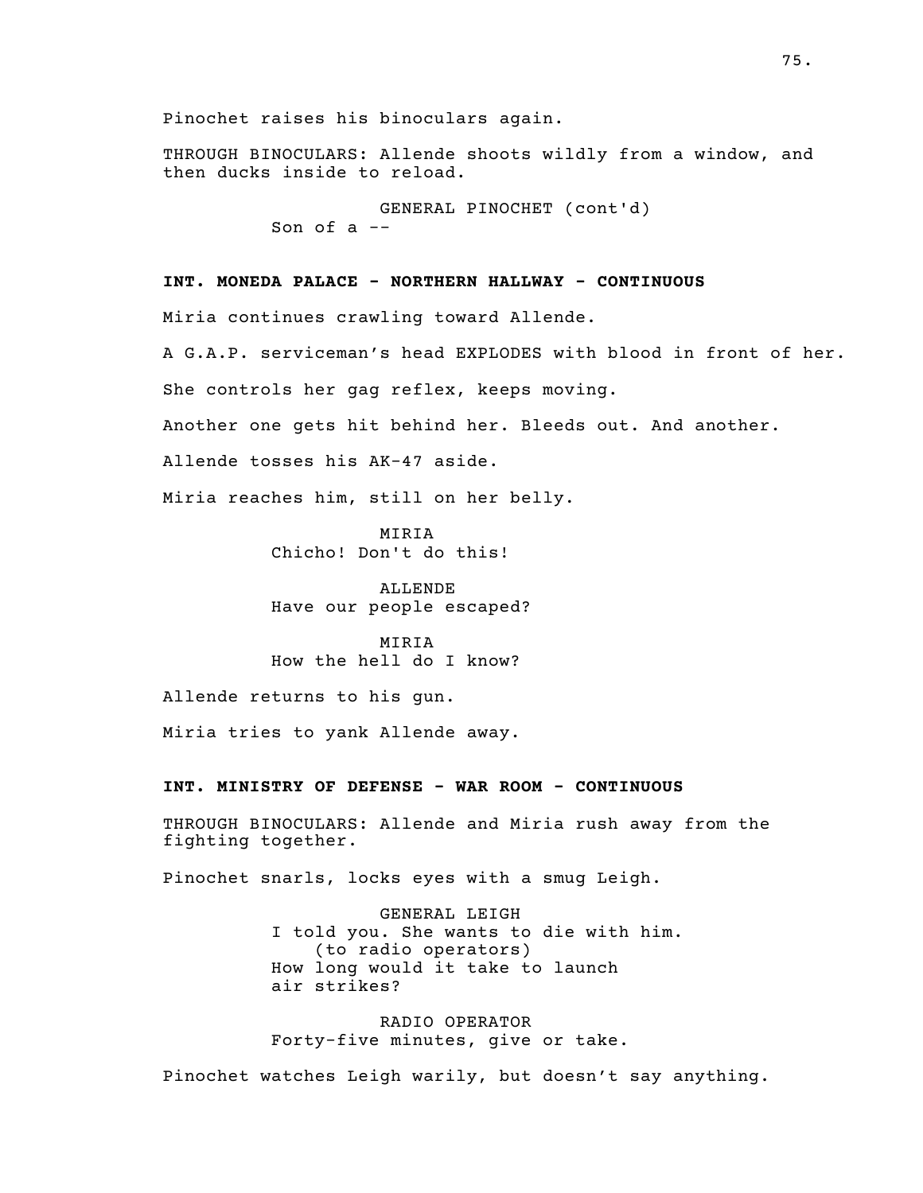Pinochet raises his binoculars again.

THROUGH BINOCULARS: Allende shoots wildly from a window, and then ducks inside to reload.

GENERAL PINOCHET (cont'd)
Son of a --

**INT. MONEDA PALACE - NORTHERN HALLWAY - CONTINUOUS**

Miria continues crawling toward Allende.

A G.A.P. serviceman's head EXPLODES with blood in front of her.

She controls her gag reflex, keeps moving.

Another one gets hit behind her. Bleeds out. And another.

Allende tosses his AK-47 aside.

Miria reaches him, still on her belly.

MIRIA
Chicho! Don't do this!

ALLENDE
Have our people escaped?

MIRIA
How the hell do I know?

Allende returns to his gun.

Miria tries to yank Allende away.

**INT. MINISTRY OF DEFENSE - WAR ROOM - CONTINUOUS**

THROUGH BINOCULARS: Allende and Miria rush away from the fighting together.

Pinochet snarls, locks eyes with a smug Leigh.

GENERAL LEIGH
I told you. She wants to die with him.
(to radio operators)
How long would it take to launch air strikes?

RADIO OPERATOR
Forty-five minutes, give or take.

Pinochet watches Leigh warily, but doesn't say anything.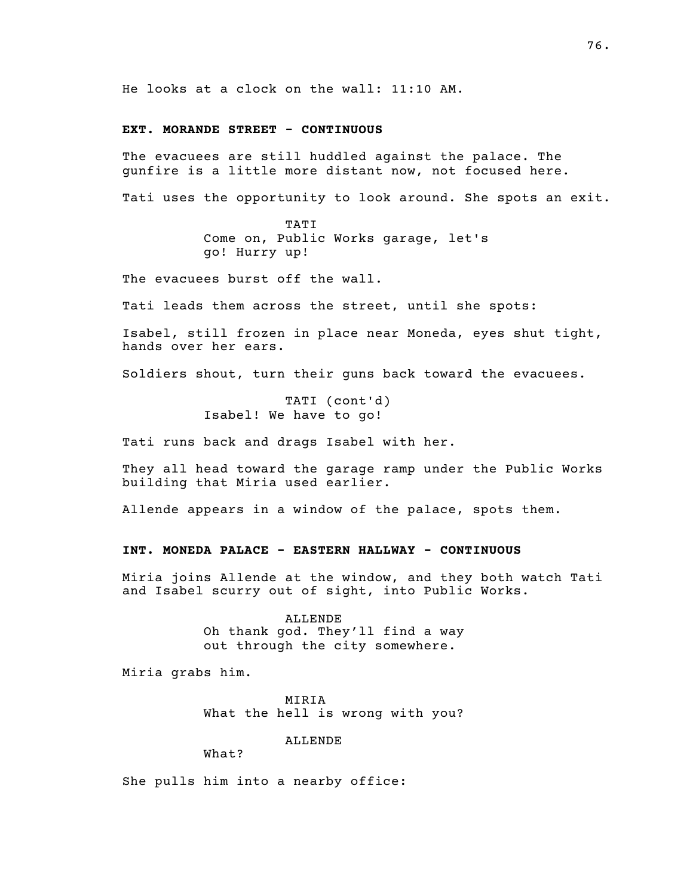He looks at a clock on the wall: 11:10 AM.

**EXT. MORANDE STREET - CONTINUOUS**

The evacuees are still huddled against the palace. The gunfire is a little more distant now, not focused here.

Tati uses the opportunity to look around. She spots an exit.

TATI
Come on, Public Works garage, let's go! Hurry up!

The evacuees burst off the wall.

Tati leads them across the street, until she spots:

Isabel, still frozen in place near Moneda, eyes shut tight, hands over her ears.

Soldiers shout, turn their guns back toward the evacuees.

TATI (cont'd)
Isabel! We have to go!

Tati runs back and drags Isabel with her.

They all head toward the garage ramp under the Public Works building that Miria used earlier.

Allende appears in a window of the palace, spots them.

**INT. MONEDA PALACE - EASTERN HALLWAY - CONTINUOUS**

Miria joins Allende at the window, and they both watch Tati and Isabel scurry out of sight, into Public Works.

ALLENDE
Oh thank god. They'll find a way out through the city somewhere.

Miria grabs him.

MIRIA
What the hell is wrong with you?

ALLENDE
What?

She pulls him into a nearby office: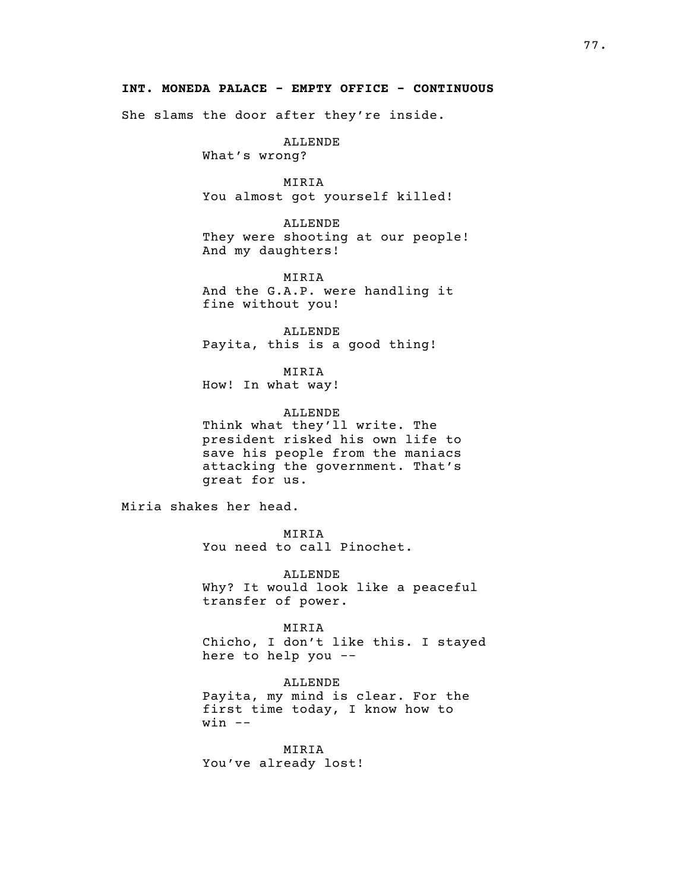**INT. MONEDA PALACE - EMPTY OFFICE - CONTINUOUS**

She slams the door after they're inside.

ALLENDE
What's wrong?

MIRIA
You almost got yourself killed!

ALLENDE
They were shooting at our people! And my daughters!

MIRIA
And the G.A.P. were handling it fine without you!

ALLENDE
Payita, this is a good thing!

MIRIA
How! In what way!

ALLENDE
Think what they'll write. The president risked his own life to save his people from the maniacs attacking the government. That's great for us.

Miria shakes her head.

MIRIA
You need to call Pinochet.

ALLENDE
Why? It would look like a peaceful transfer of power.

MIRIA
Chicho, I don't like this. I stayed here to help you --

ALLENDE
Payita, my mind is clear. For the first time today, I know how to win --

MIRIA
You've already lost!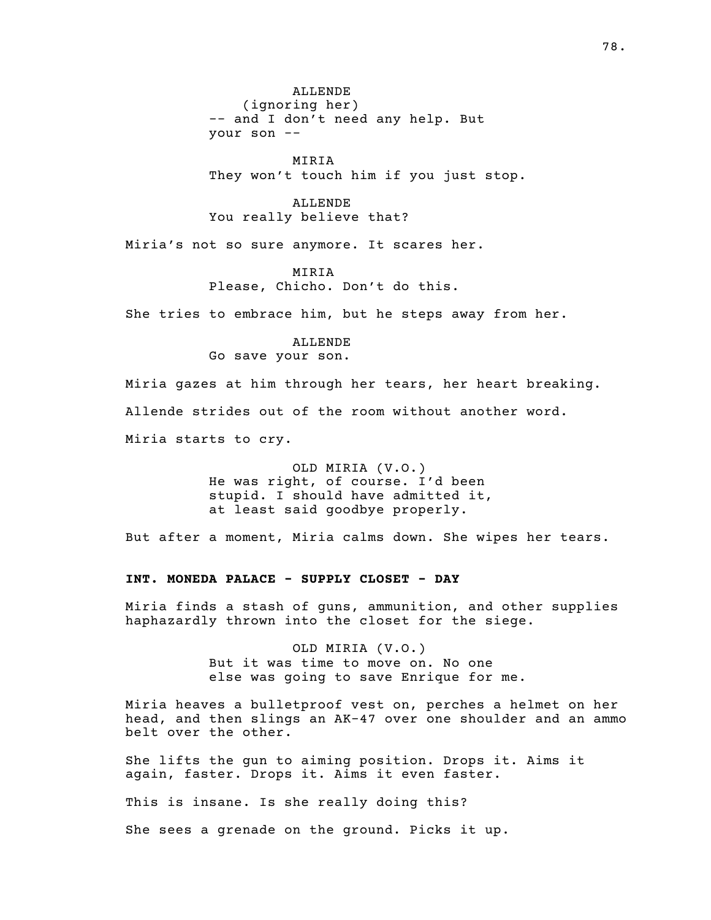ALLENDE
(ignoring her)
-- and I don't need any help. But your son --

MIRIA
They won't touch him if you just stop.

ALLENDE
You really believe that?

Miria's not so sure anymore. It scares her.

MIRIA
Please, Chicho. Don't do this.

She tries to embrace him, but he steps away from her.

ALLENDE
Go save your son.

Miria gazes at him through her tears, her heart breaking.

Allende strides out of the room without another word.

Miria starts to cry.

OLD MIRIA (V.O.)
He was right, of course. I'd been stupid. I should have admitted it, at least said goodbye properly.

But after a moment, Miria calms down. She wipes her tears.

**INT. MONEDA PALACE - SUPPLY CLOSET - DAY**

Miria finds a stash of guns, ammunition, and other supplies haphazardly thrown into the closet for the siege.

OLD MIRIA (V.O.)
But it was time to move on. No one else was going to save Enrique for me.

Miria heaves a bulletproof vest on, perches a helmet on her head, and then slings an AK-47 over one shoulder and an ammo belt over the other.

She lifts the gun to aiming position. Drops it. Aims it again, faster. Drops it. Aims it even faster.

This is insane. Is she really doing this?

She sees a grenade on the ground. Picks it up.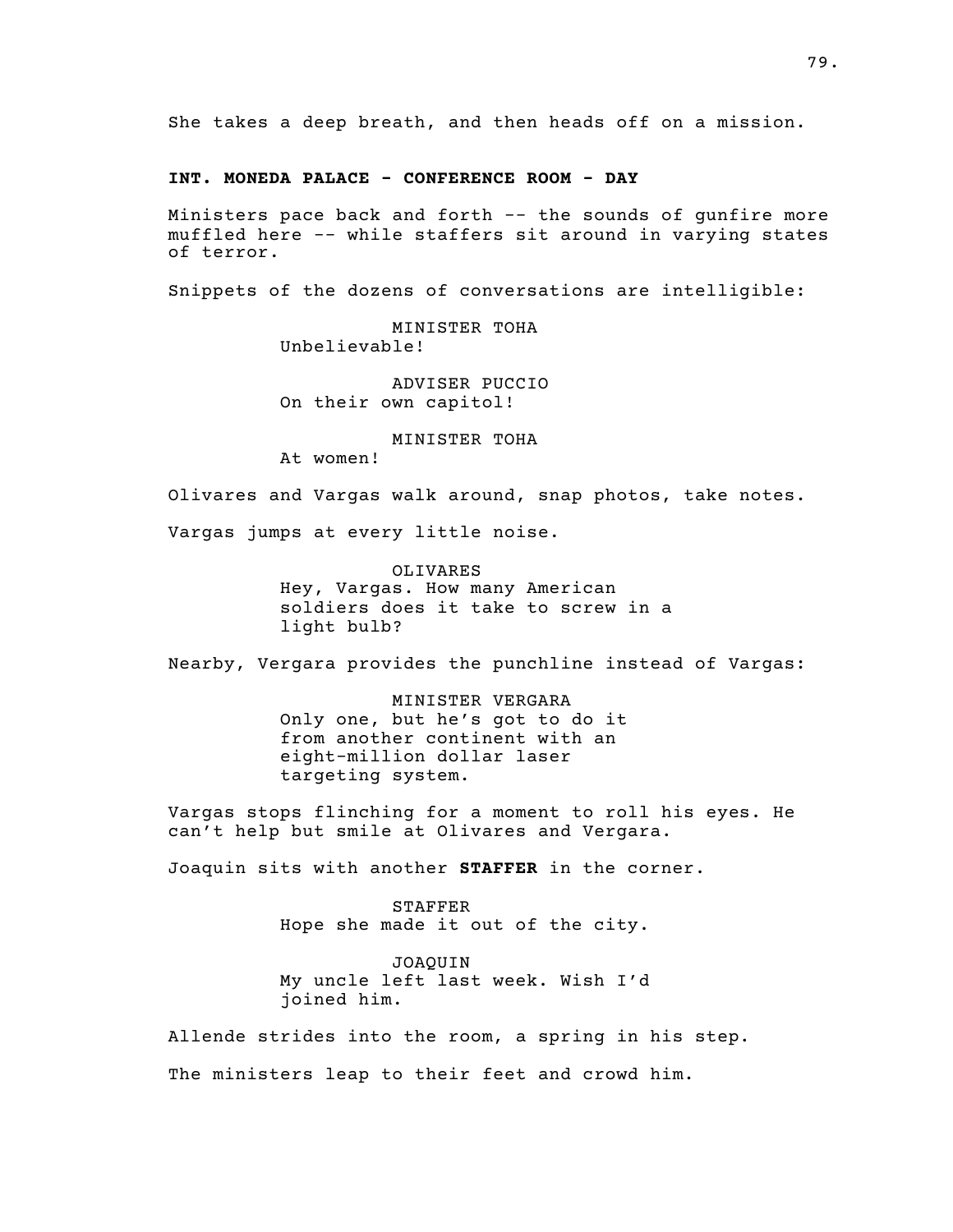She takes a deep breath, and then heads off on a mission.

**INT. MONEDA PALACE - CONFERENCE ROOM - DAY**

Ministers pace back and forth -- the sounds of gunfire more muffled here -- while staffers sit around in varying states of terror.

Snippets of the dozens of conversations are intelligible:

MINISTER TOHA
Unbelievable!

ADVISER PUCCIO
On their own capitol!

MINISTER TOHA
At women!

Olivares and Vargas walk around, snap photos, take notes.

Vargas jumps at every little noise.

OLIVARES
Hey, Vargas. How many American soldiers does it take to screw in a light bulb?

Nearby, Vergara provides the punchline instead of Vargas:

MINISTER VERGARA
Only one, but he's got to do it from another continent with an eight-million dollar laser targeting system.

Vargas stops flinching for a moment to roll his eyes. He can't help but smile at Olivares and Vergara.

Joaquin sits with another **STAFFER** in the corner.

STAFFER
Hope she made it out of the city.

JOAQUIN
My uncle left last week. Wish I'd joined him.

Allende strides into the room, a spring in his step.

The ministers leap to their feet and crowd him.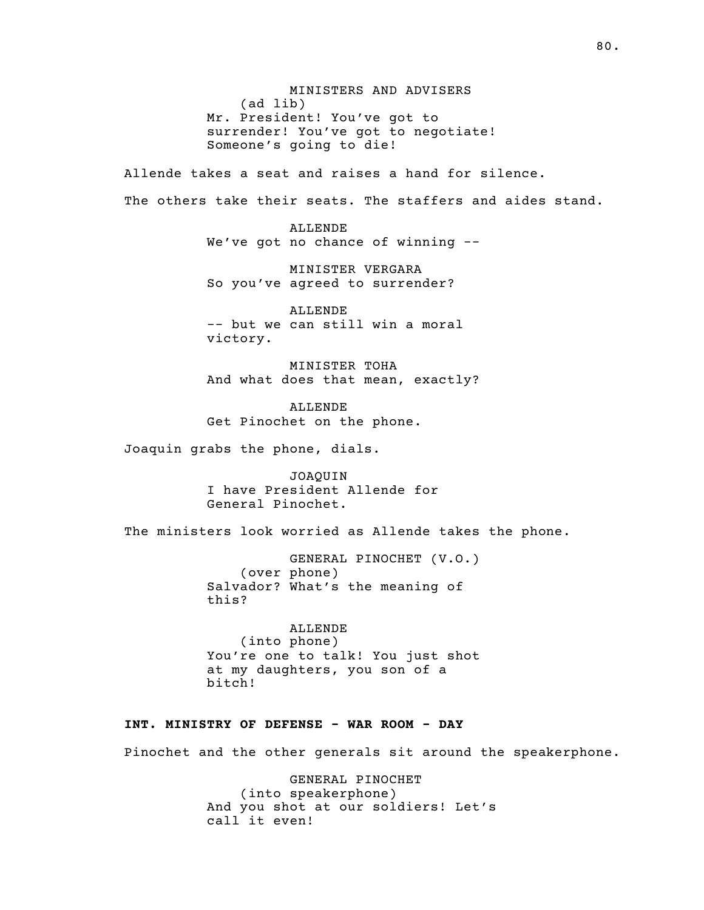MINISTERS AND ADVISERS
(ad lib)
Mr. President! You've got to surrender! You've got to negotiate! Someone's going to die!

Allende takes a seat and raises a hand for silence.

The others take their seats. The staffers and aides stand.

ALLENDE
We've got no chance of winning --

MINISTER VERGARA
So you've agreed to surrender?

ALLENDE
-- but we can still win a moral victory.

MINISTER TOHA
And what does that mean, exactly?

ALLENDE
Get Pinochet on the phone.

Joaquin grabs the phone, dials.

JOAQUIN
I have President Allende for General Pinochet.

The ministers look worried as Allende takes the phone.

GENERAL PINOCHET (V.O.)
(over phone)
Salvador? What's the meaning of this?

ALLENDE
(into phone)
You're one to talk! You just shot at my daughters, you son of a bitch!

**INT. MINISTRY OF DEFENSE - WAR ROOM - DAY**

Pinochet and the other generals sit around the speakerphone.

GENERAL PINOCHET
(into speakerphone)
And you shot at our soldiers! Let's call it even!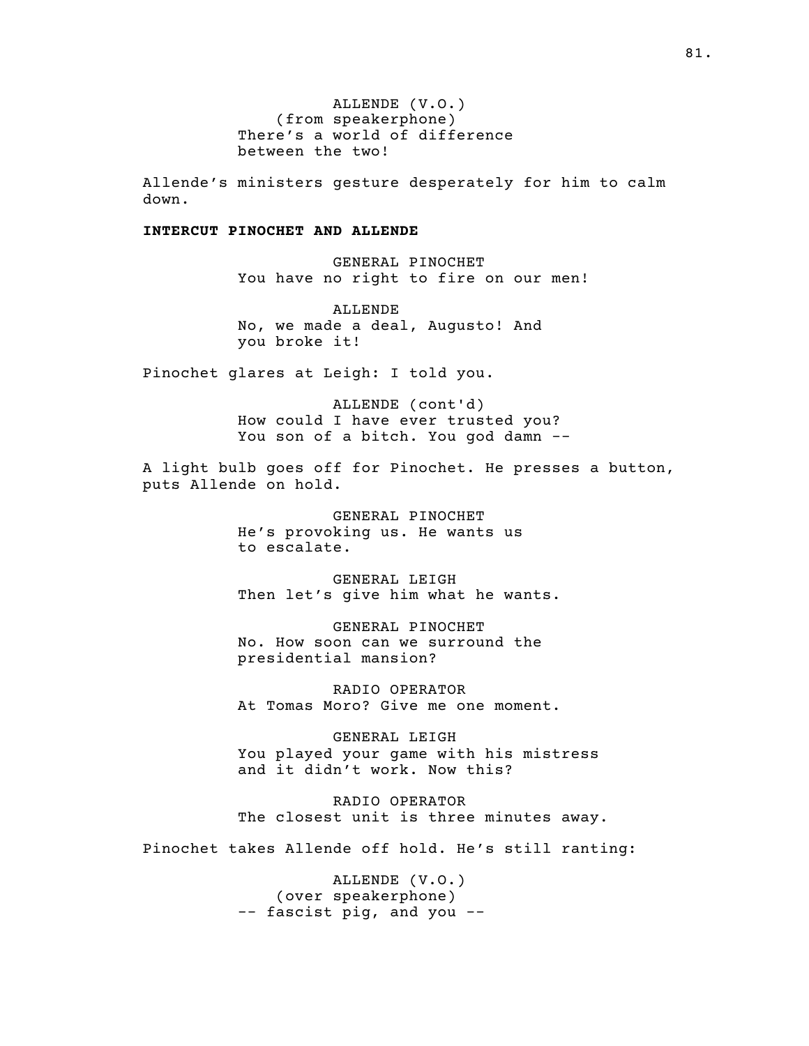ALLENDE (V.O.)
(from speakerphone)
There's a world of difference between the two!

Allende's ministers gesture desperately for him to calm down.

**INTERCUT PINOCHET AND ALLENDE**

GENERAL PINOCHET
You have no right to fire on our men!

ALLENDE
No, we made a deal, Augusto! And you broke it!

Pinochet glares at Leigh: I told you.

ALLENDE (cont'd)
How could I have ever trusted you? You son of a bitch. You god damn --

A light bulb goes off for Pinochet. He presses a button, puts Allende on hold.

GENERAL PINOCHET
He's provoking us. He wants us to escalate.

GENERAL LEIGH
Then let's give him what he wants.

GENERAL PINOCHET
No. How soon can we surround the presidential mansion?

RADIO OPERATOR
At Tomas Moro? Give me one moment.

GENERAL LEIGH
You played your game with his mistress and it didn't work. Now this?

RADIO OPERATOR
The closest unit is three minutes away.

Pinochet takes Allende off hold. He's still ranting:

ALLENDE (V.O.)
(over speakerphone)
-- fascist pig, and you --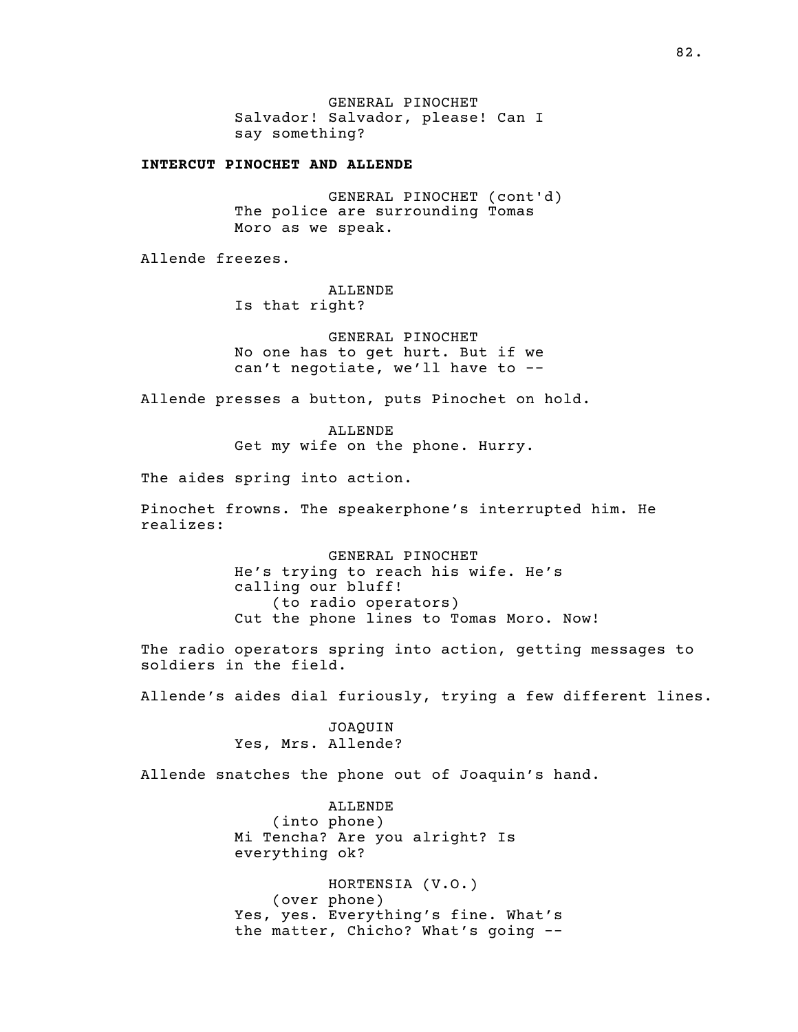GENERAL PINOCHET
Salvador! Salvador, please! Can I say something?

**INTERCUT PINOCHET AND ALLENDE**

GENERAL PINOCHET (cont'd)
The police are surrounding Tomas Moro as we speak.

Allende freezes.

ALLENDE
Is that right?

GENERAL PINOCHET
No one has to get hurt. But if we can't negotiate, we'll have to --

Allende presses a button, puts Pinochet on hold.

ALLENDE
Get my wife on the phone. Hurry.

The aides spring into action.

Pinochet frowns. The speakerphone's interrupted him. He realizes:

GENERAL PINOCHET
He's trying to reach his wife. He's calling our bluff!
(to radio operators)
Cut the phone lines to Tomas Moro. Now!

The radio operators spring into action, getting messages to soldiers in the field.

Allende's aides dial furiously, trying a few different lines.

JOAQUIN
Yes, Mrs. Allende?

Allende snatches the phone out of Joaquin's hand.

ALLENDE
(into phone)
Mi Tencha? Are you alright? Is everything ok?

HORTENSIA (V.O.)
(over phone)
Yes, yes. Everything's fine. What's the matter, Chicho? What's going --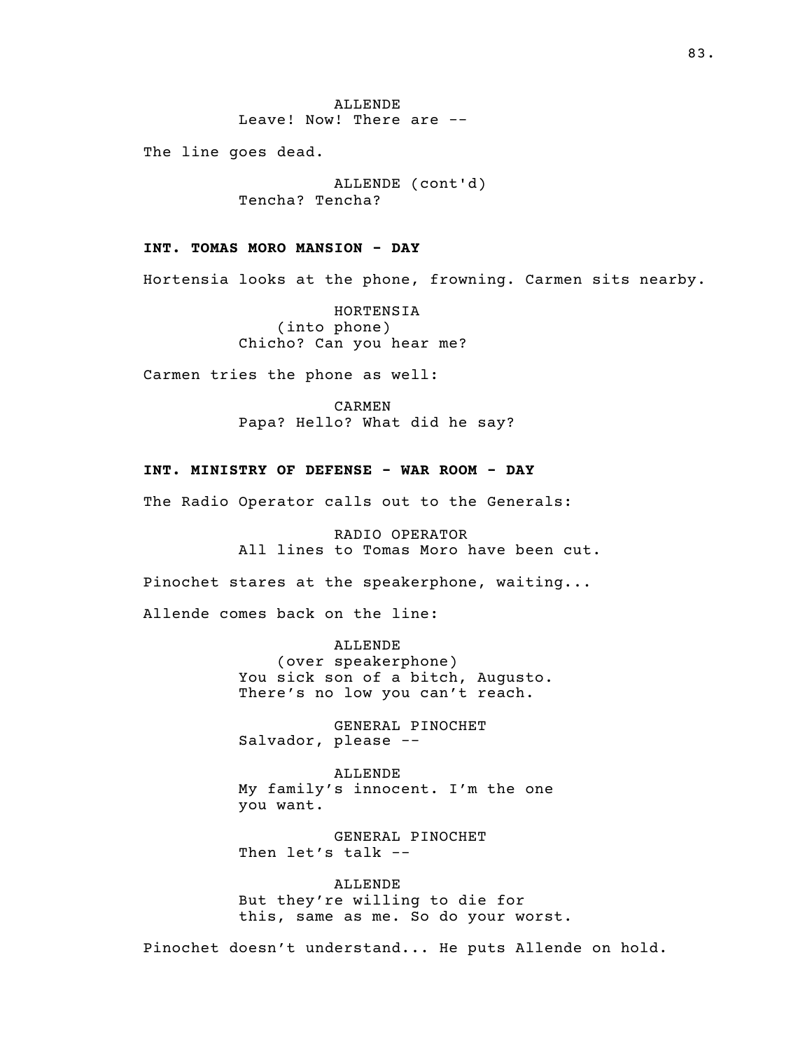ALLENDE
Leave! Now! There are --

The line goes dead.

ALLENDE (cont'd)
Tencha? Tencha?

**INT. TOMAS MORO MANSION - DAY**

Hortensia looks at the phone, frowning. Carmen sits nearby.

HORTENSIA
(into phone)
Chicho? Can you hear me?

Carmen tries the phone as well:

CARMEN
Papa? Hello? What did he say?

**INT. MINISTRY OF DEFENSE - WAR ROOM - DAY**

The Radio Operator calls out to the Generals:

RADIO OPERATOR
All lines to Tomas Moro have been cut.

Pinochet stares at the speakerphone, waiting...

Allende comes back on the line:

ALLENDE
(over speakerphone)
You sick son of a bitch, Augusto.
There's no low you can't reach.

GENERAL PINOCHET
Salvador, please --

ALLENDE
My family's innocent. I'm the one
you want.

GENERAL PINOCHET
Then let's talk --

ALLENDE
But they're willing to die for
this, same as me. So do your worst.

Pinochet doesn't understand... He puts Allende on hold.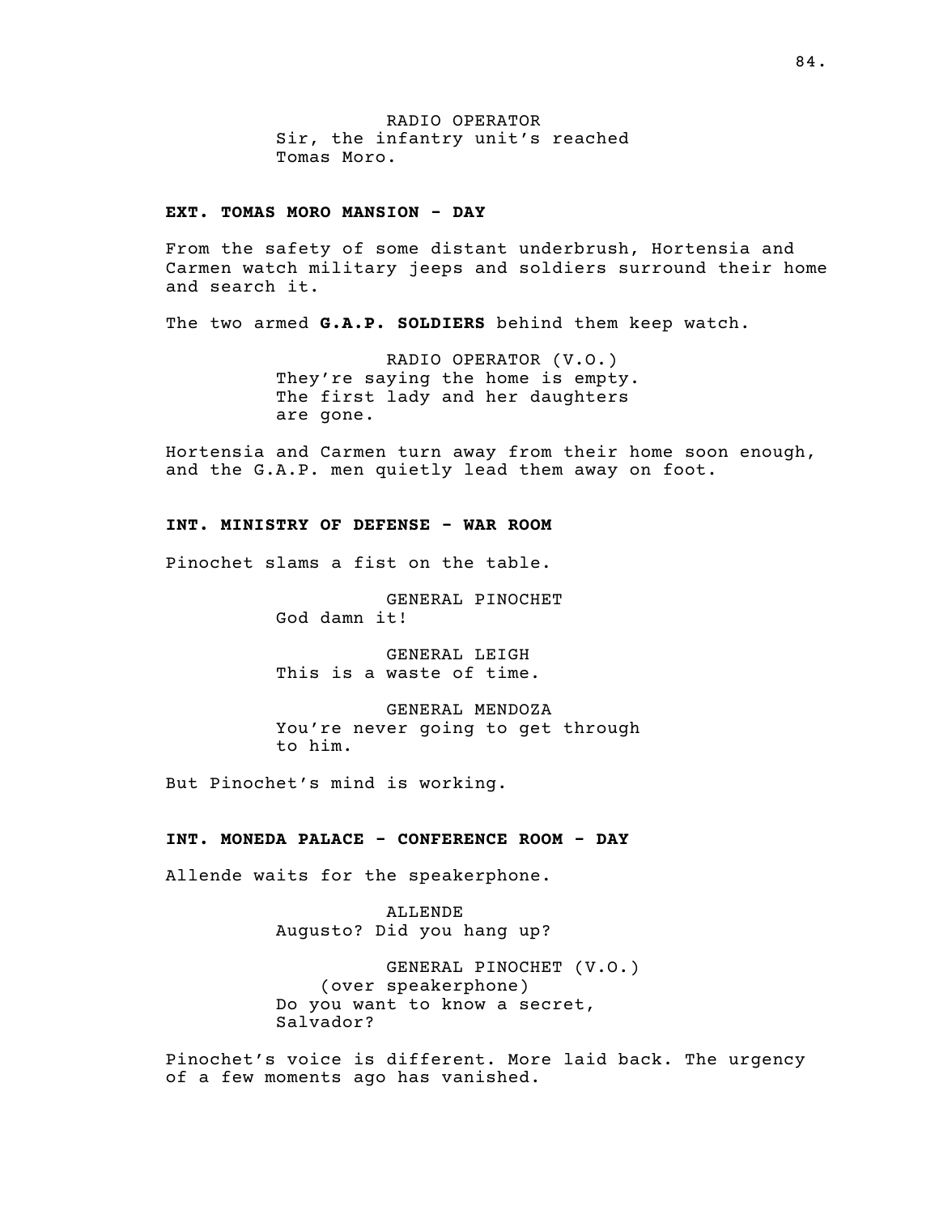RADIO OPERATOR
Sir, the infantry unit's reached Tomas Moro.

**EXT. TOMAS MORO MANSION - DAY**

From the safety of some distant underbrush, Hortensia and Carmen watch military jeeps and soldiers surround their home and search it.

The two armed **G.A.P. SOLDIERS** behind them keep watch.

RADIO OPERATOR (V.O.)
They're saying the home is empty. The first lady and her daughters are gone.

Hortensia and Carmen turn away from their home soon enough, and the G.A.P. men quietly lead them away on foot.

**INT. MINISTRY OF DEFENSE - WAR ROOM**

Pinochet slams a fist on the table.

GENERAL PINOCHET
God damn it!

GENERAL LEIGH
This is a waste of time.

GENERAL MENDOZA
You're never going to get through to him.

But Pinochet's mind is working.

**INT. MONEDA PALACE - CONFERENCE ROOM - DAY**

Allende waits for the speakerphone.

ALLENDE
Augusto? Did you hang up?

GENERAL PINOCHET (V.O.)
(over speakerphone)
Do you want to know a secret, Salvador?

Pinochet's voice is different. More laid back. The urgency of a few moments ago has vanished.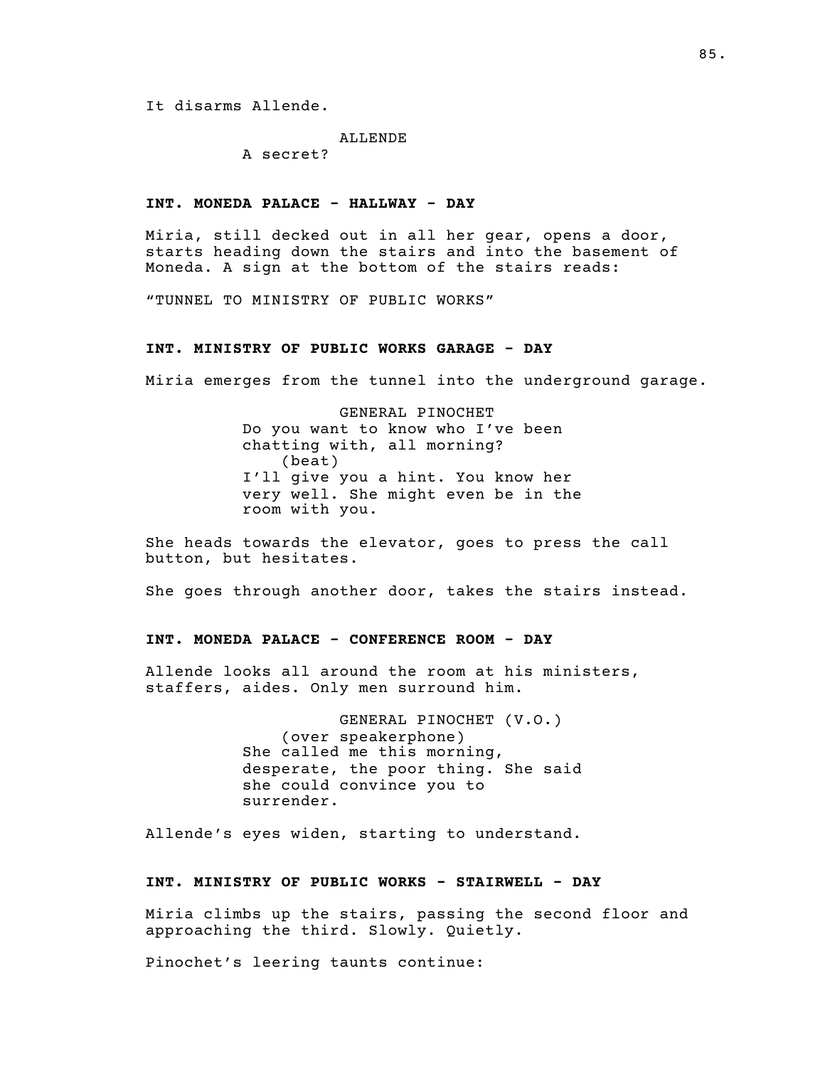It disarms Allende.

ALLENDE
A secret?

**INT. MONEDA PALACE - HALLWAY - DAY**

Miria, still decked out in all her gear, opens a door, starts heading down the stairs and into the basement of Moneda. A sign at the bottom of the stairs reads:

“TUNNEL TO MINISTRY OF PUBLIC WORKS”

**INT. MINISTRY OF PUBLIC WORKS GARAGE - DAY**

Miria emerges from the tunnel into the underground garage.

GENERAL PINOCHET
Do you want to know who I’ve been chatting with, all morning?
(beat)
I’ll give you a hint. You know her very well. She might even be in the room with you.

She heads towards the elevator, goes to press the call button, but hesitates.

She goes through another door, takes the stairs instead.

**INT. MONEDA PALACE - CONFERENCE ROOM - DAY**

Allende looks all around the room at his ministers, staffers, aides. Only men surround him.

GENERAL PINOCHET (V.O.)
(over speakerphone)
She called me this morning, desperate, the poor thing. She said she could convince you to surrender.

Allende’s eyes widen, starting to understand.

**INT. MINISTRY OF PUBLIC WORKS - STAIRWELL - DAY**

Miria climbs up the stairs, passing the second floor and approaching the third. Slowly. Quietly.

Pinochet’s leering taunts continue: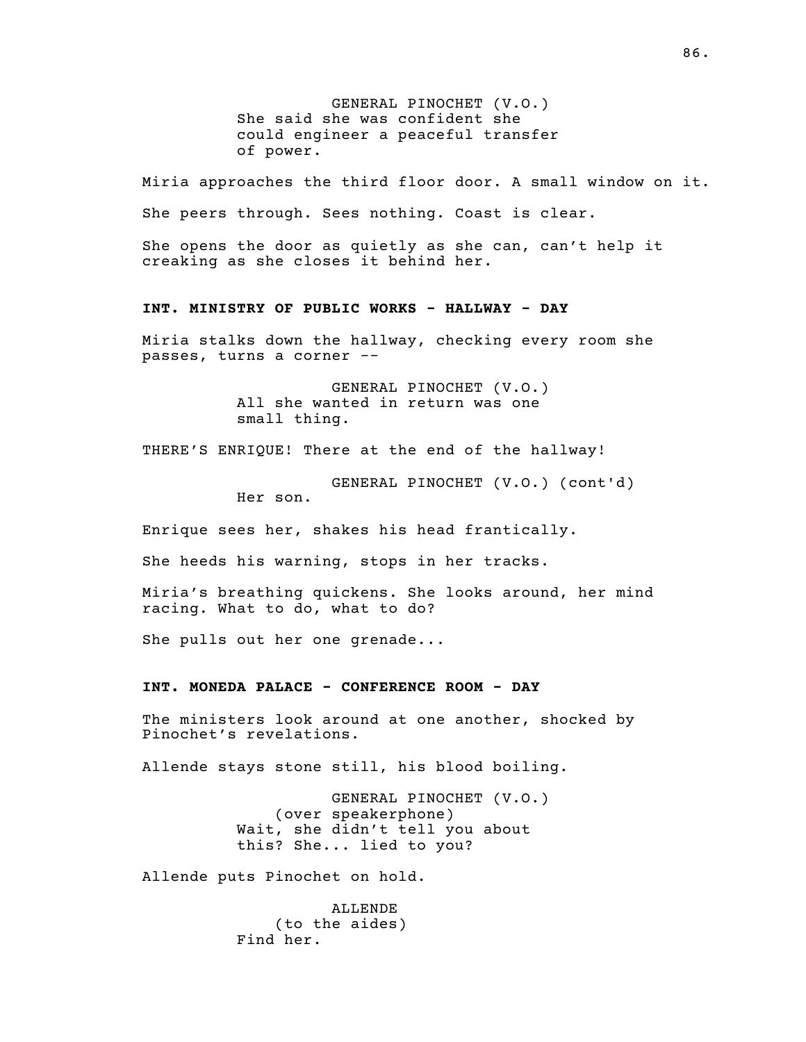GENERAL PINOCHET (V.O.)
She said she was confident she could engineer a peaceful transfer of power.

Miria approaches the third floor door. A small window on it.

She peers through. Sees nothing. Coast is clear.

She opens the door as quietly as she can, can't help it creaking as she closes it behind her.

**INT. MINISTRY OF PUBLIC WORKS - HALLWAY - DAY**

Miria stalks down the hallway, checking every room she passes, turns a corner --

GENERAL PINOCHET (V.O.)
All she wanted in return was one small thing.

THERE'S ENRIQUE! There at the end of the hallway!

GENERAL PINOCHET (V.O.) (cont'd)
Her son.

Enrique sees her, shakes his head frantically.

She heeds his warning, stops in her tracks.

Miria's breathing quickens. She looks around, her mind racing. What to do, what to do?

She pulls out her one grenade...

**INT. MONEDA PALACE - CONFERENCE ROOM - DAY**

The ministers look around at one another, shocked by Pinochet's revelations.

Allende stays stone still, his blood boiling.

GENERAL PINOCHET (V.O.)
(over speakerphone)
Wait, she didn't tell you about this? She... lied to you?

Allende puts Pinochet on hold.

ALLENDE
(to the aides)
Find her.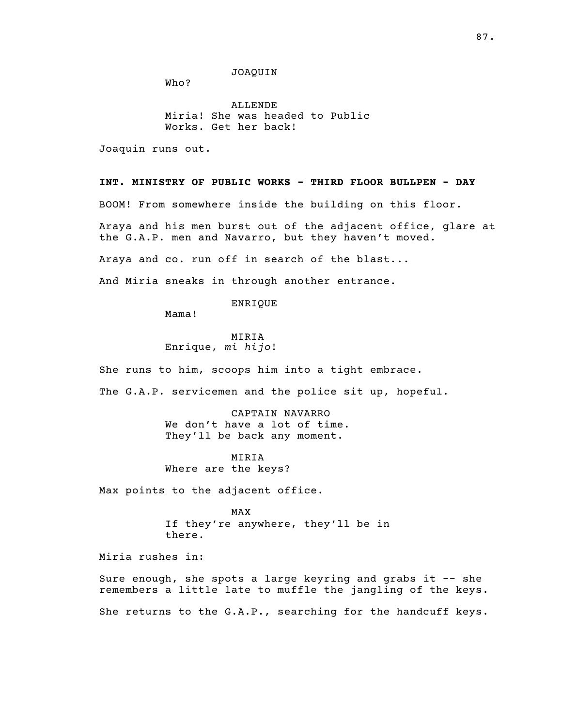JOAQUIN

Who?

ALLENDE

Miria! She was headed to Public Works. Get her back!

Joaquin runs out.

**INT. MINISTRY OF PUBLIC WORKS - THIRD FLOOR BULLPEN - DAY**

BOOM! From somewhere inside the building on this floor.

Araya and his men burst out of the adjacent office, glare at the G.A.P. men and Navarro, but they haven't moved.

Araya and co. run off in search of the blast...

And Miria sneaks in through another entrance.

ENRIQUE

Mama!

MIRIA

Enrique, *mi hijo*!

She runs to him, scoops him into a tight embrace.

The G.A.P. servicemen and the police sit up, hopeful.

CAPTAIN NAVARRO

We don't have a lot of time. They'll be back any moment.

MIRIA

Where are the keys?

Max points to the adjacent office.

MAX

If they're anywhere, they'll be in there.

Miria rushes in:

Sure enough, she spots a large keyring and grabs it -- she remembers a little late to muffle the jangling of the keys.

She returns to the G.A.P., searching for the handcuff keys.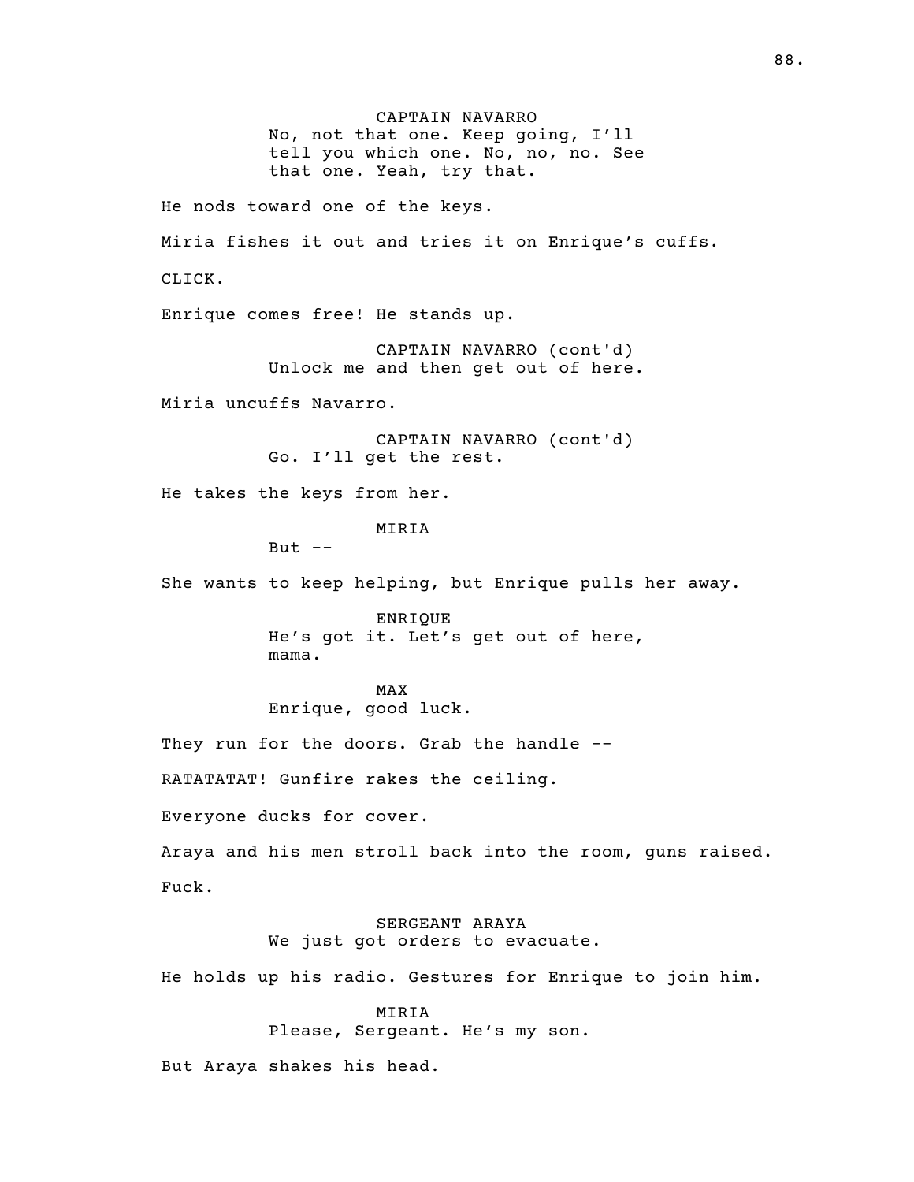CAPTAIN NAVARRO
No, not that one. Keep going, I'll tell you which one. No, no, no. See that one. Yeah, try that.

He nods toward one of the keys.

Miria fishes it out and tries it on Enrique's cuffs.

CLICK.

Enrique comes free! He stands up.

CAPTAIN NAVARRO (cont'd)
Unlock me and then get out of here.

Miria uncuffs Navarro.

CAPTAIN NAVARRO (cont'd)
Go. I'll get the rest.

He takes the keys from her.

MIRIA
But --

She wants to keep helping, but Enrique pulls her away.

ENRIQUE
He's got it. Let's get out of here, mama.

MAX
Enrique, good luck.

They run for the doors. Grab the handle --

RATATATAT! Gunfire rakes the ceiling.

Everyone ducks for cover.

Araya and his men stroll back into the room, guns raised.

Fuck.

SERGEANT ARAYA
We just got orders to evacuate.

He holds up his radio. Gestures for Enrique to join him.

MIRIA
Please, Sergeant. He's my son.

But Araya shakes his head.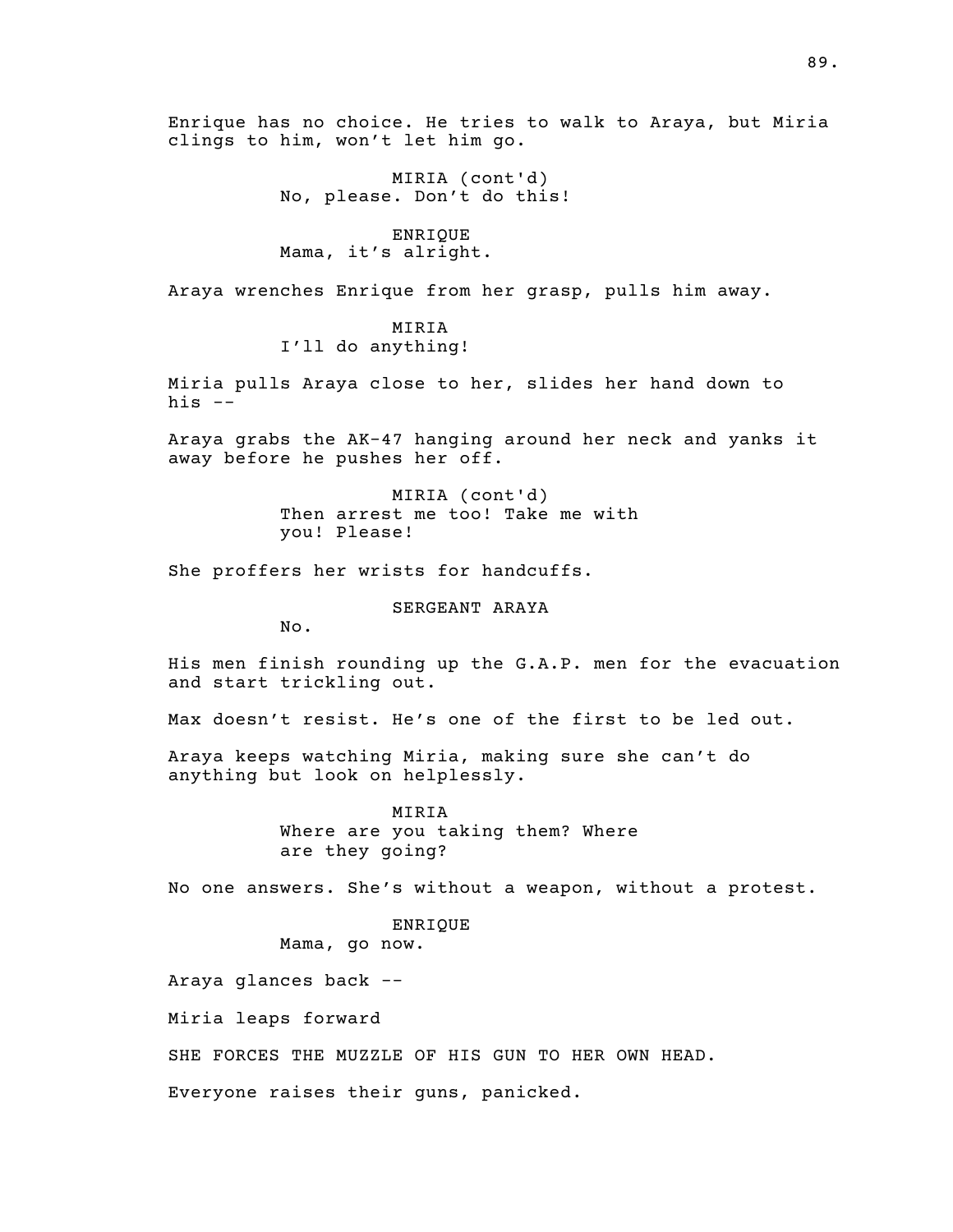Enrique has no choice. He tries to walk to Araya, but Miria clings to him, won't let him go.

MIRIA (cont'd)
No, please. Don't do this!

ENRIQUE
Mama, it's alright.

Araya wrenches Enrique from her grasp, pulls him away.

MIRIA
I'll do anything!

Miria pulls Araya close to her, slides her hand down to his --

Araya grabs the AK-47 hanging around her neck and yanks it away before he pushes her off.

MIRIA (cont'd)
Then arrest me too! Take me with you! Please!

She proffers her wrists for handcuffs.

SERGEANT ARAYA
No.

His men finish rounding up the G.A.P. men for the evacuation and start trickling out.

Max doesn't resist. He's one of the first to be led out.

Araya keeps watching Miria, making sure she can't do anything but look on helplessly.

MIRIA
Where are you taking them? Where are they going?

No one answers. She's without a weapon, without a protest.

ENRIQUE
Mama, go now.

Araya glances back --

Miria leaps forward

SHE FORCES THE MUZZLE OF HIS GUN TO HER OWN HEAD.

Everyone raises their guns, panicked.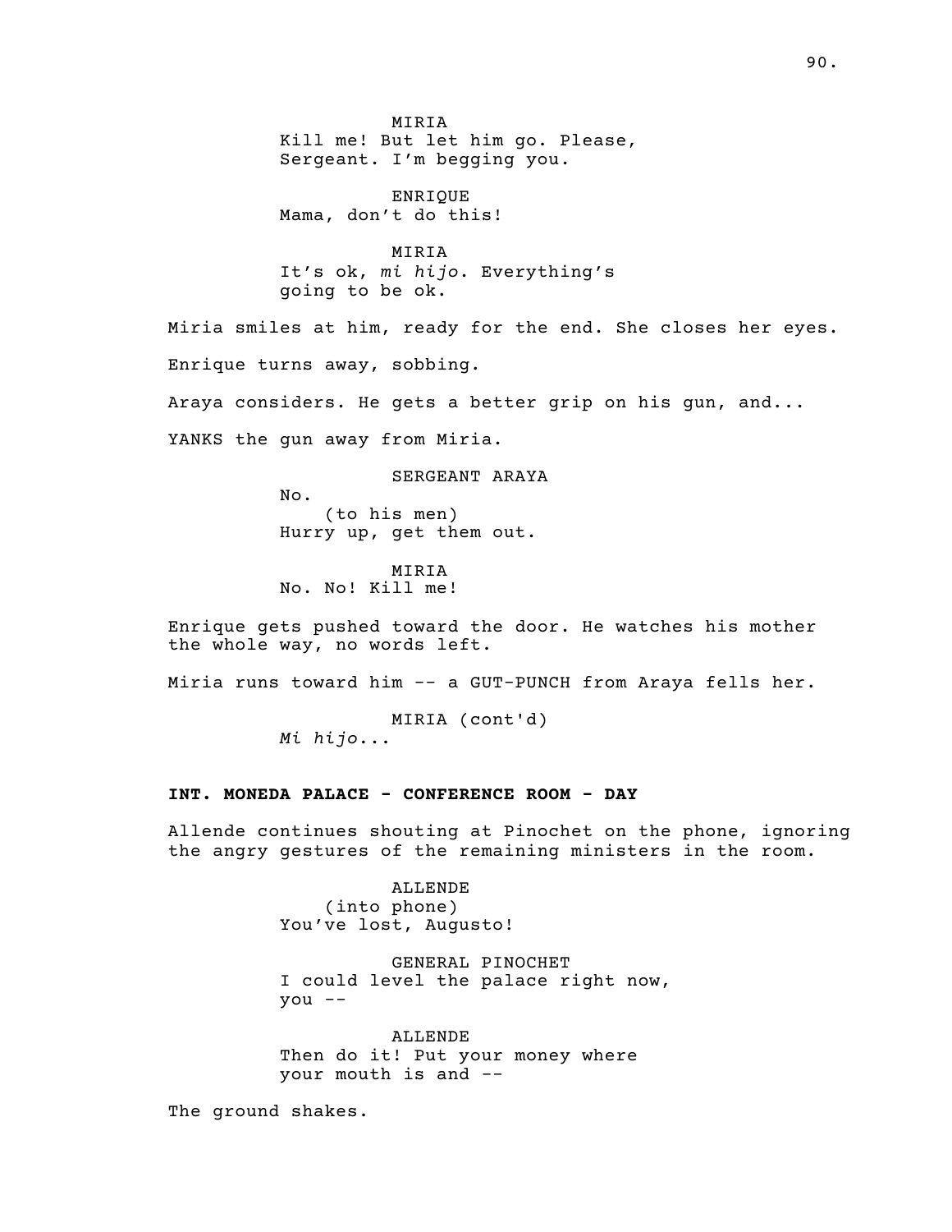MIRIA
Kill me! But let him go. Please, Sergeant. I'm begging you.

ENRIQUE
Mama, don't do this!

MIRIA
It's ok, *mi hijo*. Everything's going to be ok.

Miria smiles at him, ready for the end. She closes her eyes.

Enrique turns away, sobbing.

Araya considers. He gets a better grip on his gun, and...

YANKS the gun away from Miria.

SERGEANT ARAYA
No.
(to his men)
Hurry up, get them out.

MIRIA
No. No! Kill me!

Enrique gets pushed toward the door. He watches his mother the whole way, no words left.

Miria runs toward him -- a GUT-PUNCH from Araya fells her.

MIRIA (cont'd)
*Mi hijo...*

**INT. MONEDA PALACE - CONFERENCE ROOM - DAY**

Allende continues shouting at Pinochet on the phone, ignoring the angry gestures of the remaining ministers in the room.

ALLENDE
(into phone)
You've lost, Augusto!

GENERAL PINOCHET
I could level the palace right now, you --

ALLENDE
Then do it! Put your money where your mouth is and --

The ground shakes.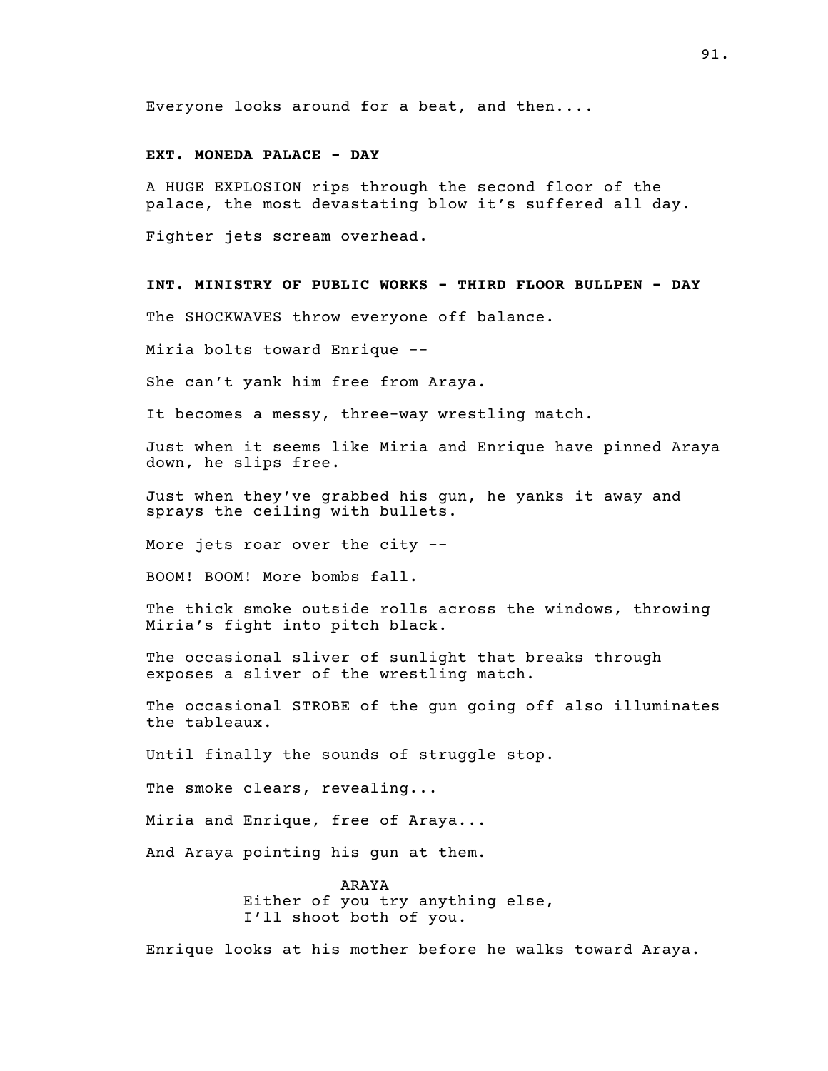Everyone looks around for a beat, and then....

**EXT. MONEDA PALACE - DAY**

A HUGE EXPLOSION rips through the second floor of the palace, the most devastating blow it's suffered all day.

Fighter jets scream overhead.

**INT. MINISTRY OF PUBLIC WORKS - THIRD FLOOR BULLPEN - DAY**

The SHOCKWAVES throw everyone off balance.

Miria bolts toward Enrique --

She can't yank him free from Araya.

It becomes a messy, three-way wrestling match.

Just when it seems like Miria and Enrique have pinned Araya down, he slips free.

Just when they've grabbed his gun, he yanks it away and sprays the ceiling with bullets.

More jets roar over the city --

BOOM! BOOM! More bombs fall.

The thick smoke outside rolls across the windows, throwing Miria's fight into pitch black.

The occasional sliver of sunlight that breaks through exposes a sliver of the wrestling match.

The occasional STROBE of the gun going off also illuminates the tableaux.

Until finally the sounds of struggle stop.

The smoke clears, revealing...

Miria and Enrique, free of Araya...

And Araya pointing his gun at them.

ARAYA
Either of you try anything else, I'll shoot both of you.

Enrique looks at his mother before he walks toward Araya.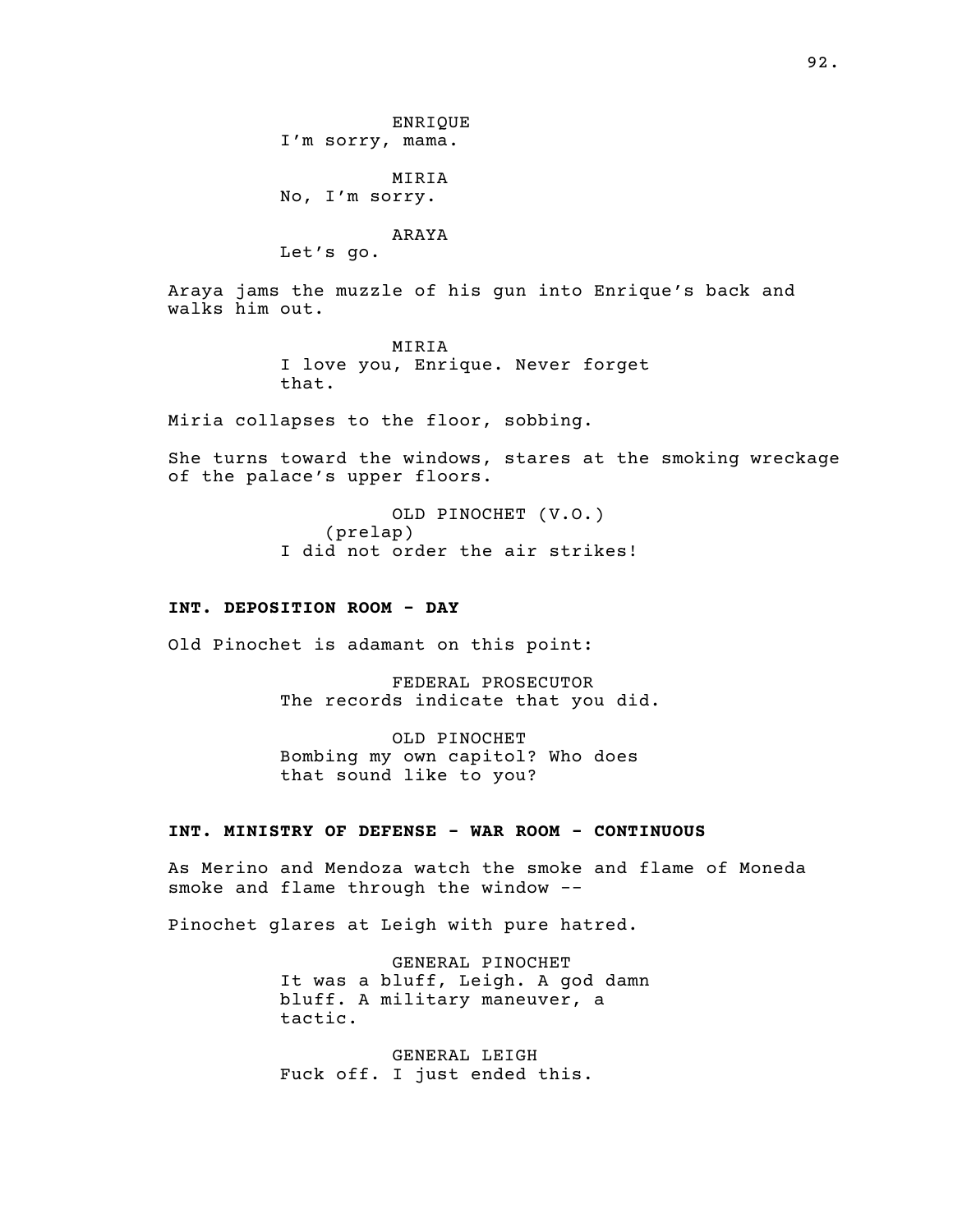ENRIQUE
I'm sorry, mama.

MIRIA
No, I'm sorry.

ARAYA
Let's go.

Araya jams the muzzle of his gun into Enrique's back and walks him out.

MIRIA
I love you, Enrique. Never forget that.

Miria collapses to the floor, sobbing.

She turns toward the windows, stares at the smoking wreckage of the palace's upper floors.

OLD PINOCHET (V.O.)
(prelap)
I did not order the air strikes!

**INT. DEPOSITION ROOM - DAY**

Old Pinochet is adamant on this point:

FEDERAL PROSECUTOR
The records indicate that you did.

OLD PINOCHET
Bombing my own capitol? Who does that sound like to you?

**INT. MINISTRY OF DEFENSE - WAR ROOM - CONTINUOUS**

As Merino and Mendoza watch the smoke and flame of Moneda smoke and flame through the window --

Pinochet glares at Leigh with pure hatred.

GENERAL PINOCHET
It was a bluff, Leigh. A god damn bluff. A military maneuver, a tactic.

GENERAL LEIGH
Fuck off. I just ended this.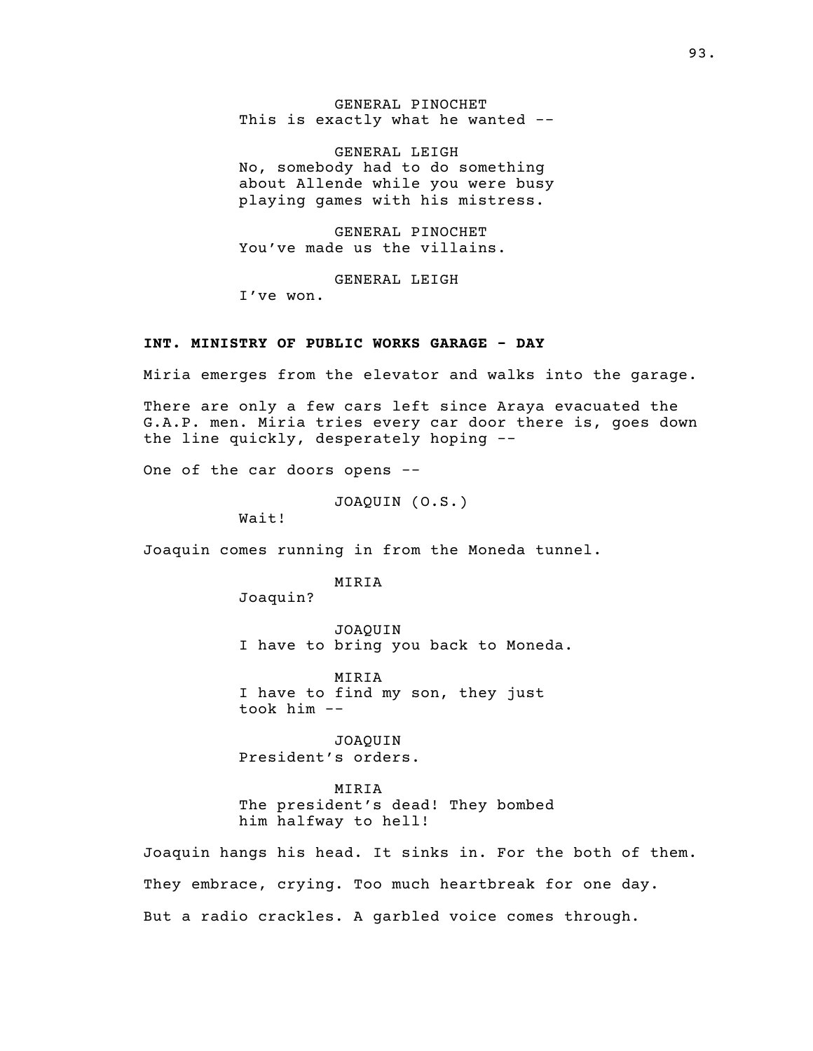GENERAL PINOCHET
This is exactly what he wanted --

GENERAL LEIGH
No, somebody had to do something about Allende while you were busy playing games with his mistress.

GENERAL PINOCHET
You've made us the villains.

GENERAL LEIGH
I've won.

**INT. MINISTRY OF PUBLIC WORKS GARAGE - DAY**

Miria emerges from the elevator and walks into the garage.

There are only a few cars left since Araya evacuated the G.A.P. men. Miria tries every car door there is, goes down the line quickly, desperately hoping --

One of the car doors opens --

JOAQUIN (O.S.)
Wait!

Joaquin comes running in from the Moneda tunnel.

MIRIA
Joaquin?

JOAQUIN
I have to bring you back to Moneda.

MIRIA
I have to find my son, they just took him --

JOAQUIN
President's orders.

MIRIA
The president's dead! They bombed him halfway to hell!

Joaquin hangs his head. It sinks in. For the both of them.

They embrace, crying. Too much heartbreak for one day.

But a radio crackles. A garbled voice comes through.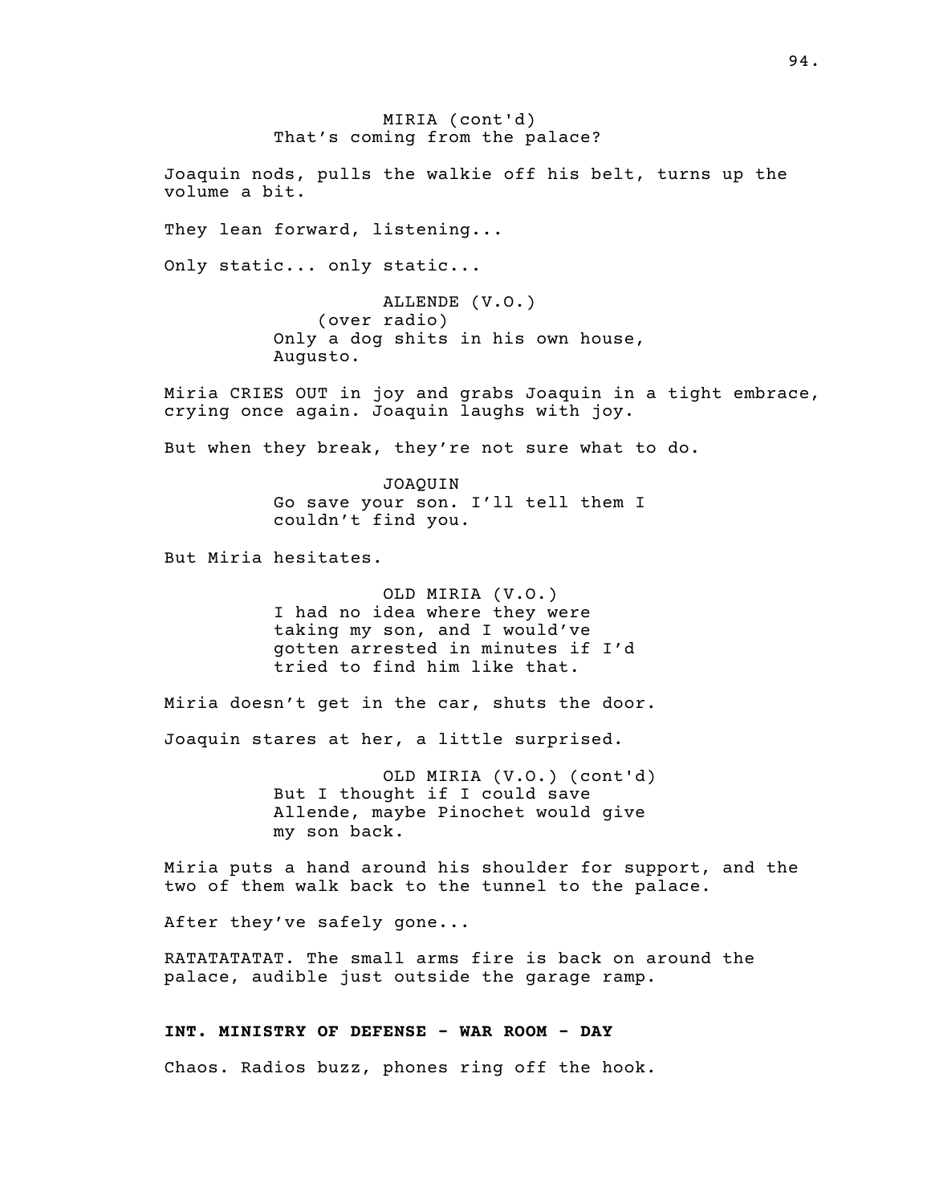MIRIA (cont'd)
That's coming from the palace?

Joaquin nods, pulls the walkie off his belt, turns up the volume a bit.

They lean forward, listening...

Only static... only static...

ALLENDE (V.O.)
(over radio)
Only a dog shits in his own house, Augusto.

Miria CRIES OUT in joy and grabs Joaquin in a tight embrace, crying once again. Joaquin laughs with joy.

But when they break, they're not sure what to do.

JOAQUIN
Go save your son. I'll tell them I couldn't find you.

But Miria hesitates.

OLD MIRIA (V.O.)
I had no idea where they were taking my son, and I would've gotten arrested in minutes if I'd tried to find him like that.

Miria doesn't get in the car, shuts the door.

Joaquin stares at her, a little surprised.

OLD MIRIA (V.O.) (cont'd)
But I thought if I could save Allende, maybe Pinochet would give my son back.

Miria puts a hand around his shoulder for support, and the two of them walk back to the tunnel to the palace.

After they've safely gone...

RATATATATAT. The small arms fire is back on around the palace, audible just outside the garage ramp.

**INT. MINISTRY OF DEFENSE - WAR ROOM - DAY**

Chaos. Radios buzz, phones ring off the hook.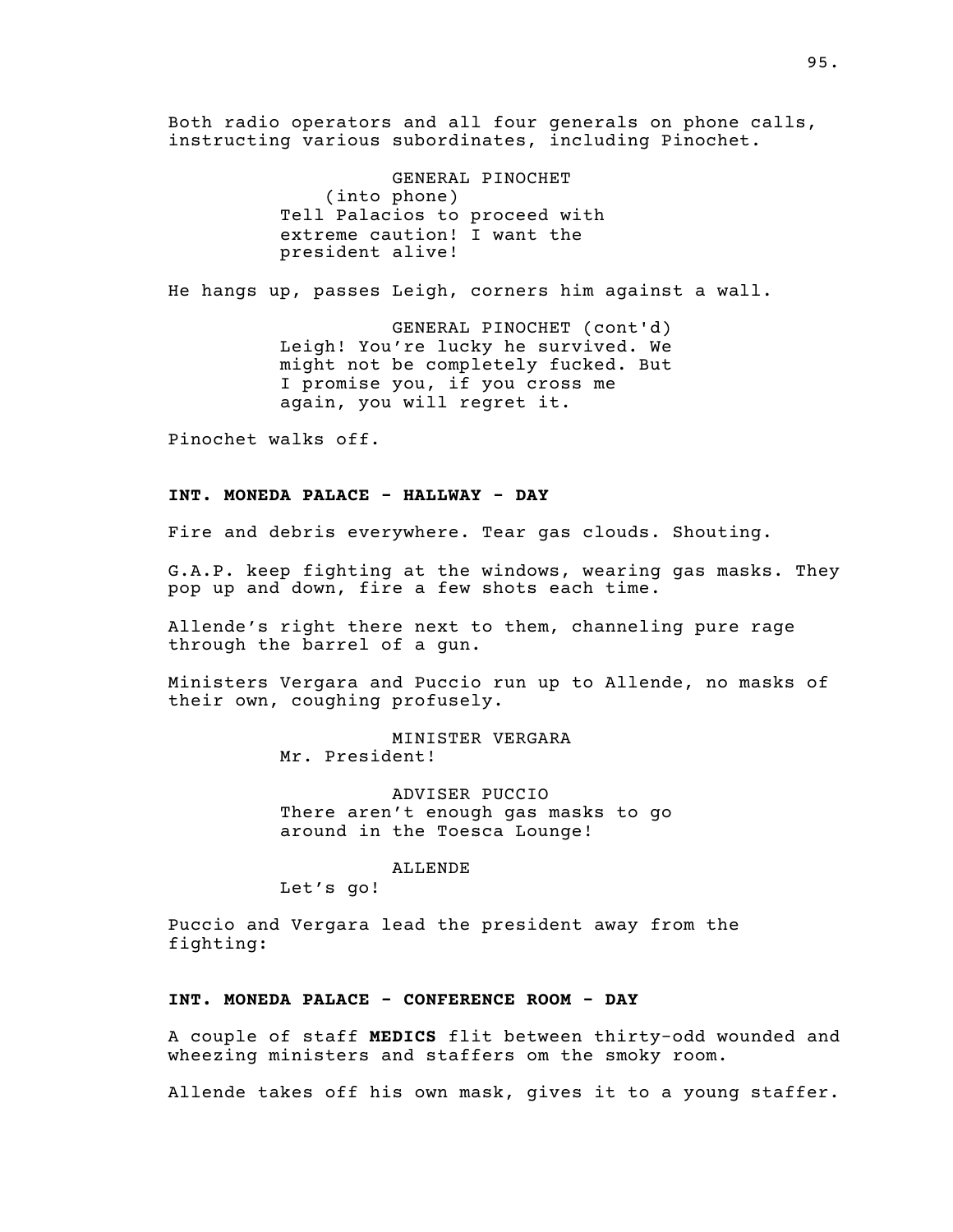Both radio operators and all four generals on phone calls, instructing various subordinates, including Pinochet.

GENERAL PINOCHET
(into phone)
Tell Palacios to proceed with extreme caution! I want the president alive!

He hangs up, passes Leigh, corners him against a wall.

GENERAL PINOCHET (cont'd)
Leigh! You’re lucky he survived. We might not be completely fucked. But I promise you, if you cross me again, you will regret it.

Pinochet walks off.

**INT. MONEDA PALACE - HALLWAY - DAY**

Fire and debris everywhere. Tear gas clouds. Shouting.

G.A.P. keep fighting at the windows, wearing gas masks. They pop up and down, fire a few shots each time.

Allende’s right there next to them, channeling pure rage through the barrel of a gun.

Ministers Vergara and Puccio run up to Allende, no masks of their own, coughing profusely.

MINISTER VERGARA
Mr. President!

ADVISER PUCCIO
There aren’t enough gas masks to go around in the Toesca Lounge!

ALLENDE
Let’s go!

Puccio and Vergara lead the president away from the fighting:

**INT. MONEDA PALACE - CONFERENCE ROOM - DAY**

A couple of staff **MEDICS** flit between thirty-odd wounded and wheezing ministers and staffers om the smoky room.

Allende takes off his own mask, gives it to a young staffer.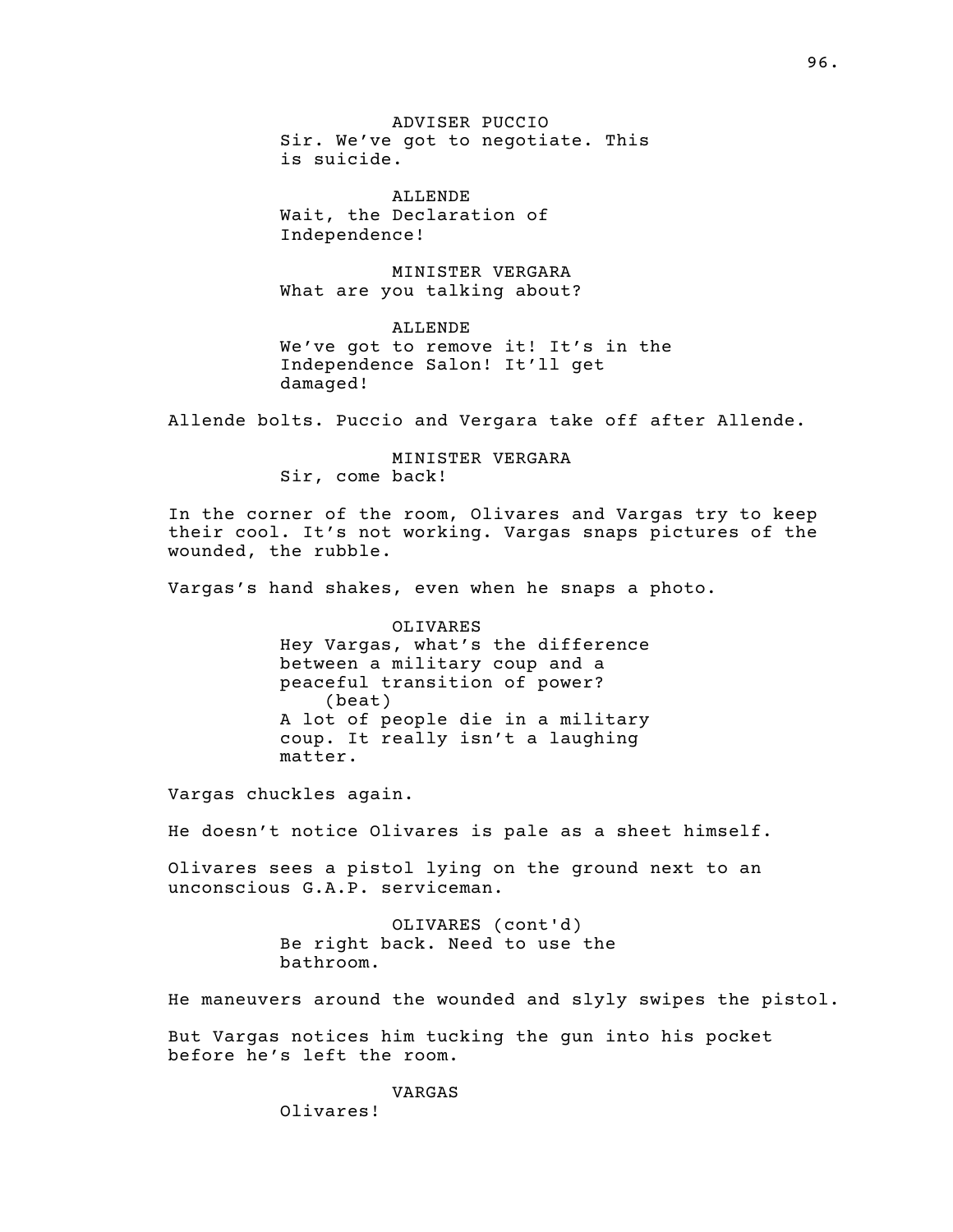ADVISER PUCCIO
Sir. We've got to negotiate. This is suicide.

ALLENDE
Wait, the Declaration of Independence!

MINISTER VERGARA
What are you talking about?

ALLENDE
We've got to remove it! It's in the Independence Salon! It'll get damaged!

Allende bolts. Puccio and Vergara take off after Allende.

MINISTER VERGARA
Sir, come back!

In the corner of the room, Olivares and Vargas try to keep their cool. It's not working. Vargas snaps pictures of the wounded, the rubble.

Vargas's hand shakes, even when he snaps a photo.

OLIVARES
Hey Vargas, what's the difference between a military coup and a peaceful transition of power?
(beat)
A lot of people die in a military coup. It really isn't a laughing matter.

Vargas chuckles again.

He doesn't notice Olivares is pale as a sheet himself.

Olivares sees a pistol lying on the ground next to an unconscious G.A.P. serviceman.

OLIVARES (cont'd)
Be right back. Need to use the bathroom.

He maneuvers around the wounded and slyly swipes the pistol.

But Vargas notices him tucking the gun into his pocket before he's left the room.

VARGAS
Olivares!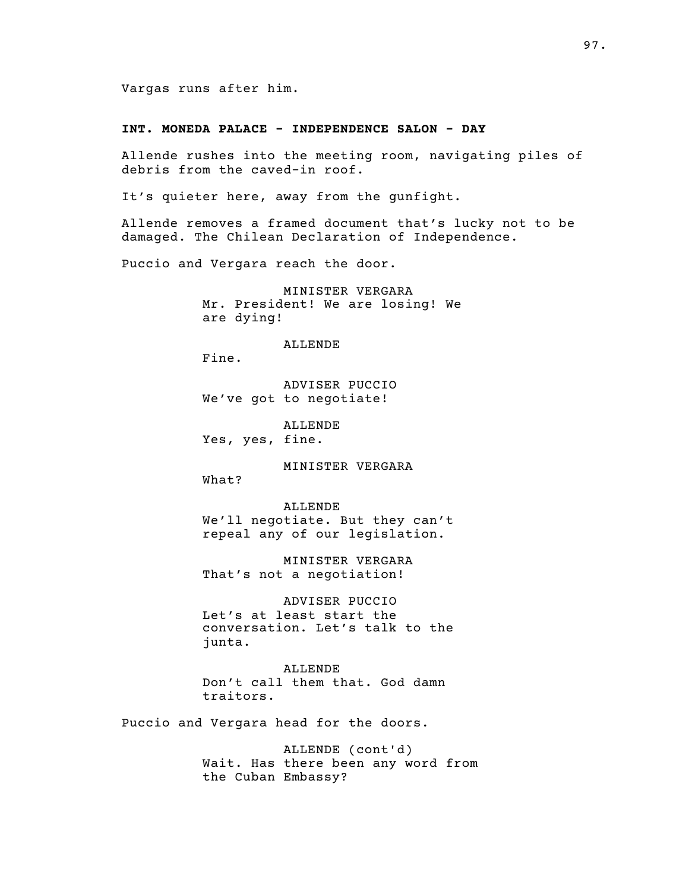Vargas runs after him.

**INT. MONEDA PALACE - INDEPENDENCE SALON - DAY**

Allende rushes into the meeting room, navigating piles of debris from the caved-in roof.

It's quieter here, away from the gunfight.

Allende removes a framed document that's lucky not to be damaged. The Chilean Declaration of Independence.

Puccio and Vergara reach the door.

MINISTER VERGARA
Mr. President! We are losing! We are dying!

ALLENDE
Fine.

ADVISER PUCCIO
We've got to negotiate!

ALLENDE
Yes, yes, fine.

MINISTER VERGARA
What?

ALLENDE
We'll negotiate. But they can't repeal any of our legislation.

MINISTER VERGARA
That's not a negotiation!

ADVISER PUCCIO
Let's at least start the conversation. Let's talk to the junta.

ALLENDE
Don't call them that. God damn traitors.

Puccio and Vergara head for the doors.

ALLENDE (cont'd)
Wait. Has there been any word from the Cuban Embassy?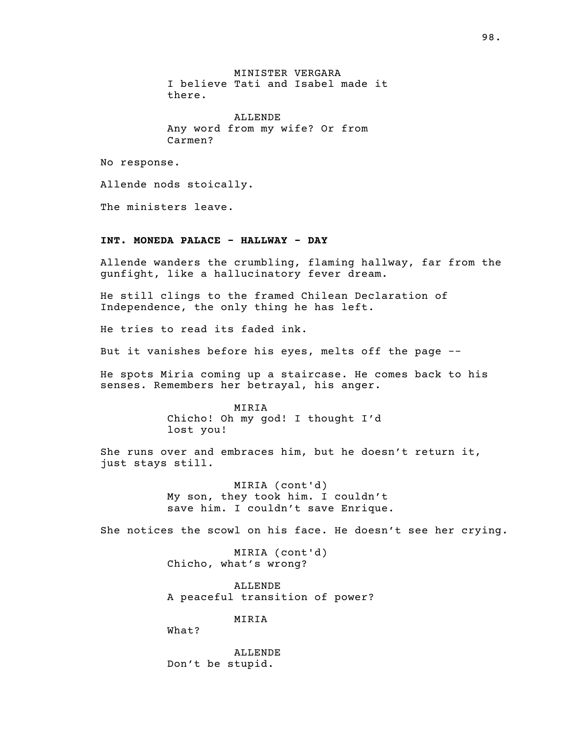MINISTER VERGARA
I believe Tati and Isabel made it there.

ALLENDE
Any word from my wife? Or from Carmen?

No response.

Allende nods stoically.

The ministers leave.

**INT. MONEDA PALACE - HALLWAY - DAY**

Allende wanders the crumbling, flaming hallway, far from the gunfight, like a hallucinatory fever dream.

He still clings to the framed Chilean Declaration of Independence, the only thing he has left.

He tries to read its faded ink.

But it vanishes before his eyes, melts off the page --

He spots Miria coming up a staircase. He comes back to his senses. Remembers her betrayal, his anger.

MIRIA
Chicho! Oh my god! I thought I'd lost you!

She runs over and embraces him, but he doesn't return it, just stays still.

MIRIA (cont'd)
My son, they took him. I couldn't save him. I couldn't save Enrique.

She notices the scowl on his face. He doesn't see her crying.

MIRIA (cont'd)
Chicho, what's wrong?

ALLENDE
A peaceful transition of power?

MIRIA
What?

ALLENDE
Don't be stupid.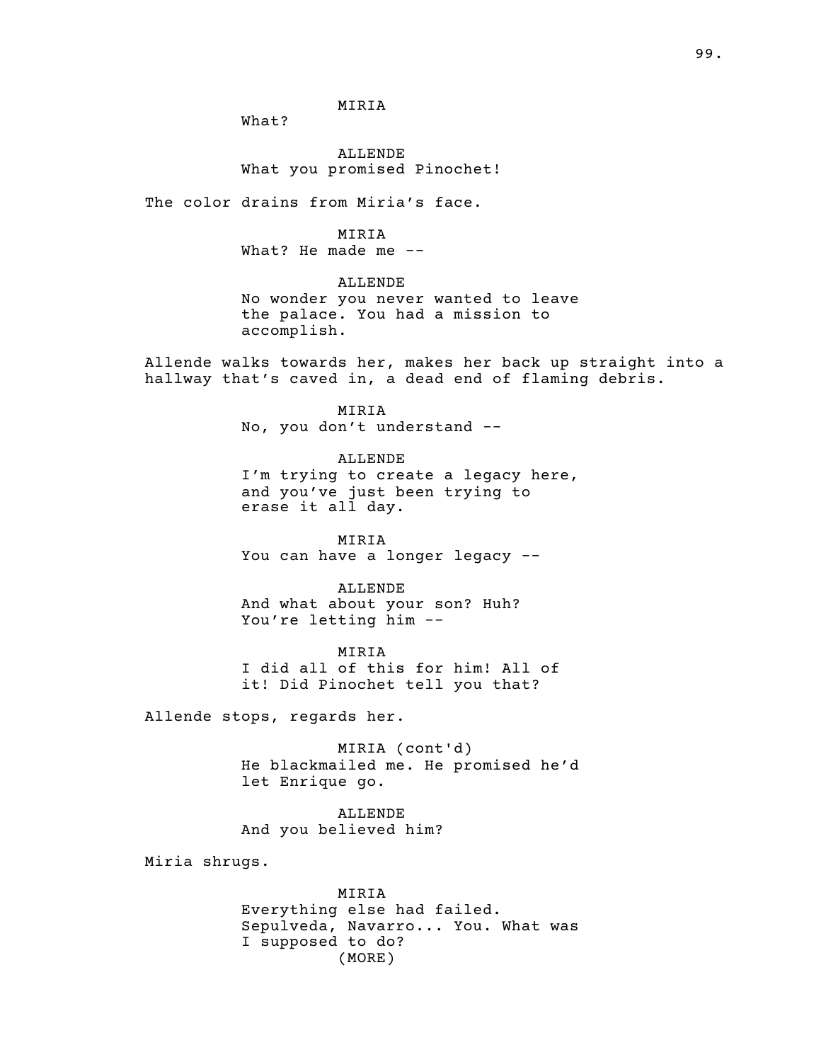MIRIA
What?

ALLENDE
What you promised Pinochet!

The color drains from Miria's face.

MIRIA
What? He made me --

ALLENDE
No wonder you never wanted to leave the palace. You had a mission to accomplish.

Allende walks towards her, makes her back up straight into a hallway that's caved in, a dead end of flaming debris.

MIRIA
No, you don't understand --

ALLENDE
I'm trying to create a legacy here, and you've just been trying to erase it all day.

MIRIA
You can have a longer legacy --

ALLENDE
And what about your son? Huh? You're letting him --

MIRIA
I did all of this for him! All of it! Did Pinochet tell you that?

Allende stops, regards her.

MIRIA (cont'd)
He blackmailed me. He promised he'd let Enrique go.

ALLENDE
And you believed him?

Miria shrugs.

MIRIA
Everything else had failed. Sepulveda, Navarro... You. What was I supposed to do?
(MORE)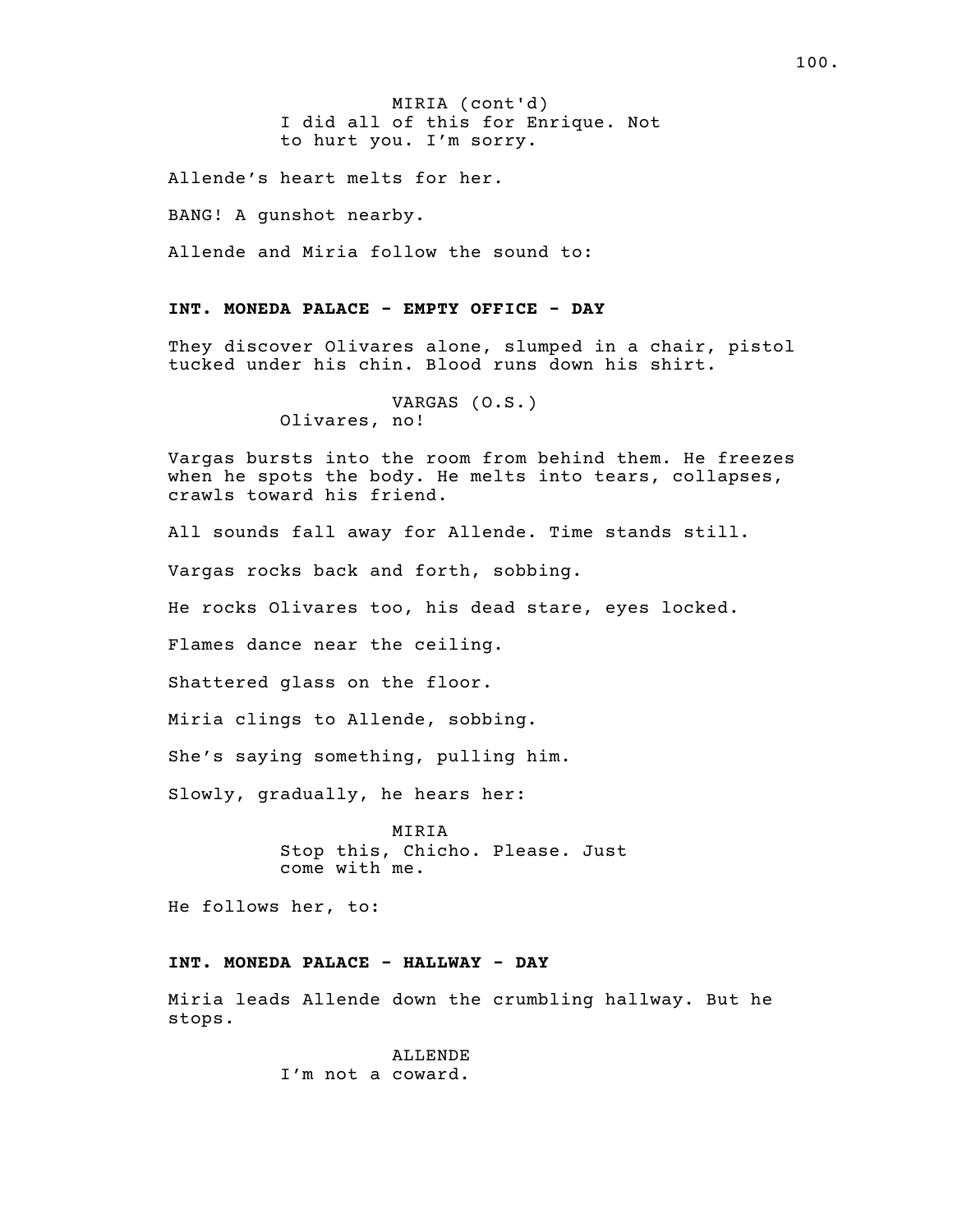MIRIA (cont'd)
I did all of this for Enrique. Not to hurt you. I'm sorry.

Allende's heart melts for her.

BANG! A gunshot nearby.

Allende and Miria follow the sound to:

**INT. MONEDA PALACE - EMPTY OFFICE - DAY**

They discover Olivares alone, slumped in a chair, pistol tucked under his chin. Blood runs down his shirt.

VARGAS (O.S.)
Olivares, no!

Vargas bursts into the room from behind them. He freezes when he spots the body. He melts into tears, collapses, crawls toward his friend.

All sounds fall away for Allende. Time stands still.

Vargas rocks back and forth, sobbing.

He rocks Olivares too, his dead stare, eyes locked.

Flames dance near the ceiling.

Shattered glass on the floor.

Miria clings to Allende, sobbing.

She's saying something, pulling him.

Slowly, gradually, he hears her:

MIRIA
Stop this, Chicho. Please. Just come with me.

He follows her, to:

**INT. MONEDA PALACE - HALLWAY - DAY**

Miria leads Allende down the crumbling hallway. But he stops.

ALLENDE
I'm not a coward.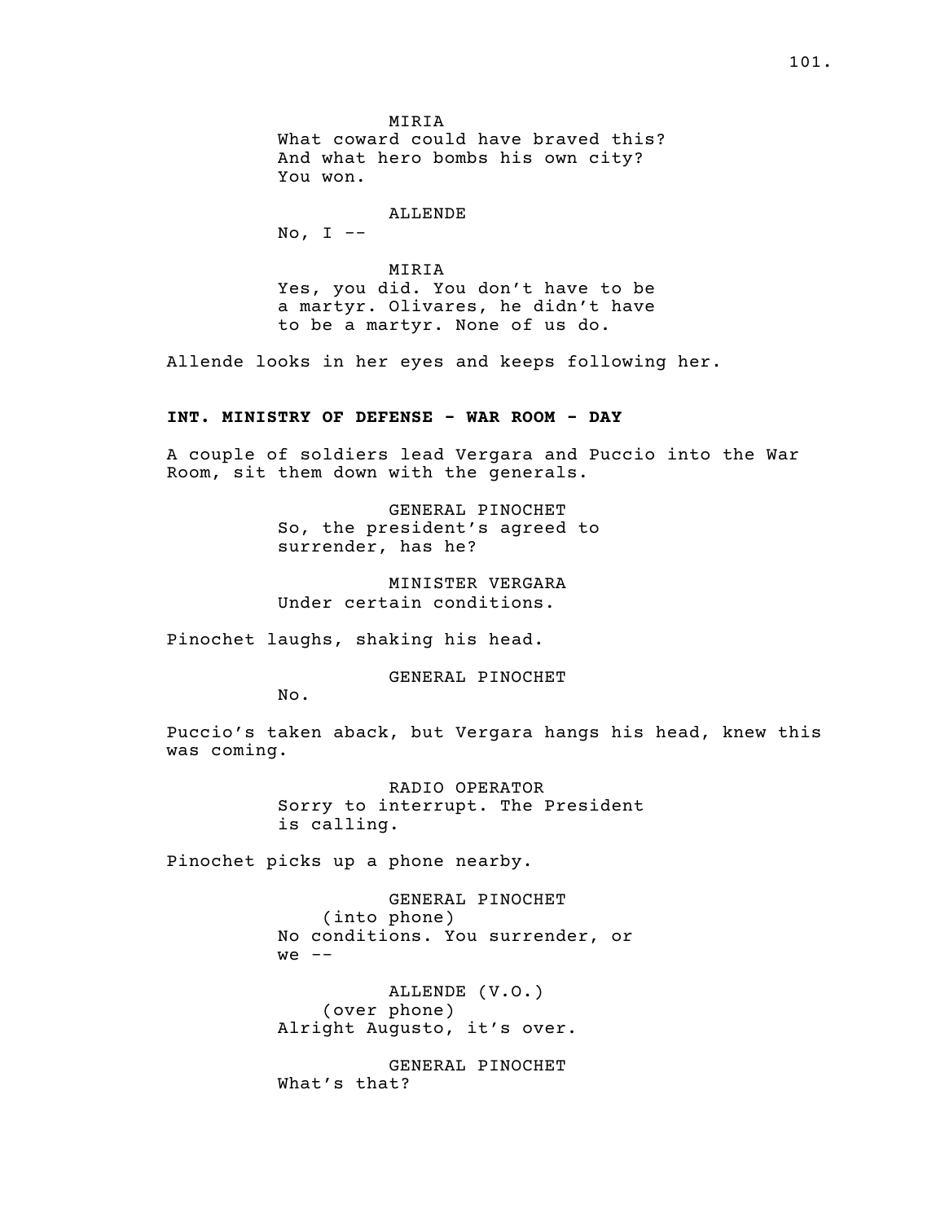MIRIA
What coward could have braved this?
And what hero bombs his own city?
You won.

ALLENDE
No, I --

MIRIA
Yes, you did. You don't have to be
a martyr. Olivares, he didn't have
to be a martyr. None of us do.

Allende looks in her eyes and keeps following her.

**INT. MINISTRY OF DEFENSE - WAR ROOM - DAY**

A couple of soldiers lead Vergara and Puccio into the War Room, sit them down with the generals.

GENERAL PINOCHET
So, the president's agreed to
surrender, has he?

MINISTER VERGARA
Under certain conditions.

Pinochet laughs, shaking his head.

GENERAL PINOCHET
No.

Puccio's taken aback, but Vergara hangs his head, knew this was coming.

RADIO OPERATOR
Sorry to interrupt. The President
is calling.

Pinochet picks up a phone nearby.

GENERAL PINOCHET
(into phone)
No conditions. You surrender, or
we --

ALLENDE (V.O.)
(over phone)
Alright Augusto, it's over.

GENERAL PINOCHET
What's that?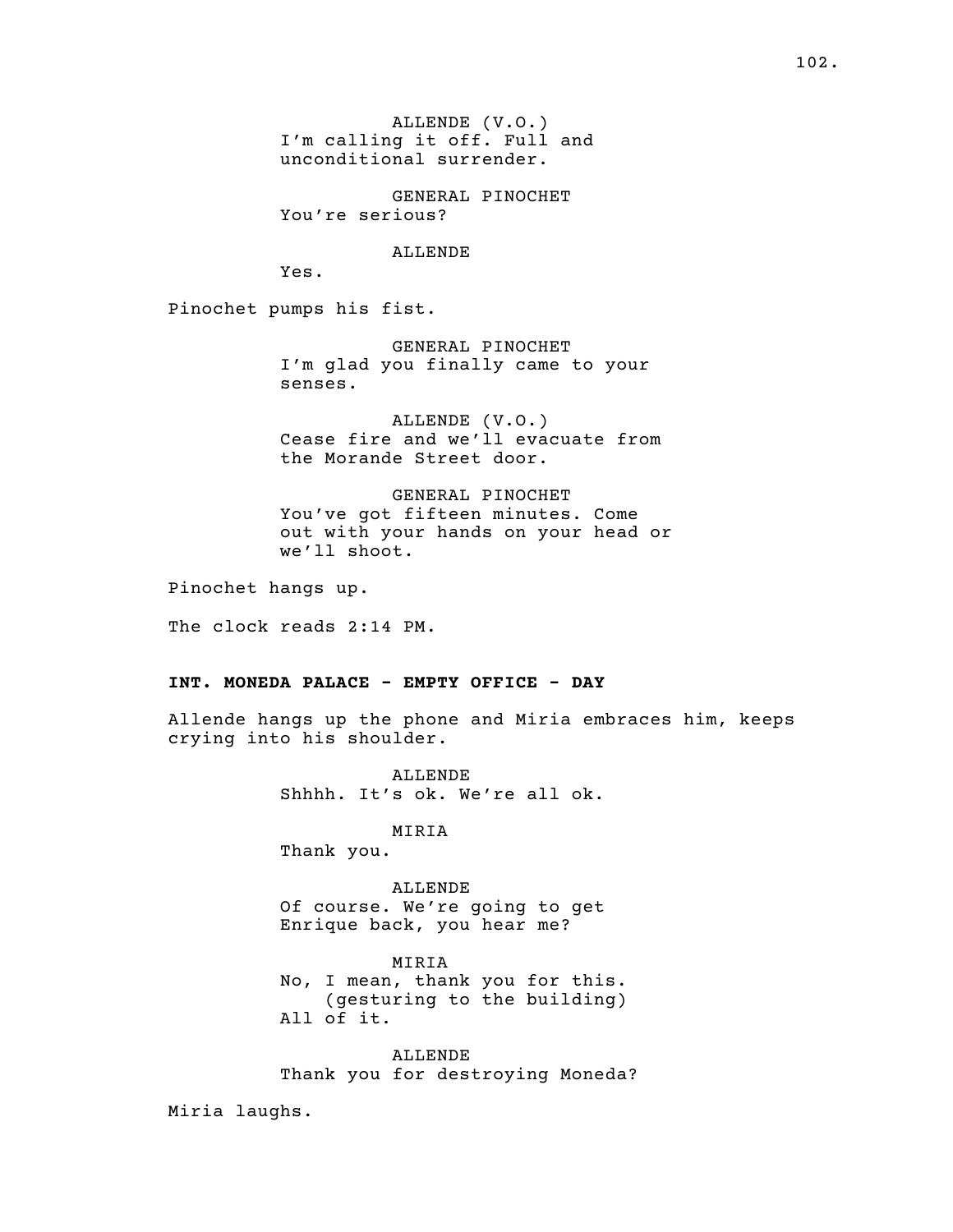ALLENDE (V.O.)
I'm calling it off. Full and unconditional surrender.

GENERAL PINOCHET
You're serious?

ALLENDE
Yes.

Pinochet pumps his fist.

GENERAL PINOCHET
I'm glad you finally came to your senses.

ALLENDE (V.O.)
Cease fire and we'll evacuate from the Morande Street door.

GENERAL PINOCHET
You've got fifteen minutes. Come out with your hands on your head or we'll shoot.

Pinochet hangs up.

The clock reads 2:14 PM.

**INT. MONEDA PALACE - EMPTY OFFICE - DAY**

Allende hangs up the phone and Miria embraces him, keeps crying into his shoulder.

ALLENDE
Shhhh. It's ok. We're all ok.

MIRIA
Thank you.

ALLENDE
Of course. We're going to get Enrique back, you hear me?

MIRIA
No, I mean, thank you for this.
(gesturing to the building)
All of it.

ALLENDE
Thank you for destroying Moneda?

Miria laughs.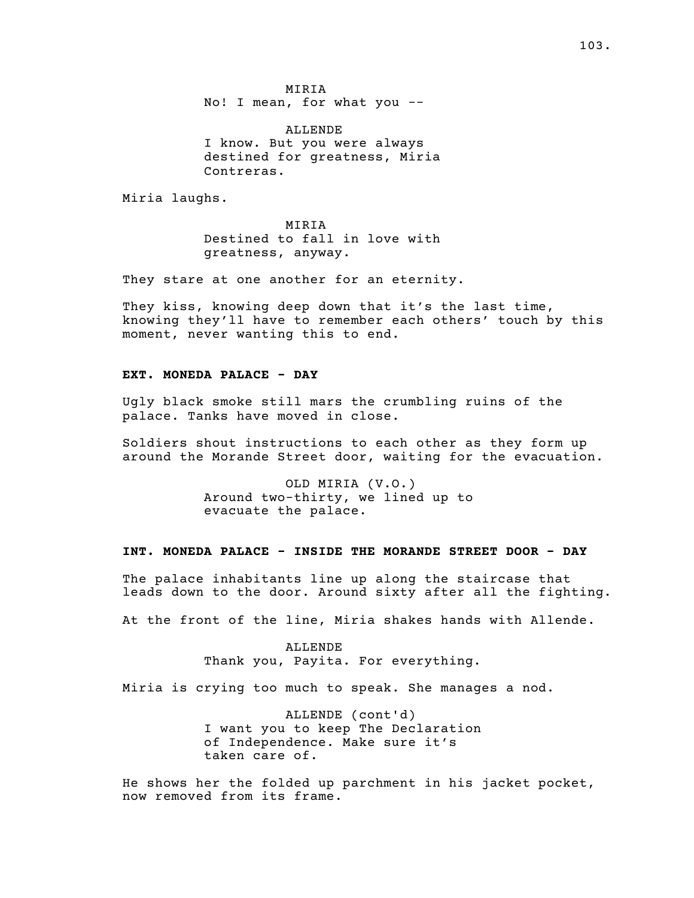MIRIA
No! I mean, for what you --

ALLENDE
I know. But you were always destined for greatness, Miria Contreras.

Miria laughs.

MIRIA
Destined to fall in love with greatness, anyway.

They stare at one another for an eternity.

They kiss, knowing deep down that it's the last time, knowing they'll have to remember each others' touch by this moment, never wanting this to end.

**EXT. MONEDA PALACE - DAY**

Ugly black smoke still mars the crumbling ruins of the palace. Tanks have moved in close.

Soldiers shout instructions to each other as they form up around the Morande Street door, waiting for the evacuation.

OLD MIRIA (V.O.)
Around two-thirty, we lined up to evacuate the palace.

**INT. MONEDA PALACE - INSIDE THE MORANDE STREET DOOR - DAY**

The palace inhabitants line up along the staircase that leads down to the door. Around sixty after all the fighting.

At the front of the line, Miria shakes hands with Allende.

ALLENDE
Thank you, Payita. For everything.

Miria is crying too much to speak. She manages a nod.

ALLENDE (cont'd)
I want you to keep The Declaration of Independence. Make sure it's taken care of.

He shows her the folded up parchment in his jacket pocket, now removed from its frame.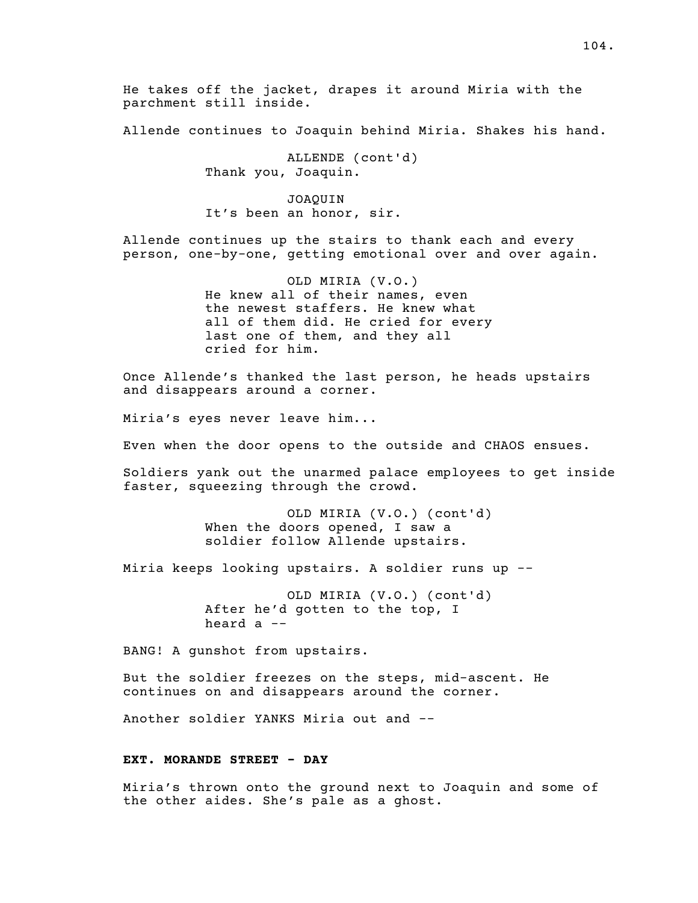He takes off the jacket, drapes it around Miria with the parchment still inside.

Allende continues to Joaquin behind Miria. Shakes his hand.

ALLENDE (cont'd)
Thank you, Joaquin.

JOAQUIN
It's been an honor, sir.

Allende continues up the stairs to thank each and every person, one-by-one, getting emotional over and over again.

OLD MIRIA (V.O.)
He knew all of their names, even the newest staffers. He knew what all of them did. He cried for every last one of them, and they all cried for him.

Once Allende's thanked the last person, he heads upstairs and disappears around a corner.

Miria's eyes never leave him...

Even when the door opens to the outside and CHAOS ensues.

Soldiers yank out the unarmed palace employees to get inside faster, squeezing through the crowd.

OLD MIRIA (V.O.) (cont'd)
When the doors opened, I saw a soldier follow Allende upstairs.

Miria keeps looking upstairs. A soldier runs up --

OLD MIRIA (V.O.) (cont'd)
After he'd gotten to the top, I heard a --

BANG! A gunshot from upstairs.

But the soldier freezes on the steps, mid-ascent. He continues on and disappears around the corner.

Another soldier YANKS Miria out and --

**EXT. MORANDE STREET - DAY**

Miria's thrown onto the ground next to Joaquin and some of the other aides. She's pale as a ghost.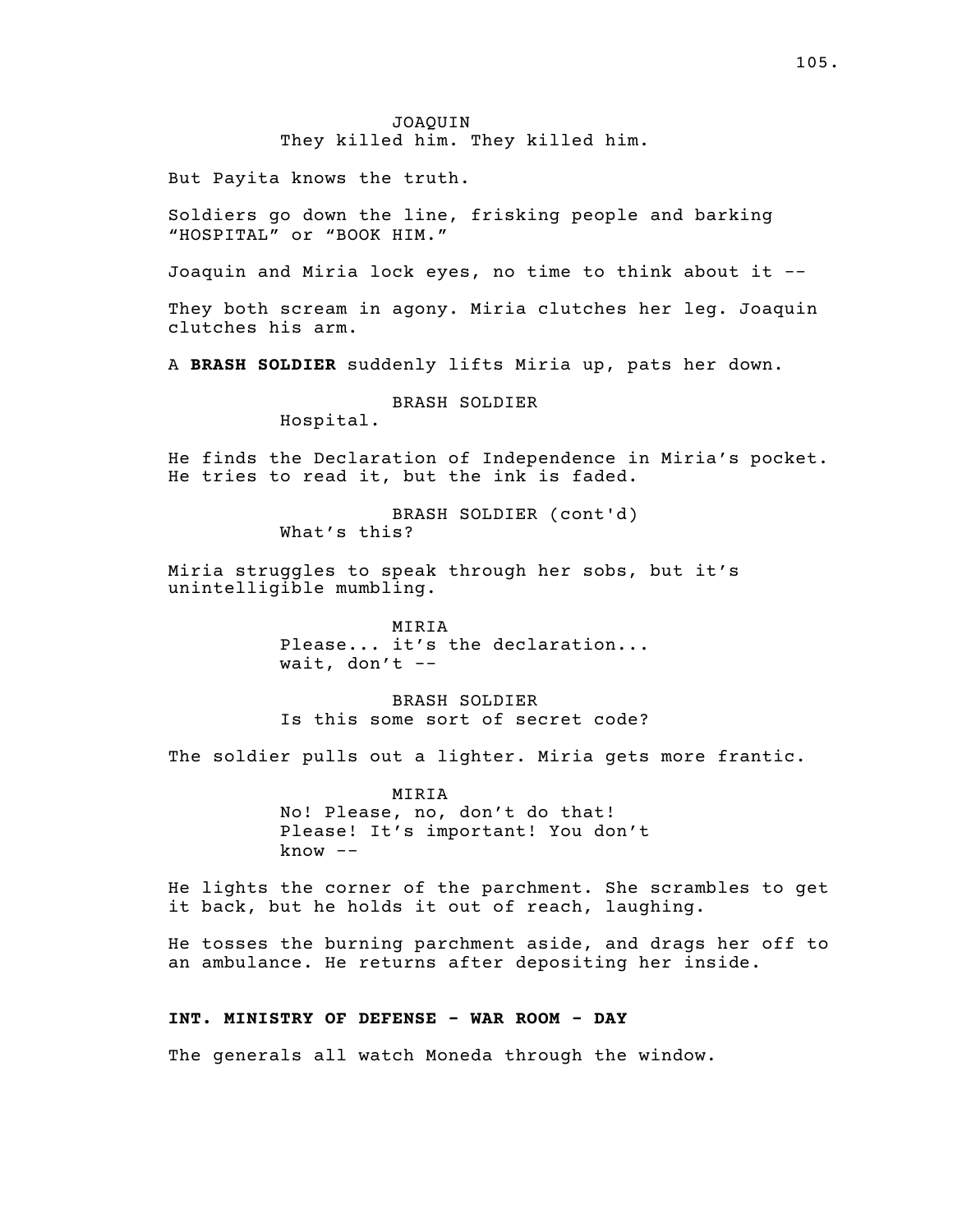JOAQUIN
They killed him. They killed him.

But Payita knows the truth.

Soldiers go down the line, frisking people and barking "HOSPITAL" or "BOOK HIM."

Joaquin and Miria lock eyes, no time to think about it --

They both scream in agony. Miria clutches her leg. Joaquin clutches his arm.

A **BRASH SOLDIER** suddenly lifts Miria up, pats her down.

BRASH SOLDIER
Hospital.

He finds the Declaration of Independence in Miria's pocket. He tries to read it, but the ink is faded.

BRASH SOLDIER (cont'd)
What's this?

Miria struggles to speak through her sobs, but it's unintelligible mumbling.

MIRIA
Please... it's the declaration... wait, don't --

BRASH SOLDIER
Is this some sort of secret code?

The soldier pulls out a lighter. Miria gets more frantic.

MIRIA
No! Please, no, don't do that! Please! It's important! You don't know --

He lights the corner of the parchment. She scrambles to get it back, but he holds it out of reach, laughing.

He tosses the burning parchment aside, and drags her off to an ambulance. He returns after depositing her inside.

**INT. MINISTRY OF DEFENSE - WAR ROOM - DAY**

The generals all watch Moneda through the window.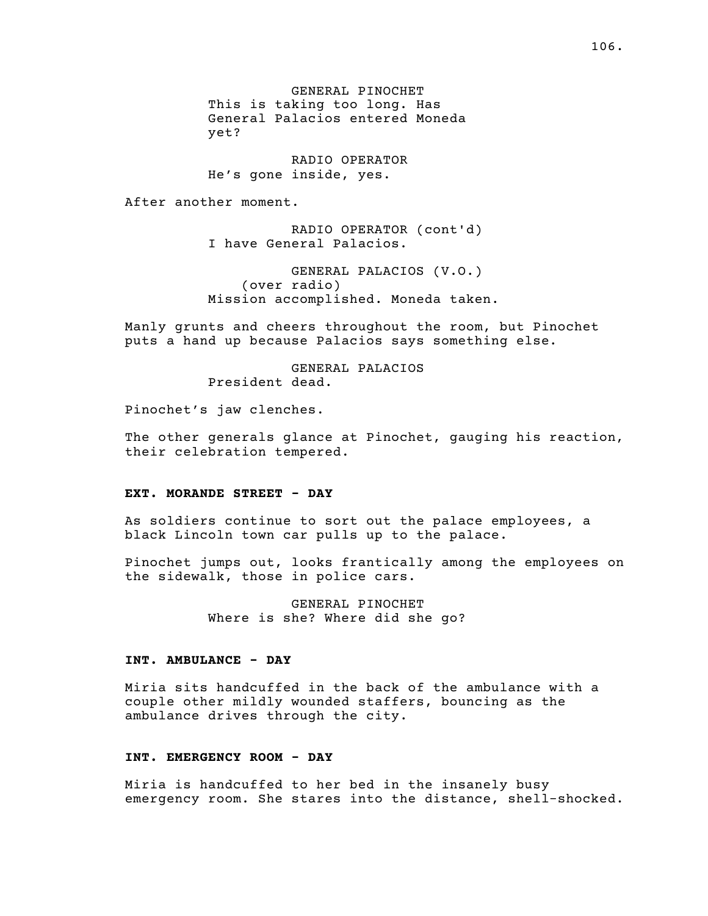GENERAL PINOCHET
This is taking too long. Has General Palacios entered Moneda yet?

RADIO OPERATOR
He's gone inside, yes.

After another moment.

RADIO OPERATOR (cont'd)
I have General Palacios.

GENERAL PALACIOS (V.O.)
(over radio)
Mission accomplished. Moneda taken.

Manly grunts and cheers throughout the room, but Pinochet puts a hand up because Palacios says something else.

GENERAL PALACIOS
President dead.

Pinochet's jaw clenches.

The other generals glance at Pinochet, gauging his reaction, their celebration tempered.

**EXT. MORANDE STREET - DAY**

As soldiers continue to sort out the palace employees, a black Lincoln town car pulls up to the palace.

Pinochet jumps out, looks frantically among the employees on the sidewalk, those in police cars.

GENERAL PINOCHET
Where is she? Where did she go?

**INT. AMBULANCE - DAY**

Miria sits handcuffed in the back of the ambulance with a couple other mildly wounded staffers, bouncing as the ambulance drives through the city.

**INT. EMERGENCY ROOM - DAY**

Miria is handcuffed to her bed in the insanely busy emergency room. She stares into the distance, shell-shocked.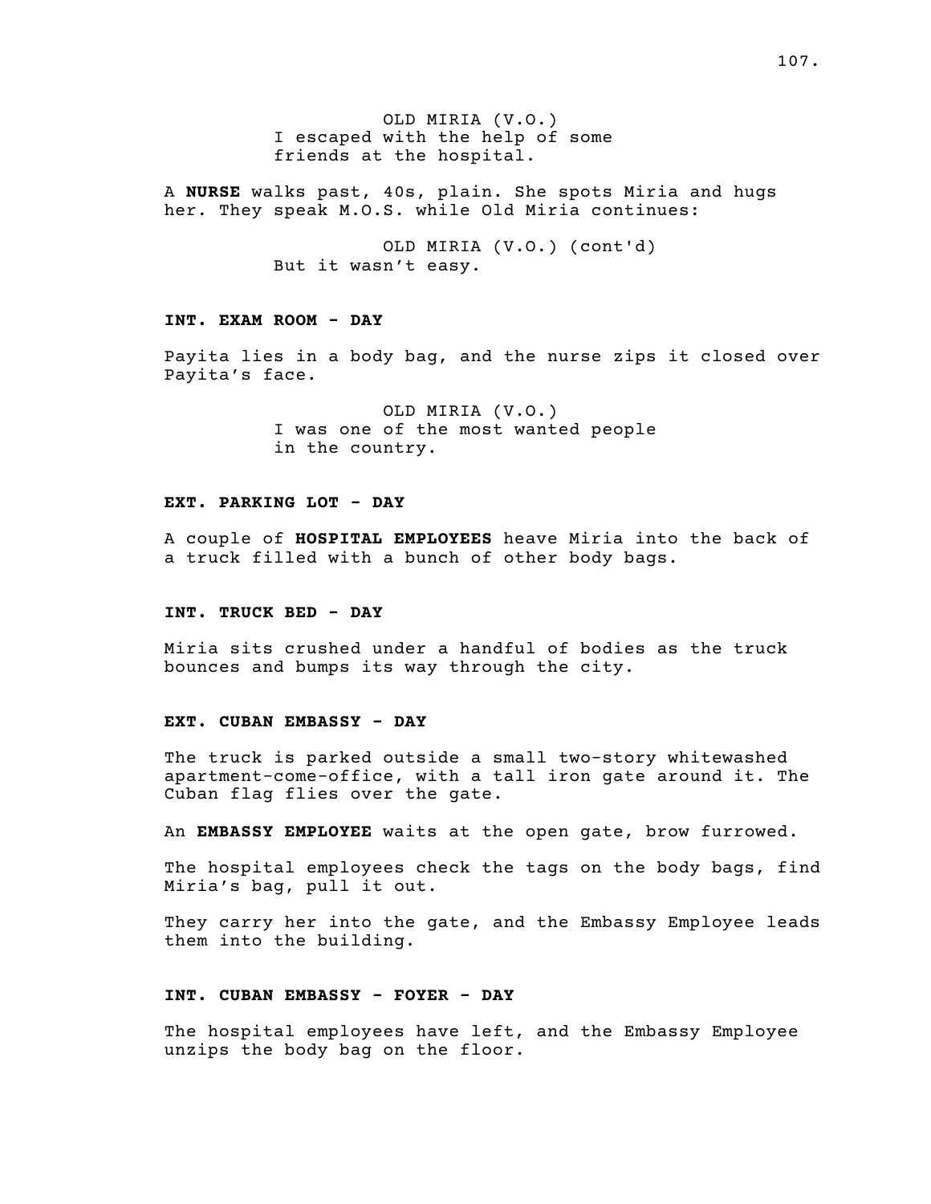OLD MIRIA (V.O.)
I escaped with the help of some friends at the hospital.

A **NURSE** walks past, 40s, plain. She spots Miria and hugs her. They speak M.O.S. while Old Miria continues:

OLD MIRIA (V.O.) (cont'd)
But it wasn't easy.

**INT. EXAM ROOM - DAY**

Payita lies in a body bag, and the nurse zips it closed over Payita's face.

OLD MIRIA (V.O.)
I was one of the most wanted people in the country.

**EXT. PARKING LOT - DAY**

A couple of **HOSPITAL EMPLOYEES** heave Miria into the back of a truck filled with a bunch of other body bags.

**INT. TRUCK BED - DAY**

Miria sits crushed under a handful of bodies as the truck bounces and bumps its way through the city.

**EXT. CUBAN EMBASSY - DAY**

The truck is parked outside a small two-story whitewashed apartment-come-office, with a tall iron gate around it. The Cuban flag flies over the gate.

An **EMBASSY EMPLOYEE** waits at the open gate, brow furrowed.

The hospital employees check the tags on the body bags, find Miria's bag, pull it out.

They carry her into the gate, and the Embassy Employee leads them into the building.

**INT. CUBAN EMBASSY - FOYER - DAY**

The hospital employees have left, and the Embassy Employee unzips the body bag on the floor.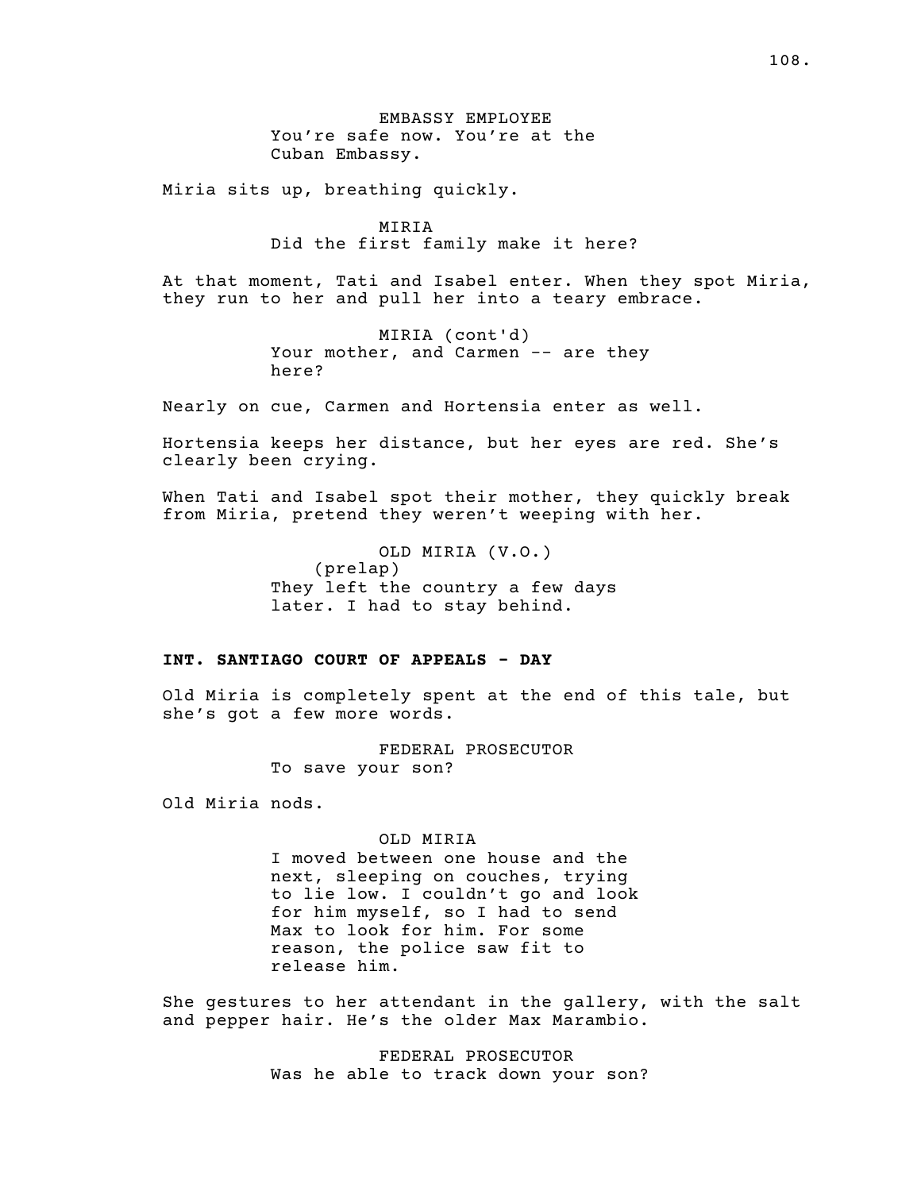EMBASSY EMPLOYEE
You're safe now. You're at the Cuban Embassy.

Miria sits up, breathing quickly.

MIRIA
Did the first family make it here?

At that moment, Tati and Isabel enter. When they spot Miria, they run to her and pull her into a teary embrace.

MIRIA (cont'd)
Your mother, and Carmen -- are they here?

Nearly on cue, Carmen and Hortensia enter as well.

Hortensia keeps her distance, but her eyes are red. She's clearly been crying.

When Tati and Isabel spot their mother, they quickly break from Miria, pretend they weren't weeping with her.

OLD MIRIA (V.O.)
(prelap)
They left the country a few days later. I had to stay behind.

**INT. SANTIAGO COURT OF APPEALS - DAY**

Old Miria is completely spent at the end of this tale, but she's got a few more words.

FEDERAL PROSECUTOR
To save your son?

Old Miria nods.

OLD MIRIA
I moved between one house and the next, sleeping on couches, trying to lie low. I couldn't go and look for him myself, so I had to send Max to look for him. For some reason, the police saw fit to release him.

She gestures to her attendant in the gallery, with the salt and pepper hair. He's the older Max Marambio.

FEDERAL PROSECUTOR
Was he able to track down your son?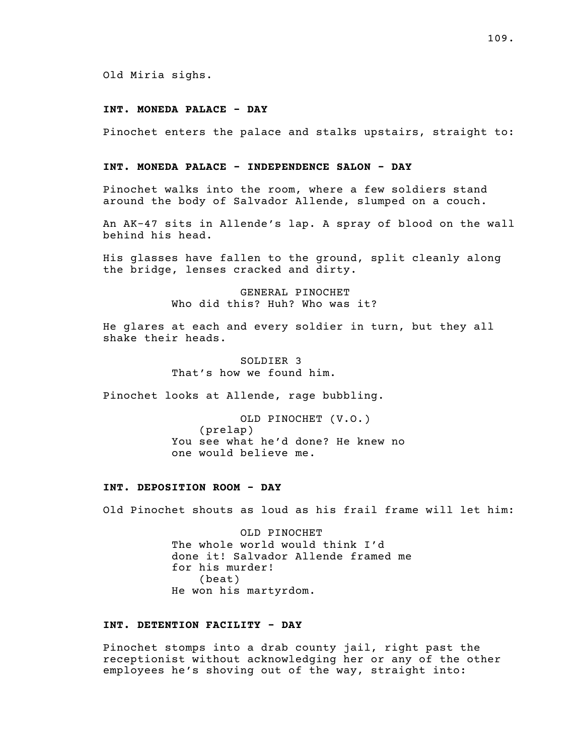Old Miria sighs.

**INT. MONEDA PALACE - DAY**

Pinochet enters the palace and stalks upstairs, straight to:

**INT. MONEDA PALACE - INDEPENDENCE SALON - DAY**

Pinochet walks into the room, where a few soldiers stand around the body of Salvador Allende, slumped on a couch.

An AK-47 sits in Allende's lap. A spray of blood on the wall behind his head.

His glasses have fallen to the ground, split cleanly along the bridge, lenses cracked and dirty.

GENERAL PINOCHET
Who did this? Huh? Who was it?

He glares at each and every soldier in turn, but they all shake their heads.

SOLDIER 3
That's how we found him.

Pinochet looks at Allende, rage bubbling.

OLD PINOCHET (V.O.)
(prelap)
You see what he'd done? He knew no one would believe me.

**INT. DEPOSITION ROOM - DAY**

Old Pinochet shouts as loud as his frail frame will let him:

OLD PINOCHET
The whole world would think I'd done it! Salvador Allende framed me for his murder!
(beat)
He won his martyrdom.

**INT. DETENTION FACILITY - DAY**

Pinochet stomps into a drab county jail, right past the receptionist without acknowledging her or any of the other employees he's shoving out of the way, straight into: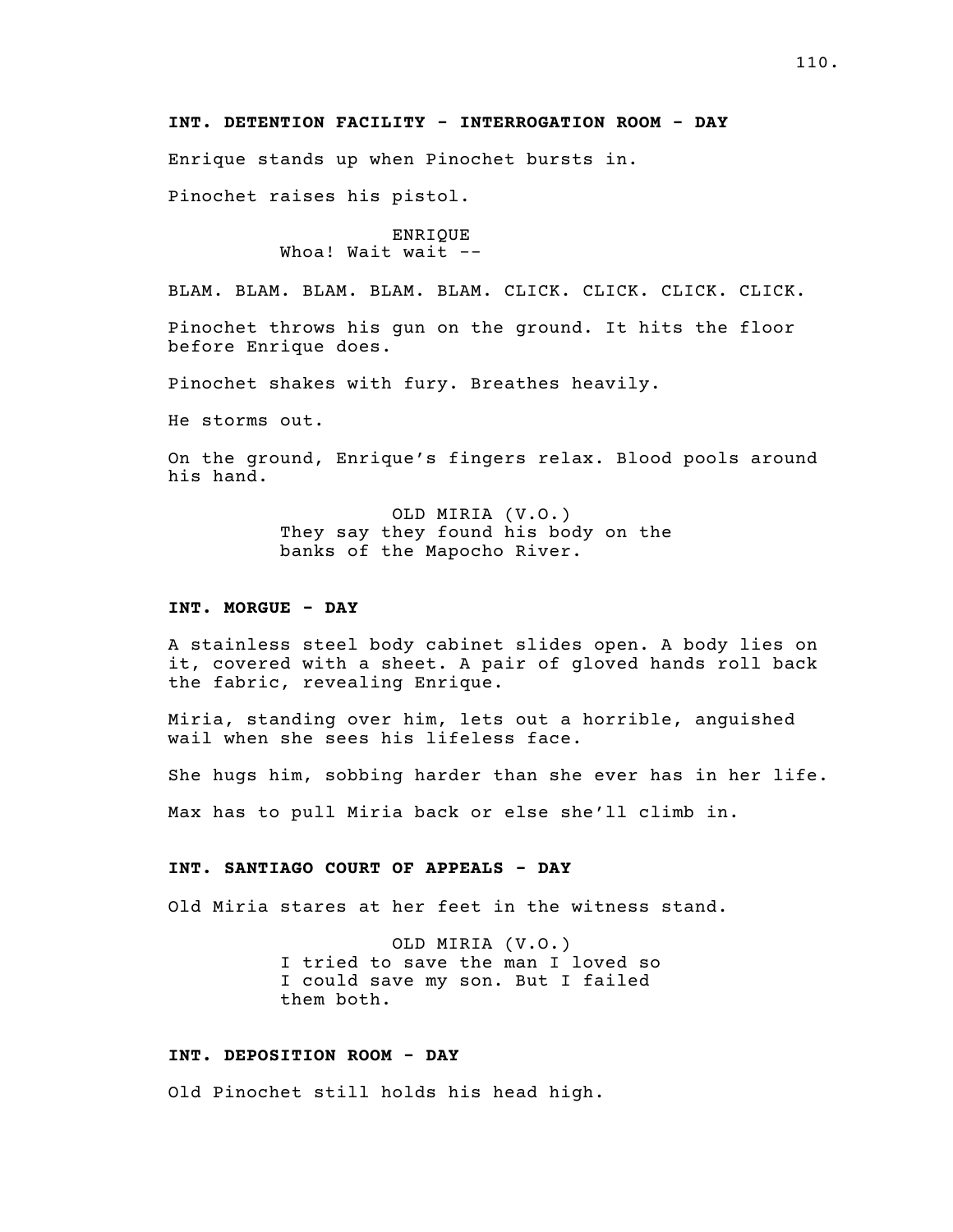**INT. DETENTION FACILITY - INTERROGATION ROOM - DAY**

Enrique stands up when Pinochet bursts in.

Pinochet raises his pistol.

ENRIQUE
Whoa! Wait wait --

BLAM. BLAM. BLAM. BLAM. BLAM. CLICK. CLICK. CLICK. CLICK.

Pinochet throws his gun on the ground. It hits the floor before Enrique does.

Pinochet shakes with fury. Breathes heavily.

He storms out.

On the ground, Enrique's fingers relax. Blood pools around his hand.

OLD MIRIA (V.O.)
They say they found his body on the banks of the Mapocho River.

**INT. MORGUE - DAY**

A stainless steel body cabinet slides open. A body lies on it, covered with a sheet. A pair of gloved hands roll back the fabric, revealing Enrique.

Miria, standing over him, lets out a horrible, anguished wail when she sees his lifeless face.

She hugs him, sobbing harder than she ever has in her life.

Max has to pull Miria back or else she'll climb in.

**INT. SANTIAGO COURT OF APPEALS - DAY**

Old Miria stares at her feet in the witness stand.

OLD MIRIA (V.O.)
I tried to save the man I loved so I could save my son. But I failed them both.

**INT. DEPOSITION ROOM - DAY**

Old Pinochet still holds his head high.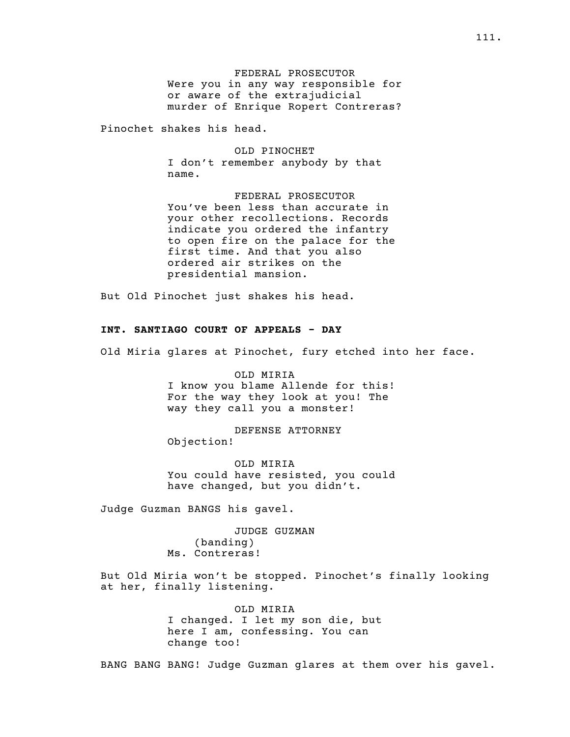FEDERAL PROSECUTOR
Were you in any way responsible for or aware of the extrajudicial murder of Enrique Ropert Contreras?

Pinochet shakes his head.

OLD PINOCHET
I don't remember anybody by that name.

FEDERAL PROSECUTOR
You've been less than accurate in your other recollections. Records indicate you ordered the infantry to open fire on the palace for the first time. And that you also ordered air strikes on the presidential mansion.

But Old Pinochet just shakes his head.

**INT. SANTIAGO COURT OF APPEALS - DAY**

Old Miria glares at Pinochet, fury etched into her face.

OLD MIRIA
I know you blame Allende for this! For the way they look at you! The way they call you a monster!

DEFENSE ATTORNEY
Objection!

OLD MIRIA
You could have resisted, you could have changed, but you didn't.

Judge Guzman BANGS his gavel.

JUDGE GUZMAN
(banding)
Ms. Contreras!

But Old Miria won't be stopped. Pinochet's finally looking at her, finally listening.

OLD MIRIA
I changed. I let my son die, but here I am, confessing. You can change too!

BANG BANG BANG! Judge Guzman glares at them over his gavel.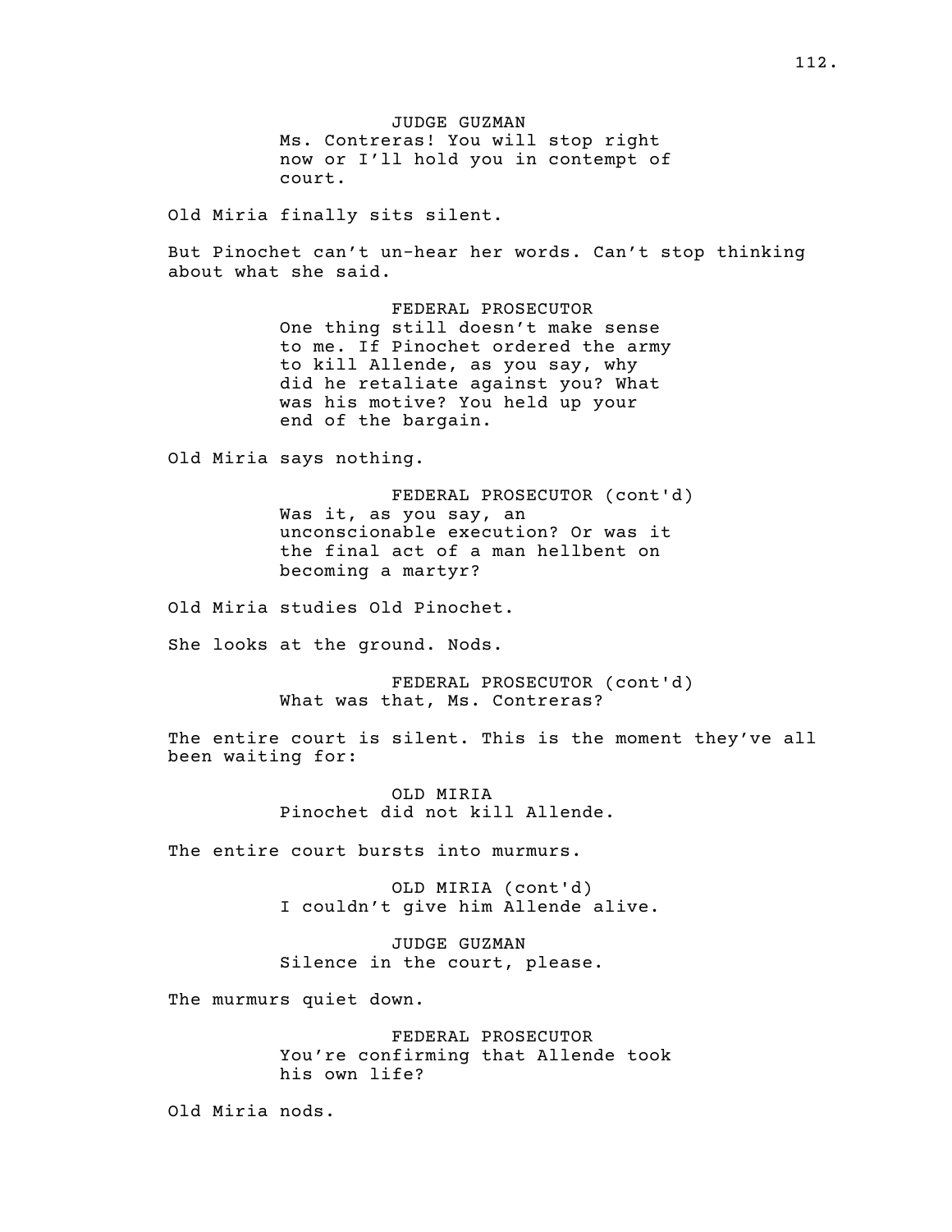JUDGE GUZMAN
Ms. Contreras! You will stop right now or I'll hold you in contempt of court.

Old Miria finally sits silent.

But Pinochet can't un-hear her words. Can't stop thinking about what she said.

FEDERAL PROSECUTOR
One thing still doesn't make sense to me. If Pinochet ordered the army to kill Allende, as you say, why did he retaliate against you? What was his motive? You held up your end of the bargain.

Old Miria says nothing.

FEDERAL PROSECUTOR (cont'd)
Was it, as you say, an unconscionable execution? Or was it the final act of a man hellbent on becoming a martyr?

Old Miria studies Old Pinochet.

She looks at the ground. Nods.

FEDERAL PROSECUTOR (cont'd)
What was that, Ms. Contreras?

The entire court is silent. This is the moment they've all been waiting for:

OLD MIRIA
Pinochet did not kill Allende.

The entire court bursts into murmurs.

OLD MIRIA (cont'd)
I couldn't give him Allende alive.

JUDGE GUZMAN
Silence in the court, please.

The murmurs quiet down.

FEDERAL PROSECUTOR
You're confirming that Allende took his own life?

Old Miria nods.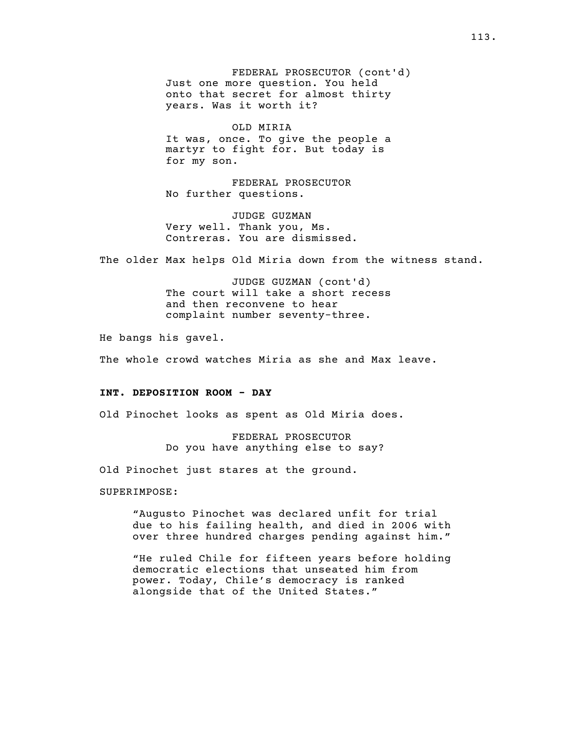FEDERAL PROSECUTOR (cont'd)
Just one more question. You held onto that secret for almost thirty years. Was it worth it?

OLD MIRIA
It was, once. To give the people a martyr to fight for. But today is for my son.

FEDERAL PROSECUTOR
No further questions.

JUDGE GUZMAN
Very well. Thank you, Ms. Contreras. You are dismissed.

The older Max helps Old Miria down from the witness stand.

JUDGE GUZMAN (cont'd)
The court will take a short recess and then reconvene to hear complaint number seventy-three.

He bangs his gavel.

The whole crowd watches Miria as she and Max leave.

**INT. DEPOSITION ROOM - DAY**

Old Pinochet looks as spent as Old Miria does.

FEDERAL PROSECUTOR
Do you have anything else to say?

Old Pinochet just stares at the ground.

SUPERIMPOSE:

"Augusto Pinochet was declared unfit for trial due to his failing health, and died in 2006 with over three hundred charges pending against him."

"He ruled Chile for fifteen years before holding democratic elections that unseated him from power. Today, Chile's democracy is ranked alongside that of the United States."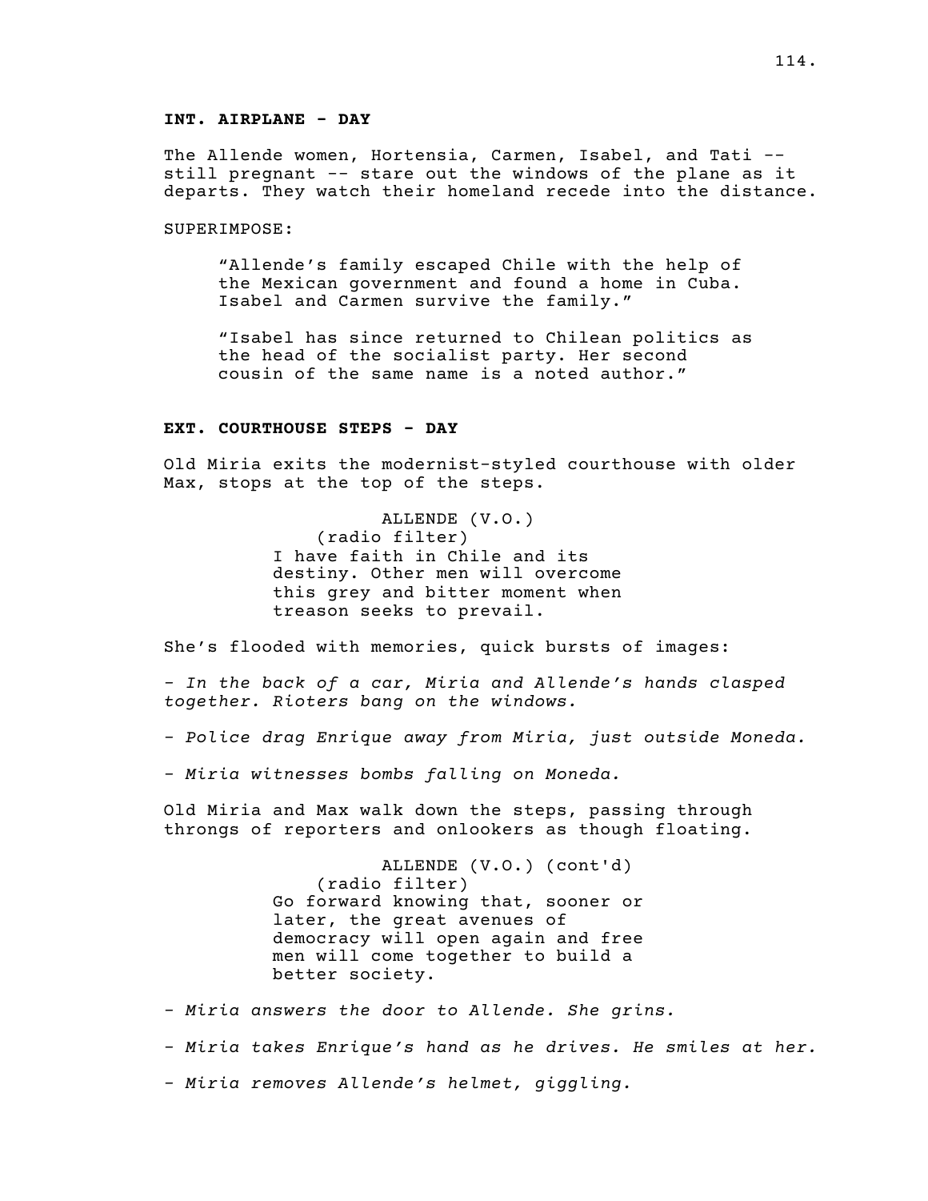**INT. AIRPLANE - DAY**

The Allende women, Hortensia, Carmen, Isabel, and Tati -- still pregnant -- stare out the windows of the plane as it departs. They watch their homeland recede into the distance.

SUPERIMPOSE:

> "Allende's family escaped Chile with the help of the Mexican government and found a home in Cuba. Isabel and Carmen survive the family."
>
> "Isabel has since returned to Chilean politics as the head of the socialist party. Her second cousin of the same name is a noted author."

**EXT. COURTHOUSE STEPS - DAY**

Old Miria exits the modernist-styled courthouse with older Max, stops at the top of the steps.

ALLENDE (V.O.)
(radio filter)
I have faith in Chile and its destiny. Other men will overcome this grey and bitter moment when treason seeks to prevail.

She's flooded with memories, quick bursts of images:

- *In the back of a car, Miria and Allende's hands clasped together. Rioters bang on the windows.*

- *Police drag Enrique away from Miria, just outside Moneda.*

- *Miria witnesses bombs falling on Moneda.*

Old Miria and Max walk down the steps, passing through throngs of reporters and onlookers as though floating.

ALLENDE (V.O.) (cont'd)
(radio filter)
Go forward knowing that, sooner or later, the great avenues of democracy will open again and free men will come together to build a better society.

- *Miria answers the door to Allende. She grins.*

- *Miria takes Enrique's hand as he drives. He smiles at her.*

- *Miria removes Allende's helmet, giggling.*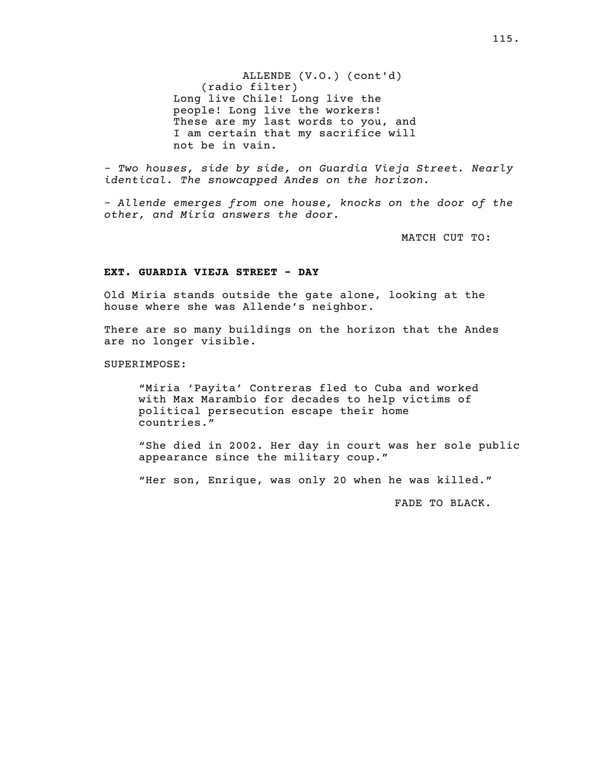ALLENDE (V.O.) (cont'd)
(radio filter)
Long live Chile! Long live the people! Long live the workers! These are my last words to you, and I am certain that my sacrifice will not be in vain.

*- Two houses, side by side, on Guardia Vieja Street. Nearly identical. The snowcapped Andes on the horizon.*

*- Allende emerges from one house, knocks on the door of the other, and Miria answers the door.*

MATCH CUT TO:

**EXT. GUARDIA VIEJA STREET - DAY**

Old Miria stands outside the gate alone, looking at the house where she was Allende's neighbor.

There are so many buildings on the horizon that the Andes are no longer visible.

SUPERIMPOSE:

"Miria 'Payita' Contreras fled to Cuba and worked with Max Marambio for decades to help victims of political persecution escape their home countries."

"She died in 2002. Her day in court was her sole public appearance since the military coup."

"Her son, Enrique, was only 20 when he was killed."

FADE TO BLACK.